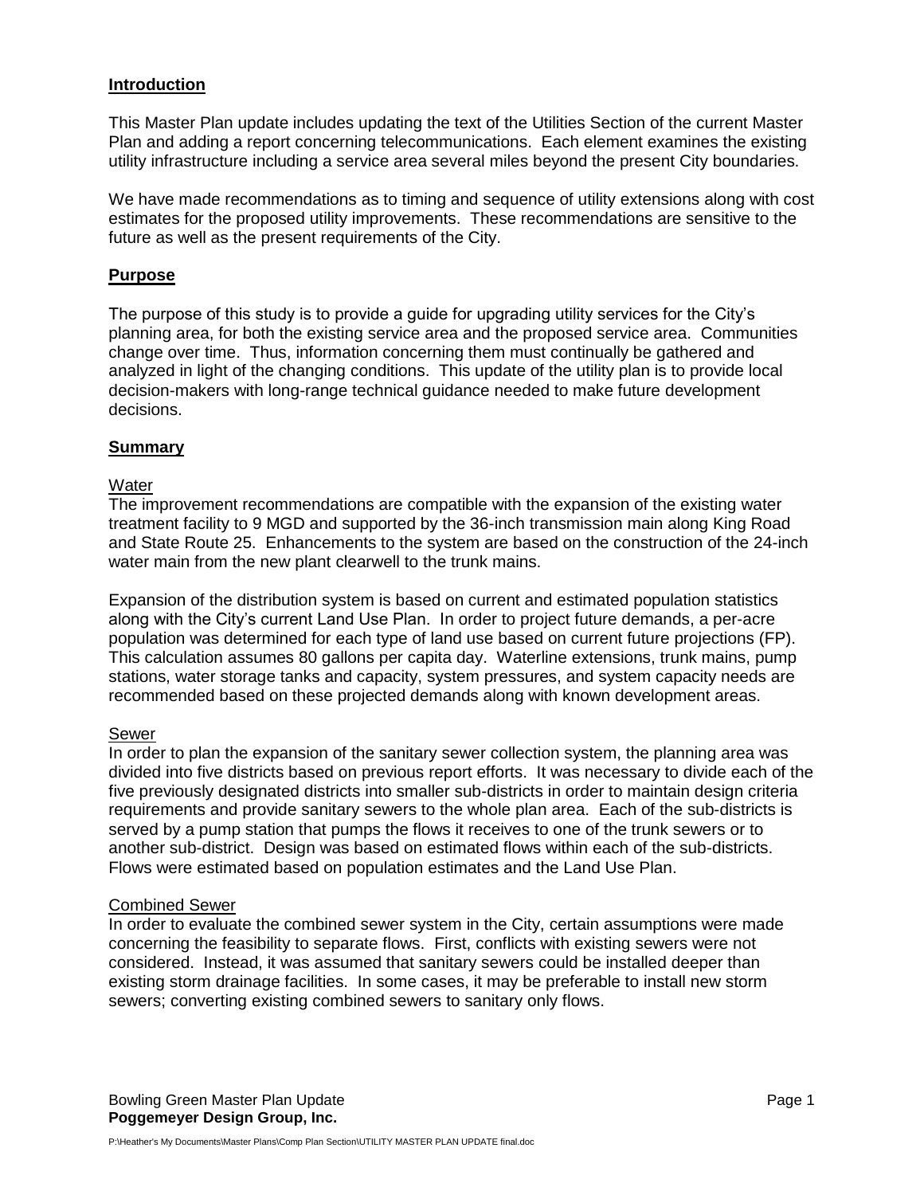## Introduction

This Master Plan update includes updating the text of the Utilities Section of the current Master Plan and adding a report concerning telecommunications. Each element examines the existing utility infrastructure including a service area several miles beyond the present City boundaries.

We have made recommendations as to timing and sequence of utility extensions along with cost estimates for the proposed utility improvements. These recommendations are sensitive to the future as well as the present requirements of the City.

## Purpose

The purpose of this study is to provide a guide for upgrading utility services for the City's planning area, for both the existing service area and the proposed service area. Communities change over time. Thus, information concerning them must continually be gathered and analyzed in light of the changing conditions. This update of the utility plan is to provide local decision-makers with long-range technical guidance needed to make future development decisions.

## Summary

### Water

The improvement recommendations are compatible with the expansion of the existing water treatment facility to 9 MGD and supported by the 36-inch transmission main along King Road and State Route 25. Enhancements to the system are based on the construction of the 24-inch water main from the new plant clearwell to the trunk mains.

Expansion of the distribution system is based on current and estimated population statistics along with the City's current Land Use Plan. In order to project future demands, a per-acre population was determined for each type of land use based on current future projections (FP). This calculation assumes 80 gallons per capita day. Waterline extensions, trunk mains, pump stations, water storage tanks and capacity, system pressures, and system capacity needs are recommended based on these projected demands along with known development areas.

### Sewer

In order to plan the expansion of the sanitary sewer collection system, the planning area was divided into five districts based on previous report efforts. It was necessary to divide each of the five previously designated districts into smaller sub-districts in order to maintain design criteria requirements and provide sanitary sewers to the whole plan area. Each of the sub-districts is served by a pump station that pumps the flows it receives to one of the trunk sewers or to another sub-district. Design was based on estimated flows within each of the sub-districts. Flows were estimated based on population estimates and the Land Use Plan.

### Combined Sewer

In order to evaluate the combined sewer system in the City, certain assumptions were made concerning the feasibility to separate flows. First, conflicts with existing sewers were not considered. Instead, it was assumed that sanitary sewers could be installed deeper than existing storm drainage facilities. In some cases, it may be preferable to install new storm sewers; converting existing combined sewers to sanitary only flows.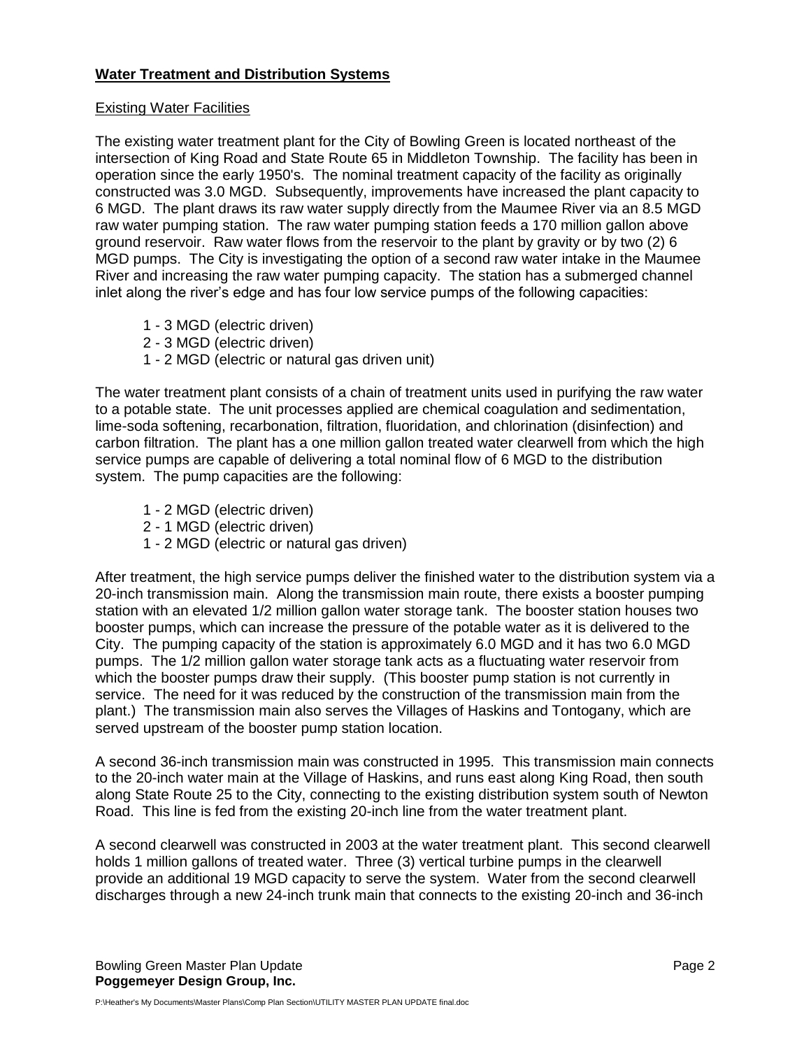**Water Treatment and Distribution Systems**

Existing Water Facilities

The existing water treatment plant for the City of Bowling Green is located northeast of the intersection of King Road and State Route 65 in Middleton Township. The facility has been in operation since the early 1950's. The nominal treatment capacity of the facility as originally constructed was 3.0 MGD. Subsequently, improvements have increased the plant capacity to 6 MGD. The plant draws its raw water supply directly from the Maumee River via an 8.5 MGD raw water pumping station. The raw water pumping station feeds a 170 million gallon above ground reservoir. Raw water flows from the reservoir to the plant by gravity or by two (2) 6 MGD pumps. The City is investigating the option of a second raw water intake in the Maumee River and increasing the raw water pumping capacity. The station has a submerged channel inlet along the river's edge and has four low service pumps of the following capacities:

- 1 - 3 MGD (electric driven)
- 2 - 3 MGD (electric driven)
- 1 - 2 MGD (electric or natural gas driven unit)

The water treatment plant consists of a chain of treatment units used in purifying the raw water to a potable state. The unit processes applied are chemical coagulation and sedimentation, lime-soda softening, recarbonation, filtration, fluoridation, and chlorination (disinfection) and carbon filtration. The plant has a one million gallon treated water clearwell from which the high service pumps are capable of delivering a total nominal flow of 6 MGD to the distribution system. The pump capacities are the following:

- 1 - 2 MGD (electric driven)
- 2 - 1 MGD (electric driven)
- 1 - 2 MGD (electric or natural gas driven)

After treatment, the high service pumps deliver the finished water to the distribution system via a 20-inch transmission main. Along the transmission main route, there exists a booster pumping station with an elevated 1/2 million gallon water storage tank. The booster station houses two booster pumps, which can increase the pressure of the potable water as it is delivered to the City. The pumping capacity of the station is approximately 6.0 MGD and it has two 6.0 MGD pumps. The 1/2 million gallon water storage tank acts as a fluctuating water reservoir from which the booster pumps draw their supply. (This booster pump station is not currently in service. The need for it was reduced by the construction of the transmission main from the plant.) The transmission main also serves the Villages of Haskins and Tontogany, which are served upstream of the booster pump station location.

A second 36-inch transmission main was constructed in 1995. This transmission main connects to the 20-inch water main at the Village of Haskins, and runs east along King Road, then south along State Route 25 to the City, connecting to the existing distribution system south of Newton Road. This line is fed from the existing 20-inch line from the water treatment plant.

A second clearwell was constructed in 2003 at the water treatment plant. This second clearwell holds 1 million gallons of treated water. Three (3) vertical turbine pumps in the clearwell provide an additional 19 MGD capacity to serve the system. Water from the second clearwell discharges through a new 24-inch trunk main that connects to the existing 20-inch and 36-inch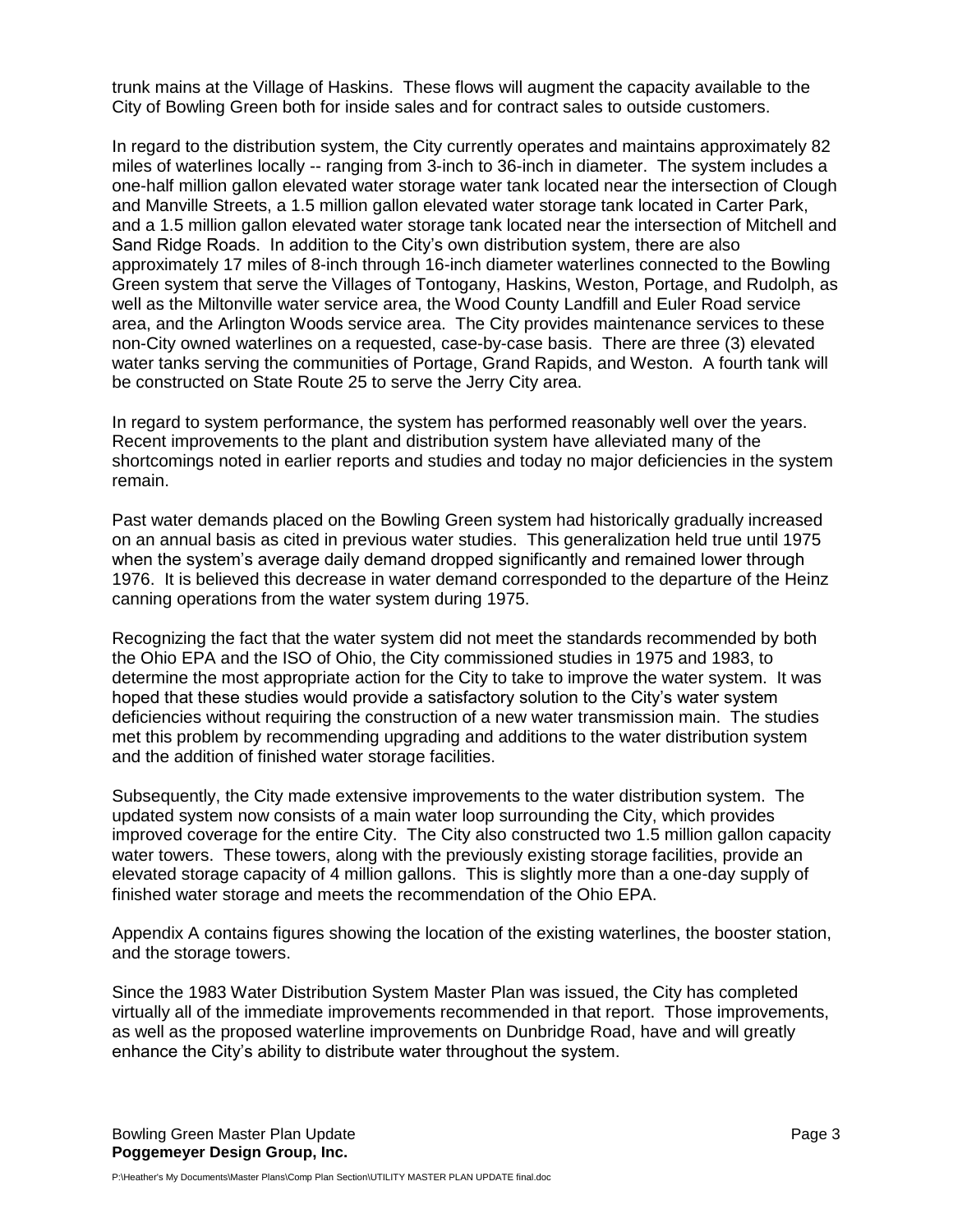trunk mains at the Village of Haskins. These flows will augment the capacity available to the City of Bowling Green both for inside sales and for contract sales to outside customers.

In regard to the distribution system, the City currently operates and maintains approximately 82 miles of waterlines locally -- ranging from 3-inch to 36-inch in diameter. The system includes a one-half million gallon elevated water storage water tank located near the intersection of Clough and Manville Streets, a 1.5 million gallon elevated water storage tank located in Carter Park, and a 1.5 million gallon elevated water storage tank located near the intersection of Mitchell and Sand Ridge Roads. In addition to the City's own distribution system, there are also approximately 17 miles of 8-inch through 16-inch diameter waterlines connected to the Bowling Green system that serve the Villages of Tontogany, Haskins, Weston, Portage, and Rudolph, as well as the Miltonville water service area, the Wood County Landfill and Euler Road service area, and the Arlington Woods service area. The City provides maintenance services to these non-City owned waterlines on a requested, case-by-case basis. There are three (3) elevated water tanks serving the communities of Portage, Grand Rapids, and Weston. A fourth tank will be constructed on State Route 25 to serve the Jerry City area.

In regard to system performance, the system has performed reasonably well over the years. Recent improvements to the plant and distribution system have alleviated many of the shortcomings noted in earlier reports and studies and today no major deficiencies in the system remain.

Past water demands placed on the Bowling Green system had historically gradually increased on an annual basis as cited in previous water studies. This generalization held true until 1975 when the system's average daily demand dropped significantly and remained lower through 1976. It is believed this decrease in water demand corresponded to the departure of the Heinz canning operations from the water system during 1975.

Recognizing the fact that the water system did not meet the standards recommended by both the Ohio EPA and the ISO of Ohio, the City commissioned studies in 1975 and 1983, to determine the most appropriate action for the City to take to improve the water system. It was hoped that these studies would provide a satisfactory solution to the City's water system deficiencies without requiring the construction of a new water transmission main. The studies met this problem by recommending upgrading and additions to the water distribution system and the addition of finished water storage facilities.

Subsequently, the City made extensive improvements to the water distribution system. The updated system now consists of a main water loop surrounding the City, which provides improved coverage for the entire City. The City also constructed two 1.5 million gallon capacity water towers. These towers, along with the previously existing storage facilities, provide an elevated storage capacity of 4 million gallons. This is slightly more than a one-day supply of finished water storage and meets the recommendation of the Ohio EPA.

Appendix A contains figures showing the location of the existing waterlines, the booster station, and the storage towers.

Since the 1983 Water Distribution System Master Plan was issued, the City has completed virtually all of the immediate improvements recommended in that report. Those improvements, as well as the proposed waterline improvements on Dunbridge Road, have and will greatly enhance the City's ability to distribute water throughout the system.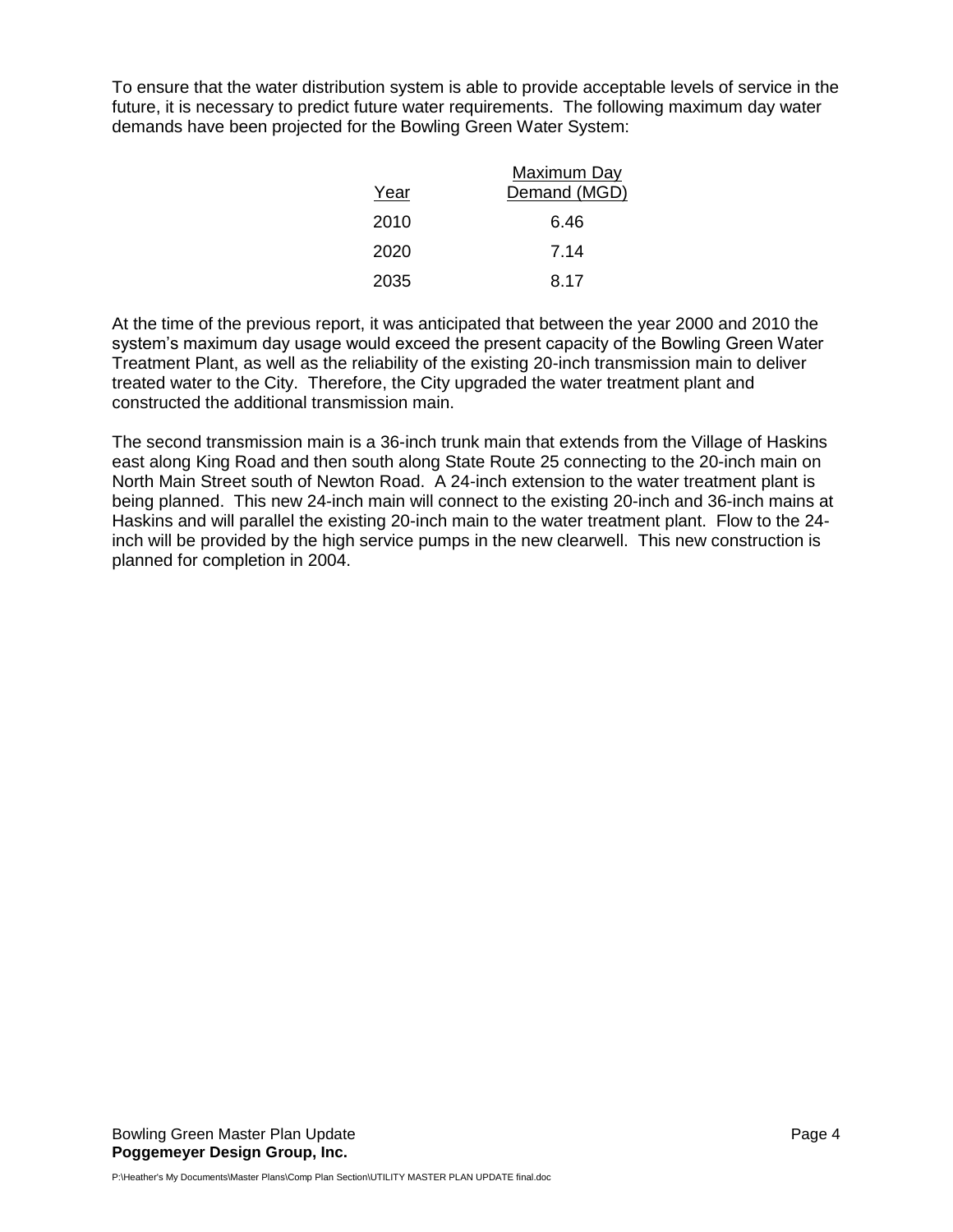To ensure that the water distribution system is able to provide acceptable levels of service in the future, it is necessary to predict future water requirements. The following maximum day water demands have been projected for the Bowling Green Water System:

| Year | Maximum Day Demand (MGD) |
|---|---|
| 2010 | 6.46 |
| 2020 | 7.14 |
| 2035 | 8.17 |

At the time of the previous report, it was anticipated that between the year 2000 and 2010 the system's maximum day usage would exceed the present capacity of the Bowling Green Water Treatment Plant, as well as the reliability of the existing 20-inch transmission main to deliver treated water to the City. Therefore, the City upgraded the water treatment plant and constructed the additional transmission main.

The second transmission main is a 36-inch trunk main that extends from the Village of Haskins east along King Road and then south along State Route 25 connecting to the 20-inch main on North Main Street south of Newton Road. A 24-inch extension to the water treatment plant is being planned. This new 24-inch main will connect to the existing 20-inch and 36-inch mains at Haskins and will parallel the existing 20-inch main to the water treatment plant. Flow to the 24-inch will be provided by the high service pumps in the new clearwell. This new construction is planned for completion in 2004.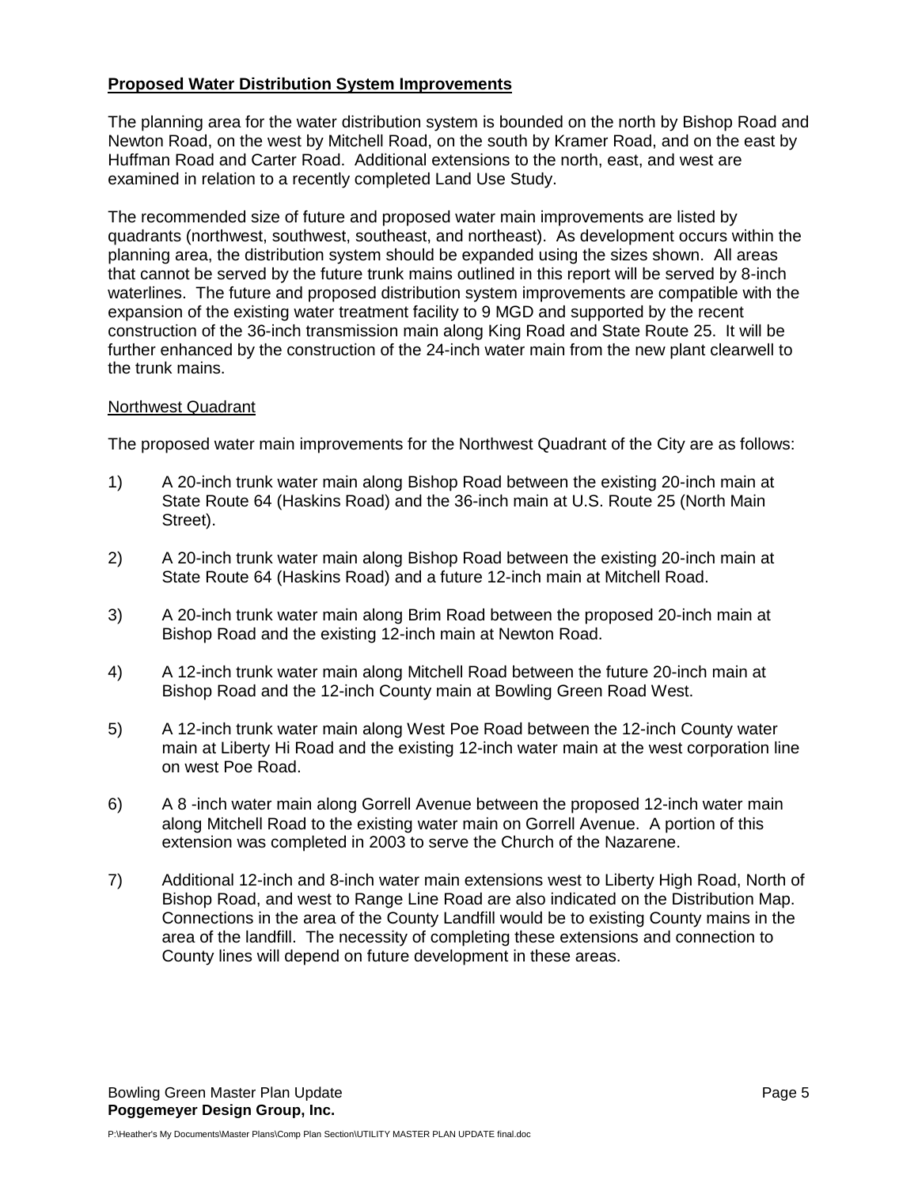**Proposed Water Distribution System Improvements**

The planning area for the water distribution system is bounded on the north by Bishop Road and Newton Road, on the west by Mitchell Road, on the south by Kramer Road, and on the east by Huffman Road and Carter Road. Additional extensions to the north, east, and west are examined in relation to a recently completed Land Use Study.

The recommended size of future and proposed water main improvements are listed by quadrants (northwest, southwest, southeast, and northeast). As development occurs within the planning area, the distribution system should be expanded using the sizes shown. All areas that cannot be served by the future trunk mains outlined in this report will be served by 8-inch waterlines. The future and proposed distribution system improvements are compatible with the expansion of the existing water treatment facility to 9 MGD and supported by the recent construction of the 36-inch transmission main along King Road and State Route 25. It will be further enhanced by the construction of the 24-inch water main from the new plant clearwell to the trunk mains.

Northwest Quadrant

The proposed water main improvements for the Northwest Quadrant of the City are as follows:

1) A 20-inch trunk water main along Bishop Road between the existing 20-inch main at State Route 64 (Haskins Road) and the 36-inch main at U.S. Route 25 (North Main Street).

2) A 20-inch trunk water main along Bishop Road between the existing 20-inch main at State Route 64 (Haskins Road) and a future 12-inch main at Mitchell Road.

3) A 20-inch trunk water main along Brim Road between the proposed 20-inch main at Bishop Road and the existing 12-inch main at Newton Road.

4) A 12-inch trunk water main along Mitchell Road between the future 20-inch main at Bishop Road and the 12-inch County main at Bowling Green Road West.

5) A 12-inch trunk water main along West Poe Road between the 12-inch County water main at Liberty Hi Road and the existing 12-inch water main at the west corporation line on west Poe Road.

6) A 8 -inch water main along Gorrell Avenue between the proposed 12-inch water main along Mitchell Road to the existing water main on Gorrell Avenue. A portion of this extension was completed in 2003 to serve the Church of the Nazarene.

7) Additional 12-inch and 8-inch water main extensions west to Liberty High Road, North of Bishop Road, and west to Range Line Road are also indicated on the Distribution Map. Connections in the area of the County Landfill would be to existing County mains in the area of the landfill. The necessity of completing these extensions and connection to County lines will depend on future development in these areas.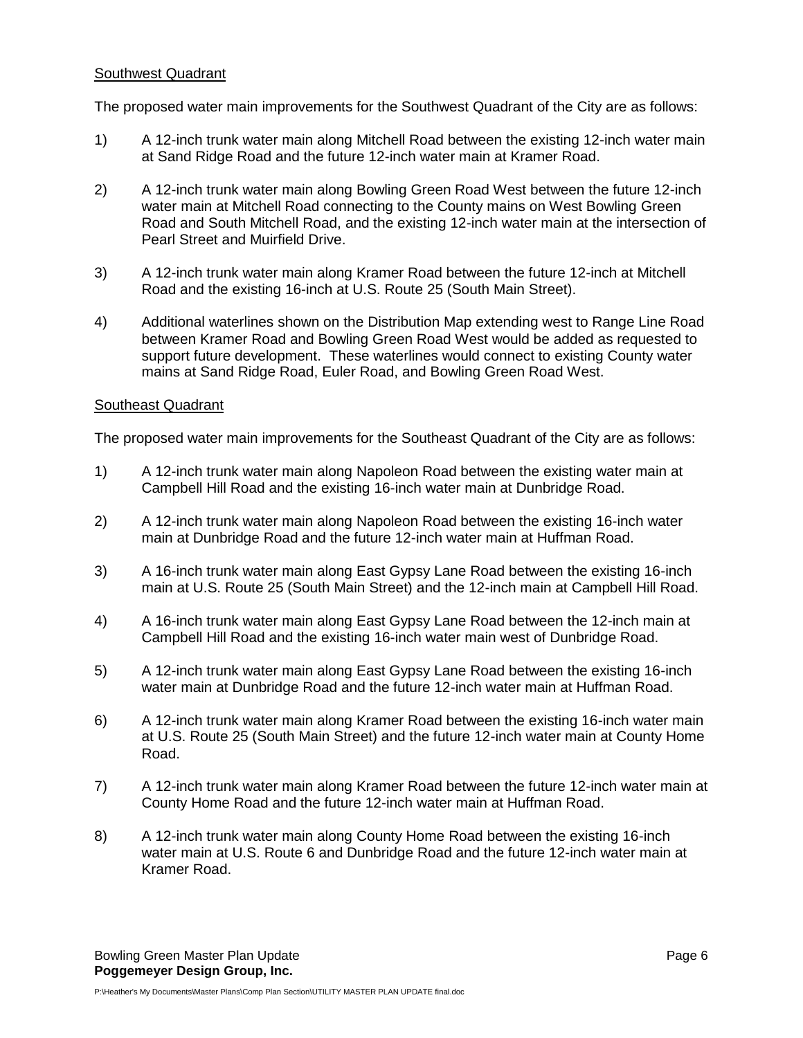Southwest Quadrant

The proposed water main improvements for the Southwest Quadrant of the City are as follows:

1) A 12-inch trunk water main along Mitchell Road between the existing 12-inch water main at Sand Ridge Road and the future 12-inch water main at Kramer Road.

2) A 12-inch trunk water main along Bowling Green Road West between the future 12-inch water main at Mitchell Road connecting to the County mains on West Bowling Green Road and South Mitchell Road, and the existing 12-inch water main at the intersection of Pearl Street and Muirfield Drive.

3) A 12-inch trunk water main along Kramer Road between the future 12-inch at Mitchell Road and the existing 16-inch at U.S. Route 25 (South Main Street).

4) Additional waterlines shown on the Distribution Map extending west to Range Line Road between Kramer Road and Bowling Green Road West would be added as requested to support future development. These waterlines would connect to existing County water mains at Sand Ridge Road, Euler Road, and Bowling Green Road West.

Southeast Quadrant

The proposed water main improvements for the Southeast Quadrant of the City are as follows:

1) A 12-inch trunk water main along Napoleon Road between the existing water main at Campbell Hill Road and the existing 16-inch water main at Dunbridge Road.

2) A 12-inch trunk water main along Napoleon Road between the existing 16-inch water main at Dunbridge Road and the future 12-inch water main at Huffman Road.

3) A 16-inch trunk water main along East Gypsy Lane Road between the existing 16-inch main at U.S. Route 25 (South Main Street) and the 12-inch main at Campbell Hill Road.

4) A 16-inch trunk water main along East Gypsy Lane Road between the 12-inch main at Campbell Hill Road and the existing 16-inch water main west of Dunbridge Road.

5) A 12-inch trunk water main along East Gypsy Lane Road between the existing 16-inch water main at Dunbridge Road and the future 12-inch water main at Huffman Road.

6) A 12-inch trunk water main along Kramer Road between the existing 16-inch water main at U.S. Route 25 (South Main Street) and the future 12-inch water main at County Home Road.

7) A 12-inch trunk water main along Kramer Road between the future 12-inch water main at County Home Road and the future 12-inch water main at Huffman Road.

8) A 12-inch trunk water main along County Home Road between the existing 16-inch water main at U.S. Route 6 and Dunbridge Road and the future 12-inch water main at Kramer Road.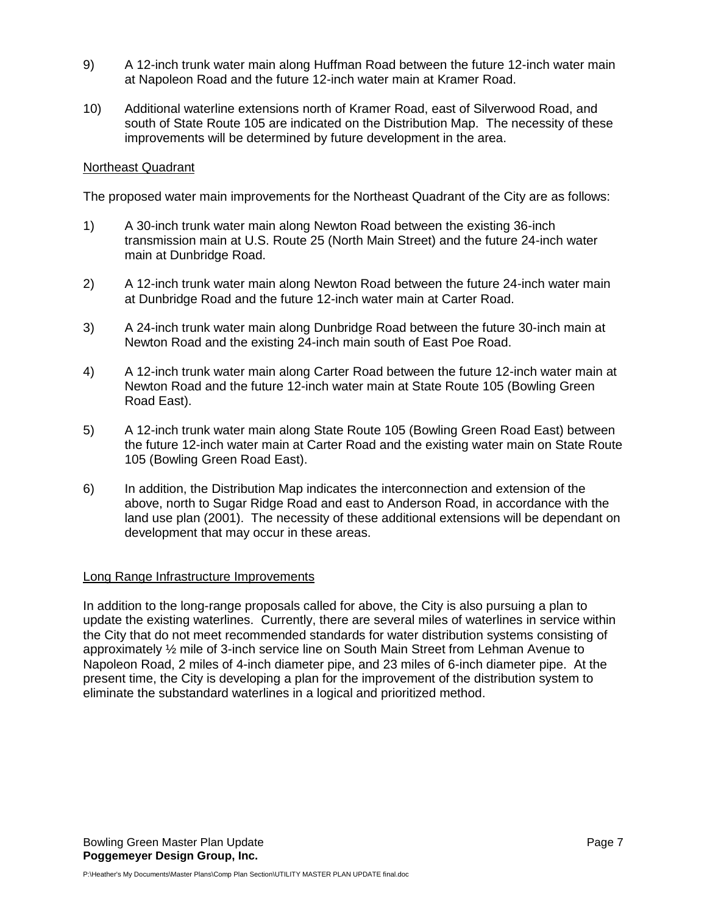9) A 12-inch trunk water main along Huffman Road between the future 12-inch water main at Napoleon Road and the future 12-inch water main at Kramer Road.

10) Additional waterline extensions north of Kramer Road, east of Silverwood Road, and south of State Route 105 are indicated on the Distribution Map. The necessity of these improvements will be determined by future development in the area.

<u>Northeast Quadrant</u>

The proposed water main improvements for the Northeast Quadrant of the City are as follows:

1) A 30-inch trunk water main along Newton Road between the existing 36-inch transmission main at U.S. Route 25 (North Main Street) and the future 24-inch water main at Dunbridge Road.

2) A 12-inch trunk water main along Newton Road between the future 24-inch water main at Dunbridge Road and the future 12-inch water main at Carter Road.

3) A 24-inch trunk water main along Dunbridge Road between the future 30-inch main at Newton Road and the existing 24-inch main south of East Poe Road.

4) A 12-inch trunk water main along Carter Road between the future 12-inch water main at Newton Road and the future 12-inch water main at State Route 105 (Bowling Green Road East).

5) A 12-inch trunk water main along State Route 105 (Bowling Green Road East) between the future 12-inch water main at Carter Road and the existing water main on State Route 105 (Bowling Green Road East).

6) In addition, the Distribution Map indicates the interconnection and extension of the above, north to Sugar Ridge Road and east to Anderson Road, in accordance with the land use plan (2001). The necessity of these additional extensions will be dependant on development that may occur in these areas.

<u>Long Range Infrastructure Improvements</u>

In addition to the long-range proposals called for above, the City is also pursuing a plan to update the existing waterlines. Currently, there are several miles of waterlines in service within the City that do not meet recommended standards for water distribution systems consisting of approximately ½ mile of 3-inch service line on South Main Street from Lehman Avenue to Napoleon Road, 2 miles of 4-inch diameter pipe, and 23 miles of 6-inch diameter pipe. At the present time, the City is developing a plan for the improvement of the distribution system to eliminate the substandard waterlines in a logical and prioritized method.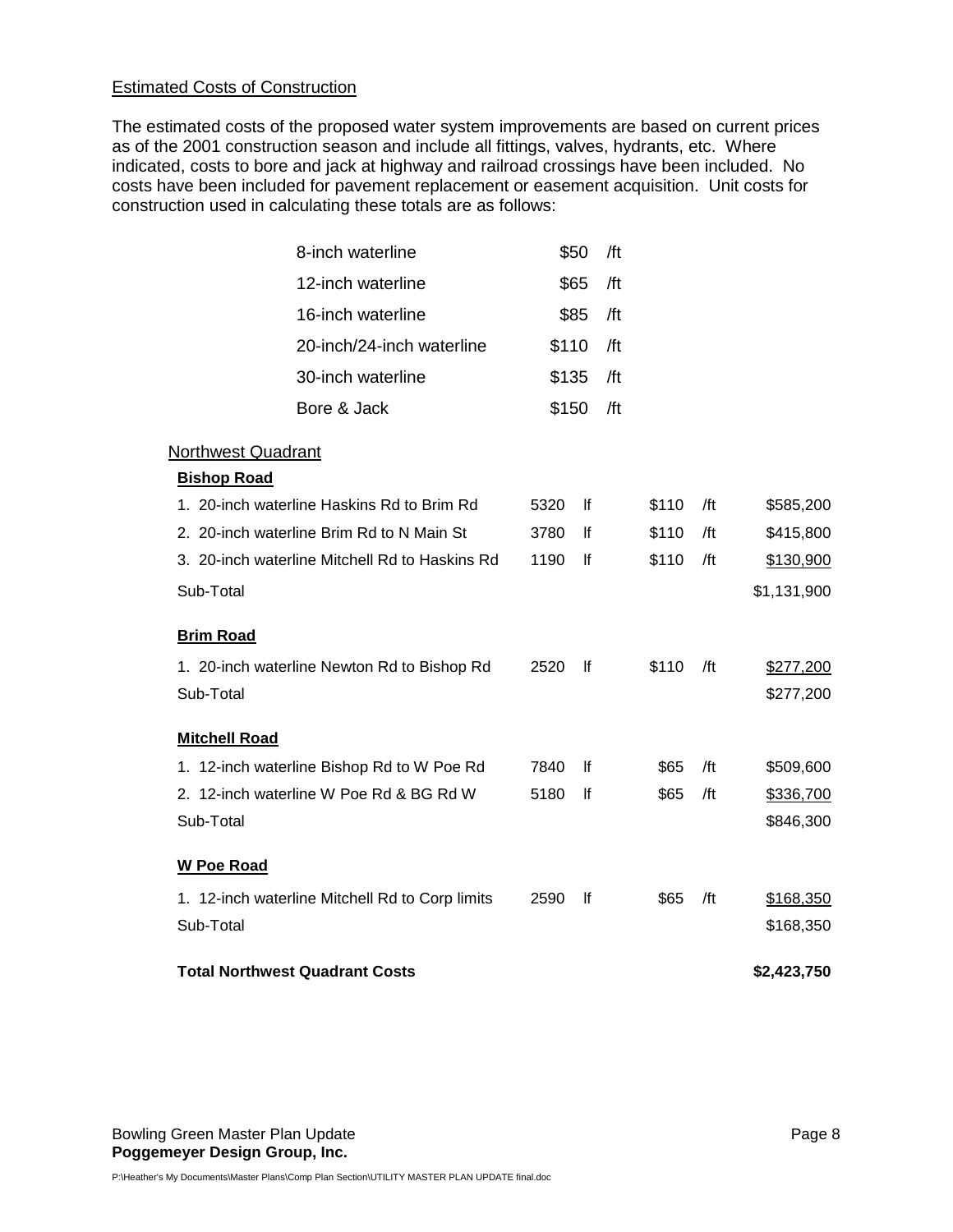## Estimated Costs of Construction

The estimated costs of the proposed water system improvements are based on current prices as of the 2001 construction season and include all fittings, valves, hydrants, etc. Where indicated, costs to bore and jack at highway and railroad crossings have been included. No costs have been included for pavement replacement or easement acquisition. Unit costs for construction used in calculating these totals are as follows:

| Item | Cost | Unit |
|---|---|---|
| 8-inch waterline | $50 | /ft |
| 12-inch waterline | $65 | /ft |
| 16-inch waterline | $85 | /ft |
| 20-inch/24-inch waterline | $110 | /ft |
| 30-inch waterline | $135 | /ft |
| Bore & Jack | $150 | /ft |

### Northwest Quadrant

| Item | Length | | Unit Cost | | Total |
|---|---|---|---|---|---|
| **Bishop Road** | | | | | |
| 1. 20-inch waterline Haskins Rd to Brim Rd | 5320 | lf | $110 | /ft | $585,200 |
| 2. 20-inch waterline Brim Rd to N Main St | 3780 | lf | $110 | /ft | $415,800 |
| 3. 20-inch waterline Mitchell Rd to Haskins Rd | 1190 | lf | $110 | /ft | $130,900 |
| Sub-Total | | | | | $1,131,900 |
| **Brim Road** | | | | | |
| 1. 20-inch waterline Newton Rd to Bishop Rd | 2520 | lf | $110 | /ft | $277,200 |
| Sub-Total | | | | | $277,200 |
| **Mitchell Road** | | | | | |
| 1. 12-inch waterline Bishop Rd to W Poe Rd | 7840 | lf | $65 | /ft | $509,600 |
| 2. 12-inch waterline W Poe Rd & BG Rd W | 5180 | lf | $65 | /ft | $336,700 |
| Sub-Total | | | | | $846,300 |
| **W Poe Road** | | | | | |
| 1. 12-inch waterline Mitchell Rd to Corp limits | 2590 | lf | $65 | /ft | $168,350 |
| Sub-Total | | | | | $168,350 |
| **Total Northwest Quadrant Costs** | | | | | **$2,423,750** |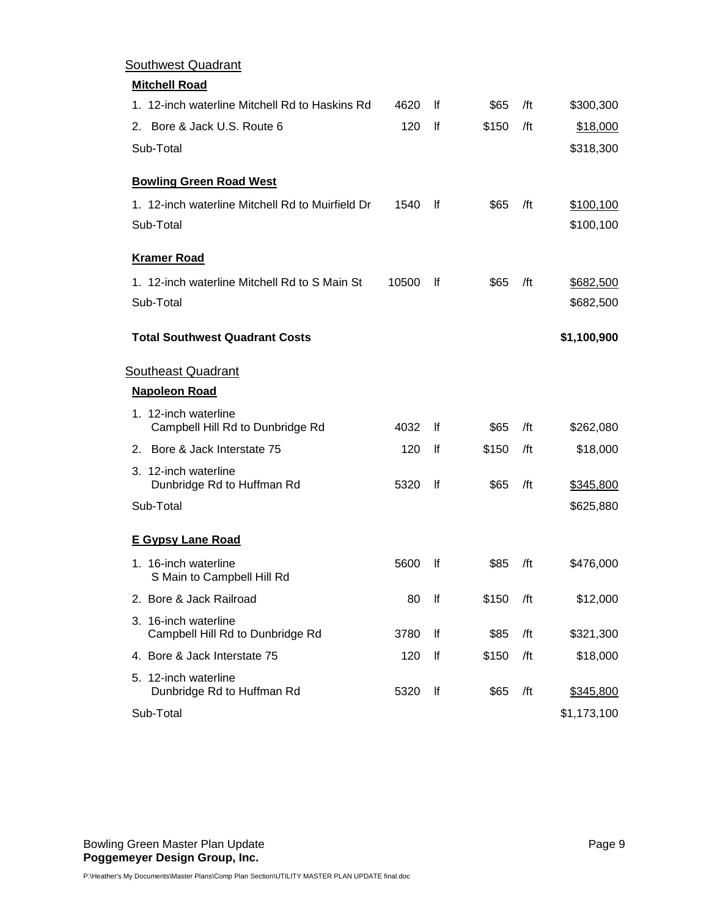## Southwest Quadrant

| **Mitchell Road** | | | | | |
|---|---|---|---|---|---|
| 1. 12-inch waterline Mitchell Rd to Haskins Rd | 4620 | lf | $65 | /ft | $300,300 |
| 2. Bore & Jack U.S. Route 6 | 120 | lf | $150 | /ft | $18,000 |
| Sub-Total | | | | | $318,300 |
| **Bowling Green Road West** | | | | | |
| 1. 12-inch waterline Mitchell Rd to Muirfield Dr | 1540 | lf | $65 | /ft | $100,100 |
| Sub-Total | | | | | $100,100 |
| **Kramer Road** | | | | | |
| 1. 12-inch waterline Mitchell Rd to S Main St | 10500 | lf | $65 | /ft | $682,500 |
| Sub-Total | | | | | $682,500 |
| **Total Southwest Quadrant Costs** | | | | | **$1,100,900** |

## Southeast Quadrant

| **Napoleon Road** | | | | | |
|---|---|---|---|---|---|
| 1. 12-inch waterline Campbell Hill Rd to Dunbridge Rd | 4032 | lf | $65 | /ft | $262,080 |
| 2. Bore & Jack Interstate 75 | 120 | lf | $150 | /ft | $18,000 |
| 3. 12-inch waterline Dunbridge Rd to Huffman Rd | 5320 | lf | $65 | /ft | $345,800 |
| Sub-Total | | | | | $625,880 |
| **E Gypsy Lane Road** | | | | | |
| 1. 16-inch waterline S Main to Campbell Hill Rd | 5600 | lf | $85 | /ft | $476,000 |
| 2. Bore & Jack Railroad | 80 | lf | $150 | /ft | $12,000 |
| 3. 16-inch waterline Campbell Hill Rd to Dunbridge Rd | 3780 | lf | $85 | /ft | $321,300 |
| 4. Bore & Jack Interstate 75 | 120 | lf | $150 | /ft | $18,000 |
| 5. 12-inch waterline Dunbridge Rd to Huffman Rd | 5320 | lf | $65 | /ft | $345,800 |
| Sub-Total | | | | | $1,173,100 |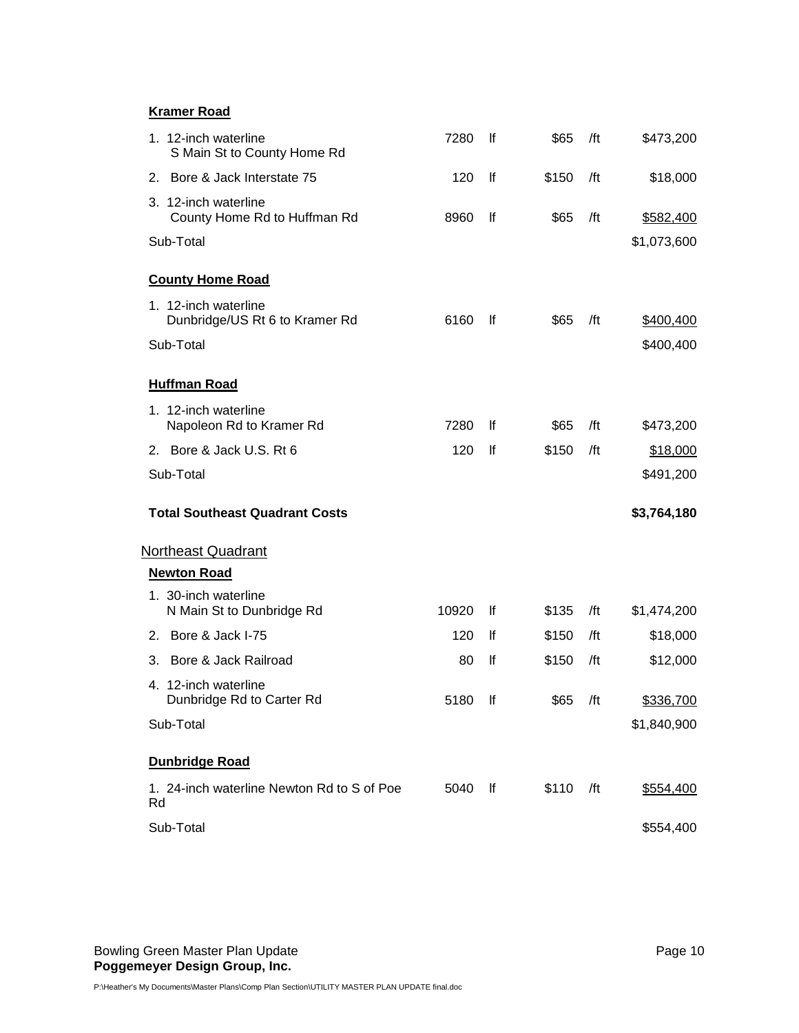**Kramer Road**

| Item | Quantity | Unit | Unit Cost | | Total |
|---|---|---|---|---|---|
| 1. 12-inch waterline S Main St to County Home Rd | 7280 | lf | $65 | /ft | $473,200 |
| 2. Bore & Jack Interstate 75 | 120 | lf | $150 | /ft | $18,000 |
| 3. 12-inch waterline County Home Rd to Huffman Rd | 8960 | lf | $65 | /ft | $582,400 |
| Sub-Total | | | | | $1,073,600 |

**County Home Road**

| Item | Quantity | Unit | Unit Cost | | Total |
|---|---|---|---|---|---|
| 1. 12-inch waterline Dunbridge/US Rt 6 to Kramer Rd | 6160 | lf | $65 | /ft | $400,400 |
| Sub-Total | | | | | $400,400 |

**Huffman Road**

| Item | Quantity | Unit | Unit Cost | | Total |
|---|---|---|---|---|---|
| 1. 12-inch waterline Napoleon Rd to Kramer Rd | 7280 | lf | $65 | /ft | $473,200 |
| 2. Bore & Jack U.S. Rt 6 | 120 | lf | $150 | /ft | $18,000 |
| Sub-Total | | | | | $491,200 |

**Total Southeast Quadrant Costs** **$3,764,180**

## Northeast Quadrant

**Newton Road**

| Item | Quantity | Unit | Unit Cost | | Total |
|---|---|---|---|---|---|
| 1. 30-inch waterline N Main St to Dunbridge Rd | 10920 | lf | $135 | /ft | $1,474,200 |
| 2. Bore & Jack I-75 | 120 | lf | $150 | /ft | $18,000 |
| 3. Bore & Jack Railroad | 80 | lf | $150 | /ft | $12,000 |
| 4. 12-inch waterline Dunbridge Rd to Carter Rd | 5180 | lf | $65 | /ft | $336,700 |
| Sub-Total | | | | | $1,840,900 |

**Dunbridge Road**

| Item | Quantity | Unit | Unit Cost | | Total |
|---|---|---|---|---|---|
| 1. 24-inch waterline Newton Rd to S of Poe Rd | 5040 | lf | $110 | /ft | $554,400 |
| Sub-Total | | | | | $554,400 |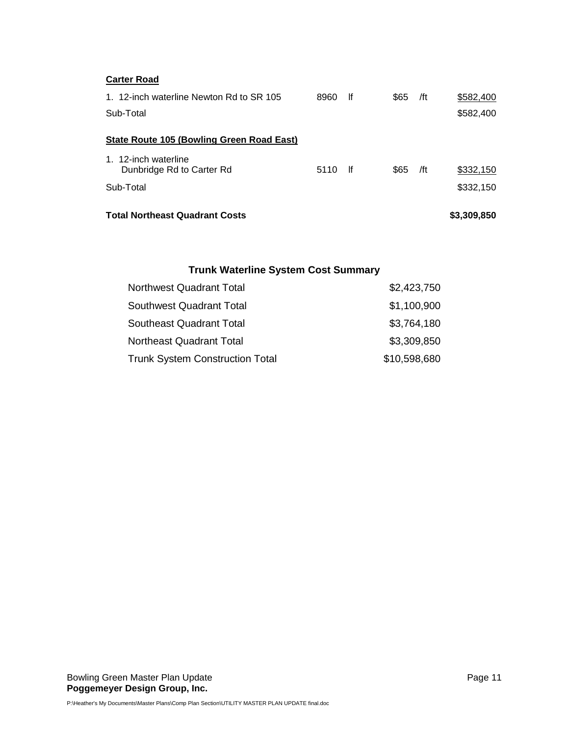**<u>Carter Road</u>**

| | | | | | |
|---|---|---|---|---|---|
| 1. 12-inch waterline Newton Rd to SR 105 | 8960 | lf | $65 | /ft | <u>$582,400</u> |
| Sub-Total | | | | | $582,400 |

**<u>State Route 105 (Bowling Green Road East)</u>**

| | | | | | |
|---|---|---|---|---|---|
| 1. 12-inch waterline Dunbridge Rd to Carter Rd | 5110 | lf | $65 | /ft | <u>$332,150</u> |
| Sub-Total | | | | | $332,150 |

**Total Northeast Quadrant Costs** **$3,309,850**

### Trunk Waterline System Cost Summary

| | |
|---|---|
| Northwest Quadrant Total | $2,423,750 |
| Southwest Quadrant Total | $1,100,900 |
| Southeast Quadrant Total | $3,764,180 |
| Northeast Quadrant Total | $3,309,850 |
| Trunk System Construction Total | $10,598,680 |

P:\Heather's My Documents\Master Plans\Comp Plan Section\UTILITY MASTER PLAN UPDATE final.doc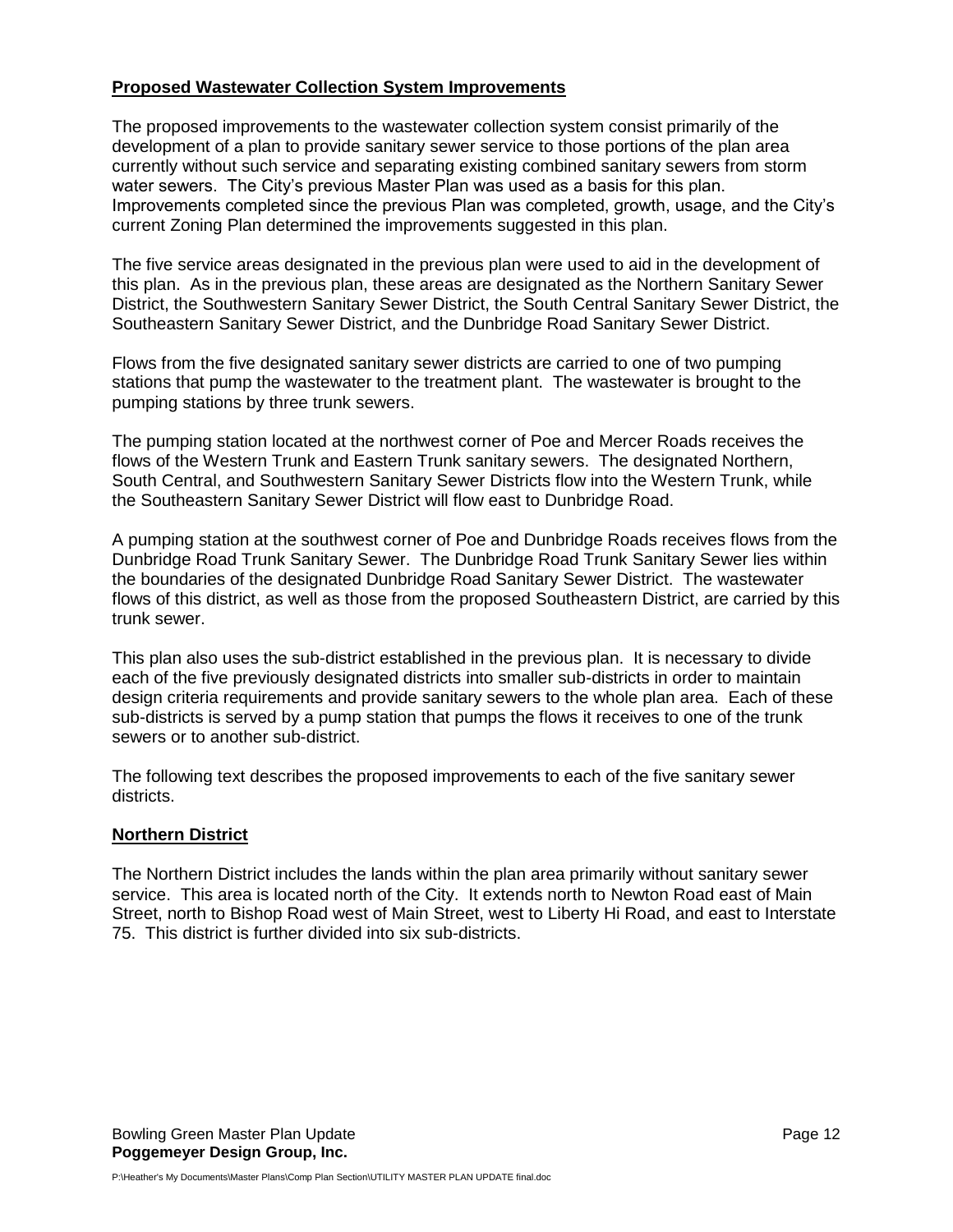## **Proposed Wastewater Collection System Improvements**

The proposed improvements to the wastewater collection system consist primarily of the development of a plan to provide sanitary sewer service to those portions of the plan area currently without such service and separating existing combined sanitary sewers from storm water sewers. The City's previous Master Plan was used as a basis for this plan. Improvements completed since the previous Plan was completed, growth, usage, and the City's current Zoning Plan determined the improvements suggested in this plan.

The five service areas designated in the previous plan were used to aid in the development of this plan. As in the previous plan, these areas are designated as the Northern Sanitary Sewer District, the Southwestern Sanitary Sewer District, the South Central Sanitary Sewer District, the Southeastern Sanitary Sewer District, and the Dunbridge Road Sanitary Sewer District.

Flows from the five designated sanitary sewer districts are carried to one of two pumping stations that pump the wastewater to the treatment plant. The wastewater is brought to the pumping stations by three trunk sewers.

The pumping station located at the northwest corner of Poe and Mercer Roads receives the flows of the Western Trunk and Eastern Trunk sanitary sewers. The designated Northern, South Central, and Southwestern Sanitary Sewer Districts flow into the Western Trunk, while the Southeastern Sanitary Sewer District will flow east to Dunbridge Road.

A pumping station at the southwest corner of Poe and Dunbridge Roads receives flows from the Dunbridge Road Trunk Sanitary Sewer. The Dunbridge Road Trunk Sanitary Sewer lies within the boundaries of the designated Dunbridge Road Sanitary Sewer District. The wastewater flows of this district, as well as those from the proposed Southeastern District, are carried by this trunk sewer.

This plan also uses the sub-district established in the previous plan. It is necessary to divide each of the five previously designated districts into smaller sub-districts in order to maintain design criteria requirements and provide sanitary sewers to the whole plan area. Each of these sub-districts is served by a pump station that pumps the flows it receives to one of the trunk sewers or to another sub-district.

The following text describes the proposed improvements to each of the five sanitary sewer districts.

### **Northern District**

The Northern District includes the lands within the plan area primarily without sanitary sewer service. This area is located north of the City. It extends north to Newton Road east of Main Street, north to Bishop Road west of Main Street, west to Liberty Hi Road, and east to Interstate 75. This district is further divided into six sub-districts.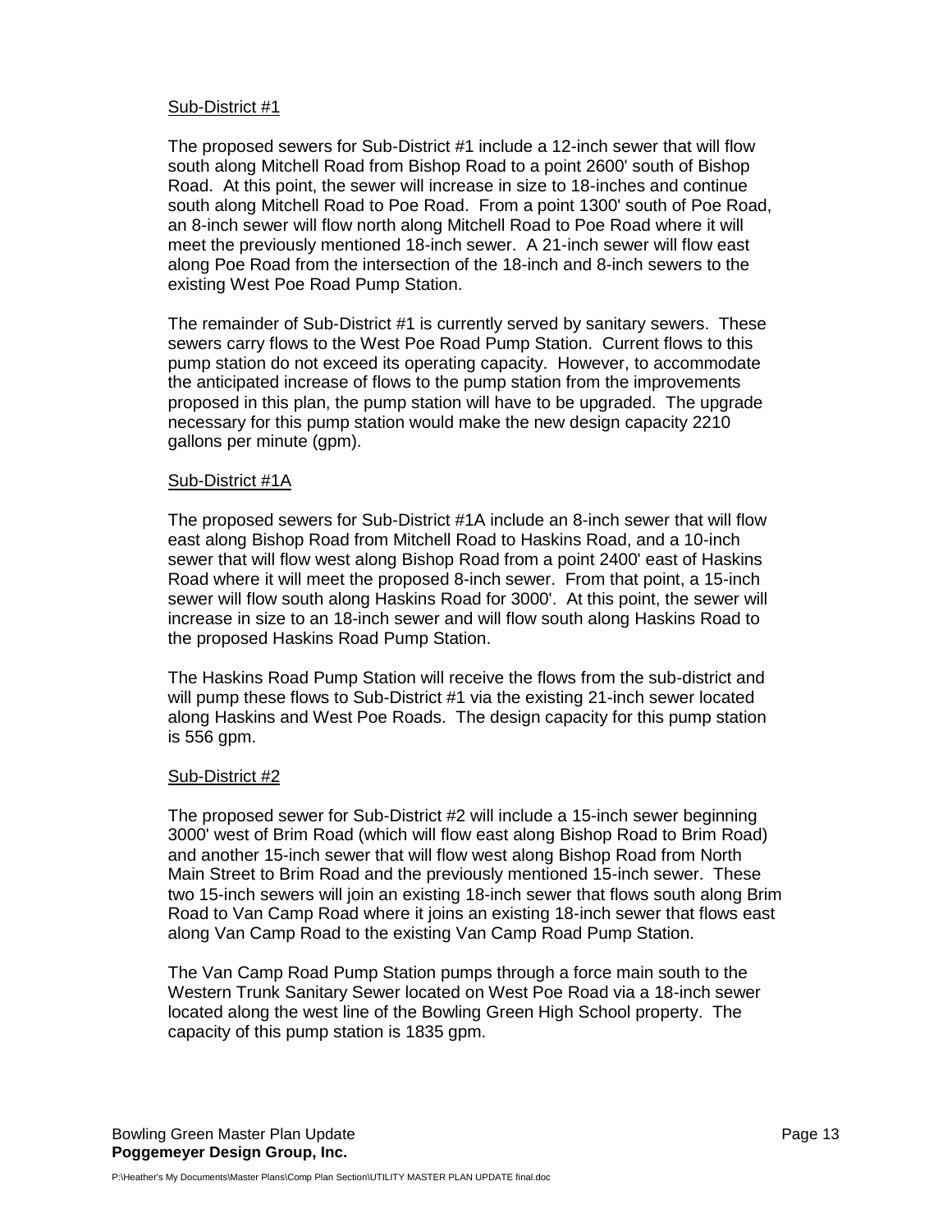Sub-District #1

The proposed sewers for Sub-District #1 include a 12-inch sewer that will flow south along Mitchell Road from Bishop Road to a point 2600' south of Bishop Road. At this point, the sewer will increase in size to 18-inches and continue south along Mitchell Road to Poe Road. From a point 1300' south of Poe Road, an 8-inch sewer will flow north along Mitchell Road to Poe Road where it will meet the previously mentioned 18-inch sewer. A 21-inch sewer will flow east along Poe Road from the intersection of the 18-inch and 8-inch sewers to the existing West Poe Road Pump Station.

The remainder of Sub-District #1 is currently served by sanitary sewers. These sewers carry flows to the West Poe Road Pump Station. Current flows to this pump station do not exceed its operating capacity. However, to accommodate the anticipated increase of flows to the pump station from the improvements proposed in this plan, the pump station will have to be upgraded. The upgrade necessary for this pump station would make the new design capacity 2210 gallons per minute (gpm).

Sub-District #1A

The proposed sewers for Sub-District #1A include an 8-inch sewer that will flow east along Bishop Road from Mitchell Road to Haskins Road, and a 10-inch sewer that will flow west along Bishop Road from a point 2400' east of Haskins Road where it will meet the proposed 8-inch sewer. From that point, a 15-inch sewer will flow south along Haskins Road for 3000'. At this point, the sewer will increase in size to an 18-inch sewer and will flow south along Haskins Road to the proposed Haskins Road Pump Station.

The Haskins Road Pump Station will receive the flows from the sub-district and will pump these flows to Sub-District #1 via the existing 21-inch sewer located along Haskins and West Poe Roads. The design capacity for this pump station is 556 gpm.

Sub-District #2

The proposed sewer for Sub-District #2 will include a 15-inch sewer beginning 3000' west of Brim Road (which will flow east along Bishop Road to Brim Road) and another 15-inch sewer that will flow west along Bishop Road from North Main Street to Brim Road and the previously mentioned 15-inch sewer. These two 15-inch sewers will join an existing 18-inch sewer that flows south along Brim Road to Van Camp Road where it joins an existing 18-inch sewer that flows east along Van Camp Road to the existing Van Camp Road Pump Station.

The Van Camp Road Pump Station pumps through a force main south to the Western Trunk Sanitary Sewer located on West Poe Road via a 18-inch sewer located along the west line of the Bowling Green High School property. The capacity of this pump station is 1835 gpm.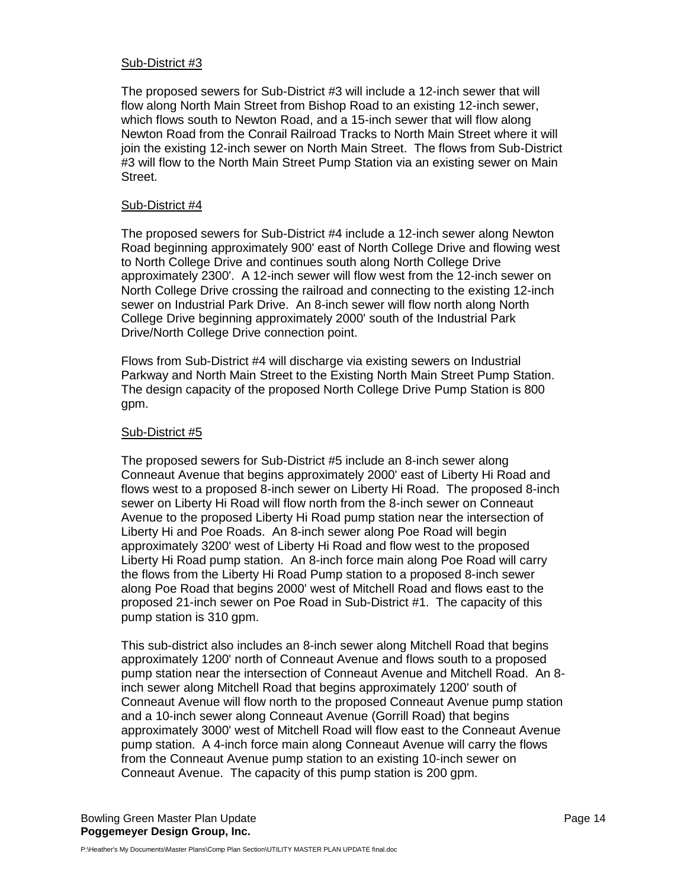Sub-District #3

The proposed sewers for Sub-District #3 will include a 12-inch sewer that will flow along North Main Street from Bishop Road to an existing 12-inch sewer, which flows south to Newton Road, and a 15-inch sewer that will flow along Newton Road from the Conrail Railroad Tracks to North Main Street where it will join the existing 12-inch sewer on North Main Street. The flows from Sub-District #3 will flow to the North Main Street Pump Station via an existing sewer on Main Street.

Sub-District #4

The proposed sewers for Sub-District #4 include a 12-inch sewer along Newton Road beginning approximately 900' east of North College Drive and flowing west to North College Drive and continues south along North College Drive approximately 2300'. A 12-inch sewer will flow west from the 12-inch sewer on North College Drive crossing the railroad and connecting to the existing 12-inch sewer on Industrial Park Drive. An 8-inch sewer will flow north along North College Drive beginning approximately 2000' south of the Industrial Park Drive/North College Drive connection point.

Flows from Sub-District #4 will discharge via existing sewers on Industrial Parkway and North Main Street to the Existing North Main Street Pump Station. The design capacity of the proposed North College Drive Pump Station is 800 gpm.

Sub-District #5

The proposed sewers for Sub-District #5 include an 8-inch sewer along Conneaut Avenue that begins approximately 2000' east of Liberty Hi Road and flows west to a proposed 8-inch sewer on Liberty Hi Road. The proposed 8-inch sewer on Liberty Hi Road will flow north from the 8-inch sewer on Conneaut Avenue to the proposed Liberty Hi Road pump station near the intersection of Liberty Hi and Poe Roads. An 8-inch sewer along Poe Road will begin approximately 3200' west of Liberty Hi Road and flow west to the proposed Liberty Hi Road pump station. An 8-inch force main along Poe Road will carry the flows from the Liberty Hi Road Pump station to a proposed 8-inch sewer along Poe Road that begins 2000' west of Mitchell Road and flows east to the proposed 21-inch sewer on Poe Road in Sub-District #1. The capacity of this pump station is 310 gpm.

This sub-district also includes an 8-inch sewer along Mitchell Road that begins approximately 1200' north of Conneaut Avenue and flows south to a proposed pump station near the intersection of Conneaut Avenue and Mitchell Road. An 8-inch sewer along Mitchell Road that begins approximately 1200' south of Conneaut Avenue will flow north to the proposed Conneaut Avenue pump station and a 10-inch sewer along Conneaut Avenue (Gorrill Road) that begins approximately 3000' west of Mitchell Road will flow east to the Conneaut Avenue pump station. A 4-inch force main along Conneaut Avenue will carry the flows from the Conneaut Avenue pump station to an existing 10-inch sewer on Conneaut Avenue. The capacity of this pump station is 200 gpm.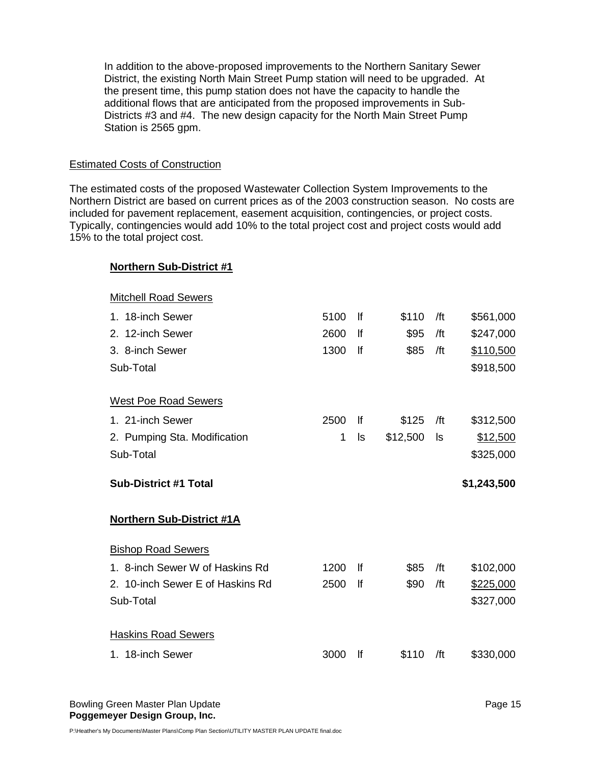In addition to the above-proposed improvements to the Northern Sanitary Sewer District, the existing North Main Street Pump station will need to be upgraded. At the present time, this pump station does not have the capacity to handle the additional flows that are anticipated from the proposed improvements in Sub-Districts #3 and #4. The new design capacity for the North Main Street Pump Station is 2565 gpm.

Estimated Costs of Construction

The estimated costs of the proposed Wastewater Collection System Improvements to the Northern District are based on current prices as of the 2003 construction season. No costs are included for pavement replacement, easement acquisition, contingencies, or project costs. Typically, contingencies would add 10% to the total project cost and project costs would add 15% to the total project cost.

**Northern Sub-District #1**

| Item | Quantity | Unit | Unit Price | Unit | Cost |
|---|---|---|---|---|---|
| Mitchell Road Sewers | | | | | |
| 1. 18-inch Sewer | 5100 | lf | $110 | /ft | $561,000 |
| 2. 12-inch Sewer | 2600 | lf | $95 | /ft | $247,000 |
| 3. 8-inch Sewer | 1300 | lf | $85 | /ft | $110,500 |
| Sub-Total | | | | | $918,500 |
| West Poe Road Sewers | | | | | |
| 1. 21-inch Sewer | 2500 | lf | $125 | /ft | $312,500 |
| 2. Pumping Sta. Modification | 1 | ls | $12,500 | ls | $12,500 |
| Sub-Total | | | | | $325,000 |
| **Sub-District #1 Total** | | | | | **$1,243,500** |

**Northern Sub-District #1A**

| Item | Quantity | Unit | Unit Price | Unit | Cost |
|---|---|---|---|---|---|
| Bishop Road Sewers | | | | | |
| 1. 8-inch Sewer W of Haskins Rd | 1200 | lf | $85 | /ft | $102,000 |
| 2. 10-inch Sewer E of Haskins Rd | 2500 | lf | $90 | /ft | $225,000 |
| Sub-Total | | | | | $327,000 |
| Haskins Road Sewers | | | | | |
| 1. 18-inch Sewer | 3000 | lf | $110 | /ft | $330,000 |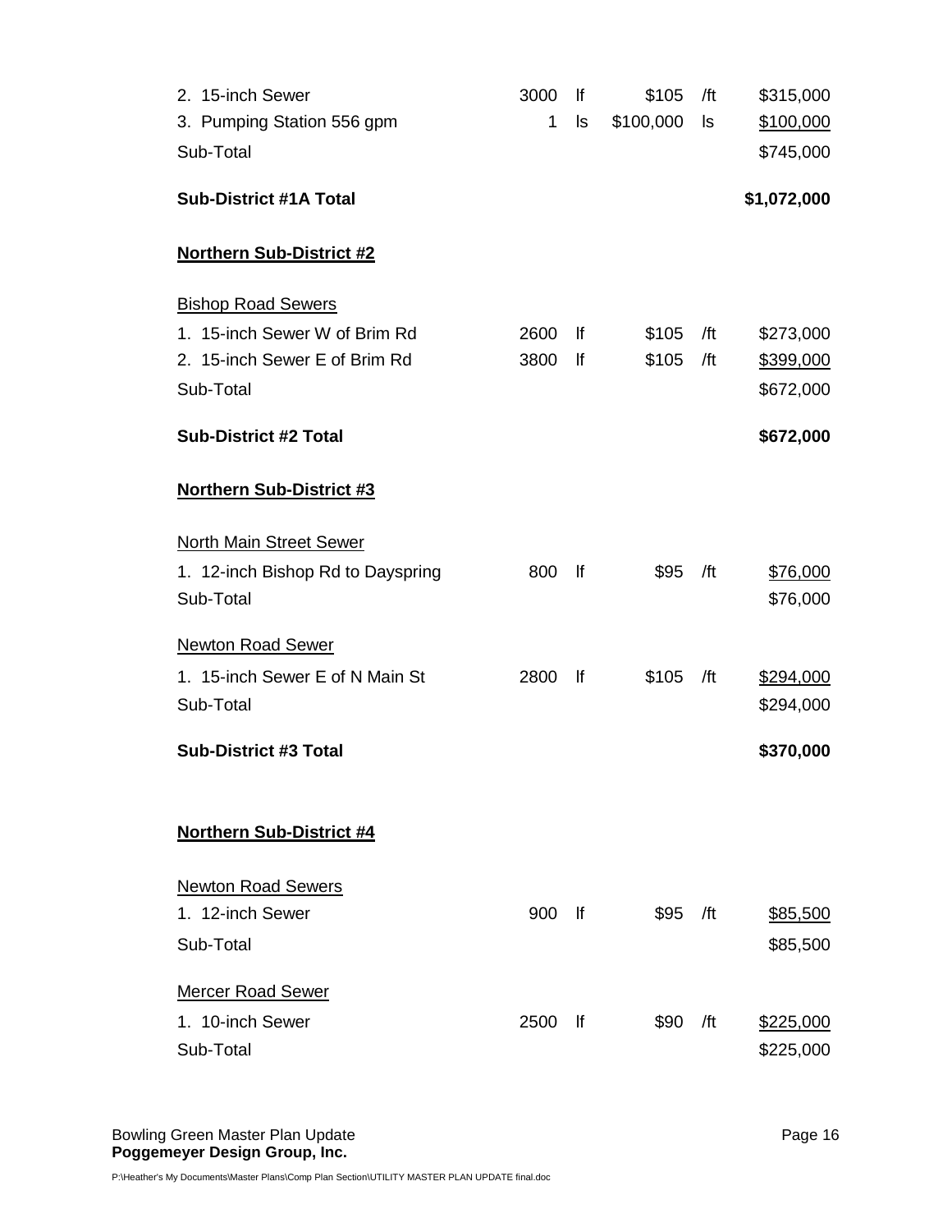| Item | Quantity | Unit | Unit Cost | Per | Cost |
|---|---|---|---|---|---|
| 2. 15-inch Sewer | 3000 | lf | $105 | /ft | $315,000 |
| 3. Pumping Station 556 gpm | 1 | ls | $100,000 | ls | $100,000 |
| Sub-Total | | | | | $745,000 |
| **Sub-District #1A Total** | | | | | **$1,072,000** |

**Northern Sub-District #2**

| Item | Quantity | Unit | Unit Cost | Per | Cost |
|---|---|---|---|---|---|
| Bishop Road Sewers | | | | | |
| 1. 15-inch Sewer W of Brim Rd | 2600 | lf | $105 | /ft | $273,000 |
| 2. 15-inch Sewer E of Brim Rd | 3800 | lf | $105 | /ft | $399,000 |
| Sub-Total | | | | | $672,000 |
| **Sub-District #2 Total** | | | | | **$672,000** |

**Northern Sub-District #3**

| Item | Quantity | Unit | Unit Cost | Per | Cost |
|---|---|---|---|---|---|
| North Main Street Sewer | | | | | |
| 1. 12-inch Bishop Rd to Dayspring | 800 | lf | $95 | /ft | $76,000 |
| Sub-Total | | | | | $76,000 |
| Newton Road Sewer | | | | | |
| 1. 15-inch Sewer E of N Main St | 2800 | lf | $105 | /ft | $294,000 |
| Sub-Total | | | | | $294,000 |
| **Sub-District #3 Total** | | | | | **$370,000** |

**Northern Sub-District #4**

| Item | Quantity | Unit | Unit Cost | Per | Cost |
|---|---|---|---|---|---|
| Newton Road Sewers | | | | | |
| 1. 12-inch Sewer | 900 | lf | $95 | /ft | $85,500 |
| Sub-Total | | | | | $85,500 |
| Mercer Road Sewer | | | | | |
| 1. 10-inch Sewer | 2500 | lf | $90 | /ft | $225,000 |
| Sub-Total | | | | | $225,000 |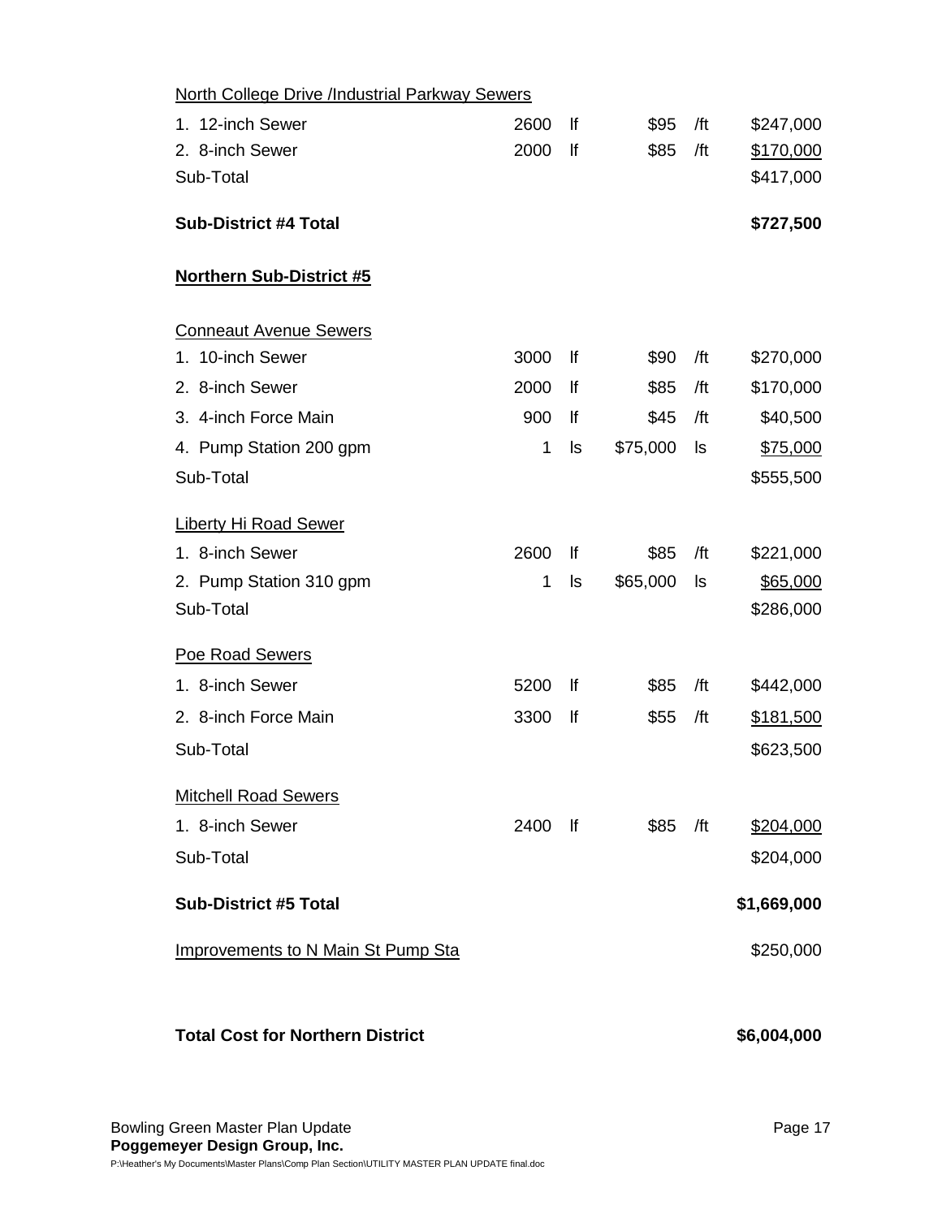| Item | Quantity | Unit | Unit Cost | Unit | Cost |
|---|---|---|---|---|---|
| North College Drive /Industrial Parkway Sewers | | | | | |
| 1. 12-inch Sewer | 2600 | lf | $95 | /ft | $247,000 |
| 2. 8-inch Sewer | 2000 | lf | $85 | /ft | $170,000 |
| Sub-Total | | | | | $417,000 |
| **Sub-District #4 Total** | | | | | **$727,500** |
| **Northern Sub-District #5** | | | | | |
| Conneaut Avenue Sewers | | | | | |
| 1. 10-inch Sewer | 3000 | lf | $90 | /ft | $270,000 |
| 2. 8-inch Sewer | 2000 | lf | $85 | /ft | $170,000 |
| 3. 4-inch Force Main | 900 | lf | $45 | /ft | $40,500 |
| 4. Pump Station 200 gpm | 1 | ls | $75,000 | ls | $75,000 |
| Sub-Total | | | | | $555,500 |
| Liberty Hi Road Sewer | | | | | |
| 1. 8-inch Sewer | 2600 | lf | $85 | /ft | $221,000 |
| 2. Pump Station 310 gpm | 1 | ls | $65,000 | ls | $65,000 |
| Sub-Total | | | | | $286,000 |
| Poe Road Sewers | | | | | |
| 1. 8-inch Sewer | 5200 | lf | $85 | /ft | $442,000 |
| 2. 8-inch Force Main | 3300 | lf | $55 | /ft | $181,500 |
| Sub-Total | | | | | $623,500 |
| Mitchell Road Sewers | | | | | |
| 1. 8-inch Sewer | 2400 | lf | $85 | /ft | $204,000 |
| Sub-Total | | | | | $204,000 |
| **Sub-District #5 Total** | | | | | **$1,669,000** |
| Improvements to N Main St Pump Sta | | | | | $250,000 |
| **Total Cost for Northern District** | | | | | **$6,004,000** |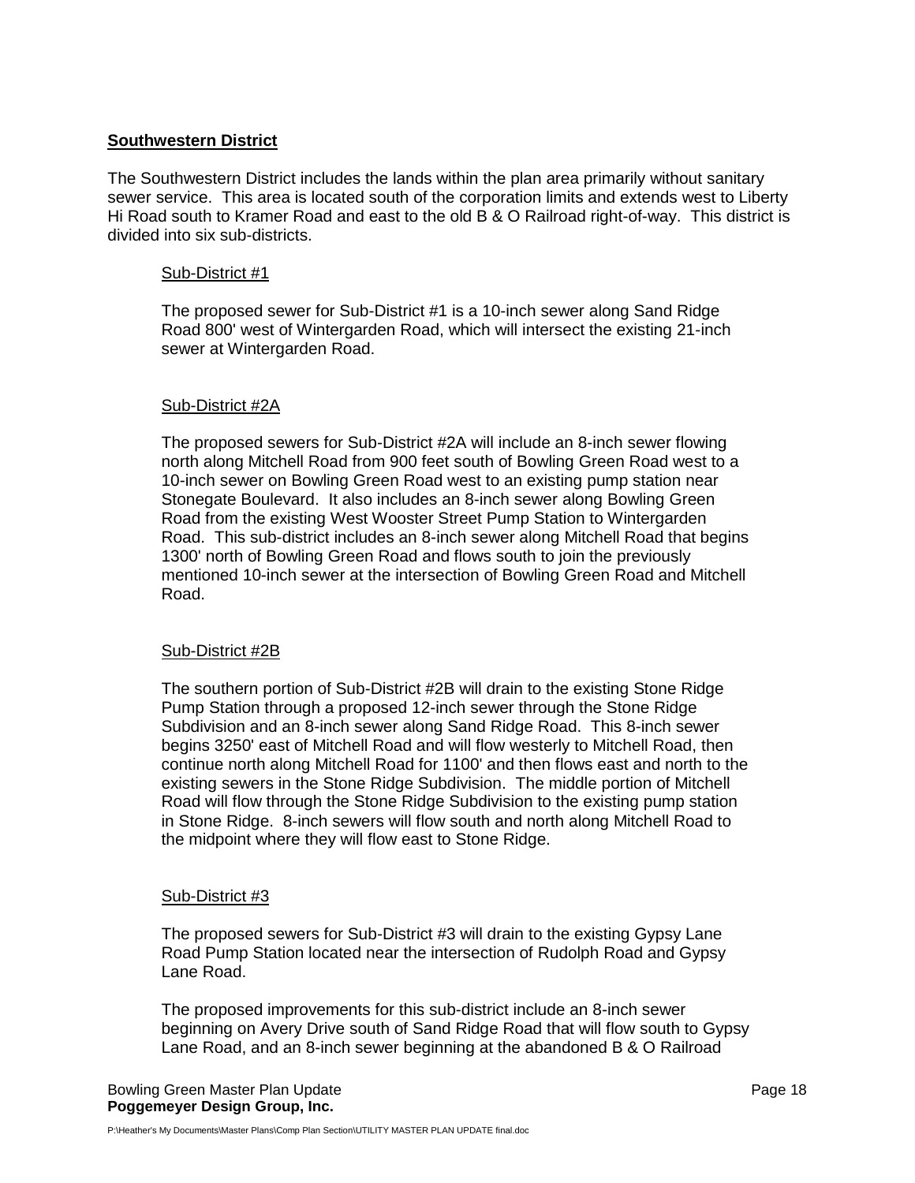## Southwestern District

The Southwestern District includes the lands within the plan area primarily without sanitary sewer service. This area is located south of the corporation limits and extends west to Liberty Hi Road south to Kramer Road and east to the old B & O Railroad right-of-way. This district is divided into six sub-districts.

### Sub-District #1

The proposed sewer for Sub-District #1 is a 10-inch sewer along Sand Ridge Road 800' west of Wintergarden Road, which will intersect the existing 21-inch sewer at Wintergarden Road.

### Sub-District #2A

The proposed sewers for Sub-District #2A will include an 8-inch sewer flowing north along Mitchell Road from 900 feet south of Bowling Green Road west to a 10-inch sewer on Bowling Green Road west to an existing pump station near Stonegate Boulevard. It also includes an 8-inch sewer along Bowling Green Road from the existing West Wooster Street Pump Station to Wintergarden Road. This sub-district includes an 8-inch sewer along Mitchell Road that begins 1300' north of Bowling Green Road and flows south to join the previously mentioned 10-inch sewer at the intersection of Bowling Green Road and Mitchell Road.

### Sub-District #2B

The southern portion of Sub-District #2B will drain to the existing Stone Ridge Pump Station through a proposed 12-inch sewer through the Stone Ridge Subdivision and an 8-inch sewer along Sand Ridge Road. This 8-inch sewer begins 3250' east of Mitchell Road and will flow westerly to Mitchell Road, then continue north along Mitchell Road for 1100' and then flows east and north to the existing sewers in the Stone Ridge Subdivision. The middle portion of Mitchell Road will flow through the Stone Ridge Subdivision to the existing pump station in Stone Ridge. 8-inch sewers will flow south and north along Mitchell Road to the midpoint where they will flow east to Stone Ridge.

### Sub-District #3

The proposed sewers for Sub-District #3 will drain to the existing Gypsy Lane Road Pump Station located near the intersection of Rudolph Road and Gypsy Lane Road.

The proposed improvements for this sub-district include an 8-inch sewer beginning on Avery Drive south of Sand Ridge Road that will flow south to Gypsy Lane Road, and an 8-inch sewer beginning at the abandoned B & O Railroad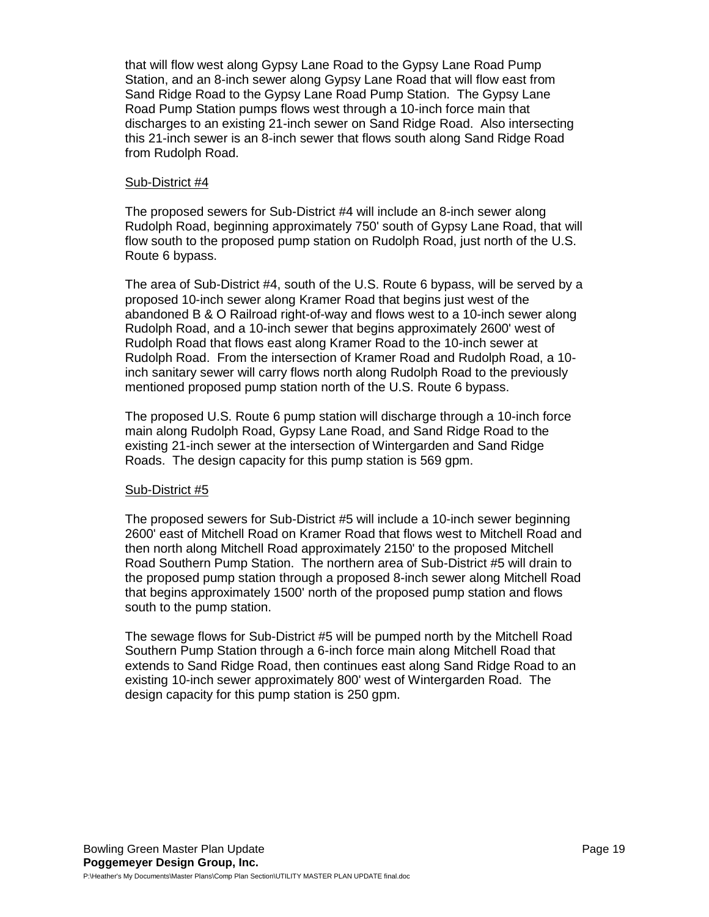that will flow west along Gypsy Lane Road to the Gypsy Lane Road Pump Station, and an 8-inch sewer along Gypsy Lane Road that will flow east from Sand Ridge Road to the Gypsy Lane Road Pump Station. The Gypsy Lane Road Pump Station pumps flows west through a 10-inch force main that discharges to an existing 21-inch sewer on Sand Ridge Road. Also intersecting this 21-inch sewer is an 8-inch sewer that flows south along Sand Ridge Road from Rudolph Road.

<u>Sub-District #4</u>

The proposed sewers for Sub-District #4 will include an 8-inch sewer along Rudolph Road, beginning approximately 750' south of Gypsy Lane Road, that will flow south to the proposed pump station on Rudolph Road, just north of the U.S. Route 6 bypass.

The area of Sub-District #4, south of the U.S. Route 6 bypass, will be served by a proposed 10-inch sewer along Kramer Road that begins just west of the abandoned B & O Railroad right-of-way and flows west to a 10-inch sewer along Rudolph Road, and a 10-inch sewer that begins approximately 2600' west of Rudolph Road that flows east along Kramer Road to the 10-inch sewer at Rudolph Road. From the intersection of Kramer Road and Rudolph Road, a 10-inch sanitary sewer will carry flows north along Rudolph Road to the previously mentioned proposed pump station north of the U.S. Route 6 bypass.

The proposed U.S. Route 6 pump station will discharge through a 10-inch force main along Rudolph Road, Gypsy Lane Road, and Sand Ridge Road to the existing 21-inch sewer at the intersection of Wintergarden and Sand Ridge Roads. The design capacity for this pump station is 569 gpm.

<u>Sub-District #5</u>

The proposed sewers for Sub-District #5 will include a 10-inch sewer beginning 2600' east of Mitchell Road on Kramer Road that flows west to Mitchell Road and then north along Mitchell Road approximately 2150' to the proposed Mitchell Road Southern Pump Station. The northern area of Sub-District #5 will drain to the proposed pump station through a proposed 8-inch sewer along Mitchell Road that begins approximately 1500' north of the proposed pump station and flows south to the pump station.

The sewage flows for Sub-District #5 will be pumped north by the Mitchell Road Southern Pump Station through a 6-inch force main along Mitchell Road that extends to Sand Ridge Road, then continues east along Sand Ridge Road to an existing 10-inch sewer approximately 800' west of Wintergarden Road. The design capacity for this pump station is 250 gpm.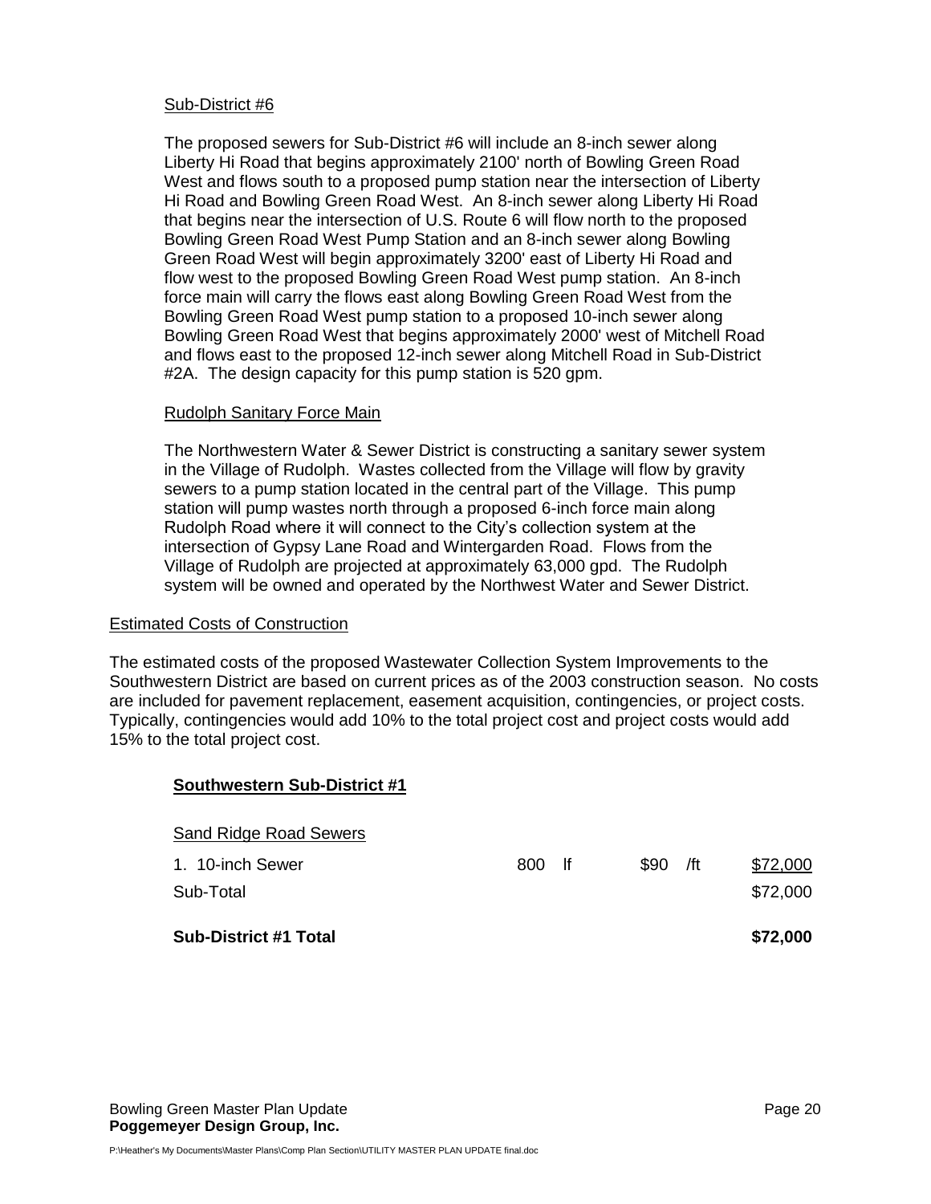Sub-District #6

The proposed sewers for Sub-District #6 will include an 8-inch sewer along Liberty Hi Road that begins approximately 2100' north of Bowling Green Road West and flows south to a proposed pump station near the intersection of Liberty Hi Road and Bowling Green Road West. An 8-inch sewer along Liberty Hi Road that begins near the intersection of U.S. Route 6 will flow north to the proposed Bowling Green Road West Pump Station and an 8-inch sewer along Bowling Green Road West will begin approximately 3200' east of Liberty Hi Road and flow west to the proposed Bowling Green Road West pump station. An 8-inch force main will carry the flows east along Bowling Green Road West from the Bowling Green Road West pump station to a proposed 10-inch sewer along Bowling Green Road West that begins approximately 2000' west of Mitchell Road and flows east to the proposed 12-inch sewer along Mitchell Road in Sub-District #2A. The design capacity for this pump station is 520 gpm.

Rudolph Sanitary Force Main

The Northwestern Water & Sewer District is constructing a sanitary sewer system in the Village of Rudolph. Wastes collected from the Village will flow by gravity sewers to a pump station located in the central part of the Village. This pump station will pump wastes north through a proposed 6-inch force main along Rudolph Road where it will connect to the City's collection system at the intersection of Gypsy Lane Road and Wintergarden Road. Flows from the Village of Rudolph are projected at approximately 63,000 gpd. The Rudolph system will be owned and operated by the Northwest Water and Sewer District.

Estimated Costs of Construction

The estimated costs of the proposed Wastewater Collection System Improvements to the Southwestern District are based on current prices as of the 2003 construction season. No costs are included for pavement replacement, easement acquisition, contingencies, or project costs. Typically, contingencies would add 10% to the total project cost and project costs would add 15% to the total project cost.

**Southwestern Sub-District #1**

| Sand Ridge Road Sewers | | | | | |
|---|---|---|---|---|---|
| 1. 10-inch Sewer | 800 | lf | $90 | /ft | $72,000 |
| Sub-Total | | | | | $72,000 |
| **Sub-District #1 Total** | | | | | **$72,000** |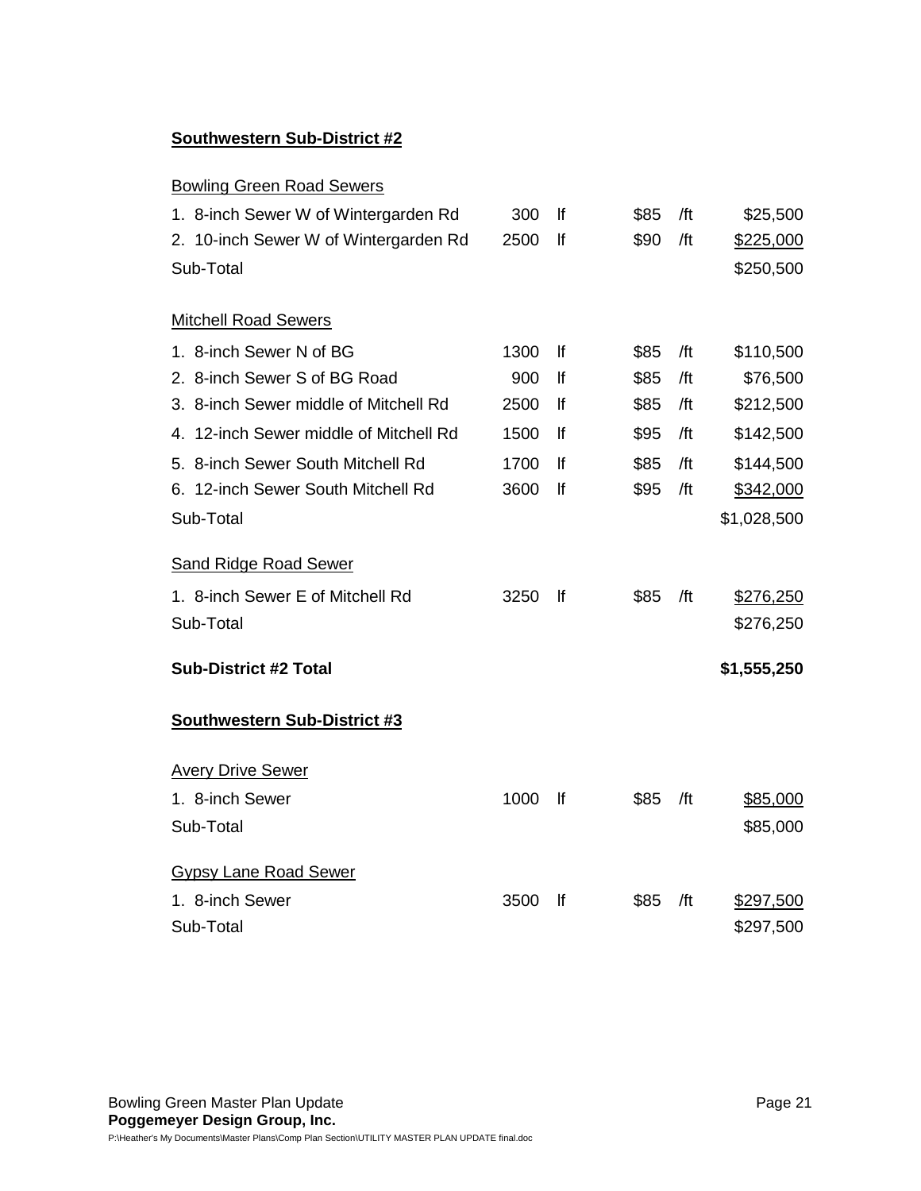**Southwestern Sub-District #2**

| | | | | | |
|---|---|---|---|---|---|
| Bowling Green Road Sewers | | | | | |
| 1. 8-inch Sewer W of Wintergarden Rd | 300 | lf | $85 | /ft | $25,500 |
| 2. 10-inch Sewer W of Wintergarden Rd | 2500 | lf | $90 | /ft | $225,000 |
| Sub-Total | | | | | $250,500 |
| Mitchell Road Sewers | | | | | |
| 1. 8-inch Sewer N of BG | 1300 | lf | $85 | /ft | $110,500 |
| 2. 8-inch Sewer S of BG Road | 900 | lf | $85 | /ft | $76,500 |
| 3. 8-inch Sewer middle of Mitchell Rd | 2500 | lf | $85 | /ft | $212,500 |
| 4. 12-inch Sewer middle of Mitchell Rd | 1500 | lf | $95 | /ft | $142,500 |
| 5. 8-inch Sewer South Mitchell Rd | 1700 | lf | $85 | /ft | $144,500 |
| 6. 12-inch Sewer South Mitchell Rd | 3600 | lf | $95 | /ft | $342,000 |
| Sub-Total | | | | | $1,028,500 |
| Sand Ridge Road Sewer | | | | | |
| 1. 8-inch Sewer E of Mitchell Rd | 3250 | lf | $85 | /ft | $276,250 |
| Sub-Total | | | | | $276,250 |
| **Sub-District #2 Total** | | | | | **$1,555,250** |

**Southwestern Sub-District #3**

| | | | | | |
|---|---|---|---|---|---|
| Avery Drive Sewer | | | | | |
| 1. 8-inch Sewer | 1000 | lf | $85 | /ft | $85,000 |
| Sub-Total | | | | | $85,000 |
| Gypsy Lane Road Sewer | | | | | |
| 1. 8-inch Sewer | 3500 | lf | $85 | /ft | $297,500 |
| Sub-Total | | | | | $297,500 |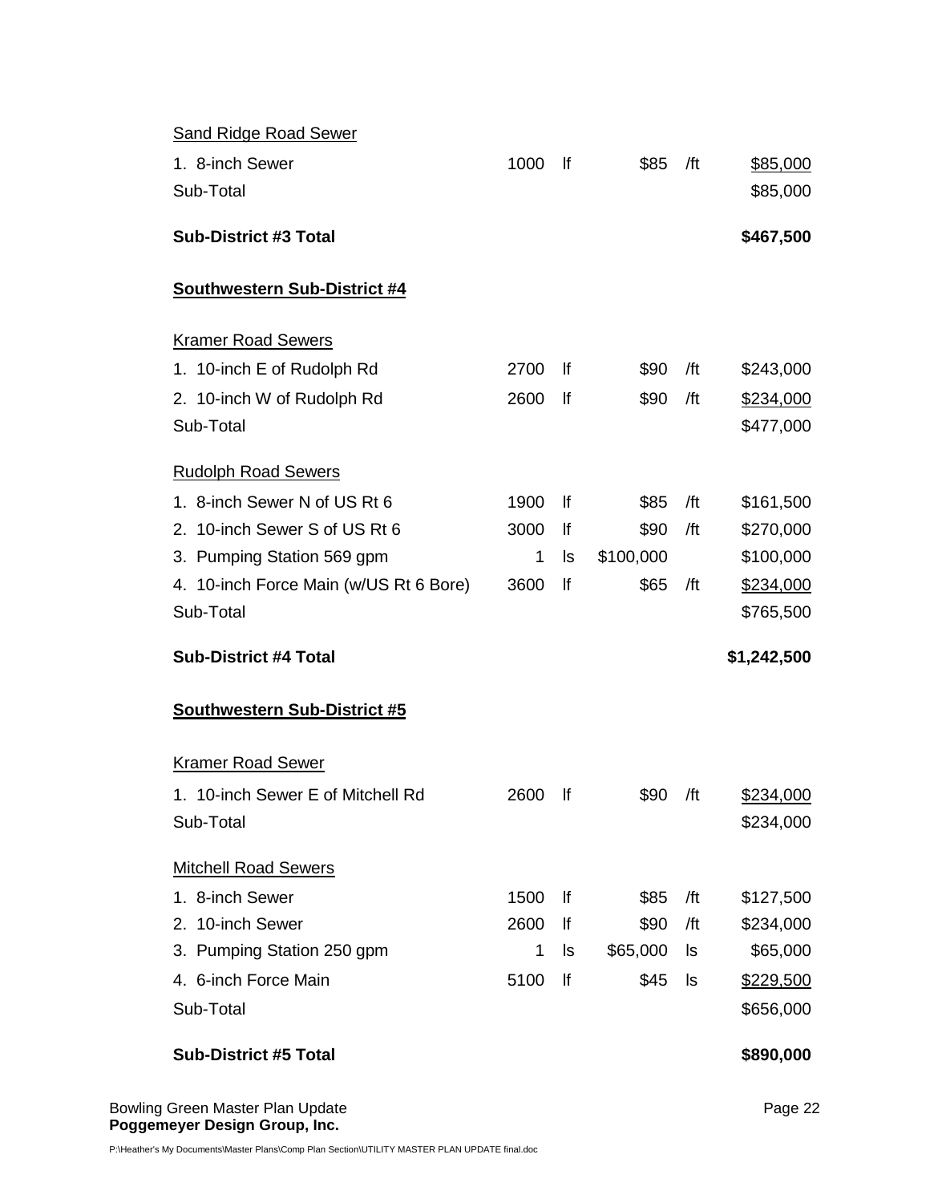| | | | | | |
|---|---|---|---|---|---|
| Sand Ridge Road Sewer | | | | | |
| 1. 8-inch Sewer | 1000 | lf | $85 | /ft | $85,000 |
| Sub-Total | | | | | $85,000 |
| **Sub-District #3 Total** | | | | | **$467,500** |

**Southwestern Sub-District #4**

| | | | | | |
|---|---|---|---|---|---|
| Kramer Road Sewers | | | | | |
| 1. 10-inch E of Rudolph Rd | 2700 | lf | $90 | /ft | $243,000 |
| 2. 10-inch W of Rudolph Rd | 2600 | lf | $90 | /ft | $234,000 |
| Sub-Total | | | | | $477,000 |
| Rudolph Road Sewers | | | | | |
| 1. 8-inch Sewer N of US Rt 6 | 1900 | lf | $85 | /ft | $161,500 |
| 2. 10-inch Sewer S of US Rt 6 | 3000 | lf | $90 | /ft | $270,000 |
| 3. Pumping Station 569 gpm | 1 | ls | $100,000 | | $100,000 |
| 4. 10-inch Force Main (w/US Rt 6 Bore) | 3600 | lf | $65 | /ft | $234,000 |
| Sub-Total | | | | | $765,500 |
| **Sub-District #4 Total** | | | | | **$1,242,500** |

**Southwestern Sub-District #5**

| | | | | | |
|---|---|---|---|---|---|
| Kramer Road Sewer | | | | | |
| 1. 10-inch Sewer E of Mitchell Rd | 2600 | lf | $90 | /ft | $234,000 |
| Sub-Total | | | | | $234,000 |
| Mitchell Road Sewers | | | | | |
| 1. 8-inch Sewer | 1500 | lf | $85 | /ft | $127,500 |
| 2. 10-inch Sewer | 2600 | lf | $90 | /ft | $234,000 |
| 3. Pumping Station 250 gpm | 1 | ls | $65,000 | ls | $65,000 |
| 4. 6-inch Force Main | 5100 | lf | $45 | ls | $229,500 |
| Sub-Total | | | | | $656,000 |
| **Sub-District #5 Total** | | | | | **$890,000** |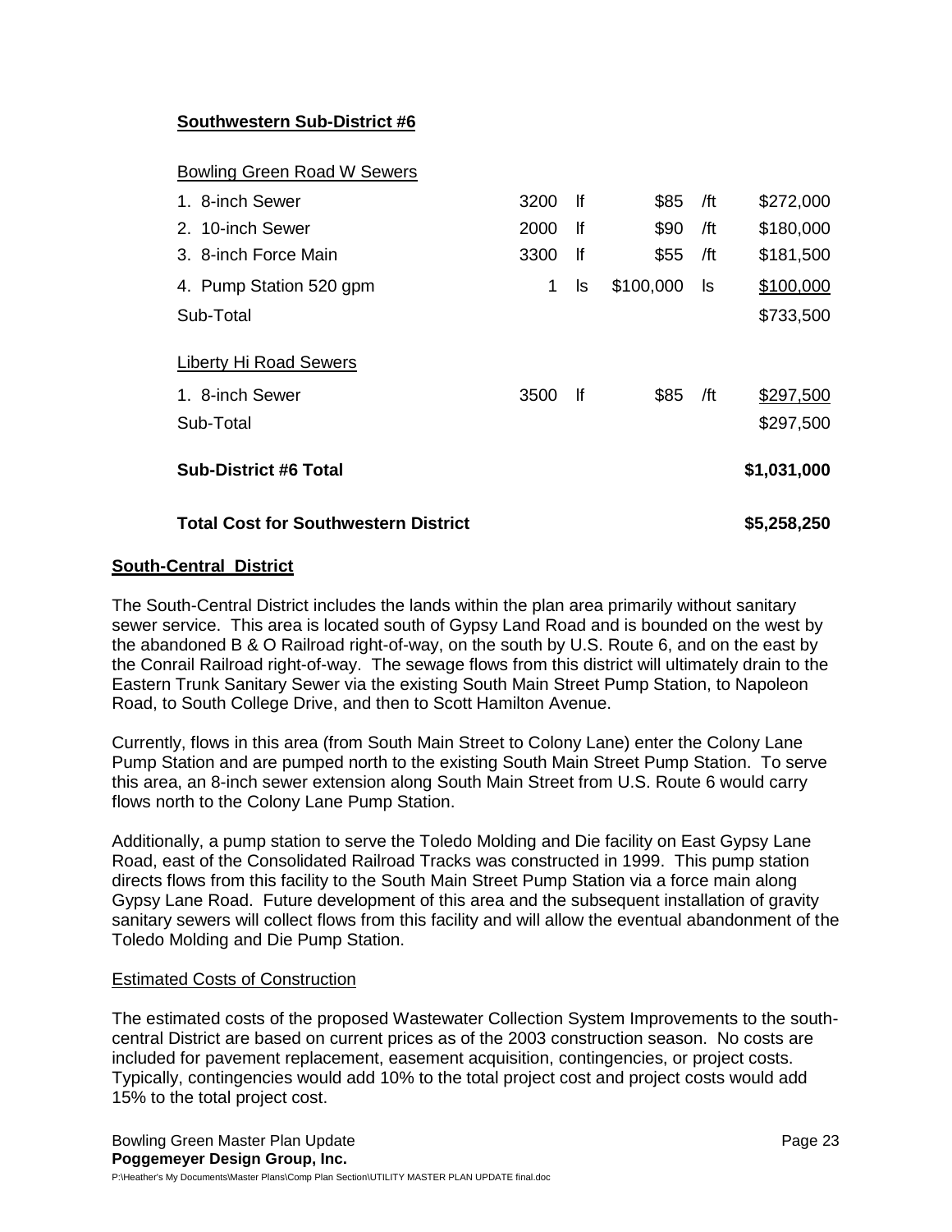**Southwestern Sub-District #6**

| Item | Quantity | Unit | Unit Cost | Unit | Total |
|---|---|---|---|---|---|
| Bowling Green Road W Sewers | | | | | |
| 1. 8-inch Sewer | 3200 | lf | \$85 | /ft | \$272,000 |
| 2. 10-inch Sewer | 2000 | lf | \$90 | /ft | \$180,000 |
| 3. 8-inch Force Main | 3300 | lf | \$55 | /ft | \$181,500 |
| 4. Pump Station 520 gpm | 1 | ls | \$100,000 | ls | \$100,000 |
| Sub-Total | | | | | \$733,500 |
| Liberty Hi Road Sewers | | | | | |
| 1. 8-inch Sewer | 3500 | lf | \$85 | /ft | \$297,500 |
| Sub-Total | | | | | \$297,500 |
| **Sub-District #6 Total** | | | | | **\$1,031,000** |
| **Total Cost for Southwestern District** | | | | | **\$5,258,250** |

**South-Central District**

The South-Central District includes the lands within the plan area primarily without sanitary sewer service. This area is located south of Gypsy Land Road and is bounded on the west by the abandoned B & O Railroad right-of-way, on the south by U.S. Route 6, and on the east by the Conrail Railroad right-of-way. The sewage flows from this district will ultimately drain to the Eastern Trunk Sanitary Sewer via the existing South Main Street Pump Station, to Napoleon Road, to South College Drive, and then to Scott Hamilton Avenue.

Currently, flows in this area (from South Main Street to Colony Lane) enter the Colony Lane Pump Station and are pumped north to the existing South Main Street Pump Station. To serve this area, an 8-inch sewer extension along South Main Street from U.S. Route 6 would carry flows north to the Colony Lane Pump Station.

Additionally, a pump station to serve the Toledo Molding and Die facility on East Gypsy Lane Road, east of the Consolidated Railroad Tracks was constructed in 1999. This pump station directs flows from this facility to the South Main Street Pump Station via a force main along Gypsy Lane Road. Future development of this area and the subsequent installation of gravity sanitary sewers will collect flows from this facility and will allow the eventual abandonment of the Toledo Molding and Die Pump Station.

Estimated Costs of Construction

The estimated costs of the proposed Wastewater Collection System Improvements to the south-central District are based on current prices as of the 2003 construction season. No costs are included for pavement replacement, easement acquisition, contingencies, or project costs. Typically, contingencies would add 10% to the total project cost and project costs would add 15% to the total project cost.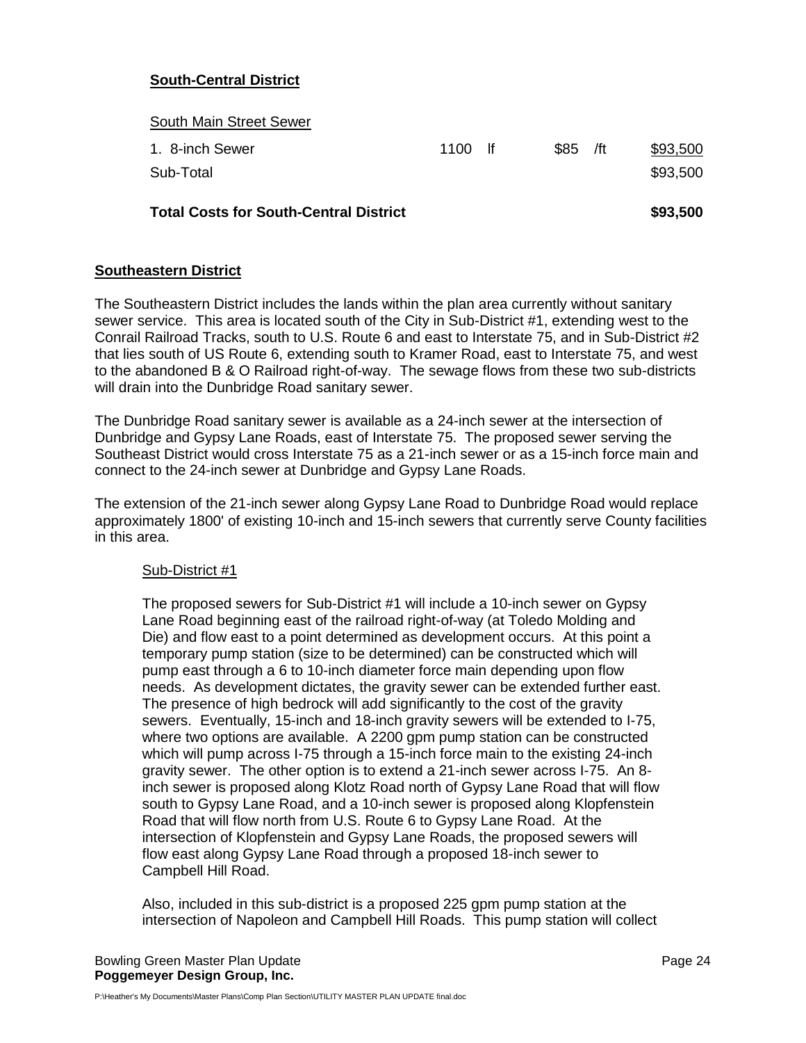**South-Central District**

| South Main Street Sewer | | | | | |
|---|---|---|---|---|---|
| 1. 8-inch Sewer | 1100 | lf | $85 | /ft | $93,500 |
| Sub-Total | | | | | $93,500 |
| **Total Costs for South-Central District** | | | | | **$93,500** |

**Southeastern District**

The Southeastern District includes the lands within the plan area currently without sanitary sewer service. This area is located south of the City in Sub-District #1, extending west to the Conrail Railroad Tracks, south to U.S. Route 6 and east to Interstate 75, and in Sub-District #2 that lies south of US Route 6, extending south to Kramer Road, east to Interstate 75, and west to the abandoned B & O Railroad right-of-way. The sewage flows from these two sub-districts will drain into the Dunbridge Road sanitary sewer.

The Dunbridge Road sanitary sewer is available as a 24-inch sewer at the intersection of Dunbridge and Gypsy Lane Roads, east of Interstate 75. The proposed sewer serving the Southeast District would cross Interstate 75 as a 21-inch sewer or as a 15-inch force main and connect to the 24-inch sewer at Dunbridge and Gypsy Lane Roads.

The extension of the 21-inch sewer along Gypsy Lane Road to Dunbridge Road would replace approximately 1800' of existing 10-inch and 15-inch sewers that currently serve County facilities in this area.

Sub-District #1

The proposed sewers for Sub-District #1 will include a 10-inch sewer on Gypsy Lane Road beginning east of the railroad right-of-way (at Toledo Molding and Die) and flow east to a point determined as development occurs. At this point a temporary pump station (size to be determined) can be constructed which will pump east through a 6 to 10-inch diameter force main depending upon flow needs. As development dictates, the gravity sewer can be extended further east. The presence of high bedrock will add significantly to the cost of the gravity sewers. Eventually, 15-inch and 18-inch gravity sewers will be extended to I-75, where two options are available. A 2200 gpm pump station can be constructed which will pump across I-75 through a 15-inch force main to the existing 24-inch gravity sewer. The other option is to extend a 21-inch sewer across I-75. An 8-inch sewer is proposed along Klotz Road north of Gypsy Lane Road that will flow south to Gypsy Lane Road, and a 10-inch sewer is proposed along Klopfenstein Road that will flow north from U.S. Route 6 to Gypsy Lane Road. At the intersection of Klopfenstein and Gypsy Lane Roads, the proposed sewers will flow east along Gypsy Lane Road through a proposed 18-inch sewer to Campbell Hill Road.

Also, included in this sub-district is a proposed 225 gpm pump station at the intersection of Napoleon and Campbell Hill Roads. This pump station will collect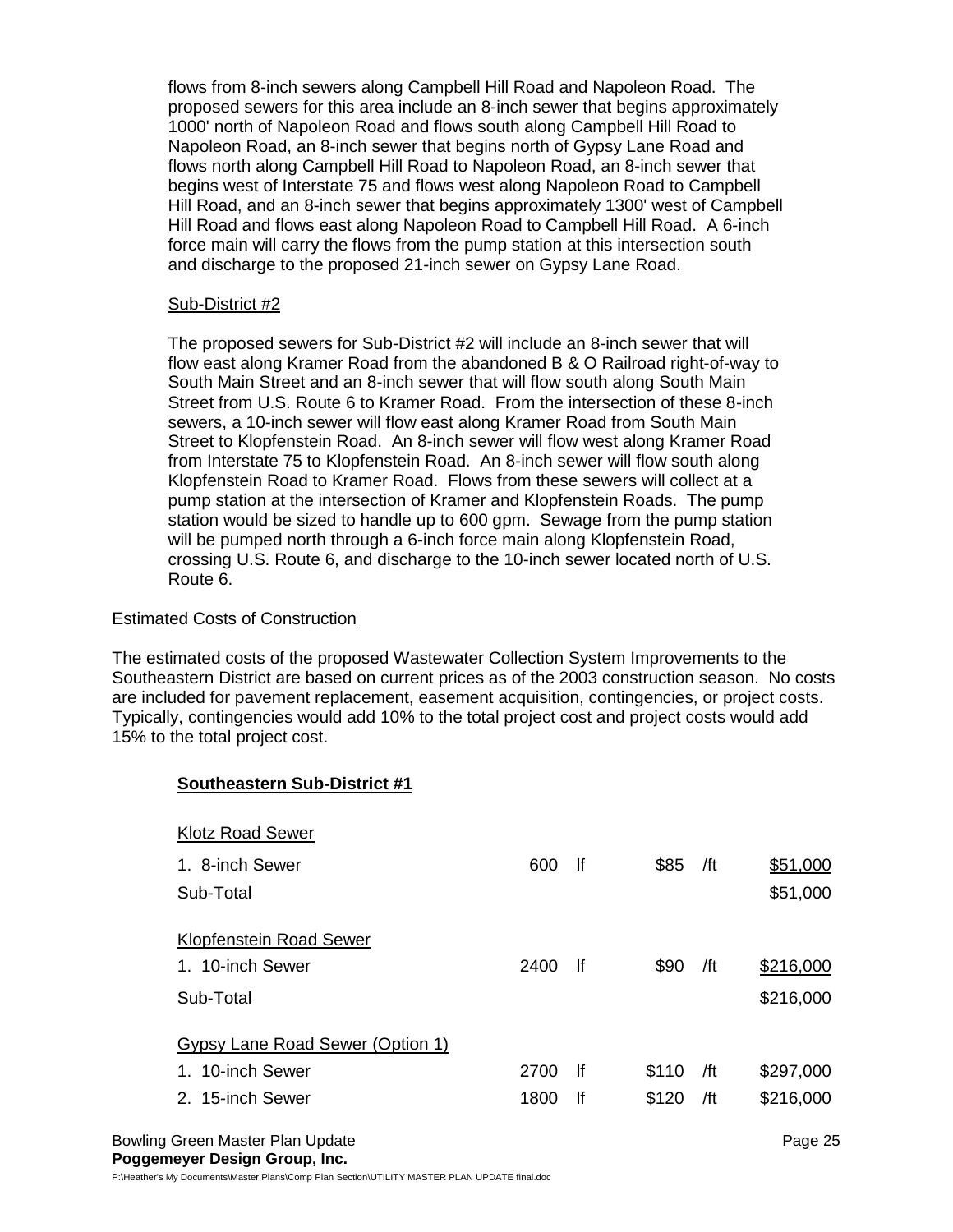flows from 8-inch sewers along Campbell Hill Road and Napoleon Road. The proposed sewers for this area include an 8-inch sewer that begins approximately 1000' north of Napoleon Road and flows south along Campbell Hill Road to Napoleon Road, an 8-inch sewer that begins north of Gypsy Lane Road and flows north along Campbell Hill Road to Napoleon Road, an 8-inch sewer that begins west of Interstate 75 and flows west along Napoleon Road to Campbell Hill Road, and an 8-inch sewer that begins approximately 1300' west of Campbell Hill Road and flows east along Napoleon Road to Campbell Hill Road. A 6-inch force main will carry the flows from the pump station at this intersection south and discharge to the proposed 21-inch sewer on Gypsy Lane Road.

Sub-District #2

The proposed sewers for Sub-District #2 will include an 8-inch sewer that will flow east along Kramer Road from the abandoned B & O Railroad right-of-way to South Main Street and an 8-inch sewer that will flow south along South Main Street from U.S. Route 6 to Kramer Road. From the intersection of these 8-inch sewers, a 10-inch sewer will flow east along Kramer Road from South Main Street to Klopfenstein Road. An 8-inch sewer will flow west along Kramer Road from Interstate 75 to Klopfenstein Road. An 8-inch sewer will flow south along Klopfenstein Road to Kramer Road. Flows from these sewers will collect at a pump station at the intersection of Kramer and Klopfenstein Roads. The pump station would be sized to handle up to 600 gpm. Sewage from the pump station will be pumped north through a 6-inch force main along Klopfenstein Road, crossing U.S. Route 6, and discharge to the 10-inch sewer located north of U.S. Route 6.

Estimated Costs of Construction

The estimated costs of the proposed Wastewater Collection System Improvements to the Southeastern District are based on current prices as of the 2003 construction season. No costs are included for pavement replacement, easement acquisition, contingencies, or project costs. Typically, contingencies would add 10% to the total project cost and project costs would add 15% to the total project cost.

**Southeastern Sub-District #1**

| Item | Quantity | Unit | Unit Price | Per | Cost |
|---|---|---|---|---|---|
| Klotz Road Sewer | | | | | |
| 1. 8-inch Sewer | 600 | lf | $85 | /ft | $51,000 |
| Sub-Total | | | | | $51,000 |
| Klopfenstein Road Sewer | | | | | |
| 1. 10-inch Sewer | 2400 | lf | $90 | /ft | $216,000 |
| Sub-Total | | | | | $216,000 |
| Gypsy Lane Road Sewer (Option 1) | | | | | |
| 1. 10-inch Sewer | 2700 | lf | $110 | /ft | $297,000 |
| 2. 15-inch Sewer | 1800 | lf | $120 | /ft | $216,000 |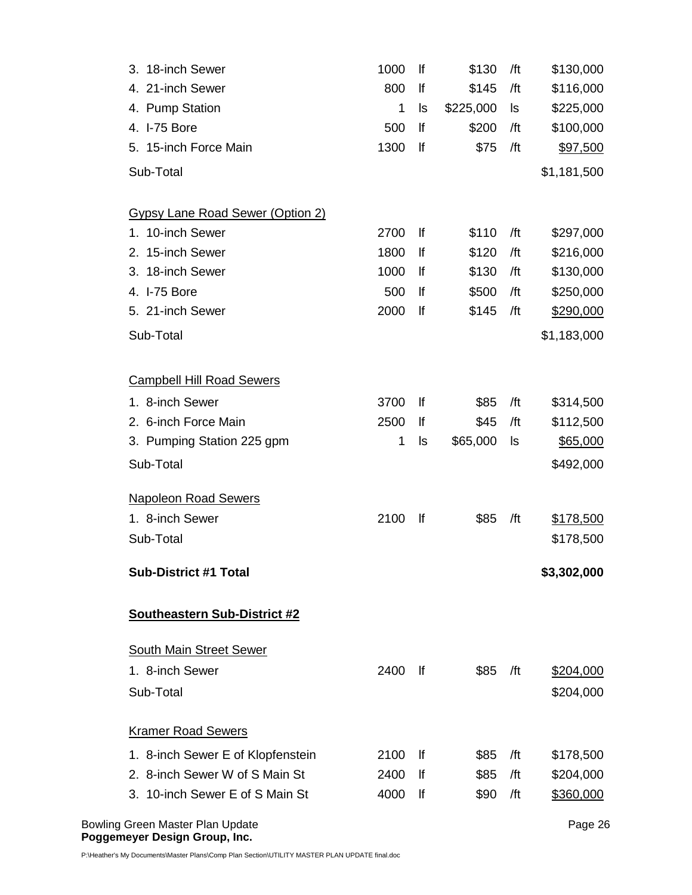| Item | Quantity | Unit | Unit Cost | Per | Total |
|---|---|---|---|---|---|
| 3. 18-inch Sewer | 1000 | lf | $130 | /ft | $130,000 |
| 4. 21-inch Sewer | 800 | lf | $145 | /ft | $116,000 |
| 4. Pump Station | 1 | ls | $225,000 | ls | $225,000 |
| 4. I-75 Bore | 500 | lf | $200 | /ft | $100,000 |
| 5. 15-inch Force Main | 1300 | lf | $75 | /ft | $97,500 |
| Sub-Total | | | | | $1,181,500 |
| | | | | | |
| Gypsy Lane Road Sewer (Option 2) | | | | | |
| 1. 10-inch Sewer | 2700 | lf | $110 | /ft | $297,000 |
| 2. 15-inch Sewer | 1800 | lf | $120 | /ft | $216,000 |
| 3. 18-inch Sewer | 1000 | lf | $130 | /ft | $130,000 |
| 4. I-75 Bore | 500 | lf | $500 | /ft | $250,000 |
| 5. 21-inch Sewer | 2000 | lf | $145 | /ft | $290,000 |
| Sub-Total | | | | | $1,183,000 |
| | | | | | |
| Campbell Hill Road Sewers | | | | | |
| 1. 8-inch Sewer | 3700 | lf | $85 | /ft | $314,500 |
| 2. 6-inch Force Main | 2500 | lf | $45 | /ft | $112,500 |
| 3. Pumping Station 225 gpm | 1 | ls | $65,000 | ls | $65,000 |
| Sub-Total | | | | | $492,000 |
| | | | | | |
| Napoleon Road Sewers | | | | | |
| 1. 8-inch Sewer | 2100 | lf | $85 | /ft | $178,500 |
| Sub-Total | | | | | $178,500 |
| | | | | | |
| **Sub-District #1 Total** | | | | | **$3,302,000** |
| | | | | | |
| **Southeastern Sub-District #2** | | | | | |
| | | | | | |
| South Main Street Sewer | | | | | |
| 1. 8-inch Sewer | 2400 | lf | $85 | /ft | $204,000 |
| Sub-Total | | | | | $204,000 |
| | | | | | |
| Kramer Road Sewers | | | | | |
| 1. 8-inch Sewer E of Klopfenstein | 2100 | lf | $85 | /ft | $178,500 |
| 2. 8-inch Sewer W of S Main St | 2400 | lf | $85 | /ft | $204,000 |
| 3. 10-inch Sewer E of S Main St | 4000 | lf | $90 | /ft | $360,000 |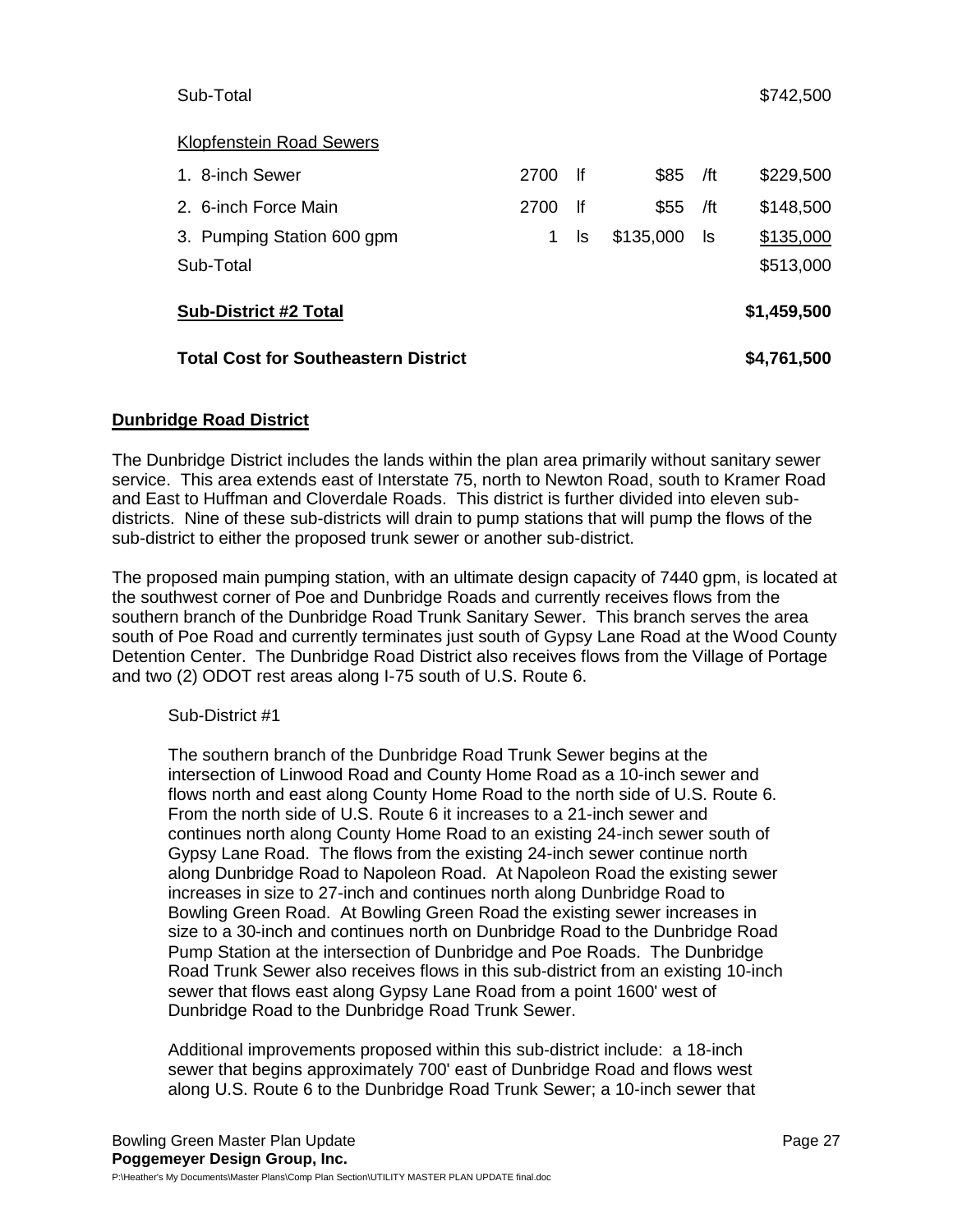| | | | | | |
|---|---|---|---|---|---|
| Sub-Total | | | | | $742,500 |
| <u>Klopfenstein Road Sewers</u> | | | | | |
| 1. 8-inch Sewer | 2700 | lf | $85 | /ft | $229,500 |
| 2. 6-inch Force Main | 2700 | lf | $55 | /ft | $148,500 |
| 3. Pumping Station 600 gpm | 1 | ls | $135,000 | ls | $135,000 |
| Sub-Total | | | | | $513,000 |
| **Sub-District #2 Total** | | | | | **$1,459,500** |
| **Total Cost for Southeastern District** | | | | | **$4,761,500** |

## Dunbridge Road District

The Dunbridge District includes the lands within the plan area primarily without sanitary sewer service. This area extends east of Interstate 75, north to Newton Road, south to Kramer Road and East to Huffman and Cloverdale Roads. This district is further divided into eleven sub-districts. Nine of these sub-districts will drain to pump stations that will pump the flows of the sub-district to either the proposed trunk sewer or another sub-district.

The proposed main pumping station, with an ultimate design capacity of 7440 gpm, is located at the southwest corner of Poe and Dunbridge Roads and currently receives flows from the southern branch of the Dunbridge Road Trunk Sanitary Sewer. This branch serves the area south of Poe Road and currently terminates just south of Gypsy Lane Road at the Wood County Detention Center. The Dunbridge Road District also receives flows from the Village of Portage and two (2) ODOT rest areas along I-75 south of U.S. Route 6.

Sub-District #1

The southern branch of the Dunbridge Road Trunk Sewer begins at the intersection of Linwood Road and County Home Road as a 10-inch sewer and flows north and east along County Home Road to the north side of U.S. Route 6. From the north side of U.S. Route 6 it increases to a 21-inch sewer and continues north along County Home Road to an existing 24-inch sewer south of Gypsy Lane Road. The flows from the existing 24-inch sewer continue north along Dunbridge Road to Napoleon Road. At Napoleon Road the existing sewer increases in size to 27-inch and continues north along Dunbridge Road to Bowling Green Road. At Bowling Green Road the existing sewer increases in size to a 30-inch and continues north on Dunbridge Road to the Dunbridge Road Pump Station at the intersection of Dunbridge and Poe Roads. The Dunbridge Road Trunk Sewer also receives flows in this sub-district from an existing 10-inch sewer that flows east along Gypsy Lane Road from a point 1600' west of Dunbridge Road to the Dunbridge Road Trunk Sewer.

Additional improvements proposed within this sub-district include: a 18-inch sewer that begins approximately 700' east of Dunbridge Road and flows west along U.S. Route 6 to the Dunbridge Road Trunk Sewer; a 10-inch sewer that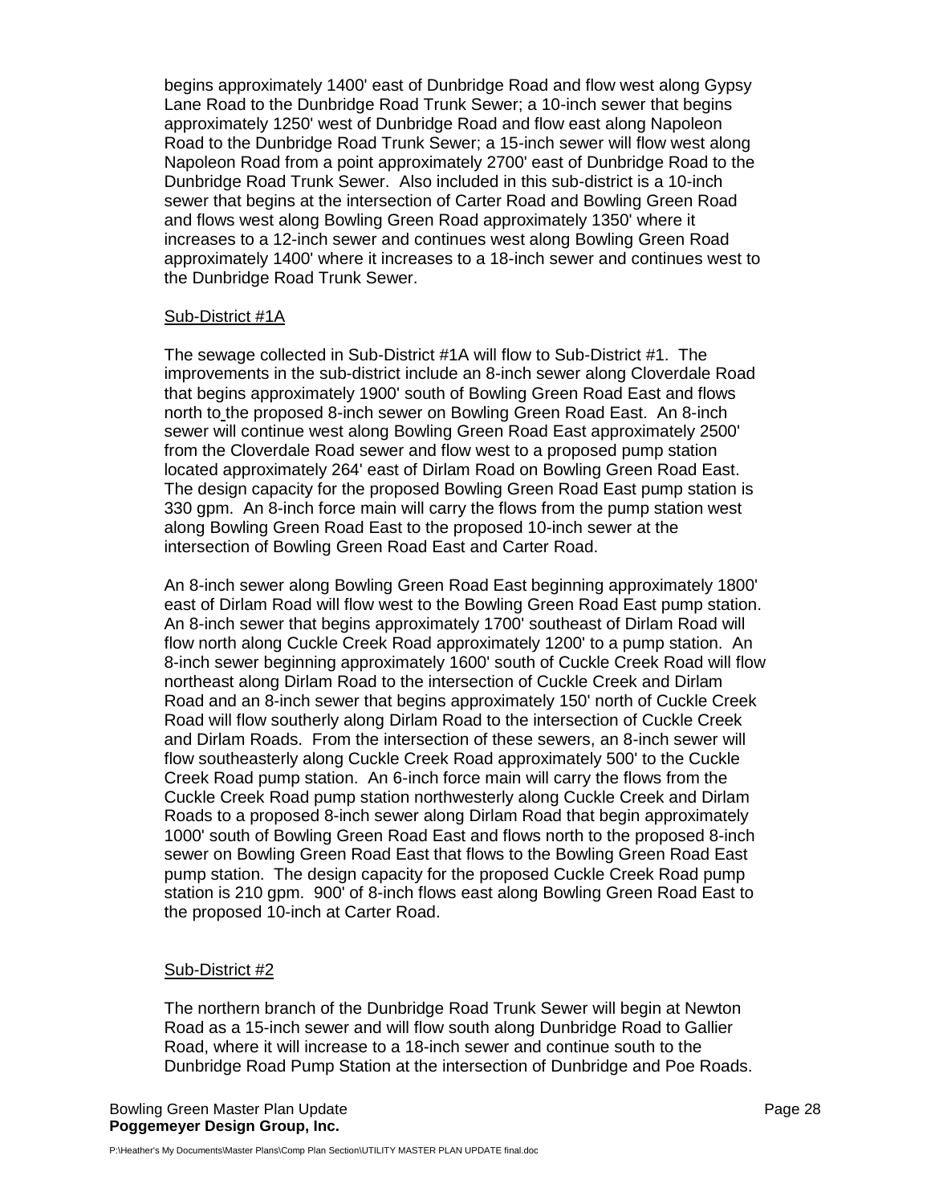begins approximately 1400' east of Dunbridge Road and flow west along Gypsy Lane Road to the Dunbridge Road Trunk Sewer; a 10-inch sewer that begins approximately 1250' west of Dunbridge Road and flow east along Napoleon Road to the Dunbridge Road Trunk Sewer; a 15-inch sewer will flow west along Napoleon Road from a point approximately 2700' east of Dunbridge Road to the Dunbridge Road Trunk Sewer. Also included in this sub-district is a 10-inch sewer that begins at the intersection of Carter Road and Bowling Green Road and flows west along Bowling Green Road approximately 1350' where it increases to a 12-inch sewer and continues west along Bowling Green Road approximately 1400' where it increases to a 18-inch sewer and continues west to the Dunbridge Road Trunk Sewer.

Sub-District #1A

The sewage collected in Sub-District #1A will flow to Sub-District #1. The improvements in the sub-district include an 8-inch sewer along Cloverdale Road that begins approximately 1900' south of Bowling Green Road East and flows north to the proposed 8-inch sewer on Bowling Green Road East. An 8-inch sewer will continue west along Bowling Green Road East approximately 2500' from the Cloverdale Road sewer and flow west to a proposed pump station located approximately 264' east of Dirlam Road on Bowling Green Road East. The design capacity for the proposed Bowling Green Road East pump station is 330 gpm. An 8-inch force main will carry the flows from the pump station west along Bowling Green Road East to the proposed 10-inch sewer at the intersection of Bowling Green Road East and Carter Road.

An 8-inch sewer along Bowling Green Road East beginning approximately 1800' east of Dirlam Road will flow west to the Bowling Green Road East pump station. An 8-inch sewer that begins approximately 1700' southeast of Dirlam Road will flow north along Cuckle Creek Road approximately 1200' to a pump station. An 8-inch sewer beginning approximately 1600' south of Cuckle Creek Road will flow northeast along Dirlam Road to the intersection of Cuckle Creek and Dirlam Road and an 8-inch sewer that begins approximately 150' north of Cuckle Creek Road will flow southerly along Dirlam Road to the intersection of Cuckle Creek and Dirlam Roads. From the intersection of these sewers, an 8-inch sewer will flow southeasterly along Cuckle Creek Road approximately 500' to the Cuckle Creek Road pump station. An 6-inch force main will carry the flows from the Cuckle Creek Road pump station northwesterly along Cuckle Creek and Dirlam Roads to a proposed 8-inch sewer along Dirlam Road that begin approximately 1000' south of Bowling Green Road East and flows north to the proposed 8-inch sewer on Bowling Green Road East that flows to the Bowling Green Road East pump station. The design capacity for the proposed Cuckle Creek Road pump station is 210 gpm. 900' of 8-inch flows east along Bowling Green Road East to the proposed 10-inch at Carter Road.

Sub-District #2

The northern branch of the Dunbridge Road Trunk Sewer will begin at Newton Road as a 15-inch sewer and will flow south along Dunbridge Road to Gallier Road, where it will increase to a 18-inch sewer and continue south to the Dunbridge Road Pump Station at the intersection of Dunbridge and Poe Roads.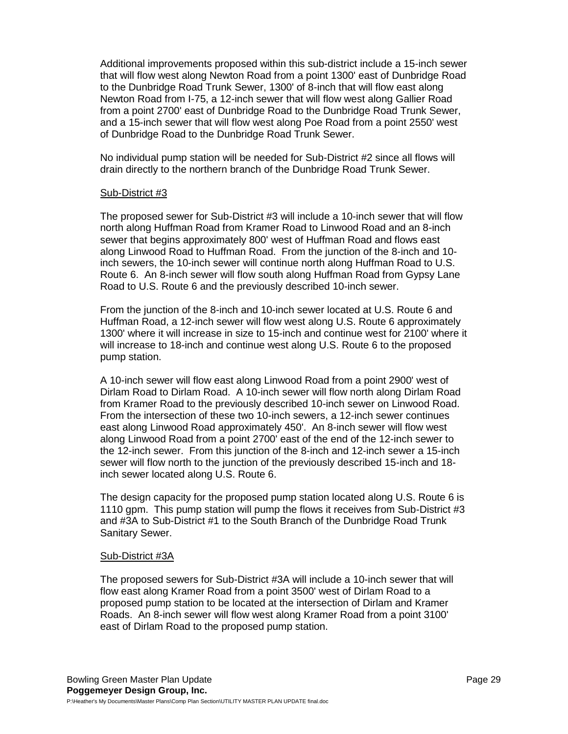Additional improvements proposed within this sub-district include a 15-inch sewer that will flow west along Newton Road from a point 1300' east of Dunbridge Road to the Dunbridge Road Trunk Sewer, 1300' of 8-inch that will flow east along Newton Road from I-75, a 12-inch sewer that will flow west along Gallier Road from a point 2700' east of Dunbridge Road to the Dunbridge Road Trunk Sewer, and a 15-inch sewer that will flow west along Poe Road from a point 2550' west of Dunbridge Road to the Dunbridge Road Trunk Sewer.

No individual pump station will be needed for Sub-District #2 since all flows will drain directly to the northern branch of the Dunbridge Road Trunk Sewer.

Sub-District #3

The proposed sewer for Sub-District #3 will include a 10-inch sewer that will flow north along Huffman Road from Kramer Road to Linwood Road and an 8-inch sewer that begins approximately 800' west of Huffman Road and flows east along Linwood Road to Huffman Road. From the junction of the 8-inch and 10-inch sewers, the 10-inch sewer will continue north along Huffman Road to U.S. Route 6. An 8-inch sewer will flow south along Huffman Road from Gypsy Lane Road to U.S. Route 6 and the previously described 10-inch sewer.

From the junction of the 8-inch and 10-inch sewer located at U.S. Route 6 and Huffman Road, a 12-inch sewer will flow west along U.S. Route 6 approximately 1300' where it will increase in size to 15-inch and continue west for 2100' where it will increase to 18-inch and continue west along U.S. Route 6 to the proposed pump station.

A 10-inch sewer will flow east along Linwood Road from a point 2900' west of Dirlam Road to Dirlam Road. A 10-inch sewer will flow north along Dirlam Road from Kramer Road to the previously described 10-inch sewer on Linwood Road. From the intersection of these two 10-inch sewers, a 12-inch sewer continues east along Linwood Road approximately 450'. An 8-inch sewer will flow west along Linwood Road from a point 2700' east of the end of the 12-inch sewer to the 12-inch sewer. From this junction of the 8-inch and 12-inch sewer a 15-inch sewer will flow north to the junction of the previously described 15-inch and 18-inch sewer located along U.S. Route 6.

The design capacity for the proposed pump station located along U.S. Route 6 is 1110 gpm. This pump station will pump the flows it receives from Sub-District #3 and #3A to Sub-District #1 to the South Branch of the Dunbridge Road Trunk Sanitary Sewer.

Sub-District #3A

The proposed sewers for Sub-District #3A will include a 10-inch sewer that will flow east along Kramer Road from a point 3500' west of Dirlam Road to a proposed pump station to be located at the intersection of Dirlam and Kramer Roads. An 8-inch sewer will flow west along Kramer Road from a point 3100' east of Dirlam Road to the proposed pump station.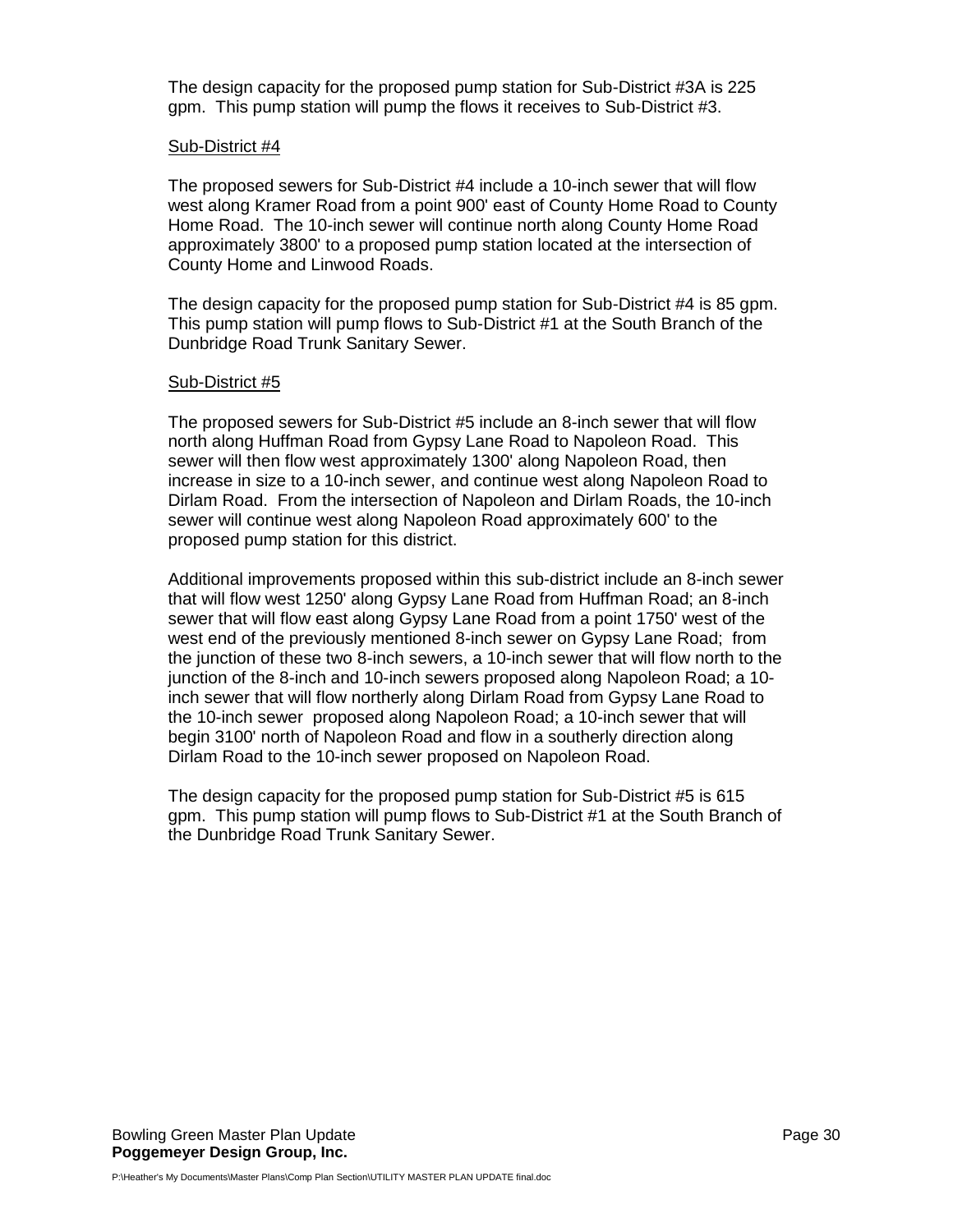The design capacity for the proposed pump station for Sub-District #3A is 225 gpm. This pump station will pump the flows it receives to Sub-District #3.

<u>Sub-District #4</u>

The proposed sewers for Sub-District #4 include a 10-inch sewer that will flow west along Kramer Road from a point 900' east of County Home Road to County Home Road. The 10-inch sewer will continue north along County Home Road approximately 3800' to a proposed pump station located at the intersection of County Home and Linwood Roads.

The design capacity for the proposed pump station for Sub-District #4 is 85 gpm. This pump station will pump flows to Sub-District #1 at the South Branch of the Dunbridge Road Trunk Sanitary Sewer.

<u>Sub-District #5</u>

The proposed sewers for Sub-District #5 include an 8-inch sewer that will flow north along Huffman Road from Gypsy Lane Road to Napoleon Road. This sewer will then flow west approximately 1300' along Napoleon Road, then increase in size to a 10-inch sewer, and continue west along Napoleon Road to Dirlam Road. From the intersection of Napoleon and Dirlam Roads, the 10-inch sewer will continue west along Napoleon Road approximately 600' to the proposed pump station for this district.

Additional improvements proposed within this sub-district include an 8-inch sewer that will flow west 1250' along Gypsy Lane Road from Huffman Road; an 8-inch sewer that will flow east along Gypsy Lane Road from a point 1750' west of the west end of the previously mentioned 8-inch sewer on Gypsy Lane Road; from the junction of these two 8-inch sewers, a 10-inch sewer that will flow north to the junction of the 8-inch and 10-inch sewers proposed along Napoleon Road; a 10-inch sewer that will flow northerly along Dirlam Road from Gypsy Lane Road to the 10-inch sewer proposed along Napoleon Road; a 10-inch sewer that will begin 3100' north of Napoleon Road and flow in a southerly direction along Dirlam Road to the 10-inch sewer proposed on Napoleon Road.

The design capacity for the proposed pump station for Sub-District #5 is 615 gpm. This pump station will pump flows to Sub-District #1 at the South Branch of the Dunbridge Road Trunk Sanitary Sewer.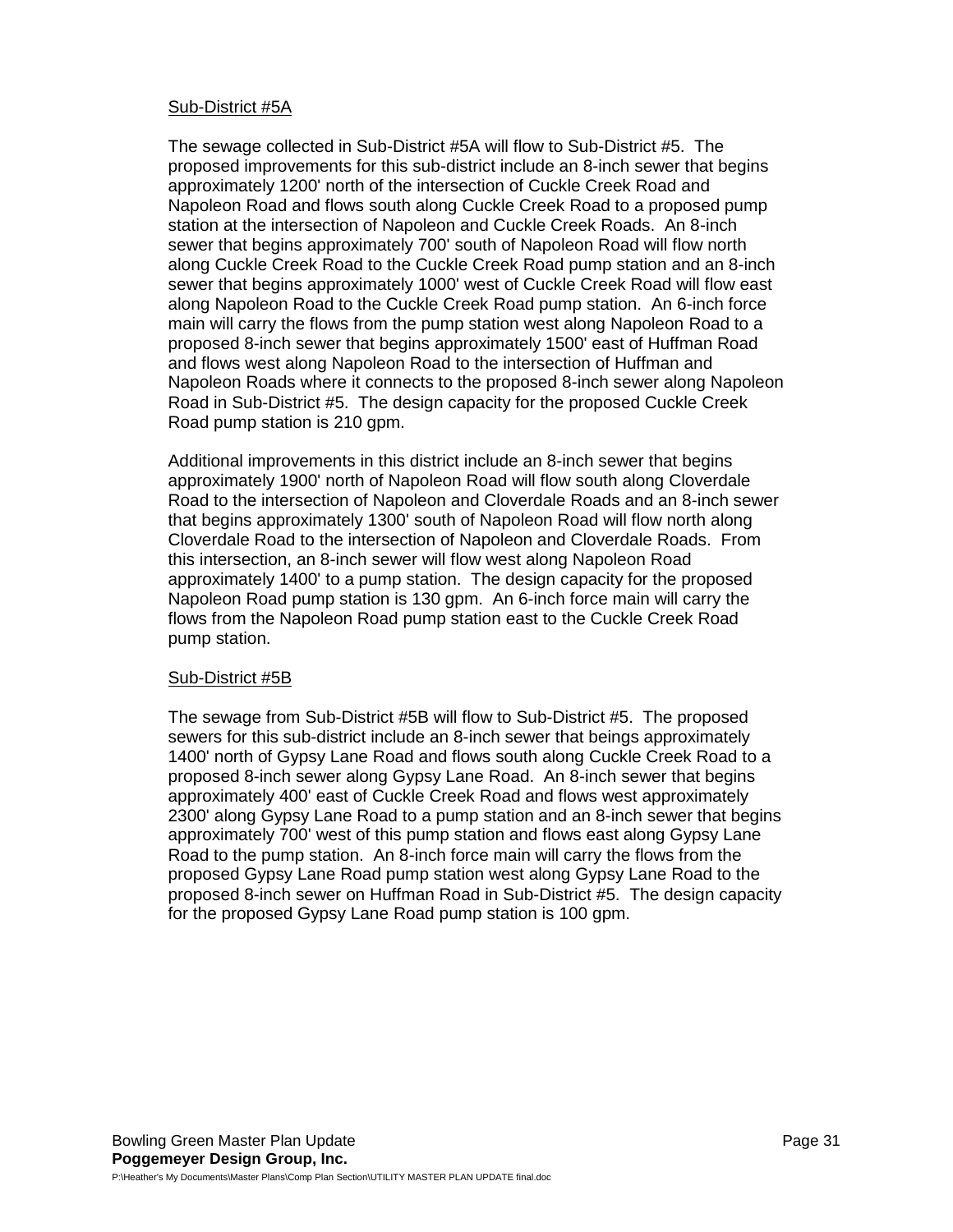<u>Sub-District #5A</u>

The sewage collected in Sub-District #5A will flow to Sub-District #5. The proposed improvements for this sub-district include an 8-inch sewer that begins approximately 1200' north of the intersection of Cuckle Creek Road and Napoleon Road and flows south along Cuckle Creek Road to a proposed pump station at the intersection of Napoleon and Cuckle Creek Roads. An 8-inch sewer that begins approximately 700' south of Napoleon Road will flow north along Cuckle Creek Road to the Cuckle Creek Road pump station and an 8-inch sewer that begins approximately 1000' west of Cuckle Creek Road will flow east along Napoleon Road to the Cuckle Creek Road pump station. An 6-inch force main will carry the flows from the pump station west along Napoleon Road to a proposed 8-inch sewer that begins approximately 1500' east of Huffman Road and flows west along Napoleon Road to the intersection of Huffman and Napoleon Roads where it connects to the proposed 8-inch sewer along Napoleon Road in Sub-District #5. The design capacity for the proposed Cuckle Creek Road pump station is 210 gpm.

Additional improvements in this district include an 8-inch sewer that begins approximately 1900' north of Napoleon Road will flow south along Cloverdale Road to the intersection of Napoleon and Cloverdale Roads and an 8-inch sewer that begins approximately 1300' south of Napoleon Road will flow north along Cloverdale Road to the intersection of Napoleon and Cloverdale Roads. From this intersection, an 8-inch sewer will flow west along Napoleon Road approximately 1400' to a pump station. The design capacity for the proposed Napoleon Road pump station is 130 gpm. An 6-inch force main will carry the flows from the Napoleon Road pump station east to the Cuckle Creek Road pump station.

<u>Sub-District #5B</u>

The sewage from Sub-District #5B will flow to Sub-District #5. The proposed sewers for this sub-district include an 8-inch sewer that beings approximately 1400' north of Gypsy Lane Road and flows south along Cuckle Creek Road to a proposed 8-inch sewer along Gypsy Lane Road. An 8-inch sewer that begins approximately 400' east of Cuckle Creek Road and flows west approximately 2300' along Gypsy Lane Road to a pump station and an 8-inch sewer that begins approximately 700' west of this pump station and flows east along Gypsy Lane Road to the pump station. An 8-inch force main will carry the flows from the proposed Gypsy Lane Road pump station west along Gypsy Lane Road to the proposed 8-inch sewer on Huffman Road in Sub-District #5. The design capacity for the proposed Gypsy Lane Road pump station is 100 gpm.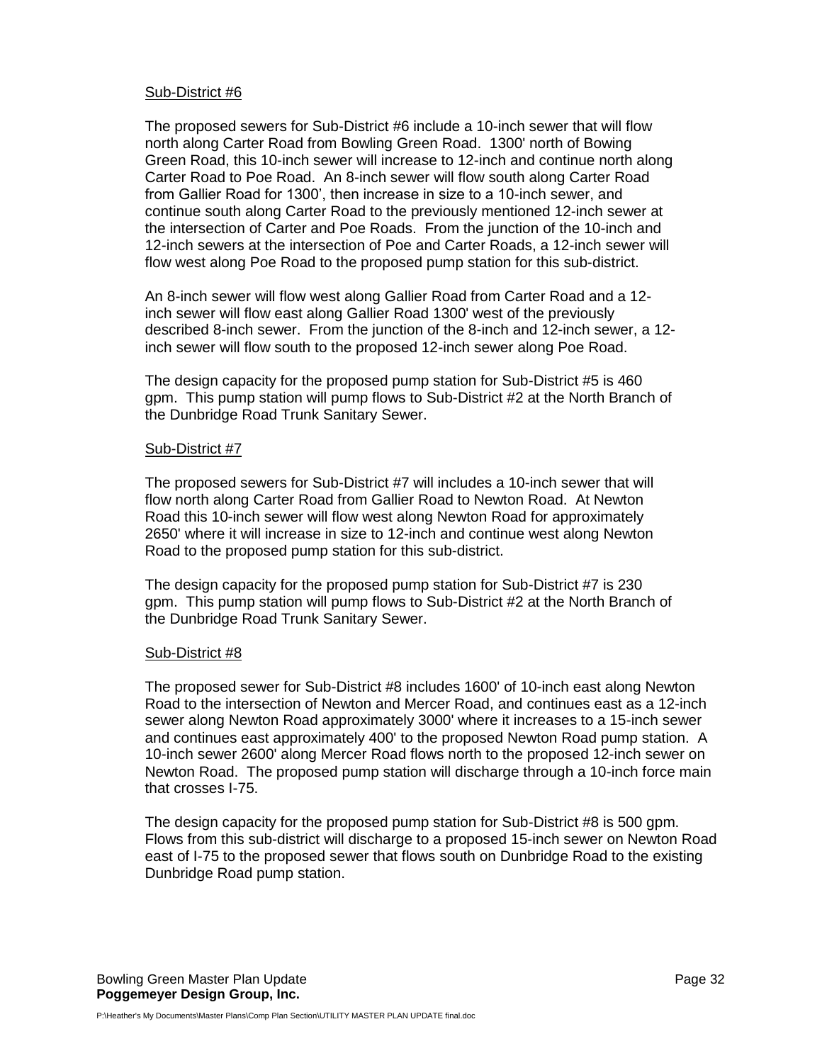Sub-District #6

The proposed sewers for Sub-District #6 include a 10-inch sewer that will flow north along Carter Road from Bowling Green Road. 1300' north of Bowing Green Road, this 10-inch sewer will increase to 12-inch and continue north along Carter Road to Poe Road. An 8-inch sewer will flow south along Carter Road from Gallier Road for 1300', then increase in size to a 10-inch sewer, and continue south along Carter Road to the previously mentioned 12-inch sewer at the intersection of Carter and Poe Roads. From the junction of the 10-inch and 12-inch sewers at the intersection of Poe and Carter Roads, a 12-inch sewer will flow west along Poe Road to the proposed pump station for this sub-district.

An 8-inch sewer will flow west along Gallier Road from Carter Road and a 12-inch sewer will flow east along Gallier Road 1300' west of the previously described 8-inch sewer. From the junction of the 8-inch and 12-inch sewer, a 12-inch sewer will flow south to the proposed 12-inch sewer along Poe Road.

The design capacity for the proposed pump station for Sub-District #5 is 460 gpm. This pump station will pump flows to Sub-District #2 at the North Branch of the Dunbridge Road Trunk Sanitary Sewer.

Sub-District #7

The proposed sewers for Sub-District #7 will includes a 10-inch sewer that will flow north along Carter Road from Gallier Road to Newton Road. At Newton Road this 10-inch sewer will flow west along Newton Road for approximately 2650' where it will increase in size to 12-inch and continue west along Newton Road to the proposed pump station for this sub-district.

The design capacity for the proposed pump station for Sub-District #7 is 230 gpm. This pump station will pump flows to Sub-District #2 at the North Branch of the Dunbridge Road Trunk Sanitary Sewer.

Sub-District #8

The proposed sewer for Sub-District #8 includes 1600' of 10-inch east along Newton Road to the intersection of Newton and Mercer Road, and continues east as a 12-inch sewer along Newton Road approximately 3000' where it increases to a 15-inch sewer and continues east approximately 400' to the proposed Newton Road pump station. A 10-inch sewer 2600' along Mercer Road flows north to the proposed 12-inch sewer on Newton Road. The proposed pump station will discharge through a 10-inch force main that crosses I-75.

The design capacity for the proposed pump station for Sub-District #8 is 500 gpm. Flows from this sub-district will discharge to a proposed 15-inch sewer on Newton Road east of I-75 to the proposed sewer that flows south on Dunbridge Road to the existing Dunbridge Road pump station.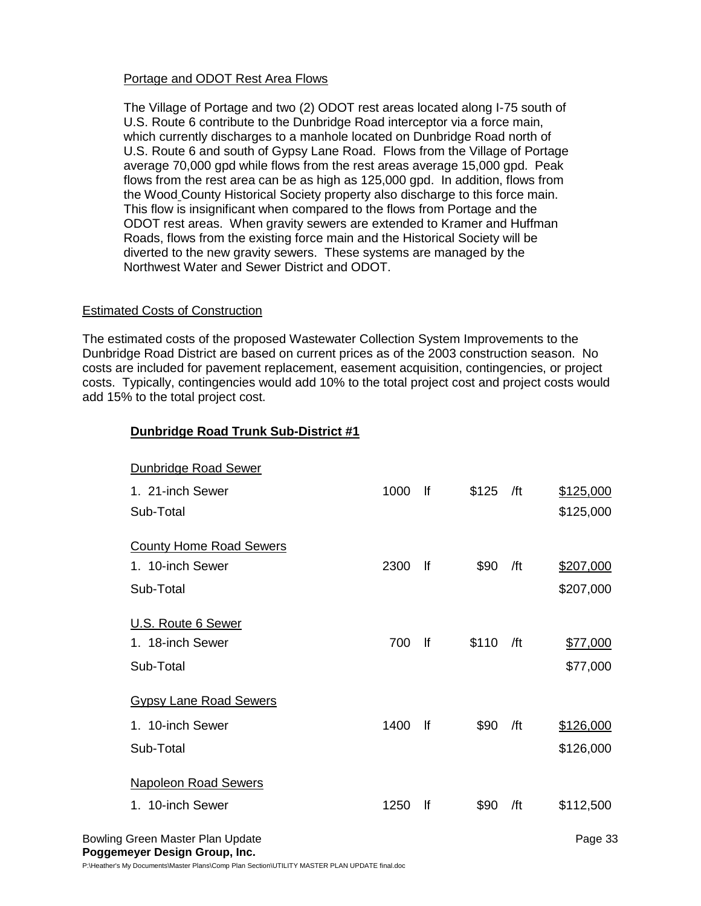Portage and ODOT Rest Area Flows

The Village of Portage and two (2) ODOT rest areas located along I-75 south of U.S. Route 6 contribute to the Dunbridge Road interceptor via a force main, which currently discharges to a manhole located on Dunbridge Road north of U.S. Route 6 and south of Gypsy Lane Road. Flows from the Village of Portage average 70,000 gpd while flows from the rest areas average 15,000 gpd. Peak flows from the rest area can be as high as 125,000 gpd. In addition, flows from the Wood County Historical Society property also discharge to this force main. This flow is insignificant when compared to the flows from Portage and the ODOT rest areas. When gravity sewers are extended to Kramer and Huffman Roads, flows from the existing force main and the Historical Society will be diverted to the new gravity sewers. These systems are managed by the Northwest Water and Sewer District and ODOT.

## Estimated Costs of Construction

The estimated costs of the proposed Wastewater Collection System Improvements to the Dunbridge Road District are based on current prices as of the 2003 construction season. No costs are included for pavement replacement, easement acquisition, contingencies, or project costs. Typically, contingencies would add 10% to the total project cost and project costs would add 15% to the total project cost.

### Dunbridge Road Trunk Sub-District #1

| Item | Quantity | Unit | Unit Cost | Per | Cost |
|---|---|---|---|---|---|
| **Dunbridge Road Sewer** | | | | | |
| 1. 21-inch Sewer | 1000 | lf | $125 | /ft | $125,000 |
| Sub-Total | | | | | $125,000 |
| **County Home Road Sewers** | | | | | |
| 1. 10-inch Sewer | 2300 | lf | $90 | /ft | $207,000 |
| Sub-Total | | | | | $207,000 |
| **U.S. Route 6 Sewer** | | | | | |
| 1. 18-inch Sewer | 700 | lf | $110 | /ft | $77,000 |
| Sub-Total | | | | | $77,000 |
| **Gypsy Lane Road Sewers** | | | | | |
| 1. 10-inch Sewer | 1400 | lf | $90 | /ft | $126,000 |
| Sub-Total | | | | | $126,000 |
| **Napoleon Road Sewers** | | | | | |
| 1. 10-inch Sewer | 1250 | lf | $90 | /ft | $112,500 |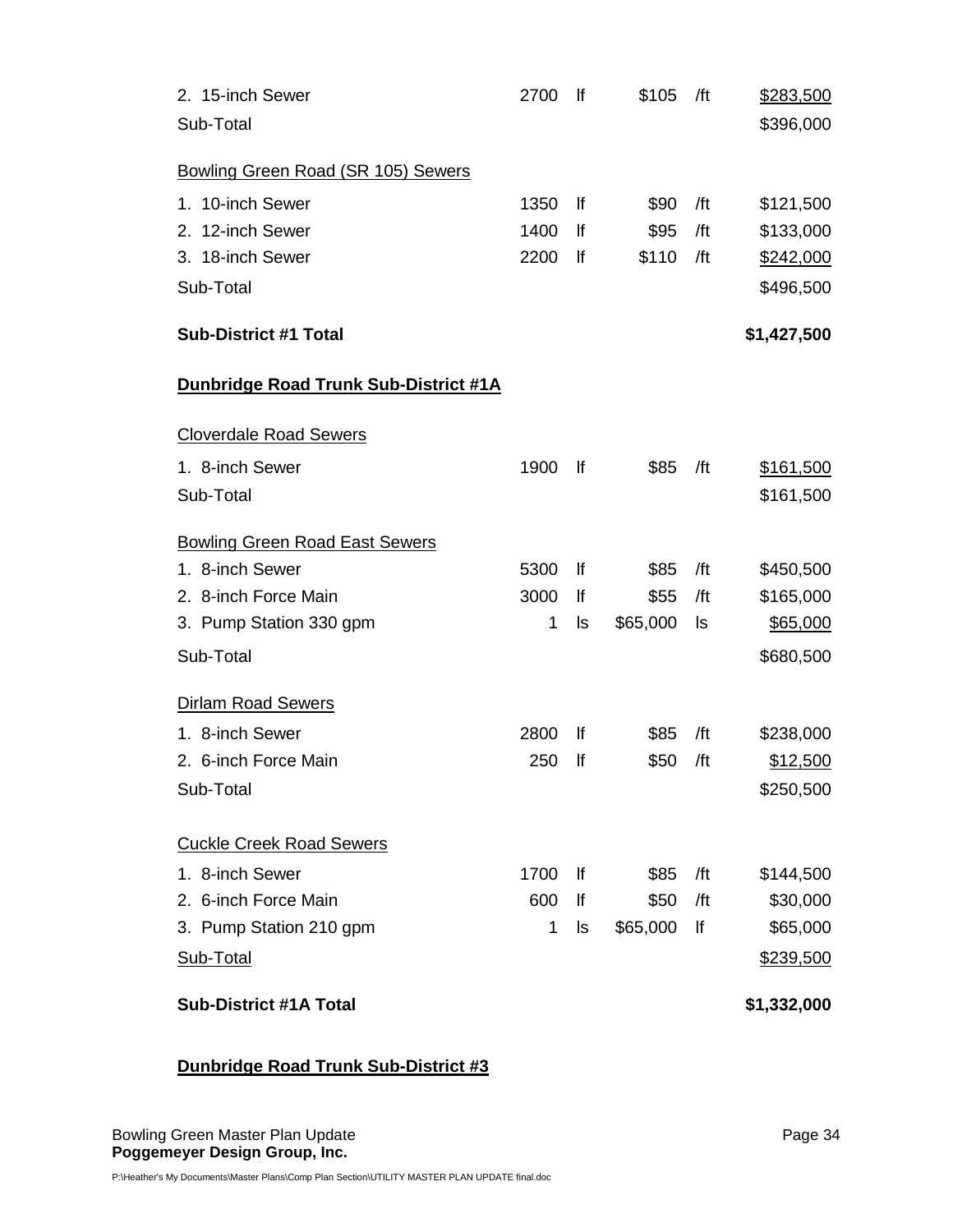| | | | | | |
|---|---|---|---|---|---|
| 2. 15-inch Sewer | 2700 | lf | $105 | /ft | $283,500 |
| Sub-Total | | | | | $396,000 |
| Bowling Green Road (SR 105) Sewers | | | | | |
| 1. 10-inch Sewer | 1350 | lf | $90 | /ft | $121,500 |
| 2. 12-inch Sewer | 1400 | lf | $95 | /ft | $133,000 |
| 3. 18-inch Sewer | 2200 | lf | $110 | /ft | $242,000 |
| Sub-Total | | | | | $496,500 |
| **Sub-District #1 Total** | | | | | **$1,427,500** |

**Dunbridge Road Trunk Sub-District #1A**

| | | | | | |
|---|---|---|---|---|---|
| Cloverdale Road Sewers | | | | | |
| 1. 8-inch Sewer | 1900 | lf | $85 | /ft | $161,500 |
| Sub-Total | | | | | $161,500 |
| Bowling Green Road East Sewers | | | | | |
| 1. 8-inch Sewer | 5300 | lf | $85 | /ft | $450,500 |
| 2. 8-inch Force Main | 3000 | lf | $55 | /ft | $165,000 |
| 3. Pump Station 330 gpm | 1 | ls | $65,000 | ls | $65,000 |
| Sub-Total | | | | | $680,500 |
| Dirlam Road Sewers | | | | | |
| 1. 8-inch Sewer | 2800 | lf | $85 | /ft | $238,000 |
| 2. 6-inch Force Main | 250 | lf | $50 | /ft | $12,500 |
| Sub-Total | | | | | $250,500 |
| Cuckle Creek Road Sewers | | | | | |
| 1. 8-inch Sewer | 1700 | lf | $85 | /ft | $144,500 |
| 2. 6-inch Force Main | 600 | lf | $50 | /ft | $30,000 |
| 3. Pump Station 210 gpm | 1 | ls | $65,000 | lf | $65,000 |
| Sub-Total | | | | | $239,500 |
| **Sub-District #1A Total** | | | | | **$1,332,000** |

**Dunbridge Road Trunk Sub-District #3**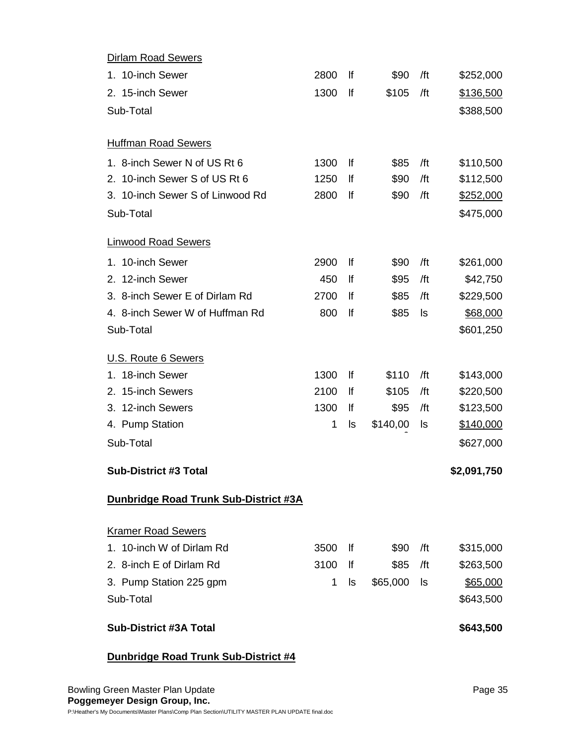| | | | | | |
|---|---|---|---|---|---|
| Dirlam Road Sewers | | | | | |
| 1. 10-inch Sewer | 2800 | lf | $90 | /ft | $252,000 |
| 2. 15-inch Sewer | 1300 | lf | $105 | /ft | $136,500 |
| Sub-Total | | | | | $388,500 |
| | | | | | |
| Huffman Road Sewers | | | | | |
| 1. 8-inch Sewer N of US Rt 6 | 1300 | lf | $85 | /ft | $110,500 |
| 2. 10-inch Sewer S of US Rt 6 | 1250 | lf | $90 | /ft | $112,500 |
| 3. 10-inch Sewer S of Linwood Rd | 2800 | lf | $90 | /ft | $252,000 |
| Sub-Total | | | | | $475,000 |
| | | | | | |
| Linwood Road Sewers | | | | | |
| 1. 10-inch Sewer | 2900 | lf | $90 | /ft | $261,000 |
| 2. 12-inch Sewer | 450 | lf | $95 | /ft | $42,750 |
| 3. 8-inch Sewer E of Dirlam Rd | 2700 | lf | $85 | /ft | $229,500 |
| 4. 8-inch Sewer W of Huffman Rd | 800 | lf | $85 | ls | $68,000 |
| Sub-Total | | | | | $601,250 |
| | | | | | |
| U.S. Route 6 Sewers | | | | | |
| 1. 18-inch Sewer | 1300 | lf | $110 | /ft | $143,000 |
| 2. 15-inch Sewers | 2100 | lf | $105 | /ft | $220,500 |
| 3. 12-inch Sewers | 1300 | lf | $95 | /ft | $123,500 |
| 4. Pump Station | 1 | ls | $140,000 | ls | $140,000 |
| Sub-Total | | | | | $627,000 |
| | | | | | |
| **Sub-District #3 Total** | | | | | **$2,091,750** |

**Dunbridge Road Trunk Sub-District #3A**

| | | | | | |
|---|---|---|---|---|---|
| Kramer Road Sewers | | | | | |
| 1. 10-inch W of Dirlam Rd | 3500 | lf | $90 | /ft | $315,000 |
| 2. 8-inch E of Dirlam Rd | 3100 | lf | $85 | /ft | $263,500 |
| 3. Pump Station 225 gpm | 1 | ls | $65,000 | ls | $65,000 |
| Sub-Total | | | | | $643,500 |
| | | | | | |
| **Sub-District #3A Total** | | | | | **$643,500** |

**Dunbridge Road Trunk Sub-District #4**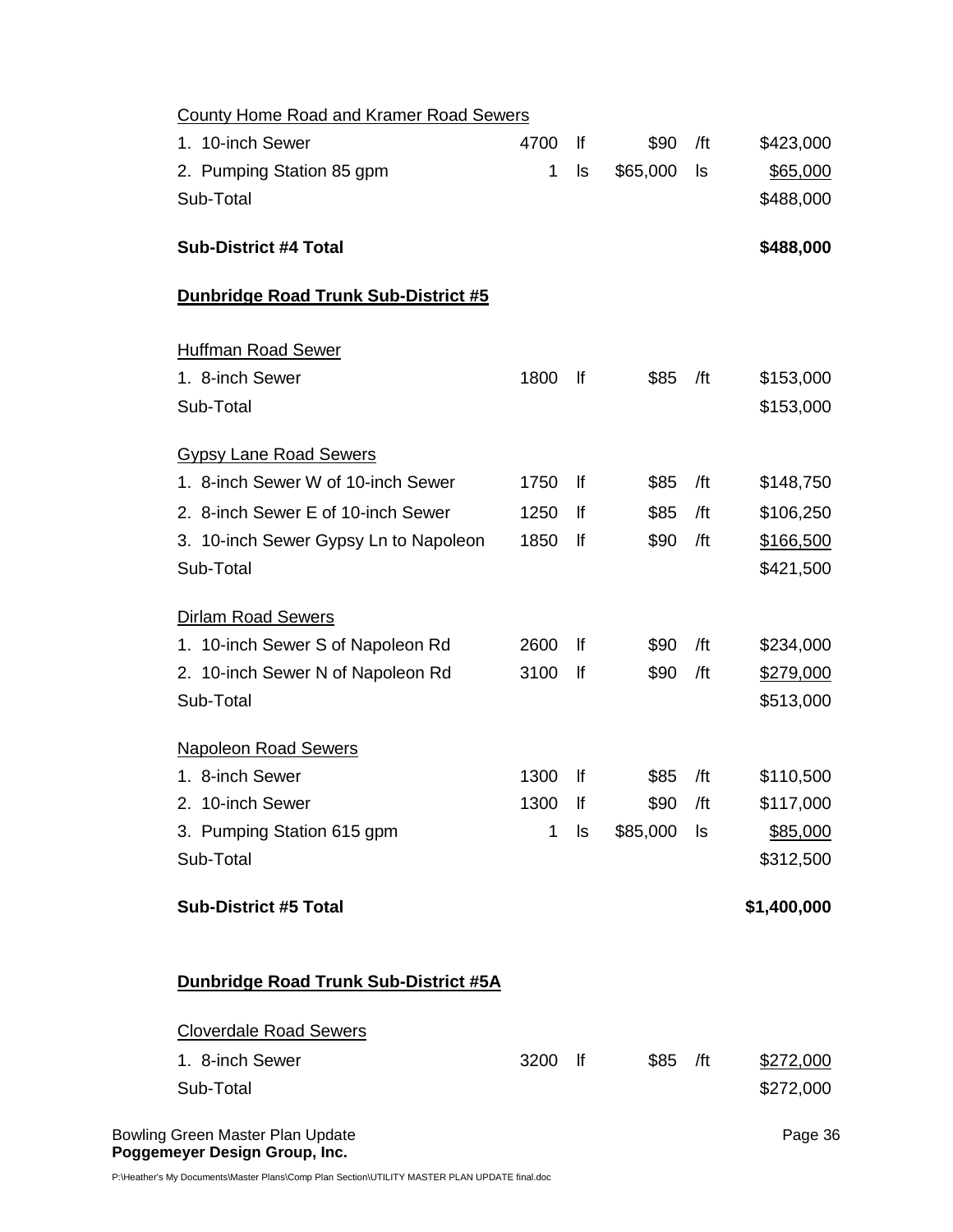| | | | | | |
|---|---|---|---|---|---|
| County Home Road and Kramer Road Sewers | | | | | |
| 1. 10-inch Sewer | 4700 | lf | $90 | /ft | $423,000 |
| 2. Pumping Station 85 gpm | 1 | ls | $65,000 | ls | $65,000 |
| Sub-Total | | | | | $488,000 |
| **Sub-District #4 Total** | | | | | **$488,000** |

**Dunbridge Road Trunk Sub-District #5**

| | | | | | |
|---|---|---|---|---|---|
| Huffman Road Sewer | | | | | |
| 1. 8-inch Sewer | 1800 | lf | $85 | /ft | $153,000 |
| Sub-Total | | | | | $153,000 |
| Gypsy Lane Road Sewers | | | | | |
| 1. 8-inch Sewer W of 10-inch Sewer | 1750 | lf | $85 | /ft | $148,750 |
| 2. 8-inch Sewer E of 10-inch Sewer | 1250 | lf | $85 | /ft | $106,250 |
| 3. 10-inch Sewer Gypsy Ln to Napoleon | 1850 | lf | $90 | /ft | $166,500 |
| Sub-Total | | | | | $421,500 |
| Dirlam Road Sewers | | | | | |
| 1. 10-inch Sewer S of Napoleon Rd | 2600 | lf | $90 | /ft | $234,000 |
| 2. 10-inch Sewer N of Napoleon Rd | 3100 | lf | $90 | /ft | $279,000 |
| Sub-Total | | | | | $513,000 |
| Napoleon Road Sewers | | | | | |
| 1. 8-inch Sewer | 1300 | lf | $85 | /ft | $110,500 |
| 2. 10-inch Sewer | 1300 | lf | $90 | /ft | $117,000 |
| 3. Pumping Station 615 gpm | 1 | ls | $85,000 | ls | $85,000 |
| Sub-Total | | | | | $312,500 |
| **Sub-District #5 Total** | | | | | **$1,400,000** |

**Dunbridge Road Trunk Sub-District #5A**

| | | | | | |
|---|---|---|---|---|---|
| Cloverdale Road Sewers | | | | | |
| 1. 8-inch Sewer | 3200 | lf | $85 | /ft | $272,000 |
| Sub-Total | | | | | $272,000 |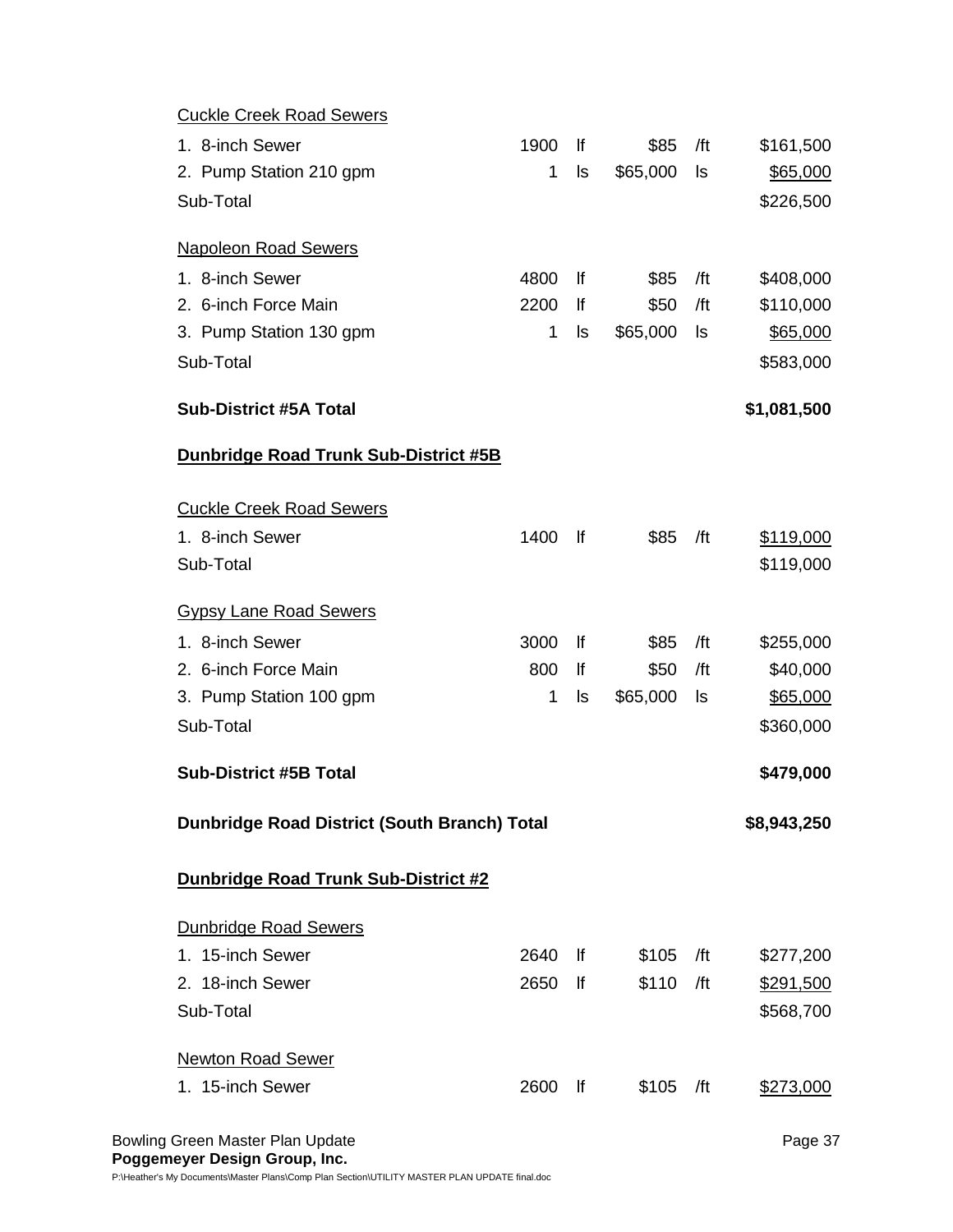| | | | | | |
|---|---|---|---|---|---|
| <u>Cuckle Creek Road Sewers</u> | | | | | |
| 1. 8-inch Sewer | 1900 | lf | $85 | /ft | $161,500 |
| 2. Pump Station 210 gpm | 1 | ls | $65,000 | ls | <u>$65,000</u> |
| Sub-Total | | | | | $226,500 |
| | | | | | |
| <u>Napoleon Road Sewers</u> | | | | | |
| 1. 8-inch Sewer | 4800 | lf | $85 | /ft | $408,000 |
| 2. 6-inch Force Main | 2200 | lf | $50 | /ft | $110,000 |
| 3. Pump Station 130 gpm | 1 | ls | $65,000 | ls | <u>$65,000</u> |
| Sub-Total | | | | | $583,000 |
| | | | | | |
| **Sub-District #5A Total** | | | | | **$1,081,500** |

**<u>Dunbridge Road Trunk Sub-District #5B</u>**

| | | | | | |
|---|---|---|---|---|---|
| <u>Cuckle Creek Road Sewers</u> | | | | | |
| 1. 8-inch Sewer | 1400 | lf | $85 | /ft | <u>$119,000</u> |
| Sub-Total | | | | | $119,000 |
| | | | | | |
| <u>Gypsy Lane Road Sewers</u> | | | | | |
| 1. 8-inch Sewer | 3000 | lf | $85 | /ft | $255,000 |
| 2. 6-inch Force Main | 800 | lf | $50 | /ft | $40,000 |
| 3. Pump Station 100 gpm | 1 | ls | $65,000 | ls | <u>$65,000</u> |
| Sub-Total | | | | | $360,000 |
| | | | | | |
| **Sub-District #5B Total** | | | | | **$479,000** |
| | | | | | |
| **Dunbridge Road District (South Branch) Total** | | | | | **$8,943,250** |

**<u>Dunbridge Road Trunk Sub-District #2</u>**

| | | | | | |
|---|---|---|---|---|---|
| <u>Dunbridge Road Sewers</u> | | | | | |
| 1. 15-inch Sewer | 2640 | lf | $105 | /ft | $277,200 |
| 2. 18-inch Sewer | 2650 | lf | $110 | /ft | <u>$291,500</u> |
| Sub-Total | | | | | $568,700 |
| | | | | | |
| <u>Newton Road Sewer</u> | | | | | |
| 1. 15-inch Sewer | 2600 | lf | $105 | /ft | <u>$273,000</u> |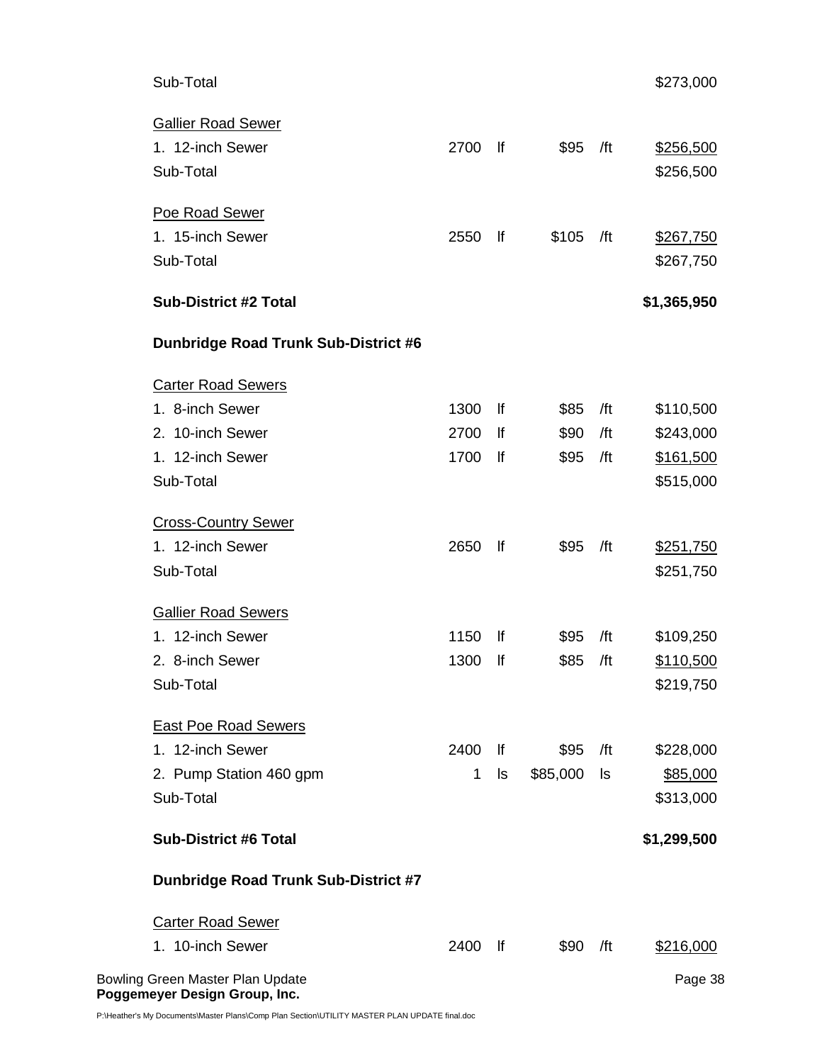| | | | | | |
|---|---|---|---|---|---|
| Sub-Total | | | | | $273,000 |
| | | | | | |
| Gallier Road Sewer | | | | | |
| 1. 12-inch Sewer | 2700 | lf | $95 | /ft | $256,500 |
| Sub-Total | | | | | $256,500 |
| | | | | | |
| Poe Road Sewer | | | | | |
| 1. 15-inch Sewer | 2550 | lf | $105 | /ft | $267,750 |
| Sub-Total | | | | | $267,750 |
| | | | | | |
| **Sub-District #2 Total** | | | | | **$1,365,950** |

**Dunbridge Road Trunk Sub-District #6**

| | | | | | |
|---|---|---|---|---|---|
| Carter Road Sewers | | | | | |
| 1. 8-inch Sewer | 1300 | lf | $85 | /ft | $110,500 |
| 2. 10-inch Sewer | 2700 | lf | $90 | /ft | $243,000 |
| 1. 12-inch Sewer | 1700 | lf | $95 | /ft | $161,500 |
| Sub-Total | | | | | $515,000 |
| | | | | | |
| Cross-Country Sewer | | | | | |
| 1. 12-inch Sewer | 2650 | lf | $95 | /ft | $251,750 |
| Sub-Total | | | | | $251,750 |
| | | | | | |
| Gallier Road Sewers | | | | | |
| 1. 12-inch Sewer | 1150 | lf | $95 | /ft | $109,250 |
| 2. 8-inch Sewer | 1300 | lf | $85 | /ft | $110,500 |
| Sub-Total | | | | | $219,750 |
| | | | | | |
| East Poe Road Sewers | | | | | |
| 1. 12-inch Sewer | 2400 | lf | $95 | /ft | $228,000 |
| 2. Pump Station 460 gpm | 1 | ls | $85,000 | ls | $85,000 |
| Sub-Total | | | | | $313,000 |
| | | | | | |
| **Sub-District #6 Total** | | | | | **$1,299,500** |

**Dunbridge Road Trunk Sub-District #7**

| | | | | | |
|---|---|---|---|---|---|
| Carter Road Sewer | | | | | |
| 1. 10-inch Sewer | 2400 | lf | $90 | /ft | $216,000 |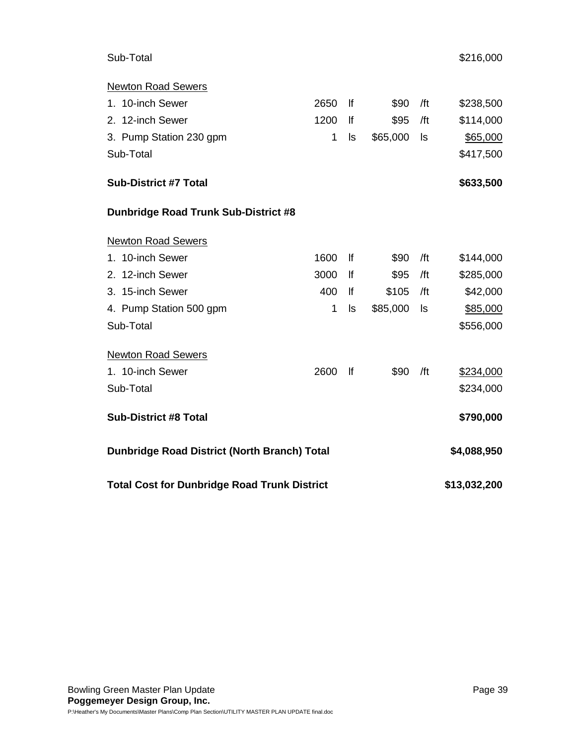| Item | Quantity | Unit | Unit Cost | Unit | Cost |
|---|---|---|---|---|---|
| Sub-Total | | | | | $216,000 |
| Newton Road Sewers | | | | | |
| 1. 10-inch Sewer | 2650 | lf | $90 | /ft | $238,500 |
| 2. 12-inch Sewer | 1200 | lf | $95 | /ft | $114,000 |
| 3. Pump Station 230 gpm | 1 | ls | $65,000 | ls | $65,000 |
| Sub-Total | | | | | $417,500 |
| **Sub-District #7 Total** | | | | | **$633,500** |
| **Dunbridge Road Trunk Sub-District #8** | | | | | |
| Newton Road Sewers | | | | | |
| 1. 10-inch Sewer | 1600 | lf | $90 | /ft | $144,000 |
| 2. 12-inch Sewer | 3000 | lf | $95 | /ft | $285,000 |
| 3. 15-inch Sewer | 400 | lf | $105 | /ft | $42,000 |
| 4. Pump Station 500 gpm | 1 | ls | $85,000 | ls | $85,000 |
| Sub-Total | | | | | $556,000 |
| Newton Road Sewers | | | | | |
| 1. 10-inch Sewer | 2600 | lf | $90 | /ft | $234,000 |
| Sub-Total | | | | | $234,000 |
| **Sub-District #8 Total** | | | | | **$790,000** |
| **Dunbridge Road District (North Branch) Total** | | | | | **$4,088,950** |
| **Total Cost for Dunbridge Road Trunk District** | | | | | **$13,032,200** |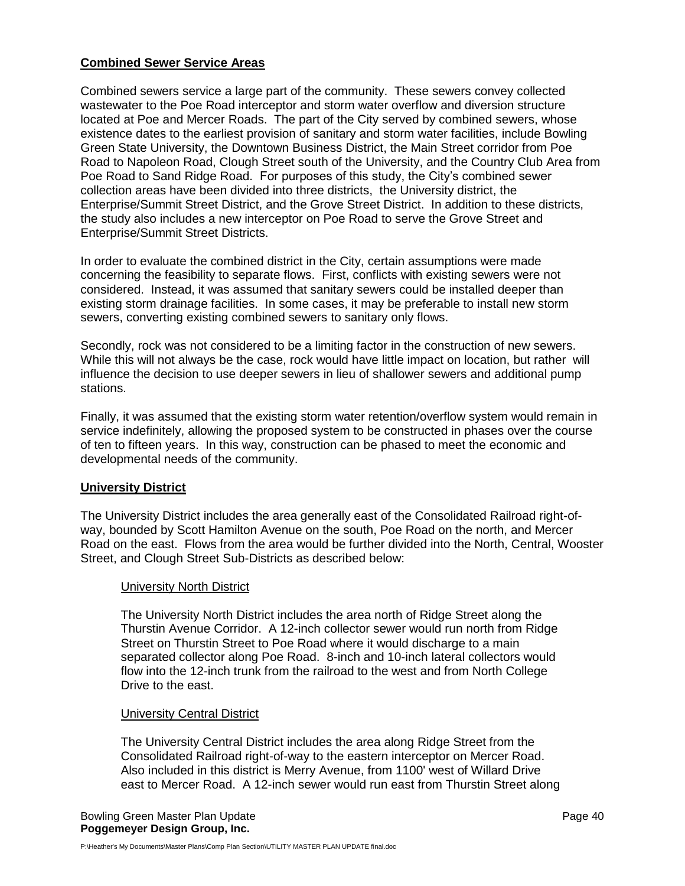## Combined Sewer Service Areas

Combined sewers service a large part of the community. These sewers convey collected wastewater to the Poe Road interceptor and storm water overflow and diversion structure located at Poe and Mercer Roads. The part of the City served by combined sewers, whose existence dates to the earliest provision of sanitary and storm water facilities, include Bowling Green State University, the Downtown Business District, the Main Street corridor from Poe Road to Napoleon Road, Clough Street south of the University, and the Country Club Area from Poe Road to Sand Ridge Road. For purposes of this study, the City's combined sewer collection areas have been divided into three districts, the University district, the Enterprise/Summit Street District, and the Grove Street District. In addition to these districts, the study also includes a new interceptor on Poe Road to serve the Grove Street and Enterprise/Summit Street Districts.

In order to evaluate the combined district in the City, certain assumptions were made concerning the feasibility to separate flows. First, conflicts with existing sewers were not considered. Instead, it was assumed that sanitary sewers could be installed deeper than existing storm drainage facilities. In some cases, it may be preferable to install new storm sewers, converting existing combined sewers to sanitary only flows.

Secondly, rock was not considered to be a limiting factor in the construction of new sewers. While this will not always be the case, rock would have little impact on location, but rather will influence the decision to use deeper sewers in lieu of shallower sewers and additional pump stations.

Finally, it was assumed that the existing storm water retention/overflow system would remain in service indefinitely, allowing the proposed system to be constructed in phases over the course of ten to fifteen years. In this way, construction can be phased to meet the economic and developmental needs of the community.

## University District

The University District includes the area generally east of the Consolidated Railroad right-of-way, bounded by Scott Hamilton Avenue on the south, Poe Road on the north, and Mercer Road on the east. Flows from the area would be further divided into the North, Central, Wooster Street, and Clough Street Sub-Districts as described below:

### University North District

The University North District includes the area north of Ridge Street along the Thurstin Avenue Corridor. A 12-inch collector sewer would run north from Ridge Street on Thurstin Street to Poe Road where it would discharge to a main separated collector along Poe Road. 8-inch and 10-inch lateral collectors would flow into the 12-inch trunk from the railroad to the west and from North College Drive to the east.

### University Central District

The University Central District includes the area along Ridge Street from the Consolidated Railroad right-of-way to the eastern interceptor on Mercer Road. Also included in this district is Merry Avenue, from 1100' west of Willard Drive east to Mercer Road. A 12-inch sewer would run east from Thurstin Street along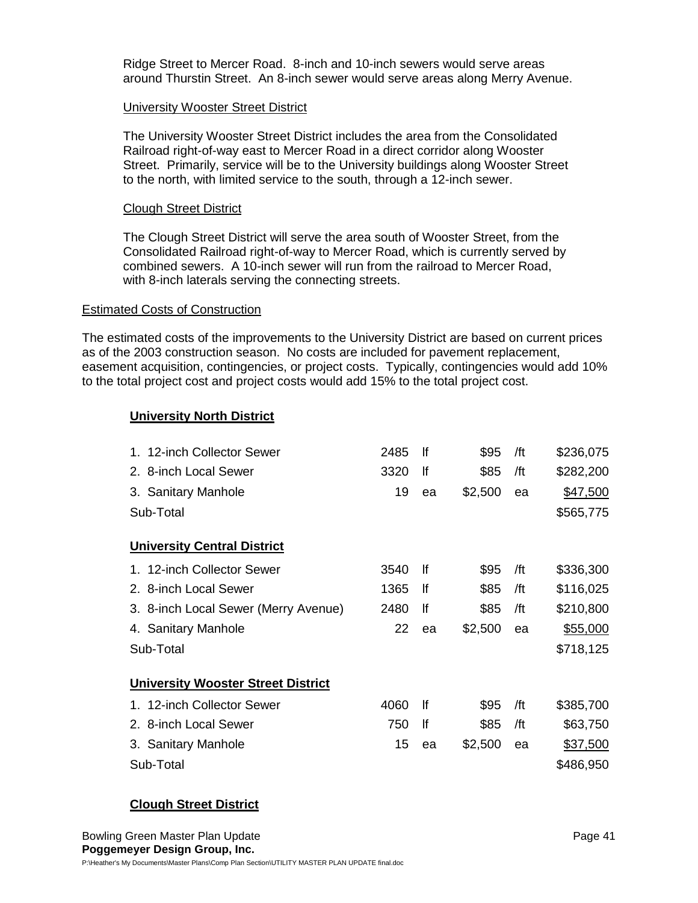Ridge Street to Mercer Road. 8-inch and 10-inch sewers would serve areas around Thurstin Street. An 8-inch sewer would serve areas along Merry Avenue.

University Wooster Street District

The University Wooster Street District includes the area from the Consolidated Railroad right-of-way east to Mercer Road in a direct corridor along Wooster Street. Primarily, service will be to the University buildings along Wooster Street to the north, with limited service to the south, through a 12-inch sewer.

Clough Street District

The Clough Street District will serve the area south of Wooster Street, from the Consolidated Railroad right-of-way to Mercer Road, which is currently served by combined sewers. A 10-inch sewer will run from the railroad to Mercer Road, with 8-inch laterals serving the connecting streets.

Estimated Costs of Construction

The estimated costs of the improvements to the University District are based on current prices as of the 2003 construction season. No costs are included for pavement replacement, easement acquisition, contingencies, or project costs. Typically, contingencies would add 10% to the total project cost and project costs would add 15% to the total project cost.

**University North District**

| Item | Quantity | Unit | Unit Cost | Unit | Total |
|---|---|---|---|---|---|
| 1. 12-inch Collector Sewer | 2485 | lf | $95 | /ft | $236,075 |
| 2. 8-inch Local Sewer | 3320 | lf | $85 | /ft | $282,200 |
| 3. Sanitary Manhole | 19 | ea | $2,500 | ea | $47,500 |
| Sub-Total | | | | | $565,775 |

**University Central District**

| Item | Quantity | Unit | Unit Cost | Unit | Total |
|---|---|---|---|---|---|
| 1. 12-inch Collector Sewer | 3540 | lf | $95 | /ft | $336,300 |
| 2. 8-inch Local Sewer | 1365 | lf | $85 | /ft | $116,025 |
| 3. 8-inch Local Sewer (Merry Avenue) | 2480 | lf | $85 | /ft | $210,800 |
| 4. Sanitary Manhole | 22 | ea | $2,500 | ea | $55,000 |
| Sub-Total | | | | | $718,125 |

**University Wooster Street District**

| Item | Quantity | Unit | Unit Cost | Unit | Total |
|---|---|---|---|---|---|
| 1. 12-inch Collector Sewer | 4060 | lf | $95 | /ft | $385,700 |
| 2. 8-inch Local Sewer | 750 | lf | $85 | /ft | $63,750 |
| 3. Sanitary Manhole | 15 | ea | $2,500 | ea | $37,500 |
| Sub-Total | | | | | $486,950 |

**Clough Street District**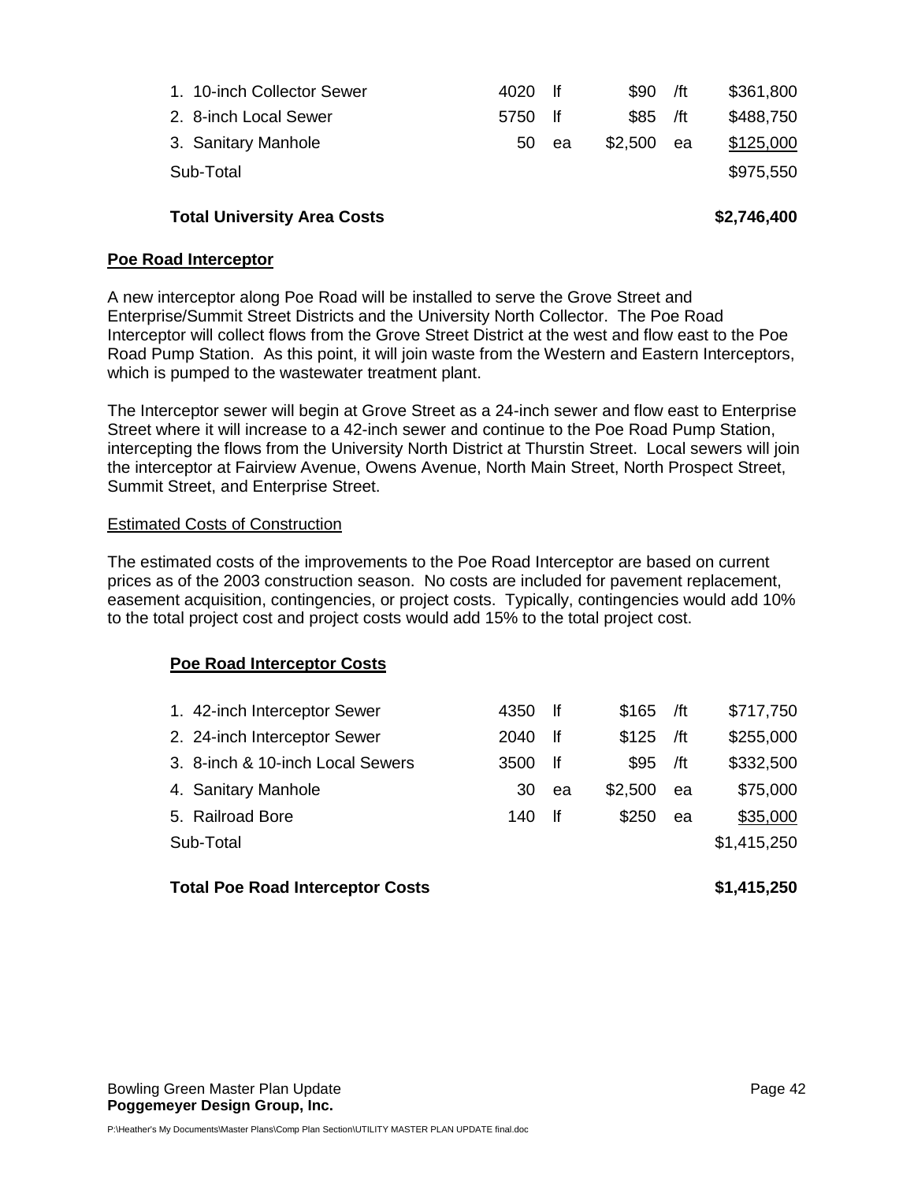| Item | Quantity | Unit | Unit Price | Unit | Cost |
|---|---|---|---|---|---|
| 1. 10-inch Collector Sewer | 4020 | lf | $90 | /ft | $361,800 |
| 2. 8-inch Local Sewer | 5750 | lf | $85 | /ft | $488,750 |
| 3. Sanitary Manhole | 50 | ea | $2,500 | ea | $125,000 |
| Sub-Total | | | | | $975,550 |
| **Total University Area Costs** | | | | | **$2,746,400** |

## Poe Road Interceptor

A new interceptor along Poe Road will be installed to serve the Grove Street and Enterprise/Summit Street Districts and the University North Collector. The Poe Road Interceptor will collect flows from the Grove Street District at the west and flow east to the Poe Road Pump Station. As this point, it will join waste from the Western and Eastern Interceptors, which is pumped to the wastewater treatment plant.

The Interceptor sewer will begin at Grove Street as a 24-inch sewer and flow east to Enterprise Street where it will increase to a 42-inch sewer and continue to the Poe Road Pump Station, intercepting the flows from the University North District at Thurstin Street. Local sewers will join the interceptor at Fairview Avenue, Owens Avenue, North Main Street, North Prospect Street, Summit Street, and Enterprise Street.

### Estimated Costs of Construction

The estimated costs of the improvements to the Poe Road Interceptor are based on current prices as of the 2003 construction season. No costs are included for pavement replacement, easement acquisition, contingencies, or project costs. Typically, contingencies would add 10% to the total project cost and project costs would add 15% to the total project cost.

### Poe Road Interceptor Costs

| Item | Quantity | Unit | Unit Price | Unit | Cost |
|---|---|---|---|---|---|
| 1. 42-inch Interceptor Sewer | 4350 | lf | $165 | /ft | $717,750 |
| 2. 24-inch Interceptor Sewer | 2040 | lf | $125 | /ft | $255,000 |
| 3. 8-inch & 10-inch Local Sewers | 3500 | lf | $95 | /ft | $332,500 |
| 4. Sanitary Manhole | 30 | ea | $2,500 | ea | $75,000 |
| 5. Railroad Bore | 140 | lf | $250 | ea | $35,000 |
| Sub-Total | | | | | $1,415,250 |
| **Total Poe Road Interceptor Costs** | | | | | **$1,415,250** |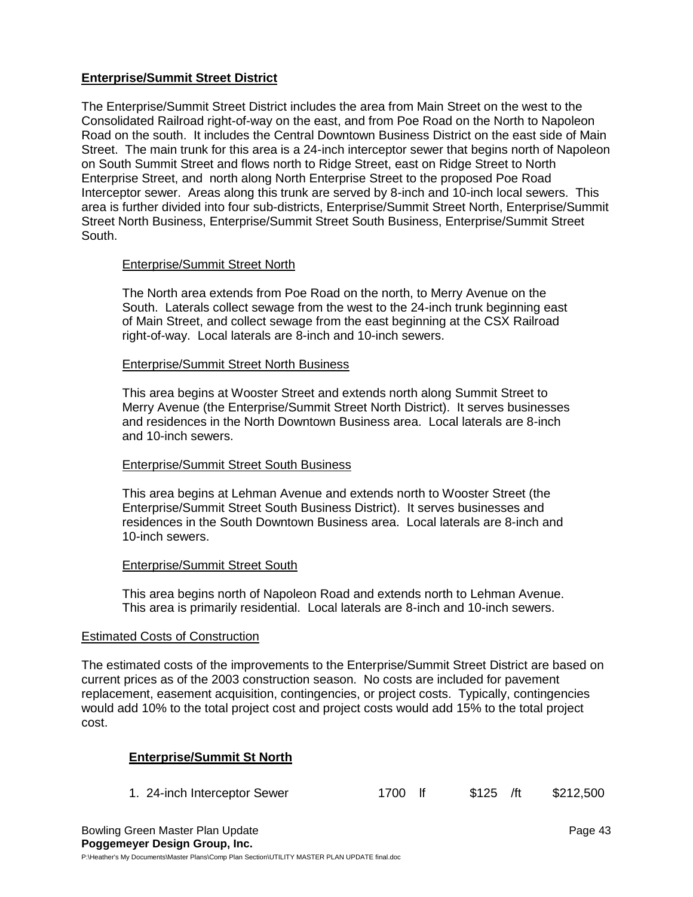## Enterprise/Summit Street District

The Enterprise/Summit Street District includes the area from Main Street on the west to the Consolidated Railroad right-of-way on the east, and from Poe Road on the North to Napoleon Road on the south. It includes the Central Downtown Business District on the east side of Main Street. The main trunk for this area is a 24-inch interceptor sewer that begins north of Napoleon on South Summit Street and flows north to Ridge Street, east on Ridge Street to North Enterprise Street, and north along North Enterprise Street to the proposed Poe Road Interceptor sewer. Areas along this trunk are served by 8-inch and 10-inch local sewers. This area is further divided into four sub-districts, Enterprise/Summit Street North, Enterprise/Summit Street North Business, Enterprise/Summit Street South Business, Enterprise/Summit Street South.

### Enterprise/Summit Street North

The North area extends from Poe Road on the north, to Merry Avenue on the South. Laterals collect sewage from the west to the 24-inch trunk beginning east of Main Street, and collect sewage from the east beginning at the CSX Railroad right-of-way. Local laterals are 8-inch and 10-inch sewers.

### Enterprise/Summit Street North Business

This area begins at Wooster Street and extends north along Summit Street to Merry Avenue (the Enterprise/Summit Street North District). It serves businesses and residences in the North Downtown Business area. Local laterals are 8-inch and 10-inch sewers.

### Enterprise/Summit Street South Business

This area begins at Lehman Avenue and extends north to Wooster Street (the Enterprise/Summit Street South Business District). It serves businesses and residences in the South Downtown Business area. Local laterals are 8-inch and 10-inch sewers.

### Enterprise/Summit Street South

This area begins north of Napoleon Road and extends north to Lehman Avenue. This area is primarily residential. Local laterals are 8-inch and 10-inch sewers.

### Estimated Costs of Construction

The estimated costs of the improvements to the Enterprise/Summit Street District are based on current prices as of the 2003 construction season. No costs are included for pavement replacement, easement acquisition, contingencies, or project costs. Typically, contingencies would add 10% to the total project cost and project costs would add 15% to the total project cost.

#### Enterprise/Summit St North

| Item | Quantity | Unit | Unit Cost | Unit | Total |
|---|---|---|---|---|---|
| 1. 24-inch Interceptor Sewer | 1700 | lf | $125 | /ft | $212,500 |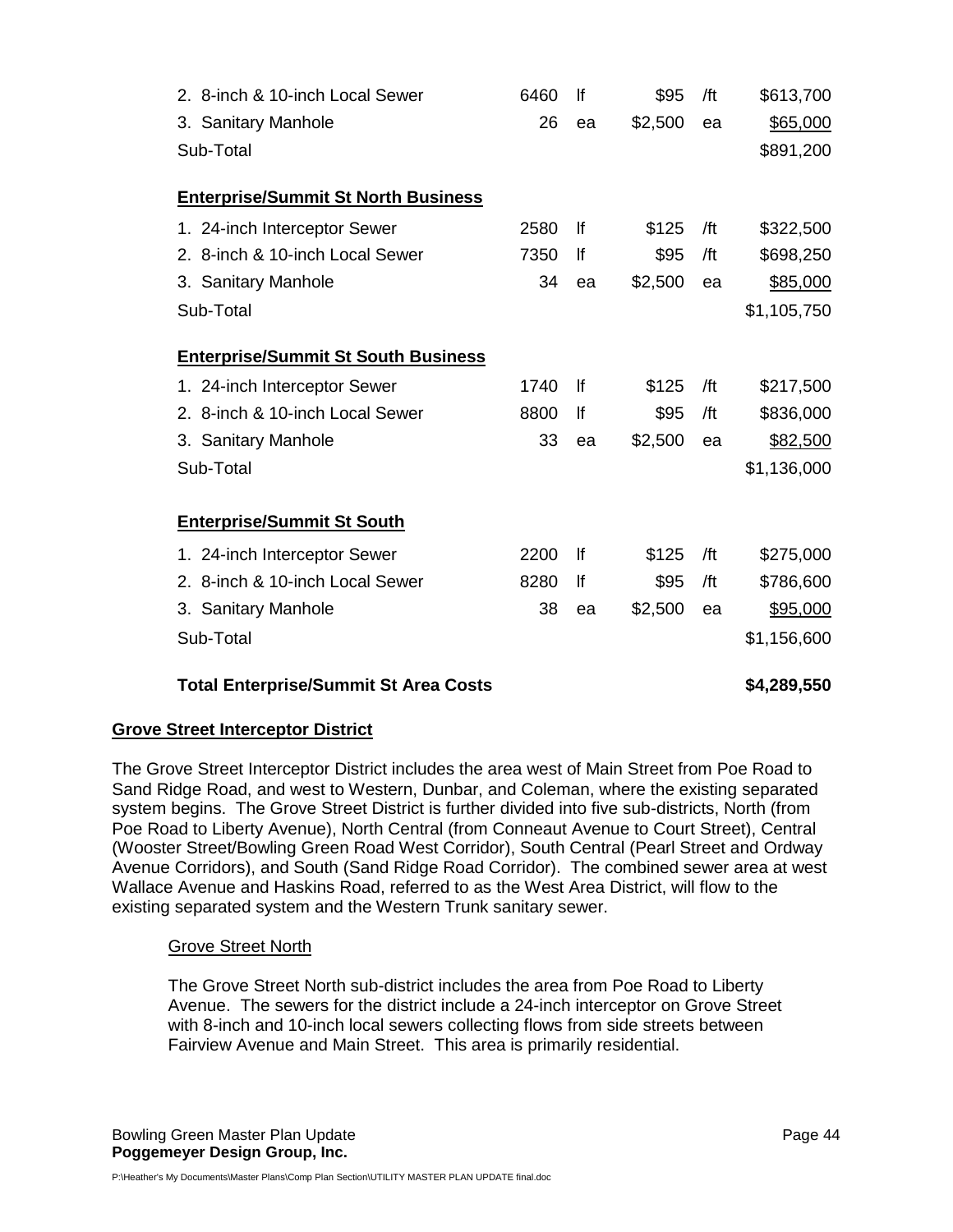| | | | | | |
|---|---|---|---|---|---|
| 2. 8-inch & 10-inch Local Sewer | 6460 | lf | $95 | /ft | $613,700 |
| 3. Sanitary Manhole | 26 | ea | $2,500 | ea | $65,000 |
| Sub-Total | | | | | $891,200 |
| **Enterprise/Summit St North Business** | | | | | |
| 1. 24-inch Interceptor Sewer | 2580 | lf | $125 | /ft | $322,500 |
| 2. 8-inch & 10-inch Local Sewer | 7350 | lf | $95 | /ft | $698,250 |
| 3. Sanitary Manhole | 34 | ea | $2,500 | ea | $85,000 |
| Sub-Total | | | | | $1,105,750 |
| **Enterprise/Summit St South Business** | | | | | |
| 1. 24-inch Interceptor Sewer | 1740 | lf | $125 | /ft | $217,500 |
| 2. 8-inch & 10-inch Local Sewer | 8800 | lf | $95 | /ft | $836,000 |
| 3. Sanitary Manhole | 33 | ea | $2,500 | ea | $82,500 |
| Sub-Total | | | | | $1,136,000 |
| **Enterprise/Summit St South** | | | | | |
| 1. 24-inch Interceptor Sewer | 2200 | lf | $125 | /ft | $275,000 |
| 2. 8-inch & 10-inch Local Sewer | 8280 | lf | $95 | /ft | $786,600 |
| 3. Sanitary Manhole | 38 | ea | $2,500 | ea | $95,000 |
| Sub-Total | | | | | $1,156,600 |
| **Total Enterprise/Summit St Area Costs** | | | | | **$4,289,550** |

## Grove Street Interceptor District

The Grove Street Interceptor District includes the area west of Main Street from Poe Road to Sand Ridge Road, and west to Western, Dunbar, and Coleman, where the existing separated system begins. The Grove Street District is further divided into five sub-districts, North (from Poe Road to Liberty Avenue), North Central (from Conneaut Avenue to Court Street), Central (Wooster Street/Bowling Green Road West Corridor), South Central (Pearl Street and Ordway Avenue Corridors), and South (Sand Ridge Road Corridor). The combined sewer area at west Wallace Avenue and Haskins Road, referred to as the West Area District, will flow to the existing separated system and the Western Trunk sanitary sewer.

### Grove Street North

The Grove Street North sub-district includes the area from Poe Road to Liberty Avenue. The sewers for the district include a 24-inch interceptor on Grove Street with 8-inch and 10-inch local sewers collecting flows from side streets between Fairview Avenue and Main Street. This area is primarily residential.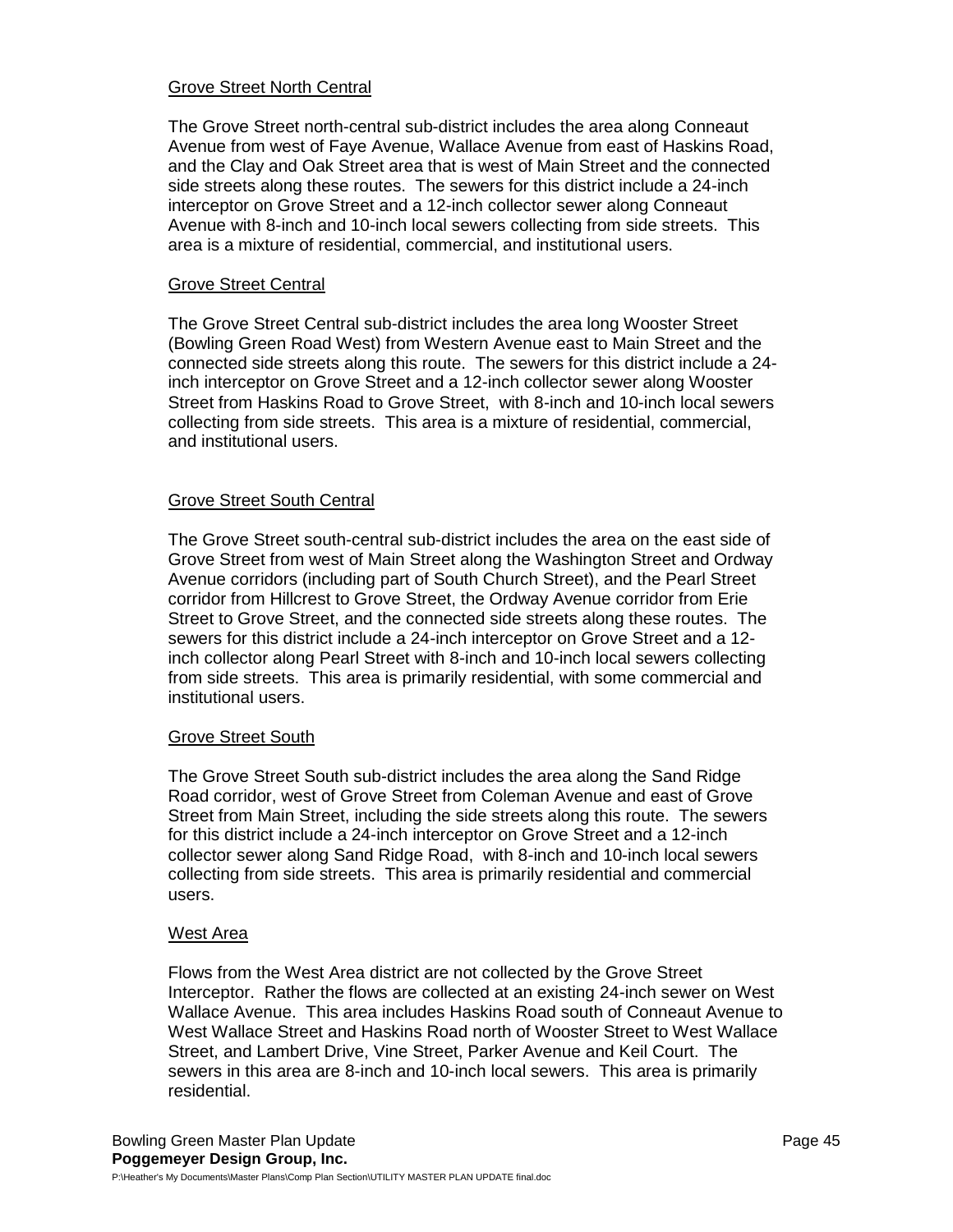### Grove Street North Central

The Grove Street north-central sub-district includes the area along Conneaut Avenue from west of Faye Avenue, Wallace Avenue from east of Haskins Road, and the Clay and Oak Street area that is west of Main Street and the connected side streets along these routes. The sewers for this district include a 24-inch interceptor on Grove Street and a 12-inch collector sewer along Conneaut Avenue with 8-inch and 10-inch local sewers collecting from side streets. This area is a mixture of residential, commercial, and institutional users.

### Grove Street Central

The Grove Street Central sub-district includes the area long Wooster Street (Bowling Green Road West) from Western Avenue east to Main Street and the connected side streets along this route. The sewers for this district include a 24-inch interceptor on Grove Street and a 12-inch collector sewer along Wooster Street from Haskins Road to Grove Street, with 8-inch and 10-inch local sewers collecting from side streets. This area is a mixture of residential, commercial, and institutional users.

### Grove Street South Central

The Grove Street south-central sub-district includes the area on the east side of Grove Street from west of Main Street along the Washington Street and Ordway Avenue corridors (including part of South Church Street), and the Pearl Street corridor from Hillcrest to Grove Street, the Ordway Avenue corridor from Erie Street to Grove Street, and the connected side streets along these routes. The sewers for this district include a 24-inch interceptor on Grove Street and a 12-inch collector along Pearl Street with 8-inch and 10-inch local sewers collecting from side streets. This area is primarily residential, with some commercial and institutional users.

### Grove Street South

The Grove Street South sub-district includes the area along the Sand Ridge Road corridor, west of Grove Street from Coleman Avenue and east of Grove Street from Main Street, including the side streets along this route. The sewers for this district include a 24-inch interceptor on Grove Street and a 12-inch collector sewer along Sand Ridge Road, with 8-inch and 10-inch local sewers collecting from side streets. This area is primarily residential and commercial users.

### West Area

Flows from the West Area district are not collected by the Grove Street Interceptor. Rather the flows are collected at an existing 24-inch sewer on West Wallace Avenue. This area includes Haskins Road south of Conneaut Avenue to West Wallace Street and Haskins Road north of Wooster Street to West Wallace Street, and Lambert Drive, Vine Street, Parker Avenue and Keil Court. The sewers in this area are 8-inch and 10-inch local sewers. This area is primarily residential.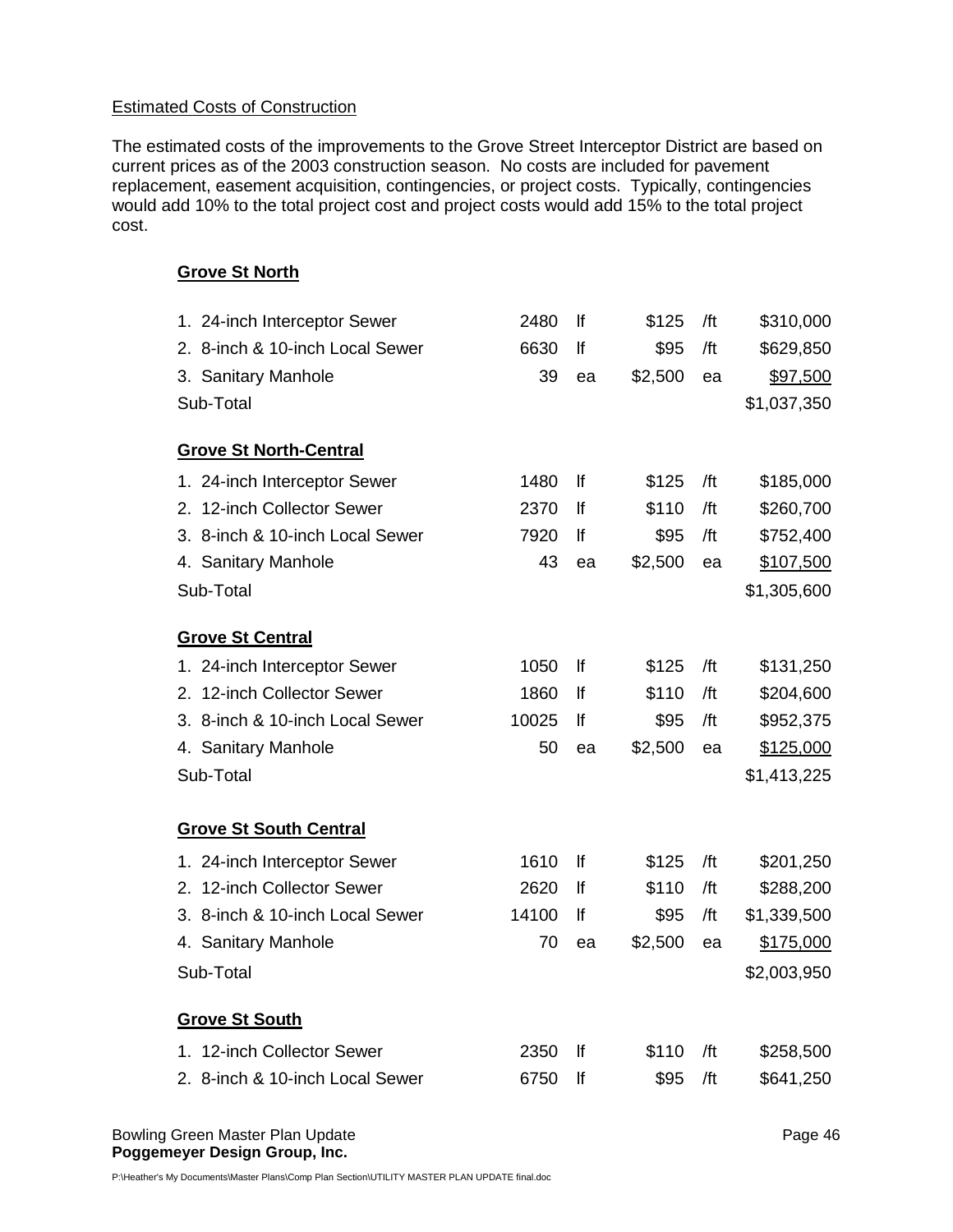## Estimated Costs of Construction

The estimated costs of the improvements to the Grove Street Interceptor District are based on current prices as of the 2003 construction season. No costs are included for pavement replacement, easement acquisition, contingencies, or project costs. Typically, contingencies would add 10% to the total project cost and project costs would add 15% to the total project cost.

### Grove St North

| Item | Quantity | Unit | Unit Price | Unit | Cost |
|---|---|---|---|---|---|
| 1. 24-inch Interceptor Sewer | 2480 | lf | $125 | /ft | $310,000 |
| 2. 8-inch & 10-inch Local Sewer | 6630 | lf | $95 | /ft | $629,850 |
| 3. Sanitary Manhole | 39 | ea | $2,500 | ea | $97,500 |
| Sub-Total | | | | | $1,037,350 |

### Grove St North-Central

| Item | Quantity | Unit | Unit Price | Unit | Cost |
|---|---|---|---|---|---|
| 1. 24-inch Interceptor Sewer | 1480 | lf | $125 | /ft | $185,000 |
| 2. 12-inch Collector Sewer | 2370 | lf | $110 | /ft | $260,700 |
| 3. 8-inch & 10-inch Local Sewer | 7920 | lf | $95 | /ft | $752,400 |
| 4. Sanitary Manhole | 43 | ea | $2,500 | ea | $107,500 |
| Sub-Total | | | | | $1,305,600 |

### Grove St Central

| Item | Quantity | Unit | Unit Price | Unit | Cost |
|---|---|---|---|---|---|
| 1. 24-inch Interceptor Sewer | 1050 | lf | $125 | /ft | $131,250 |
| 2. 12-inch Collector Sewer | 1860 | lf | $110 | /ft | $204,600 |
| 3. 8-inch & 10-inch Local Sewer | 10025 | lf | $95 | /ft | $952,375 |
| 4. Sanitary Manhole | 50 | ea | $2,500 | ea | $125,000 |
| Sub-Total | | | | | $1,413,225 |

### Grove St South Central

| Item | Quantity | Unit | Unit Price | Unit | Cost |
|---|---|---|---|---|---|
| 1. 24-inch Interceptor Sewer | 1610 | lf | $125 | /ft | $201,250 |
| 2. 12-inch Collector Sewer | 2620 | lf | $110 | /ft | $288,200 |
| 3. 8-inch & 10-inch Local Sewer | 14100 | lf | $95 | /ft | $1,339,500 |
| 4. Sanitary Manhole | 70 | ea | $2,500 | ea | $175,000 |
| Sub-Total | | | | | $2,003,950 |

### Grove St South

| Item | Quantity | Unit | Unit Price | Unit | Cost |
|---|---|---|---|---|---|
| 1. 12-inch Collector Sewer | 2350 | lf | $110 | /ft | $258,500 |
| 2. 8-inch & 10-inch Local Sewer | 6750 | lf | $95 | /ft | $641,250 |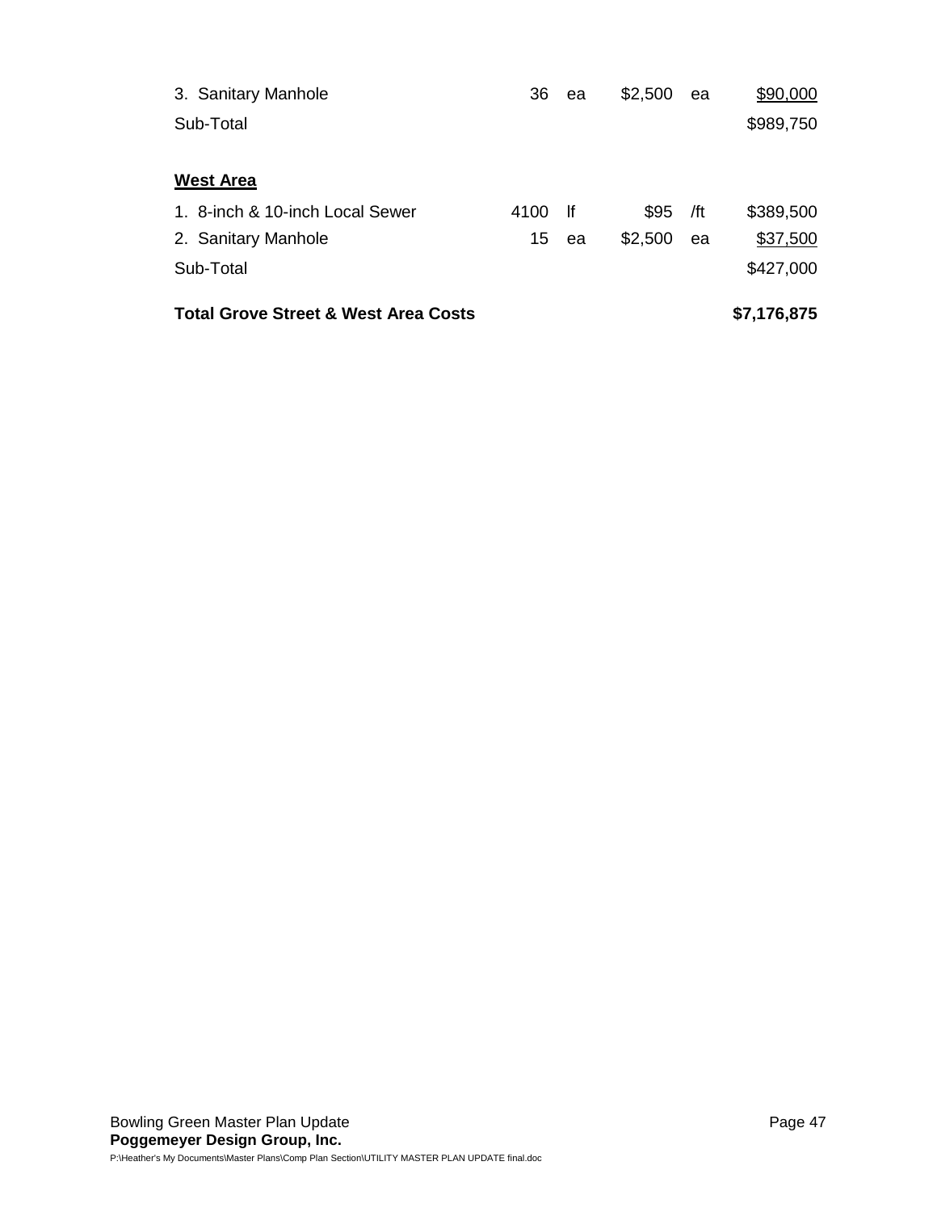| | | | | | |
|---|---|---|---|---|---|
| 3. Sanitary Manhole | 36 | ea | $2,500 | ea | $90,000 |
| Sub-Total | | | | | $989,750 |
| | | | | | |
| **West Area** | | | | | |
| 1. 8-inch & 10-inch Local Sewer | 4100 | lf | $95 | /ft | $389,500 |
| 2. Sanitary Manhole | 15 | ea | $2,500 | ea | $37,500 |
| Sub-Total | | | | | $427,000 |
| **Total Grove Street & West Area Costs** | | | | | **$7,176,875** |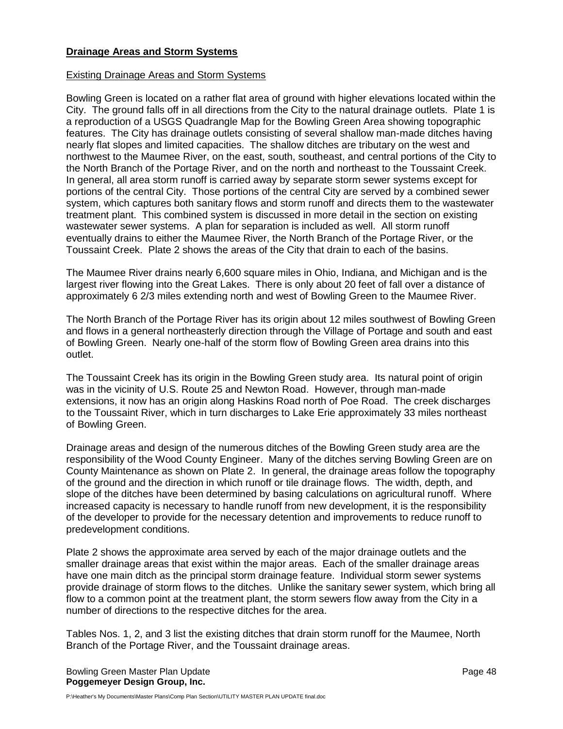## Drainage Areas and Storm Systems

### Existing Drainage Areas and Storm Systems

Bowling Green is located on a rather flat area of ground with higher elevations located within the City. The ground falls off in all directions from the City to the natural drainage outlets. Plate 1 is a reproduction of a USGS Quadrangle Map for the Bowling Green Area showing topographic features. The City has drainage outlets consisting of several shallow man-made ditches having nearly flat slopes and limited capacities. The shallow ditches are tributary on the west and northwest to the Maumee River, on the east, south, southeast, and central portions of the City to the North Branch of the Portage River, and on the north and northeast to the Toussaint Creek. In general, all area storm runoff is carried away by separate storm sewer systems except for portions of the central City. Those portions of the central City are served by a combined sewer system, which captures both sanitary flows and storm runoff and directs them to the wastewater treatment plant. This combined system is discussed in more detail in the section on existing wastewater sewer systems. A plan for separation is included as well. All storm runoff eventually drains to either the Maumee River, the North Branch of the Portage River, or the Toussaint Creek. Plate 2 shows the areas of the City that drain to each of the basins.

The Maumee River drains nearly 6,600 square miles in Ohio, Indiana, and Michigan and is the largest river flowing into the Great Lakes. There is only about 20 feet of fall over a distance of approximately 6 2/3 miles extending north and west of Bowling Green to the Maumee River.

The North Branch of the Portage River has its origin about 12 miles southwest of Bowling Green and flows in a general northeasterly direction through the Village of Portage and south and east of Bowling Green. Nearly one-half of the storm flow of Bowling Green area drains into this outlet.

The Toussaint Creek has its origin in the Bowling Green study area. Its natural point of origin was in the vicinity of U.S. Route 25 and Newton Road. However, through man-made extensions, it now has an origin along Haskins Road north of Poe Road. The creek discharges to the Toussaint River, which in turn discharges to Lake Erie approximately 33 miles northeast of Bowling Green.

Drainage areas and design of the numerous ditches of the Bowling Green study area are the responsibility of the Wood County Engineer. Many of the ditches serving Bowling Green are on County Maintenance as shown on Plate 2. In general, the drainage areas follow the topography of the ground and the direction in which runoff or tile drainage flows. The width, depth, and slope of the ditches have been determined by basing calculations on agricultural runoff. Where increased capacity is necessary to handle runoff from new development, it is the responsibility of the developer to provide for the necessary detention and improvements to reduce runoff to predevelopment conditions.

Plate 2 shows the approximate area served by each of the major drainage outlets and the smaller drainage areas that exist within the major areas. Each of the smaller drainage areas have one main ditch as the principal storm drainage feature. Individual storm sewer systems provide drainage of storm flows to the ditches. Unlike the sanitary sewer system, which bring all flow to a common point at the treatment plant, the storm sewers flow away from the City in a number of directions to the respective ditches for the area.

Tables Nos. 1, 2, and 3 list the existing ditches that drain storm runoff for the Maumee, North Branch of the Portage River, and the Toussaint drainage areas.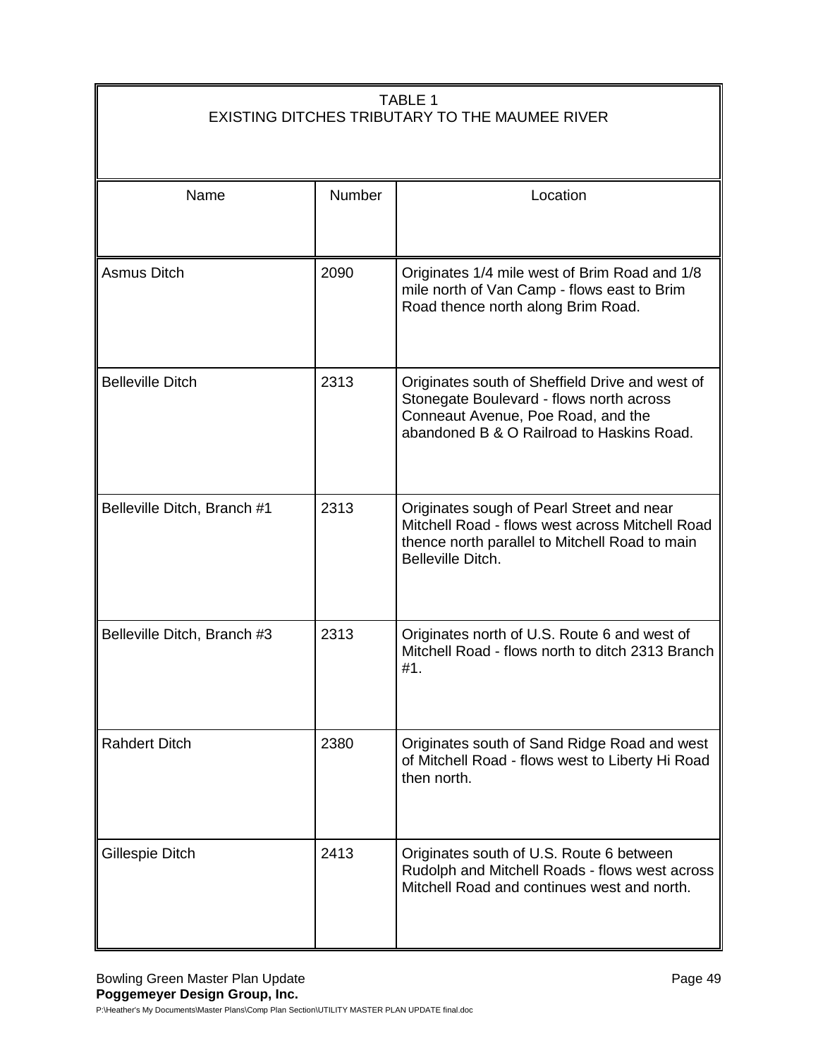TABLE 1
EXISTING DITCHES TRIBUTARY TO THE MAUMEE RIVER

| Name | Number | Location |
|---|---|---|
| Asmus Ditch | 2090 | Originates 1/4 mile west of Brim Road and 1/8 mile north of Van Camp - flows east to Brim Road thence north along Brim Road. |
| Belleville Ditch | 2313 | Originates south of Sheffield Drive and west of Stonegate Boulevard - flows north across Conneaut Avenue, Poe Road, and the abandoned B & O Railroad to Haskins Road. |
| Belleville Ditch, Branch #1 | 2313 | Originates sough of Pearl Street and near Mitchell Road - flows west across Mitchell Road thence north parallel to Mitchell Road to main Belleville Ditch. |
| Belleville Ditch, Branch #3 | 2313 | Originates north of U.S. Route 6 and west of Mitchell Road - flows north to ditch 2313 Branch #1. |
| Rahdert Ditch | 2380 | Originates south of Sand Ridge Road and west of Mitchell Road - flows west to Liberty Hi Road then north. |
| Gillespie Ditch | 2413 | Originates south of U.S. Route 6 between Rudolph and Mitchell Roads - flows west across Mitchell Road and continues west and north. |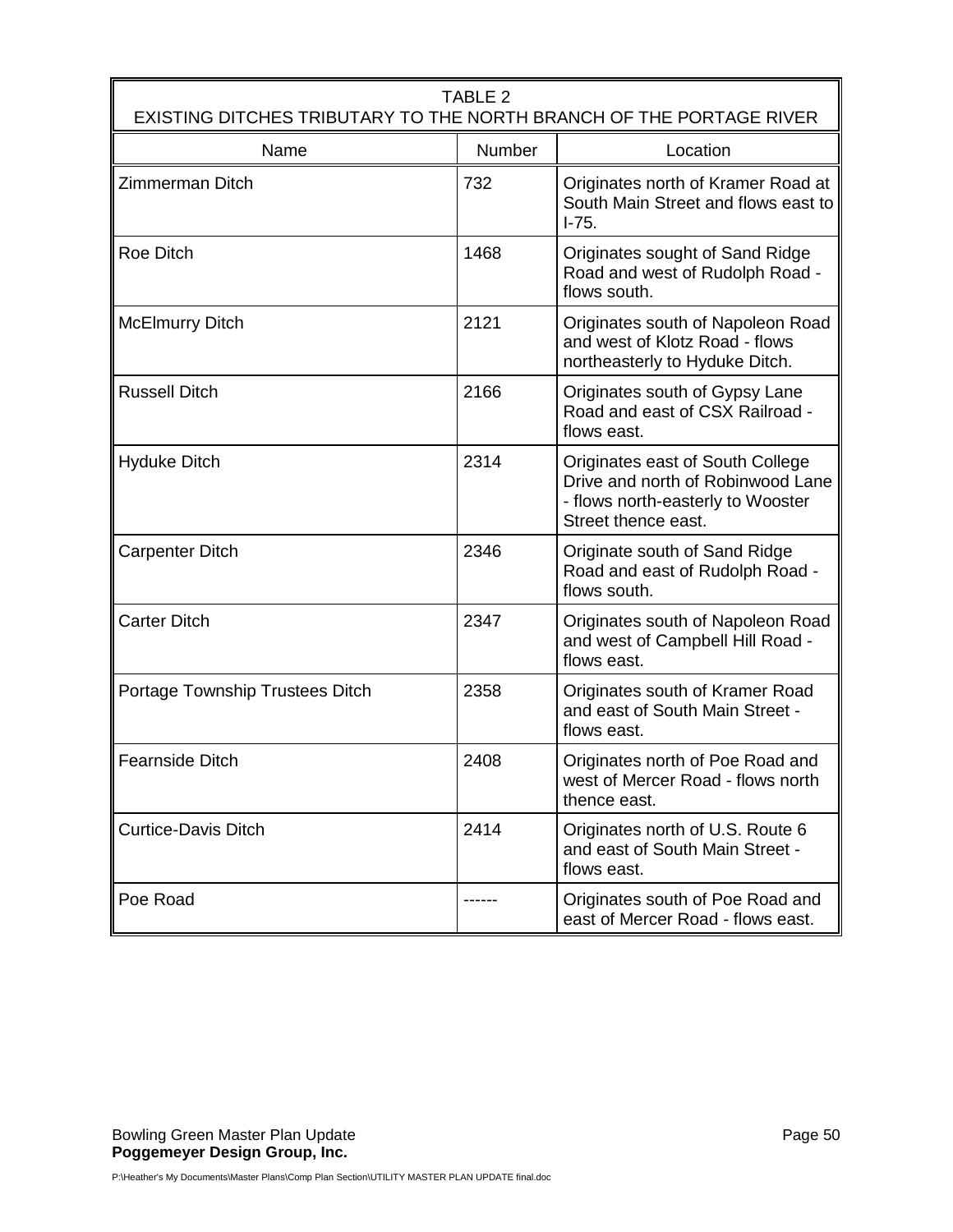| TABLE 2<br>EXISTING DITCHES TRIBUTARY TO THE NORTH BRANCH OF THE PORTAGE RIVER | | |
|---|---|---|
| Name | Number | Location |
| Zimmerman Ditch | 732 | Originates north of Kramer Road at South Main Street and flows east to I-75. |
| Roe Ditch | 1468 | Originates sought of Sand Ridge Road and west of Rudolph Road - flows south. |
| McElmurry Ditch | 2121 | Originates south of Napoleon Road and west of Klotz Road - flows northeasterly to Hyduke Ditch. |
| Russell Ditch | 2166 | Originates south of Gypsy Lane Road and east of CSX Railroad - flows east. |
| Hyduke Ditch | 2314 | Originates east of South College Drive and north of Robinwood Lane - flows north-easterly to Wooster Street thence east. |
| Carpenter Ditch | 2346 | Originate south of Sand Ridge Road and east of Rudolph Road - flows south. |
| Carter Ditch | 2347 | Originates south of Napoleon Road and west of Campbell Hill Road - flows east. |
| Portage Township Trustees Ditch | 2358 | Originates south of Kramer Road and east of South Main Street - flows east. |
| Fearnside Ditch | 2408 | Originates north of Poe Road and west of Mercer Road - flows north thence east. |
| Curtice-Davis Ditch | 2414 | Originates north of U.S. Route 6 and east of South Main Street - flows east. |
| Poe Road | ------ | Originates south of Poe Road and east of Mercer Road - flows east. |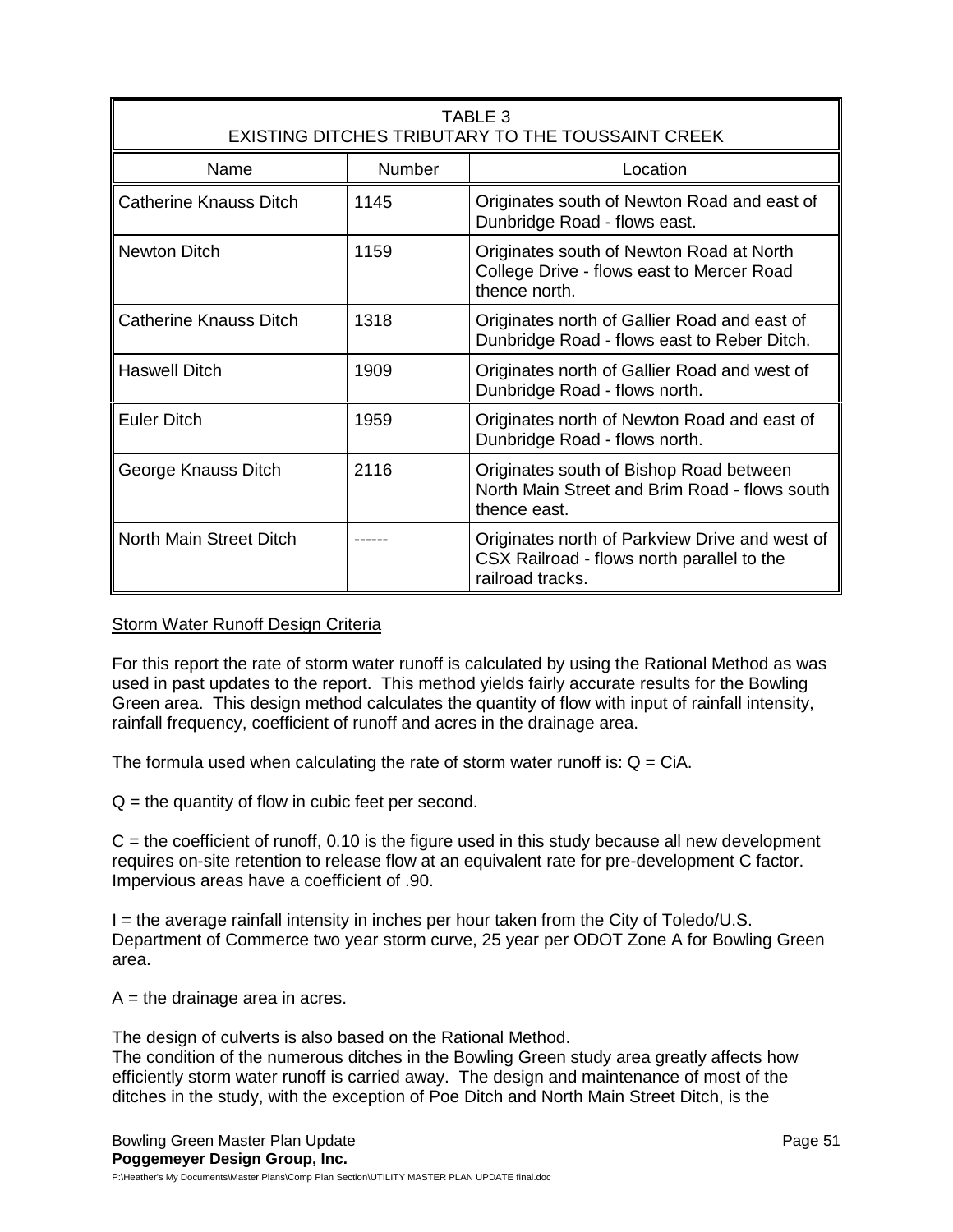| TABLE 3<br>EXISTING DITCHES TRIBUTARY TO THE TOUSSAINT CREEK | | |
|---|---|---|
| Name | Number | Location |
| Catherine Knauss Ditch | 1145 | Originates south of Newton Road and east of Dunbridge Road - flows east. |
| Newton Ditch | 1159 | Originates south of Newton Road at North College Drive - flows east to Mercer Road thence north. |
| Catherine Knauss Ditch | 1318 | Originates north of Gallier Road and east of Dunbridge Road - flows east to Reber Ditch. |
| Haswell Ditch | 1909 | Originates north of Gallier Road and west of Dunbridge Road - flows north. |
| Euler Ditch | 1959 | Originates north of Newton Road and east of Dunbridge Road - flows north. |
| George Knauss Ditch | 2116 | Originates south of Bishop Road between North Main Street and Brim Road - flows south thence east. |
| North Main Street Ditch | ------ | Originates north of Parkview Drive and west of CSX Railroad - flows north parallel to the railroad tracks. |

<u>Storm Water Runoff Design Criteria</u>

For this report the rate of storm water runoff is calculated by using the Rational Method as was used in past updates to the report. This method yields fairly accurate results for the Bowling Green area. This design method calculates the quantity of flow with input of rainfall intensity, rainfall frequency, coefficient of runoff and acres in the drainage area.

The formula used when calculating the rate of storm water runoff is: $Q = CiA$.

$Q$ = the quantity of flow in cubic feet per second.

$C$ = the coefficient of runoff, 0.10 is the figure used in this study because all new development requires on-site retention to release flow at an equivalent rate for pre-development C factor. Impervious areas have a coefficient of .90.

$I$ = the average rainfall intensity in inches per hour taken from the City of Toledo/U.S. Department of Commerce two year storm curve, 25 year per ODOT Zone A for Bowling Green area.

$A$ = the drainage area in acres.

The design of culverts is also based on the Rational Method.
The condition of the numerous ditches in the Bowling Green study area greatly affects how efficiently storm water runoff is carried away. The design and maintenance of most of the ditches in the study, with the exception of Poe Ditch and North Main Street Ditch, is the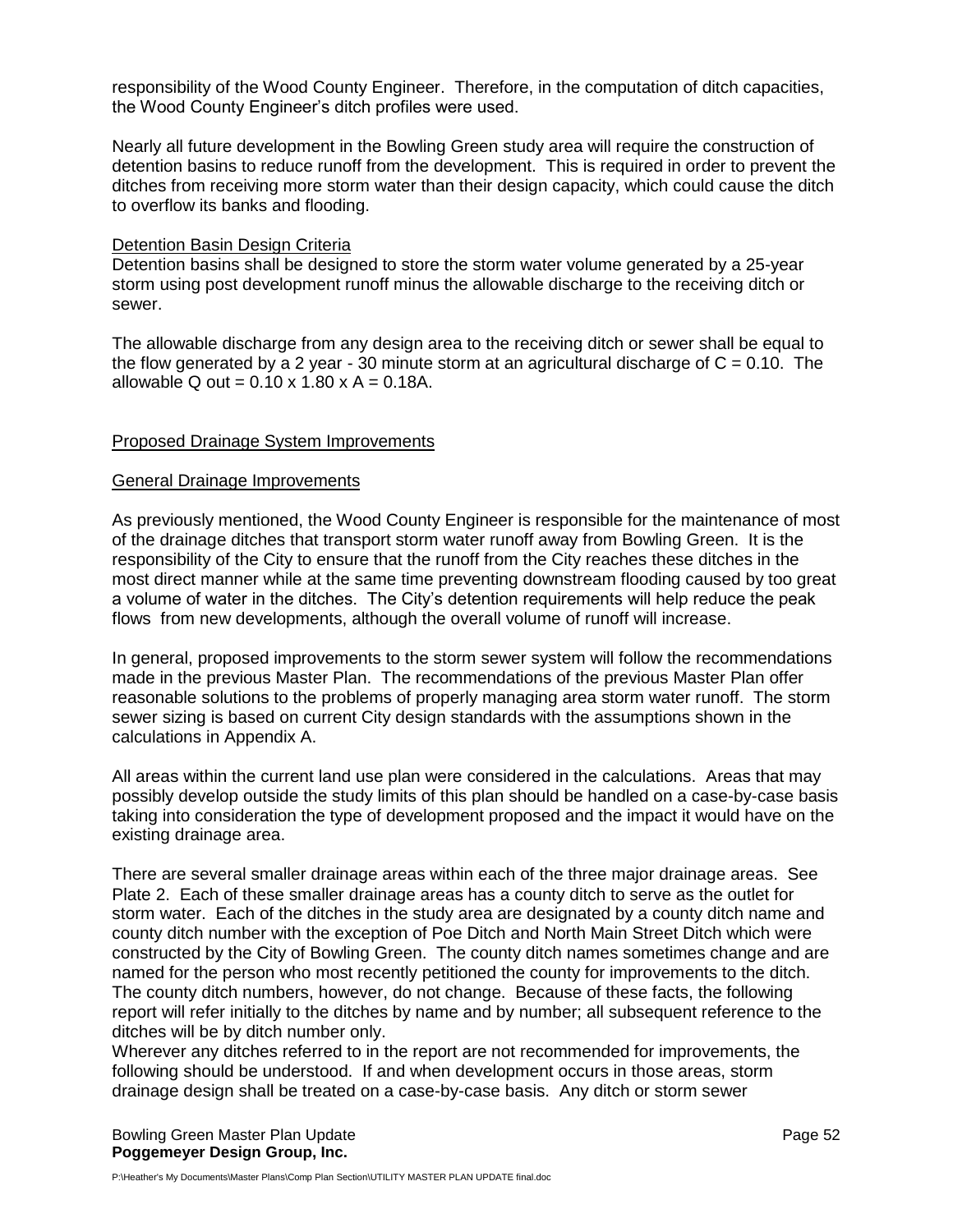responsibility of the Wood County Engineer. Therefore, in the computation of ditch capacities, the Wood County Engineer's ditch profiles were used.

Nearly all future development in the Bowling Green study area will require the construction of detention basins to reduce runoff from the development. This is required in order to prevent the ditches from receiving more storm water than their design capacity, which could cause the ditch to overflow its banks and flooding.

<u>Detention Basin Design Criteria</u>

Detention basins shall be designed to store the storm water volume generated by a 25-year storm using post development runoff minus the allowable discharge to the receiving ditch or sewer.

The allowable discharge from any design area to the receiving ditch or sewer shall be equal to the flow generated by a 2 year - 30 minute storm at an agricultural discharge of $C = 0.10$. The allowable $Q$ out $= 0.10 \times 1.80 \times A = 0.18A$.

## Proposed Drainage System Improvements

### General Drainage Improvements

As previously mentioned, the Wood County Engineer is responsible for the maintenance of most of the drainage ditches that transport storm water runoff away from Bowling Green. It is the responsibility of the City to ensure that the runoff from the City reaches these ditches in the most direct manner while at the same time preventing downstream flooding caused by too great a volume of water in the ditches. The City's detention requirements will help reduce the peak flows from new developments, although the overall volume of runoff will increase.

In general, proposed improvements to the storm sewer system will follow the recommendations made in the previous Master Plan. The recommendations of the previous Master Plan offer reasonable solutions to the problems of properly managing area storm water runoff. The storm sewer sizing is based on current City design standards with the assumptions shown in the calculations in Appendix A.

All areas within the current land use plan were considered in the calculations. Areas that may possibly develop outside the study limits of this plan should be handled on a case-by-case basis taking into consideration the type of development proposed and the impact it would have on the existing drainage area.

There are several smaller drainage areas within each of the three major drainage areas. See Plate 2. Each of these smaller drainage areas has a county ditch to serve as the outlet for storm water. Each of the ditches in the study area are designated by a county ditch name and county ditch number with the exception of Poe Ditch and North Main Street Ditch which were constructed by the City of Bowling Green. The county ditch names sometimes change and are named for the person who most recently petitioned the county for improvements to the ditch. The county ditch numbers, however, do not change. Because of these facts, the following report will refer initially to the ditches by name and by number; all subsequent reference to the ditches will be by ditch number only.

Wherever any ditches referred to in the report are not recommended for improvements, the following should be understood. If and when development occurs in those areas, storm drainage design shall be treated on a case-by-case basis. Any ditch or storm sewer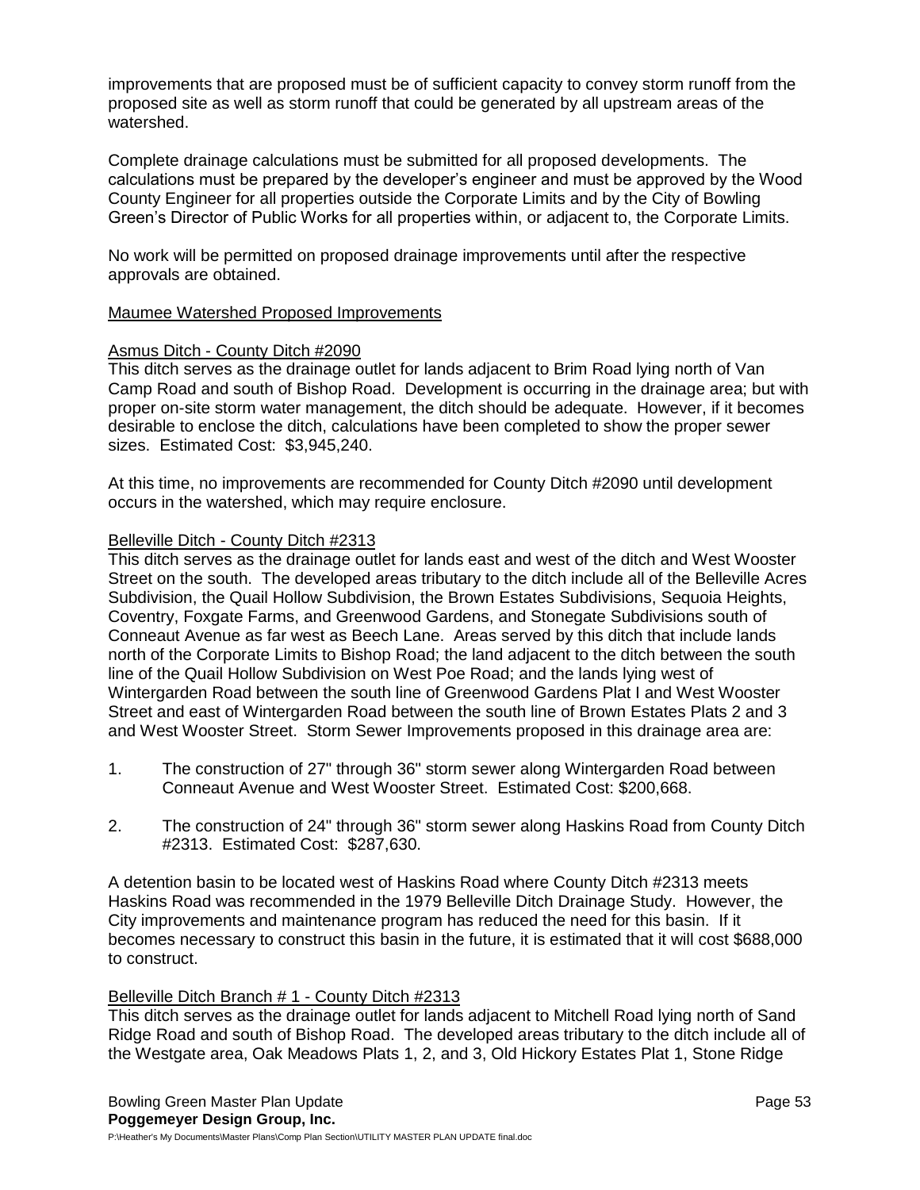improvements that are proposed must be of sufficient capacity to convey storm runoff from the proposed site as well as storm runoff that could be generated by all upstream areas of the watershed.

Complete drainage calculations must be submitted for all proposed developments. The calculations must be prepared by the developer's engineer and must be approved by the Wood County Engineer for all properties outside the Corporate Limits and by the City of Bowling Green's Director of Public Works for all properties within, or adjacent to, the Corporate Limits.

No work will be permitted on proposed drainage improvements until after the respective approvals are obtained.

### Maumee Watershed Proposed Improvements

#### Asmus Ditch - County Ditch #2090

This ditch serves as the drainage outlet for lands adjacent to Brim Road lying north of Van Camp Road and south of Bishop Road. Development is occurring in the drainage area; but with proper on-site storm water management, the ditch should be adequate. However, if it becomes desirable to enclose the ditch, calculations have been completed to show the proper sewer sizes. Estimated Cost: $3,945,240.

At this time, no improvements are recommended for County Ditch #2090 until development occurs in the watershed, which may require enclosure.

#### Belleville Ditch - County Ditch #2313

This ditch serves as the drainage outlet for lands east and west of the ditch and West Wooster Street on the south. The developed areas tributary to the ditch include all of the Belleville Acres Subdivision, the Quail Hollow Subdivision, the Brown Estates Subdivisions, Sequoia Heights, Coventry, Foxgate Farms, and Greenwood Gardens, and Stonegate Subdivisions south of Conneaut Avenue as far west as Beech Lane. Areas served by this ditch that include lands north of the Corporate Limits to Bishop Road; the land adjacent to the ditch between the south line of the Quail Hollow Subdivision on West Poe Road; and the lands lying west of Wintergarden Road between the south line of Greenwood Gardens Plat I and West Wooster Street and east of Wintergarden Road between the south line of Brown Estates Plats 2 and 3 and West Wooster Street. Storm Sewer Improvements proposed in this drainage area are:

1. The construction of 27" through 36" storm sewer along Wintergarden Road between Conneaut Avenue and West Wooster Street. Estimated Cost: $200,668.

2. The construction of 24" through 36" storm sewer along Haskins Road from County Ditch #2313. Estimated Cost: $287,630.

A detention basin to be located west of Haskins Road where County Ditch #2313 meets Haskins Road was recommended in the 1979 Belleville Ditch Drainage Study. However, the City improvements and maintenance program has reduced the need for this basin. If it becomes necessary to construct this basin in the future, it is estimated that it will cost $688,000 to construct.

#### Belleville Ditch Branch # 1 - County Ditch #2313

This ditch serves as the drainage outlet for lands adjacent to Mitchell Road lying north of Sand Ridge Road and south of Bishop Road. The developed areas tributary to the ditch include all of the Westgate area, Oak Meadows Plats 1, 2, and 3, Old Hickory Estates Plat 1, Stone Ridge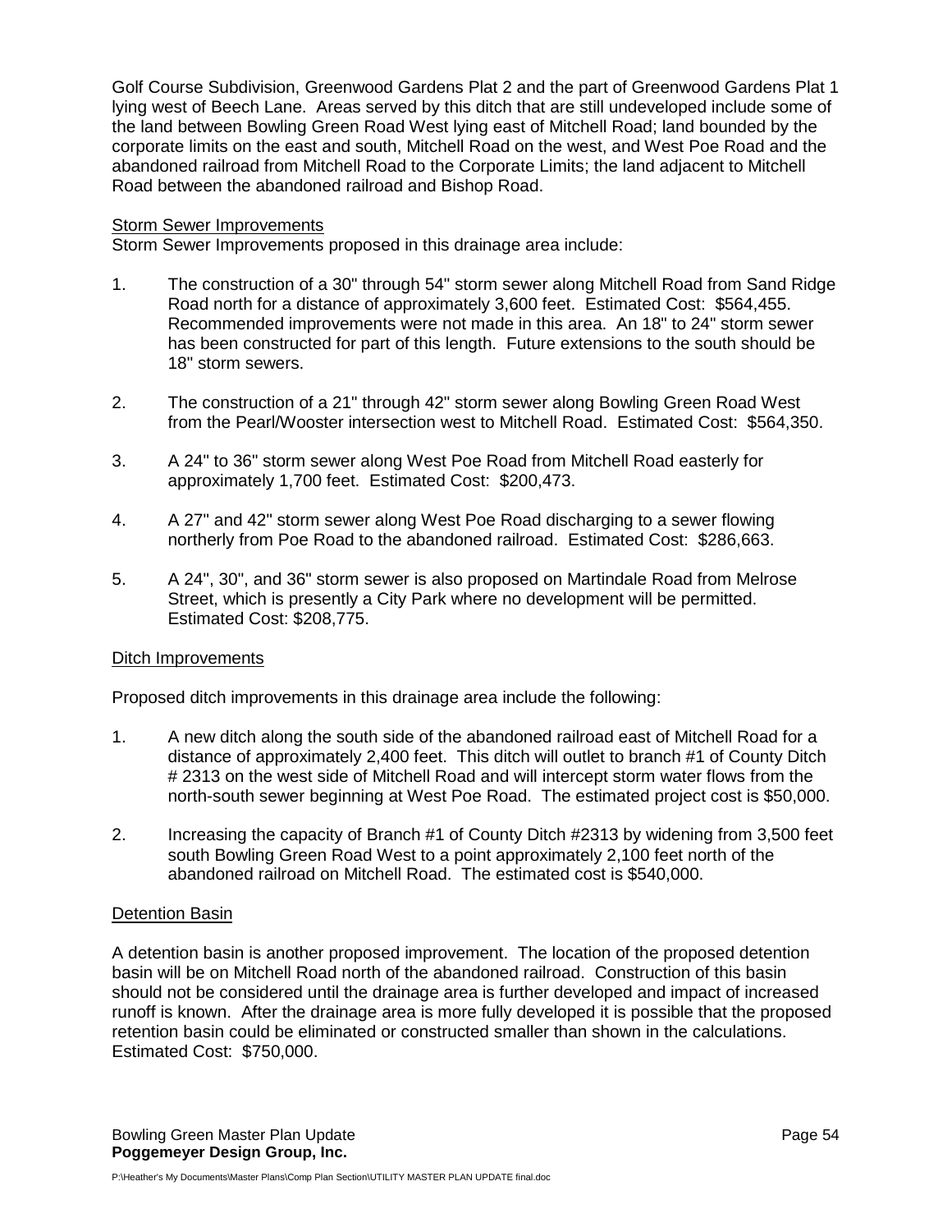Golf Course Subdivision, Greenwood Gardens Plat 2 and the part of Greenwood Gardens Plat 1 lying west of Beech Lane. Areas served by this ditch that are still undeveloped include some of the land between Bowling Green Road West lying east of Mitchell Road; land bounded by the corporate limits on the east and south, Mitchell Road on the west, and West Poe Road and the abandoned railroad from Mitchell Road to the Corporate Limits; the land adjacent to Mitchell Road between the abandoned railroad and Bishop Road.

Storm Sewer Improvements

Storm Sewer Improvements proposed in this drainage area include:

1. The construction of a 30" through 54" storm sewer along Mitchell Road from Sand Ridge Road north for a distance of approximately 3,600 feet. Estimated Cost: $564,455. Recommended improvements were not made in this area. An 18" to 24" storm sewer has been constructed for part of this length. Future extensions to the south should be 18" storm sewers.

2. The construction of a 21" through 42" storm sewer along Bowling Green Road West from the Pearl/Wooster intersection west to Mitchell Road. Estimated Cost: $564,350.

3. A 24" to 36" storm sewer along West Poe Road from Mitchell Road easterly for approximately 1,700 feet. Estimated Cost: $200,473.

4. A 27" and 42" storm sewer along West Poe Road discharging to a sewer flowing northerly from Poe Road to the abandoned railroad. Estimated Cost: $286,663.

5. A 24", 30", and 36" storm sewer is also proposed on Martindale Road from Melrose Street, which is presently a City Park where no development will be permitted. Estimated Cost: $208,775.

Ditch Improvements

Proposed ditch improvements in this drainage area include the following:

1. A new ditch along the south side of the abandoned railroad east of Mitchell Road for a distance of approximately 2,400 feet. This ditch will outlet to branch #1 of County Ditch # 2313 on the west side of Mitchell Road and will intercept storm water flows from the north-south sewer beginning at West Poe Road. The estimated project cost is $50,000.

2. Increasing the capacity of Branch #1 of County Ditch #2313 by widening from 3,500 feet south Bowling Green Road West to a point approximately 2,100 feet north of the abandoned railroad on Mitchell Road. The estimated cost is $540,000.

Detention Basin

A detention basin is another proposed improvement. The location of the proposed detention basin will be on Mitchell Road north of the abandoned railroad. Construction of this basin should not be considered until the drainage area is further developed and impact of increased runoff is known. After the drainage area is more fully developed it is possible that the proposed retention basin could be eliminated or constructed smaller than shown in the calculations. Estimated Cost: $750,000.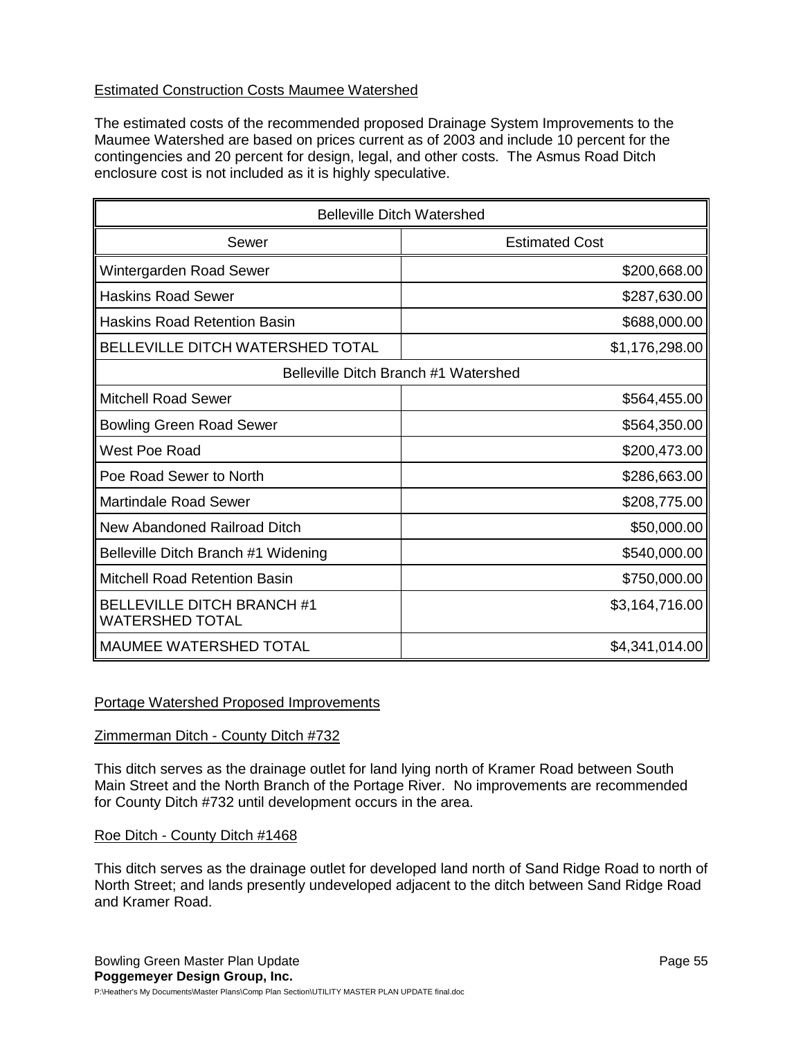Estimated Construction Costs Maumee Watershed

The estimated costs of the recommended proposed Drainage System Improvements to the Maumee Watershed are based on prices current as of 2003 and include 10 percent for the contingencies and 20 percent for design, legal, and other costs. The Asmus Road Ditch enclosure cost is not included as it is highly speculative.

| Belleville Ditch Watershed | |
|---|---|
| Sewer | Estimated Cost |
| Wintergarden Road Sewer | $200,668.00 |
| Haskins Road Sewer | $287,630.00 |
| Haskins Road Retention Basin | $688,000.00 |
| BELLEVILLE DITCH WATERSHED TOTAL | $1,176,298.00 |
| Belleville Ditch Branch #1 Watershed | |
| Mitchell Road Sewer | $564,455.00 |
| Bowling Green Road Sewer | $564,350.00 |
| West Poe Road | $200,473.00 |
| Poe Road Sewer to North | $286,663.00 |
| Martindale Road Sewer | $208,775.00 |
| New Abandoned Railroad Ditch | $50,000.00 |
| Belleville Ditch Branch #1 Widening | $540,000.00 |
| Mitchell Road Retention Basin | $750,000.00 |
| BELLEVILLE DITCH BRANCH #1 WATERSHED TOTAL | $3,164,716.00 |
| MAUMEE WATERSHED TOTAL | $4,341,014.00 |

Portage Watershed Proposed Improvements

Zimmerman Ditch - County Ditch #732

This ditch serves as the drainage outlet for land lying north of Kramer Road between South Main Street and the North Branch of the Portage River. No improvements are recommended for County Ditch #732 until development occurs in the area.

Roe Ditch - County Ditch #1468

This ditch serves as the drainage outlet for developed land north of Sand Ridge Road to north of North Street; and lands presently undeveloped adjacent to the ditch between Sand Ridge Road and Kramer Road.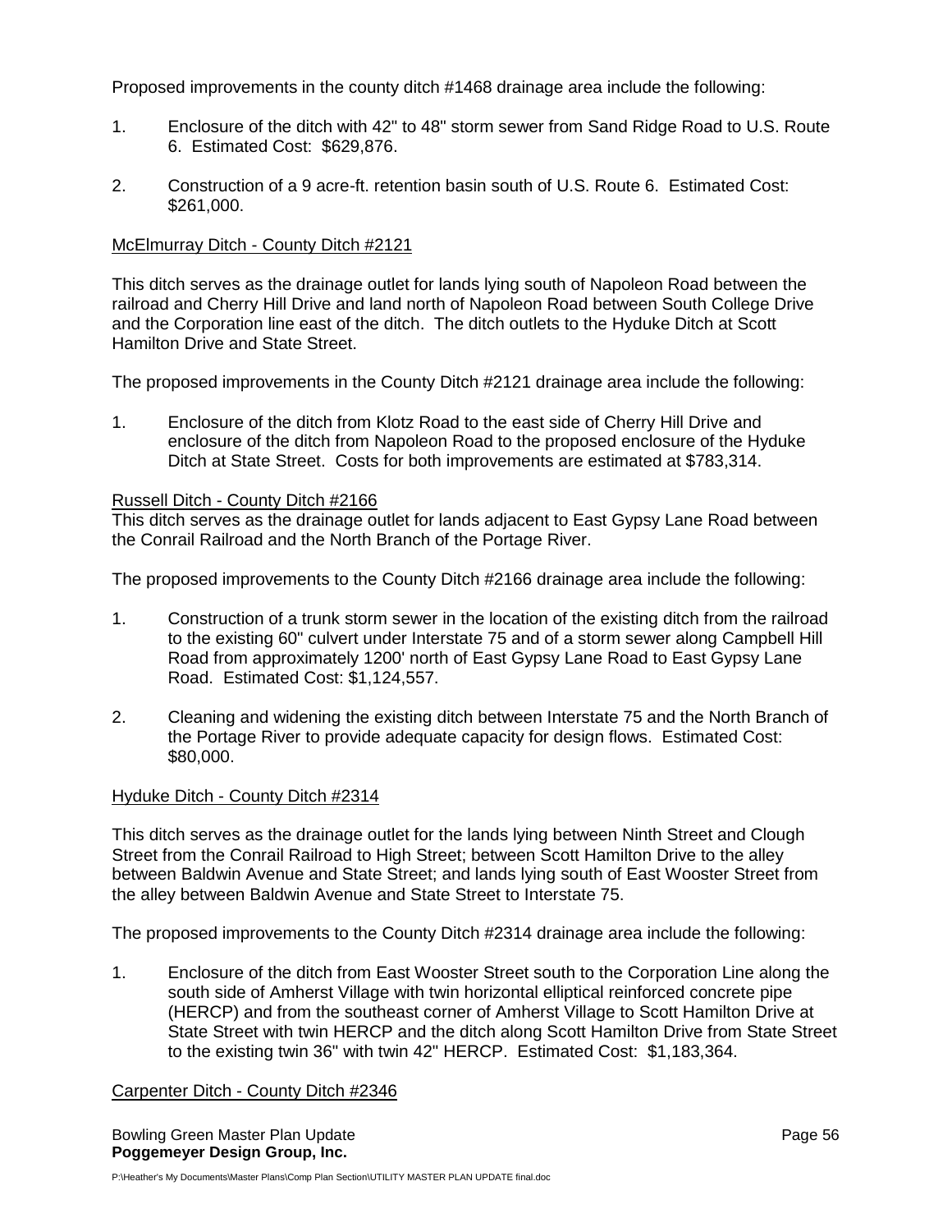Proposed improvements in the county ditch #1468 drainage area include the following:

1. Enclosure of the ditch with 42" to 48" storm sewer from Sand Ridge Road to U.S. Route 6. Estimated Cost: $629,876.

2. Construction of a 9 acre-ft. retention basin south of U.S. Route 6. Estimated Cost: $261,000.

McElmurray Ditch - County Ditch #2121

This ditch serves as the drainage outlet for lands lying south of Napoleon Road between the railroad and Cherry Hill Drive and land north of Napoleon Road between South College Drive and the Corporation line east of the ditch. The ditch outlets to the Hyduke Ditch at Scott Hamilton Drive and State Street.

The proposed improvements in the County Ditch #2121 drainage area include the following:

1. Enclosure of the ditch from Klotz Road to the east side of Cherry Hill Drive and enclosure of the ditch from Napoleon Road to the proposed enclosure of the Hyduke Ditch at State Street. Costs for both improvements are estimated at $783,314.

Russell Ditch - County Ditch #2166

This ditch serves as the drainage outlet for lands adjacent to East Gypsy Lane Road between the Conrail Railroad and the North Branch of the Portage River.

The proposed improvements to the County Ditch #2166 drainage area include the following:

1. Construction of a trunk storm sewer in the location of the existing ditch from the railroad to the existing 60" culvert under Interstate 75 and of a storm sewer along Campbell Hill Road from approximately 1200' north of East Gypsy Lane Road to East Gypsy Lane Road. Estimated Cost: $1,124,557.

2. Cleaning and widening the existing ditch between Interstate 75 and the North Branch of the Portage River to provide adequate capacity for design flows. Estimated Cost: $80,000.

Hyduke Ditch - County Ditch #2314

This ditch serves as the drainage outlet for the lands lying between Ninth Street and Clough Street from the Conrail Railroad to High Street; between Scott Hamilton Drive to the alley between Baldwin Avenue and State Street; and lands lying south of East Wooster Street from the alley between Baldwin Avenue and State Street to Interstate 75.

The proposed improvements to the County Ditch #2314 drainage area include the following:

1. Enclosure of the ditch from East Wooster Street south to the Corporation Line along the south side of Amherst Village with twin horizontal elliptical reinforced concrete pipe (HERCP) and from the southeast corner of Amherst Village to Scott Hamilton Drive at State Street with twin HERCP and the ditch along Scott Hamilton Drive from State Street to the existing twin 36" with twin 42" HERCP. Estimated Cost: $1,183,364.

Carpenter Ditch - County Ditch #2346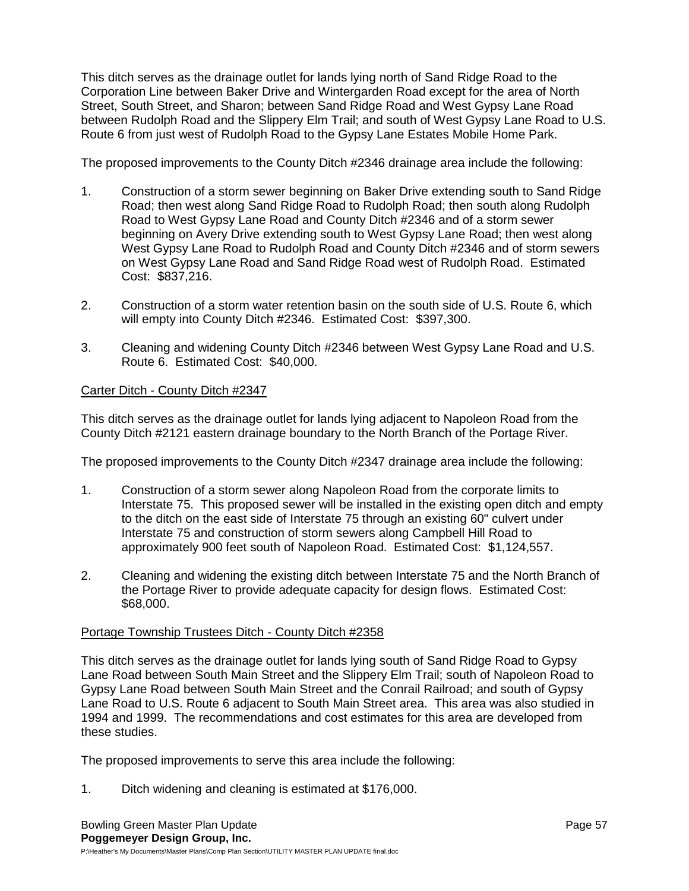This ditch serves as the drainage outlet for lands lying north of Sand Ridge Road to the Corporation Line between Baker Drive and Wintergarden Road except for the area of North Street, South Street, and Sharon; between Sand Ridge Road and West Gypsy Lane Road between Rudolph Road and the Slippery Elm Trail; and south of West Gypsy Lane Road to U.S. Route 6 from just west of Rudolph Road to the Gypsy Lane Estates Mobile Home Park.

The proposed improvements to the County Ditch #2346 drainage area include the following:

1. Construction of a storm sewer beginning on Baker Drive extending south to Sand Ridge Road; then west along Sand Ridge Road to Rudolph Road; then south along Rudolph Road to West Gypsy Lane Road and County Ditch #2346 and of a storm sewer beginning on Avery Drive extending south to West Gypsy Lane Road; then west along West Gypsy Lane Road to Rudolph Road and County Ditch #2346 and of storm sewers on West Gypsy Lane Road and Sand Ridge Road west of Rudolph Road. Estimated Cost: $837,216.

2. Construction of a storm water retention basin on the south side of U.S. Route 6, which will empty into County Ditch #2346. Estimated Cost: $397,300.

3. Cleaning and widening County Ditch #2346 between West Gypsy Lane Road and U.S. Route 6. Estimated Cost: $40,000.

Carter Ditch - County Ditch #2347

This ditch serves as the drainage outlet for lands lying adjacent to Napoleon Road from the County Ditch #2121 eastern drainage boundary to the North Branch of the Portage River.

The proposed improvements to the County Ditch #2347 drainage area include the following:

1. Construction of a storm sewer along Napoleon Road from the corporate limits to Interstate 75. This proposed sewer will be installed in the existing open ditch and empty to the ditch on the east side of Interstate 75 through an existing 60" culvert under Interstate 75 and construction of storm sewers along Campbell Hill Road to approximately 900 feet south of Napoleon Road. Estimated Cost: $1,124,557.

2. Cleaning and widening the existing ditch between Interstate 75 and the North Branch of the Portage River to provide adequate capacity for design flows. Estimated Cost: $68,000.

Portage Township Trustees Ditch - County Ditch #2358

This ditch serves as the drainage outlet for lands lying south of Sand Ridge Road to Gypsy Lane Road between South Main Street and the Slippery Elm Trail; south of Napoleon Road to Gypsy Lane Road between South Main Street and the Conrail Railroad; and south of Gypsy Lane Road to U.S. Route 6 adjacent to South Main Street area. This area was also studied in 1994 and 1999. The recommendations and cost estimates for this area are developed from these studies.

The proposed improvements to serve this area include the following:

1. Ditch widening and cleaning is estimated at $176,000.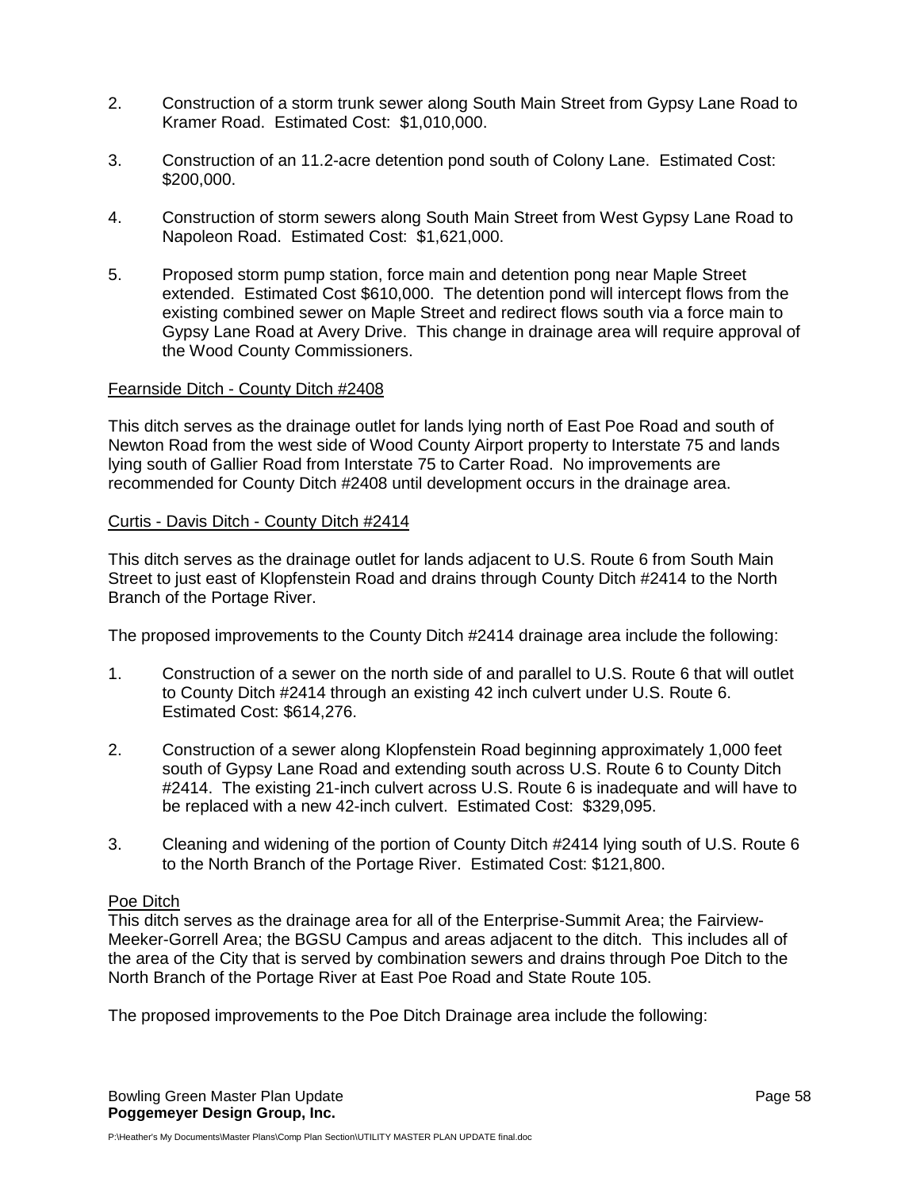2. Construction of a storm trunk sewer along South Main Street from Gypsy Lane Road to Kramer Road. Estimated Cost: $1,010,000.

3. Construction of an 11.2-acre detention pond south of Colony Lane. Estimated Cost: $200,000.

4. Construction of storm sewers along South Main Street from West Gypsy Lane Road to Napoleon Road. Estimated Cost: $1,621,000.

5. Proposed storm pump station, force main and detention pong near Maple Street extended. Estimated Cost $610,000. The detention pond will intercept flows from the existing combined sewer on Maple Street and redirect flows south via a force main to Gypsy Lane Road at Avery Drive. This change in drainage area will require approval of the Wood County Commissioners.

Fearnside Ditch - County Ditch #2408

This ditch serves as the drainage outlet for lands lying north of East Poe Road and south of Newton Road from the west side of Wood County Airport property to Interstate 75 and lands lying south of Gallier Road from Interstate 75 to Carter Road. No improvements are recommended for County Ditch #2408 until development occurs in the drainage area.

Curtis - Davis Ditch - County Ditch #2414

This ditch serves as the drainage outlet for lands adjacent to U.S. Route 6 from South Main Street to just east of Klopfenstein Road and drains through County Ditch #2414 to the North Branch of the Portage River.

The proposed improvements to the County Ditch #2414 drainage area include the following:

1. Construction of a sewer on the north side of and parallel to U.S. Route 6 that will outlet to County Ditch #2414 through an existing 42 inch culvert under U.S. Route 6. Estimated Cost: $614,276.

2. Construction of a sewer along Klopfenstein Road beginning approximately 1,000 feet south of Gypsy Lane Road and extending south across U.S. Route 6 to County Ditch #2414. The existing 21-inch culvert across U.S. Route 6 is inadequate and will have to be replaced with a new 42-inch culvert. Estimated Cost: $329,095.

3. Cleaning and widening of the portion of County Ditch #2414 lying south of U.S. Route 6 to the North Branch of the Portage River. Estimated Cost: $121,800.

Poe Ditch

This ditch serves as the drainage area for all of the Enterprise-Summit Area; the Fairview-Meeker-Gorrell Area; the BGSU Campus and areas adjacent to the ditch. This includes all of the area of the City that is served by combination sewers and drains through Poe Ditch to the North Branch of the Portage River at East Poe Road and State Route 105.

The proposed improvements to the Poe Ditch Drainage area include the following: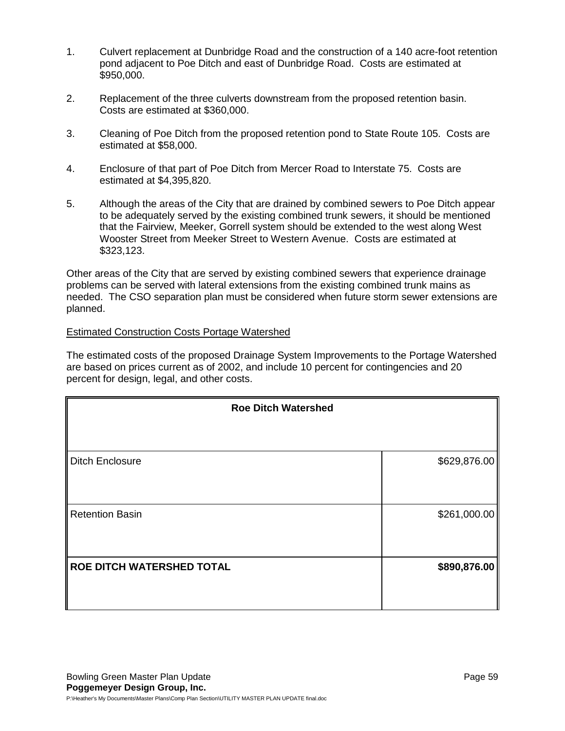1. Culvert replacement at Dunbridge Road and the construction of a 140 acre-foot retention pond adjacent to Poe Ditch and east of Dunbridge Road. Costs are estimated at $950,000.

2. Replacement of the three culverts downstream from the proposed retention basin. Costs are estimated at $360,000.

3. Cleaning of Poe Ditch from the proposed retention pond to State Route 105. Costs are estimated at $58,000.

4. Enclosure of that part of Poe Ditch from Mercer Road to Interstate 75. Costs are estimated at $4,395,820.

5. Although the areas of the City that are drained by combined sewers to Poe Ditch appear to be adequately served by the existing combined trunk sewers, it should be mentioned that the Fairview, Meeker, Gorrell system should be extended to the west along West Wooster Street from Meeker Street to Western Avenue. Costs are estimated at $323,123.

Other areas of the City that are served by existing combined sewers that experience drainage problems can be served with lateral extensions from the existing combined trunk mains as needed. The CSO separation plan must be considered when future storm sewer extensions are planned.

Estimated Construction Costs Portage Watershed

The estimated costs of the proposed Drainage System Improvements to the Portage Watershed are based on prices current as of 2002, and include 10 percent for contingencies and 20 percent for design, legal, and other costs.

| **Roe Ditch Watershed** | |
|---|---|
| Ditch Enclosure | $629,876.00 |
| Retention Basin | $261,000.00 |
| **ROE DITCH WATERSHED TOTAL** | **$890,876.00** |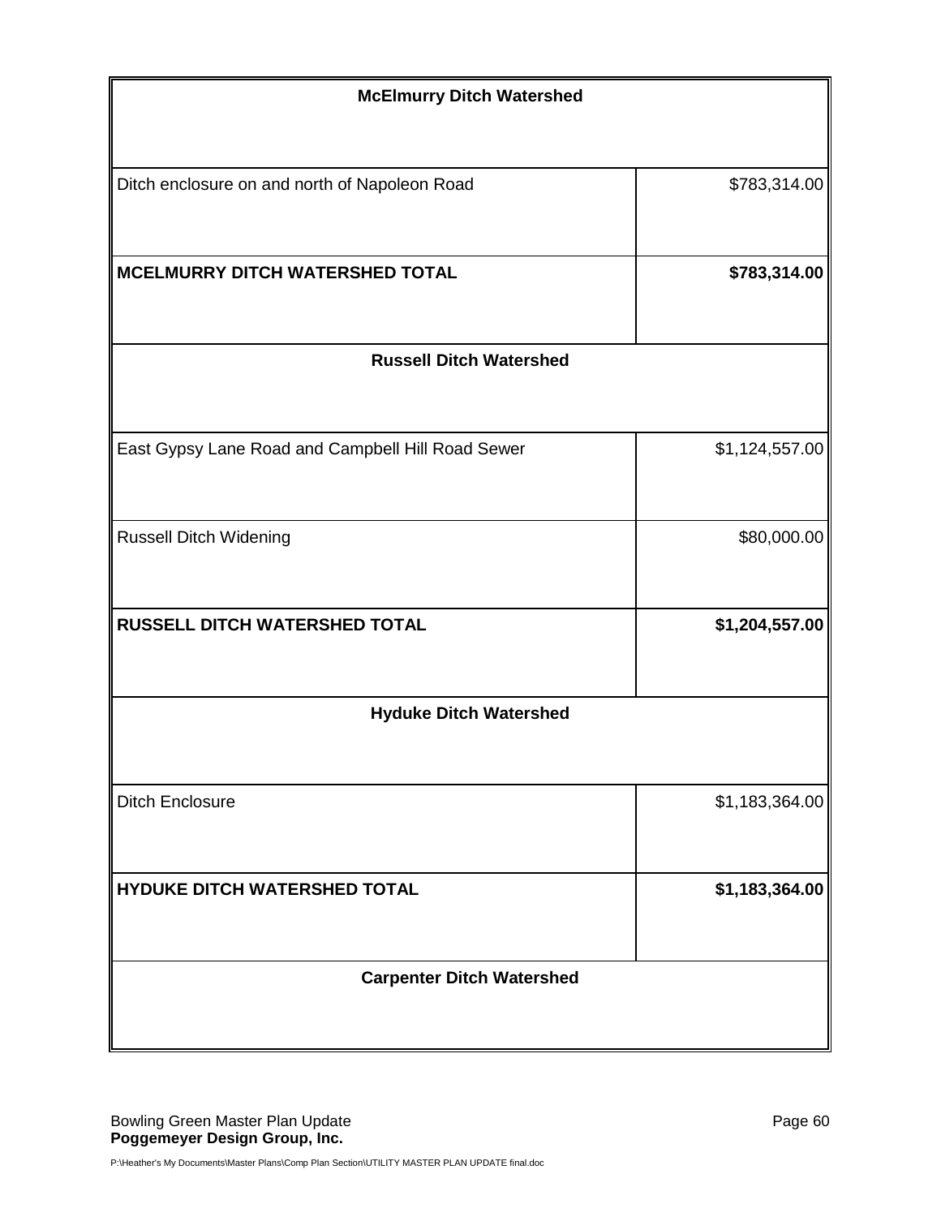| McElmurry Ditch Watershed | |
|---|---|
| Ditch enclosure on and north of Napoleon Road | $783,314.00 |
| **MCELMURRY DITCH WATERSHED TOTAL** | **$783,314.00** |
| **Russell Ditch Watershed** | |
| East Gypsy Lane Road and Campbell Hill Road Sewer | $1,124,557.00 |
| Russell Ditch Widening | $80,000.00 |
| **RUSSELL DITCH WATERSHED TOTAL** | **$1,204,557.00** |
| **Hyduke Ditch Watershed** | |
| Ditch Enclosure | $1,183,364.00 |
| **HYDUKE DITCH WATERSHED TOTAL** | **$1,183,364.00** |
| **Carpenter Ditch Watershed** | |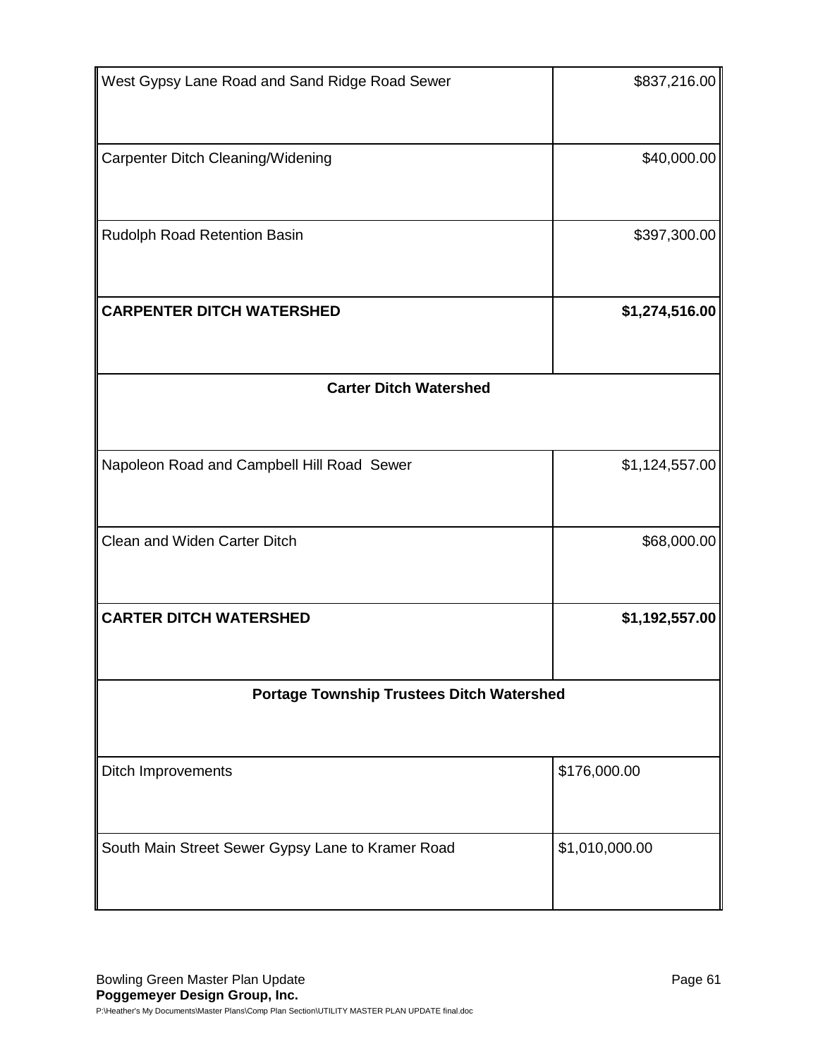| | |
|---|---|
| West Gypsy Lane Road and Sand Ridge Road Sewer | $837,216.00 |
| Carpenter Ditch Cleaning/Widening | $40,000.00 |
| Rudolph Road Retention Basin | $397,300.00 |
| **CARPENTER DITCH WATERSHED** | **$1,274,516.00** |
| **Carter Ditch Watershed** | |
| Napoleon Road and Campbell Hill Road Sewer | $1,124,557.00 |
| Clean and Widen Carter Ditch | $68,000.00 |
| **CARTER DITCH WATERSHED** | **$1,192,557.00** |
| **Portage Township Trustees Ditch Watershed** | |
| Ditch Improvements | $176,000.00 |
| South Main Street Sewer Gypsy Lane to Kramer Road | $1,010,000.00 |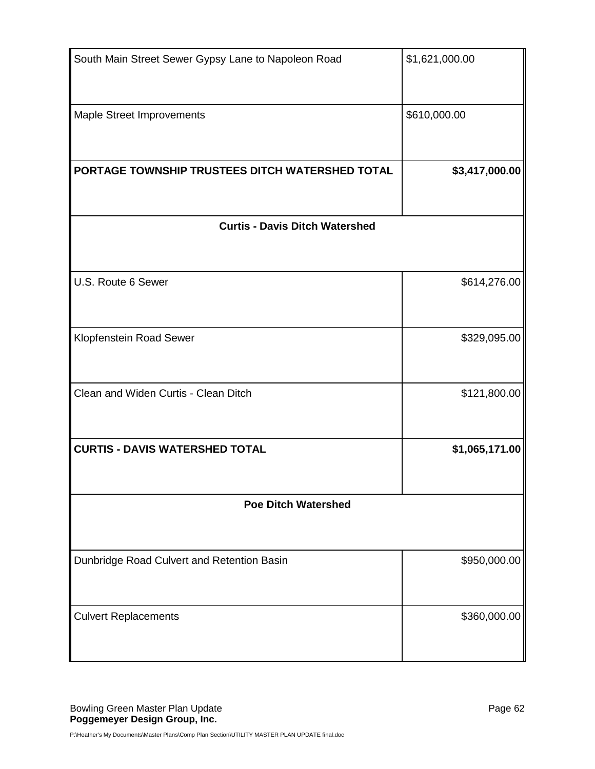| | |
|---|---|
| South Main Street Sewer Gypsy Lane to Napoleon Road | $1,621,000.00 |
| Maple Street Improvements | $610,000.00 |
| **PORTAGE TOWNSHIP TRUSTEES DITCH WATERSHED TOTAL** | **$3,417,000.00** |
| **Curtis - Davis Ditch Watershed** | |
| U.S. Route 6 Sewer | $614,276.00 |
| Klopfenstein Road Sewer | $329,095.00 |
| Clean and Widen Curtis - Clean Ditch | $121,800.00 |
| **CURTIS - DAVIS WATERSHED TOTAL** | **$1,065,171.00** |
| **Poe Ditch Watershed** | |
| Dunbridge Road Culvert and Retention Basin | $950,000.00 |
| Culvert Replacements | $360,000.00 |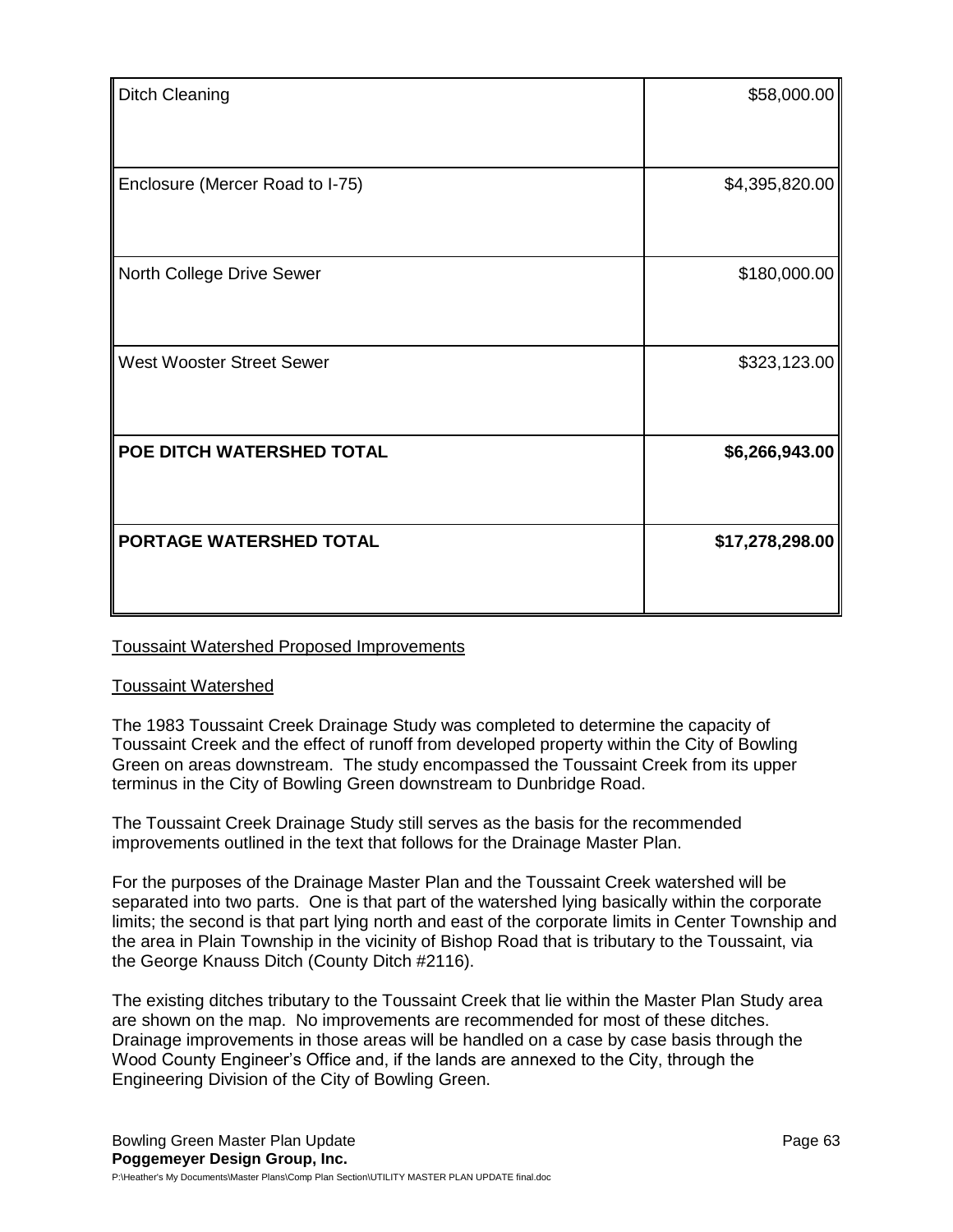| | |
|---|---|
| Ditch Cleaning | $58,000.00 |
| Enclosure (Mercer Road to I-75) | $4,395,820.00 |
| North College Drive Sewer | $180,000.00 |
| West Wooster Street Sewer | $323,123.00 |
| **POE DITCH WATERSHED TOTAL** | **$6,266,943.00** |
| **PORTAGE WATERSHED TOTAL** | **$17,278,298.00** |

## Toussaint Watershed Proposed Improvements

### Toussaint Watershed

The 1983 Toussaint Creek Drainage Study was completed to determine the capacity of Toussaint Creek and the effect of runoff from developed property within the City of Bowling Green on areas downstream. The study encompassed the Toussaint Creek from its upper terminus in the City of Bowling Green downstream to Dunbridge Road.

The Toussaint Creek Drainage Study still serves as the basis for the recommended improvements outlined in the text that follows for the Drainage Master Plan.

For the purposes of the Drainage Master Plan and the Toussaint Creek watershed will be separated into two parts. One is that part of the watershed lying basically within the corporate limits; the second is that part lying north and east of the corporate limits in Center Township and the area in Plain Township in the vicinity of Bishop Road that is tributary to the Toussaint, via the George Knauss Ditch (County Ditch #2116).

The existing ditches tributary to the Toussaint Creek that lie within the Master Plan Study area are shown on the map. No improvements are recommended for most of these ditches. Drainage improvements in those areas will be handled on a case by case basis through the Wood County Engineer's Office and, if the lands are annexed to the City, through the Engineering Division of the City of Bowling Green.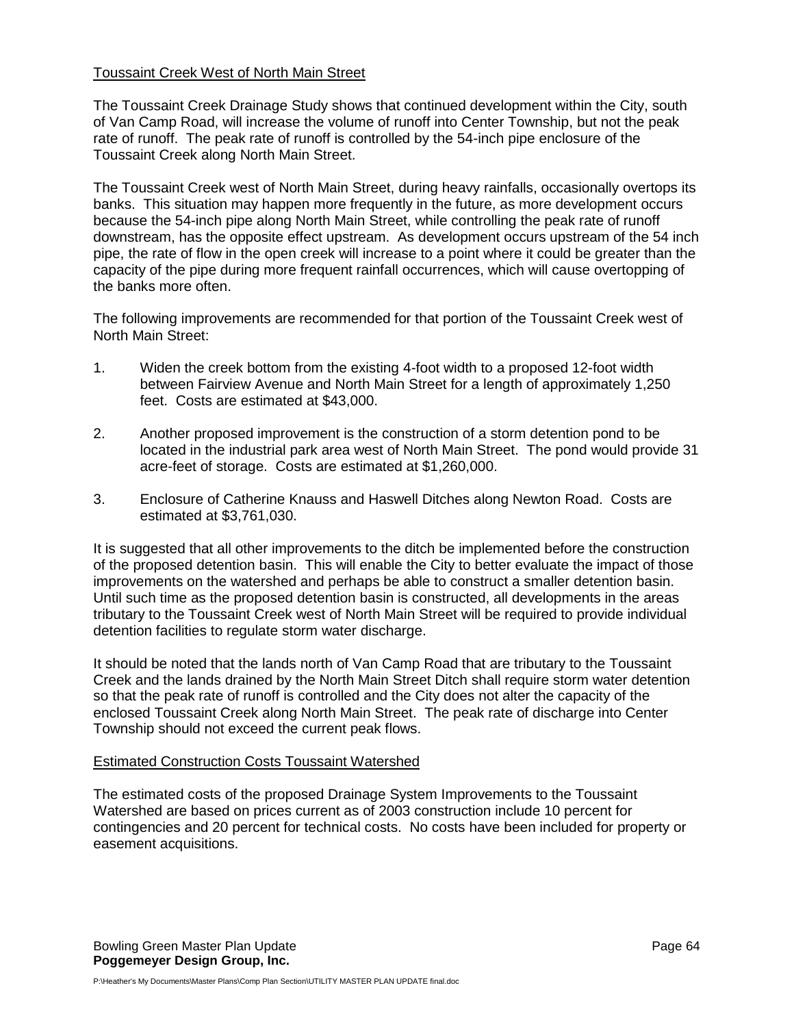Toussaint Creek West of North Main Street

The Toussaint Creek Drainage Study shows that continued development within the City, south of Van Camp Road, will increase the volume of runoff into Center Township, but not the peak rate of runoff. The peak rate of runoff is controlled by the 54-inch pipe enclosure of the Toussaint Creek along North Main Street.

The Toussaint Creek west of North Main Street, during heavy rainfalls, occasionally overtops its banks. This situation may happen more frequently in the future, as more development occurs because the 54-inch pipe along North Main Street, while controlling the peak rate of runoff downstream, has the opposite effect upstream. As development occurs upstream of the 54 inch pipe, the rate of flow in the open creek will increase to a point where it could be greater than the capacity of the pipe during more frequent rainfall occurrences, which will cause overtopping of the banks more often.

The following improvements are recommended for that portion of the Toussaint Creek west of North Main Street:

1. Widen the creek bottom from the existing 4-foot width to a proposed 12-foot width between Fairview Avenue and North Main Street for a length of approximately 1,250 feet. Costs are estimated at $43,000.

2. Another proposed improvement is the construction of a storm detention pond to be located in the industrial park area west of North Main Street. The pond would provide 31 acre-feet of storage. Costs are estimated at $1,260,000.

3. Enclosure of Catherine Knauss and Haswell Ditches along Newton Road. Costs are estimated at $3,761,030.

It is suggested that all other improvements to the ditch be implemented before the construction of the proposed detention basin. This will enable the City to better evaluate the impact of those improvements on the watershed and perhaps be able to construct a smaller detention basin. Until such time as the proposed detention basin is constructed, all developments in the areas tributary to the Toussaint Creek west of North Main Street will be required to provide individual detention facilities to regulate storm water discharge.

It should be noted that the lands north of Van Camp Road that are tributary to the Toussaint Creek and the lands drained by the North Main Street Ditch shall require storm water detention so that the peak rate of runoff is controlled and the City does not alter the capacity of the enclosed Toussaint Creek along North Main Street. The peak rate of discharge into Center Township should not exceed the current peak flows.

Estimated Construction Costs Toussaint Watershed

The estimated costs of the proposed Drainage System Improvements to the Toussaint Watershed are based on prices current as of 2003 construction include 10 percent for contingencies and 20 percent for technical costs. No costs have been included for property or easement acquisitions.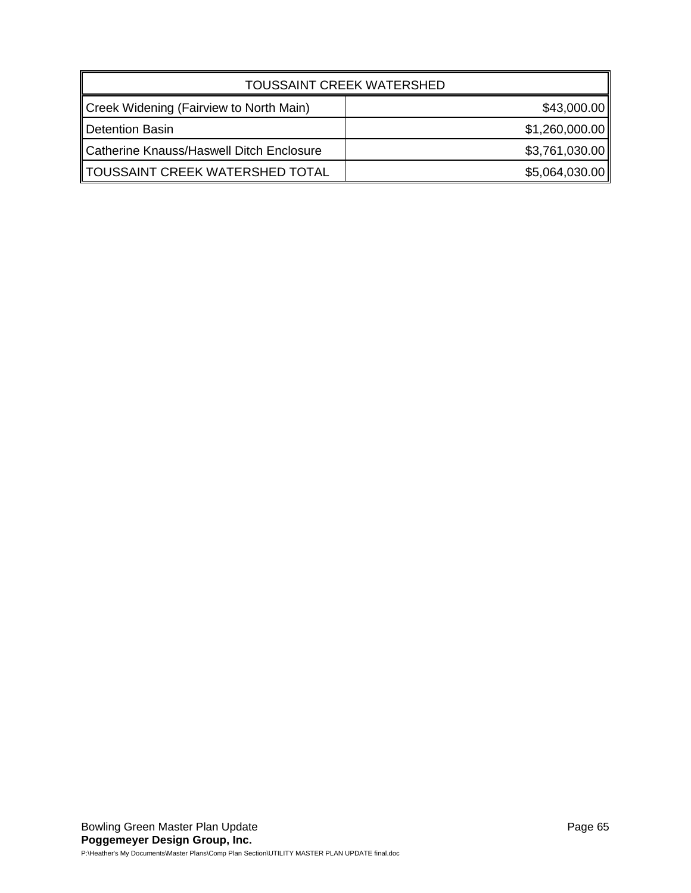| TOUSSAINT CREEK WATERSHED | |
|---|---|
| Creek Widening (Fairview to North Main) | $43,000.00 |
| Detention Basin | $1,260,000.00 |
| Catherine Knauss/Haswell Ditch Enclosure | $3,761,030.00 |
| TOUSSAINT CREEK WATERSHED TOTAL | $5,064,030.00 |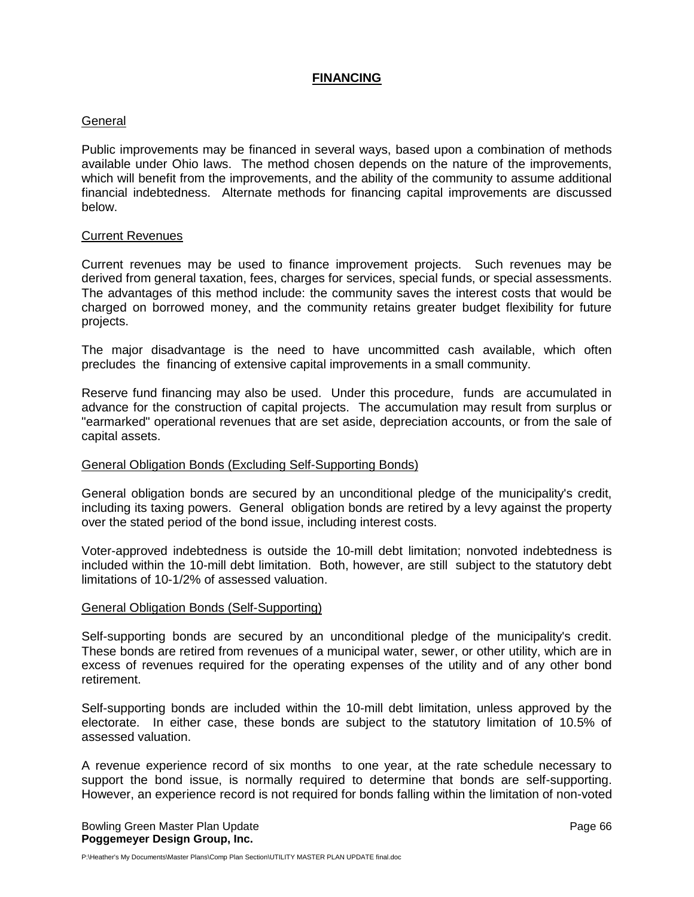# FINANCING

## General

Public improvements may be financed in several ways, based upon a combination of methods available under Ohio laws. The method chosen depends on the nature of the improvements, which will benefit from the improvements, and the ability of the community to assume additional financial indebtedness. Alternate methods for financing capital improvements are discussed below.

## Current Revenues

Current revenues may be used to finance improvement projects. Such revenues may be derived from general taxation, fees, charges for services, special funds, or special assessments. The advantages of this method include: the community saves the interest costs that would be charged on borrowed money, and the community retains greater budget flexibility for future projects.

The major disadvantage is the need to have uncommitted cash available, which often precludes the financing of extensive capital improvements in a small community.

Reserve fund financing may also be used. Under this procedure, funds are accumulated in advance for the construction of capital projects. The accumulation may result from surplus or "earmarked" operational revenues that are set aside, depreciation accounts, or from the sale of capital assets.

## General Obligation Bonds (Excluding Self-Supporting Bonds)

General obligation bonds are secured by an unconditional pledge of the municipality's credit, including its taxing powers. General obligation bonds are retired by a levy against the property over the stated period of the bond issue, including interest costs.

Voter-approved indebtedness is outside the 10-mill debt limitation; nonvoted indebtedness is included within the 10-mill debt limitation. Both, however, are still subject to the statutory debt limitations of 10-1/2% of assessed valuation.

## General Obligation Bonds (Self-Supporting)

Self-supporting bonds are secured by an unconditional pledge of the municipality's credit. These bonds are retired from revenues of a municipal water, sewer, or other utility, which are in excess of revenues required for the operating expenses of the utility and of any other bond retirement.

Self-supporting bonds are included within the 10-mill debt limitation, unless approved by the electorate. In either case, these bonds are subject to the statutory limitation of 10.5% of assessed valuation.

A revenue experience record of six months to one year, at the rate schedule necessary to support the bond issue, is normally required to determine that bonds are self-supporting. However, an experience record is not required for bonds falling within the limitation of non-voted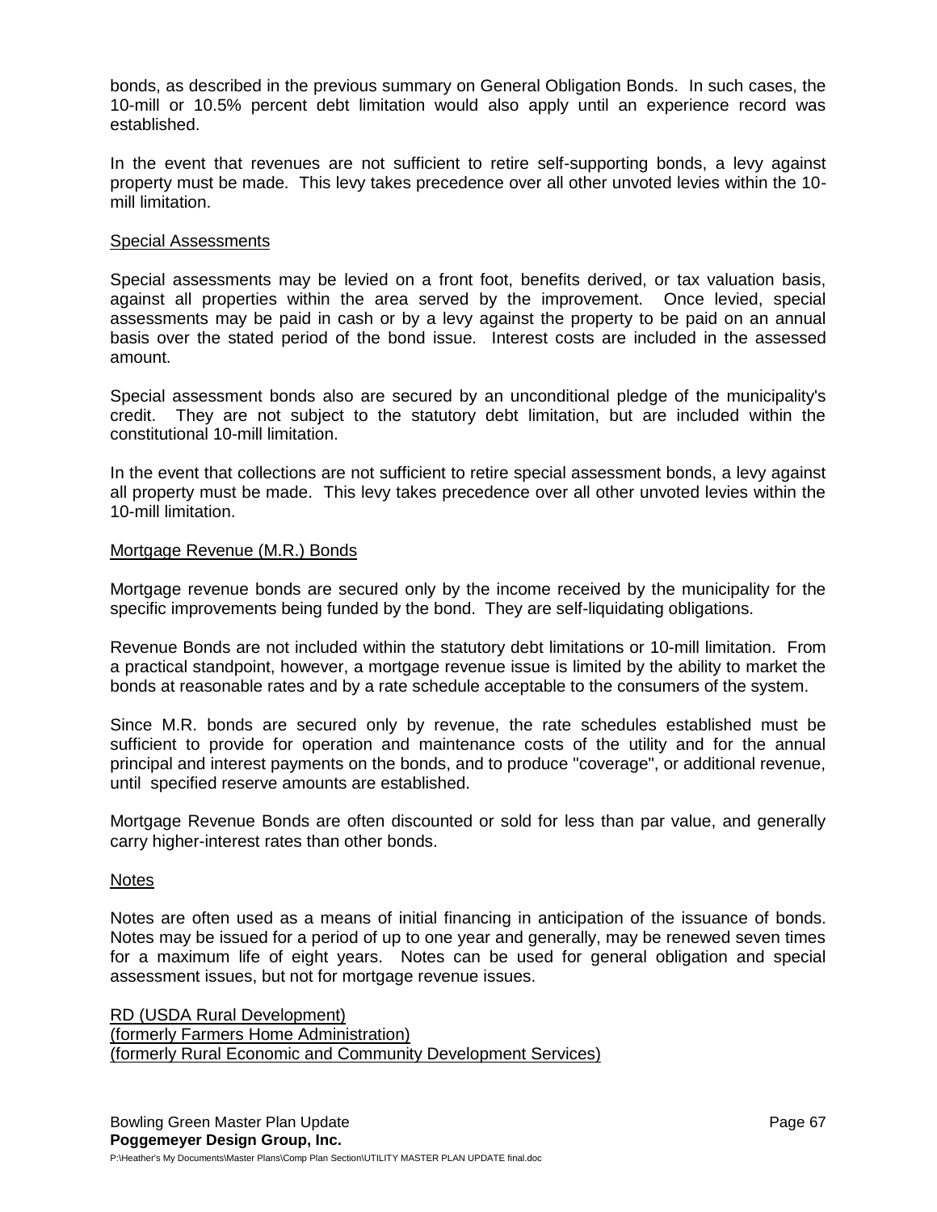bonds, as described in the previous summary on General Obligation Bonds. In such cases, the 10-mill or 10.5% percent debt limitation would also apply until an experience record was established.

In the event that revenues are not sufficient to retire self-supporting bonds, a levy against property must be made. This levy takes precedence over all other unvoted levies within the 10-mill limitation.

### Special Assessments

Special assessments may be levied on a front foot, benefits derived, or tax valuation basis, against all properties within the area served by the improvement. Once levied, special assessments may be paid in cash or by a levy against the property to be paid on an annual basis over the stated period of the bond issue. Interest costs are included in the assessed amount.

Special assessment bonds also are secured by an unconditional pledge of the municipality's credit. They are not subject to the statutory debt limitation, but are included within the constitutional 10-mill limitation.

In the event that collections are not sufficient to retire special assessment bonds, a levy against all property must be made. This levy takes precedence over all other unvoted levies within the 10-mill limitation.

### Mortgage Revenue (M.R.) Bonds

Mortgage revenue bonds are secured only by the income received by the municipality for the specific improvements being funded by the bond. They are self-liquidating obligations.

Revenue Bonds are not included within the statutory debt limitations or 10-mill limitation. From a practical standpoint, however, a mortgage revenue issue is limited by the ability to market the bonds at reasonable rates and by a rate schedule acceptable to the consumers of the system.

Since M.R. bonds are secured only by revenue, the rate schedules established must be sufficient to provide for operation and maintenance costs of the utility and for the annual principal and interest payments on the bonds, and to produce "coverage", or additional revenue, until specified reserve amounts are established.

Mortgage Revenue Bonds are often discounted or sold for less than par value, and generally carry higher-interest rates than other bonds.

### Notes

Notes are often used as a means of initial financing in anticipation of the issuance of bonds. Notes may be issued for a period of up to one year and generally, may be renewed seven times for a maximum life of eight years. Notes can be used for general obligation and special assessment issues, but not for mortgage revenue issues.

### RD (USDA Rural Development)
### (formerly Farmers Home Administration)
### (formerly Rural Economic and Community Development Services)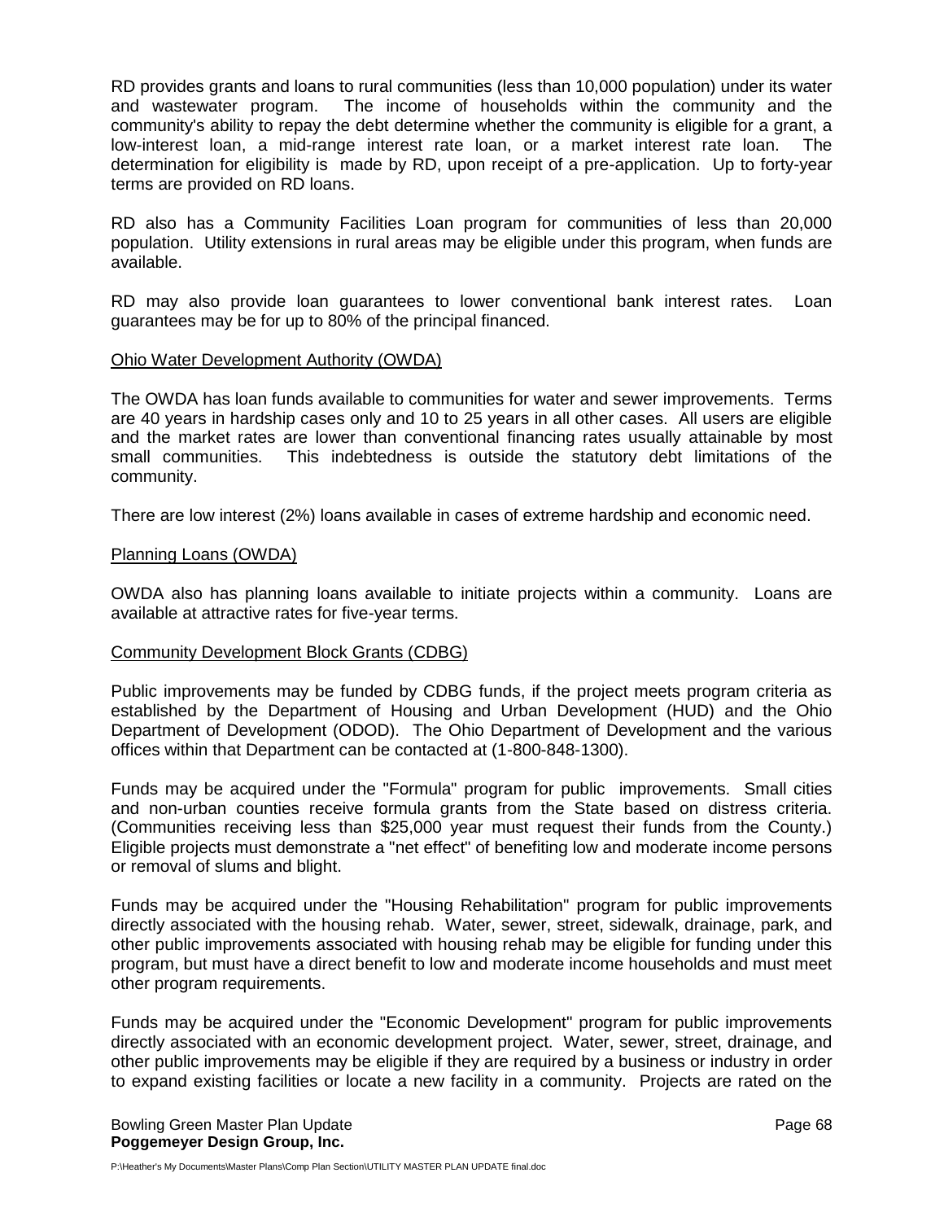RD provides grants and loans to rural communities (less than 10,000 population) under its water and wastewater program. The income of households within the community and the community's ability to repay the debt determine whether the community is eligible for a grant, a low-interest loan, a mid-range interest rate loan, or a market interest rate loan. The determination for eligibility is made by RD, upon receipt of a pre-application. Up to forty-year terms are provided on RD loans.

RD also has a Community Facilities Loan program for communities of less than 20,000 population. Utility extensions in rural areas may be eligible under this program, when funds are available.

RD may also provide loan guarantees to lower conventional bank interest rates. Loan guarantees may be for up to 80% of the principal financed.

Ohio Water Development Authority (OWDA)

The OWDA has loan funds available to communities for water and sewer improvements. Terms are 40 years in hardship cases only and 10 to 25 years in all other cases. All users are eligible and the market rates are lower than conventional financing rates usually attainable by most small communities. This indebtedness is outside the statutory debt limitations of the community.

There are low interest (2%) loans available in cases of extreme hardship and economic need.

Planning Loans (OWDA)

OWDA also has planning loans available to initiate projects within a community. Loans are available at attractive rates for five-year terms.

Community Development Block Grants (CDBG)

Public improvements may be funded by CDBG funds, if the project meets program criteria as established by the Department of Housing and Urban Development (HUD) and the Ohio Department of Development (ODOD). The Ohio Department of Development and the various offices within that Department can be contacted at (1-800-848-1300).

Funds may be acquired under the "Formula" program for public improvements. Small cities and non-urban counties receive formula grants from the State based on distress criteria. (Communities receiving less than $25,000 year must request their funds from the County.) Eligible projects must demonstrate a "net effect" of benefiting low and moderate income persons or removal of slums and blight.

Funds may be acquired under the "Housing Rehabilitation" program for public improvements directly associated with the housing rehab. Water, sewer, street, sidewalk, drainage, park, and other public improvements associated with housing rehab may be eligible for funding under this program, but must have a direct benefit to low and moderate income households and must meet other program requirements.

Funds may be acquired under the "Economic Development" program for public improvements directly associated with an economic development project. Water, sewer, street, drainage, and other public improvements may be eligible if they are required by a business or industry in order to expand existing facilities or locate a new facility in a community. Projects are rated on the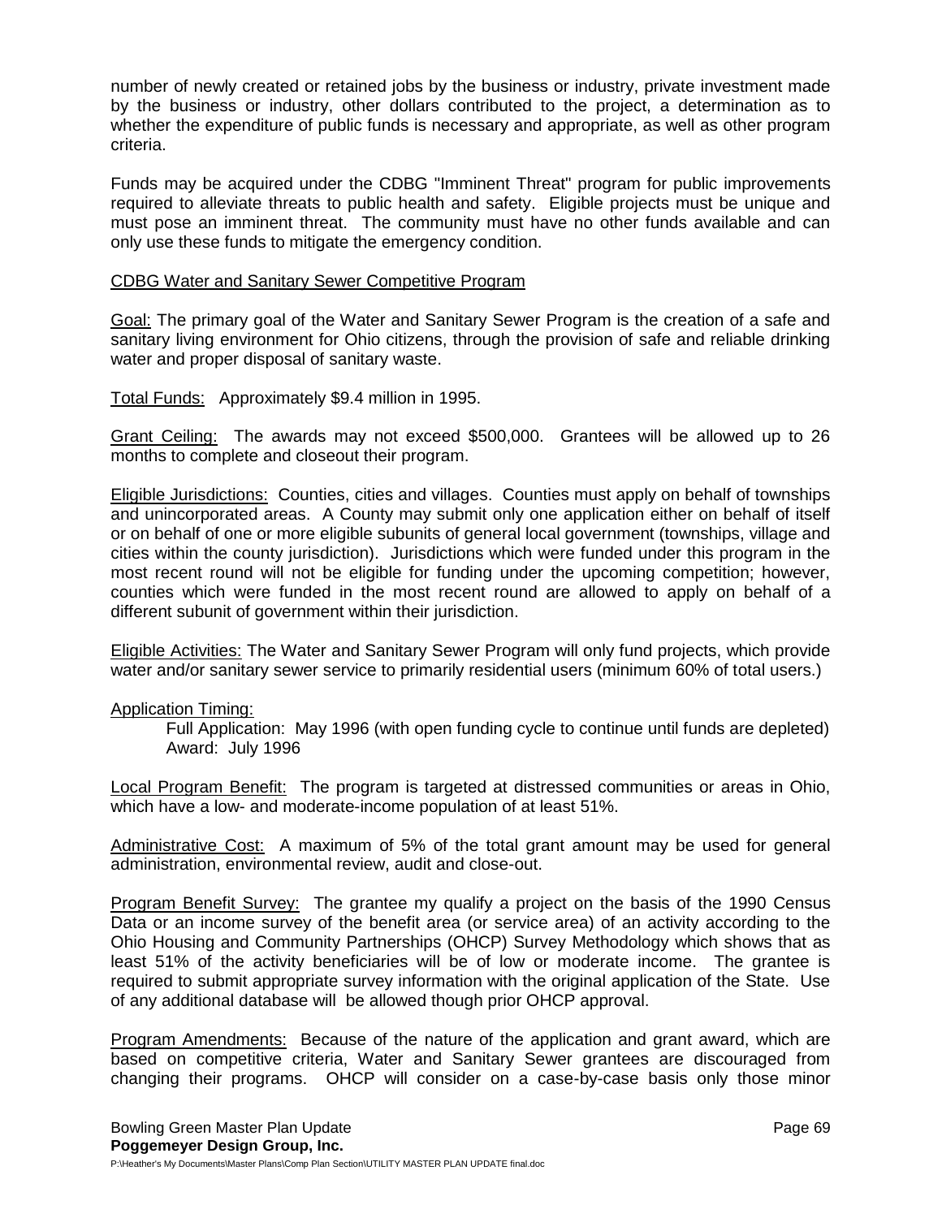number of newly created or retained jobs by the business or industry, private investment made by the business or industry, other dollars contributed to the project, a determination as to whether the expenditure of public funds is necessary and appropriate, as well as other program criteria.

Funds may be acquired under the CDBG "Imminent Threat" program for public improvements required to alleviate threats to public health and safety. Eligible projects must be unique and must pose an imminent threat. The community must have no other funds available and can only use these funds to mitigate the emergency condition.

<u>CDBG Water and Sanitary Sewer Competitive Program</u>

<u>Goal:</u> The primary goal of the Water and Sanitary Sewer Program is the creation of a safe and sanitary living environment for Ohio citizens, through the provision of safe and reliable drinking water and proper disposal of sanitary waste.

<u>Total Funds:</u> Approximately $9.4 million in 1995.

<u>Grant Ceiling:</u> The awards may not exceed $500,000. Grantees will be allowed up to 26 months to complete and closeout their program.

<u>Eligible Jurisdictions:</u> Counties, cities and villages. Counties must apply on behalf of townships and unincorporated areas. A County may submit only one application either on behalf of itself or on behalf of one or more eligible subunits of general local government (townships, village and cities within the county jurisdiction). Jurisdictions which were funded under this program in the most recent round will not be eligible for funding under the upcoming competition; however, counties which were funded in the most recent round are allowed to apply on behalf of a different subunit of government within their jurisdiction.

<u>Eligible Activities:</u> The Water and Sanitary Sewer Program will only fund projects, which provide water and/or sanitary sewer service to primarily residential users (minimum 60% of total users.)

<u>Application Timing:</u>

Full Application: May 1996 (with open funding cycle to continue until funds are depleted)
Award: July 1996

<u>Local Program Benefit:</u> The program is targeted at distressed communities or areas in Ohio, which have a low- and moderate-income population of at least 51%.

<u>Administrative Cost:</u> A maximum of 5% of the total grant amount may be used for general administration, environmental review, audit and close-out.

<u>Program Benefit Survey:</u> The grantee my qualify a project on the basis of the 1990 Census Data or an income survey of the benefit area (or service area) of an activity according to the Ohio Housing and Community Partnerships (OHCP) Survey Methodology which shows that as least 51% of the activity beneficiaries will be of low or moderate income. The grantee is required to submit appropriate survey information with the original application of the State. Use of any additional database will be allowed though prior OHCP approval.

<u>Program Amendments:</u> Because of the nature of the application and grant award, which are based on competitive criteria, Water and Sanitary Sewer grantees are discouraged from changing their programs. OHCP will consider on a case-by-case basis only those minor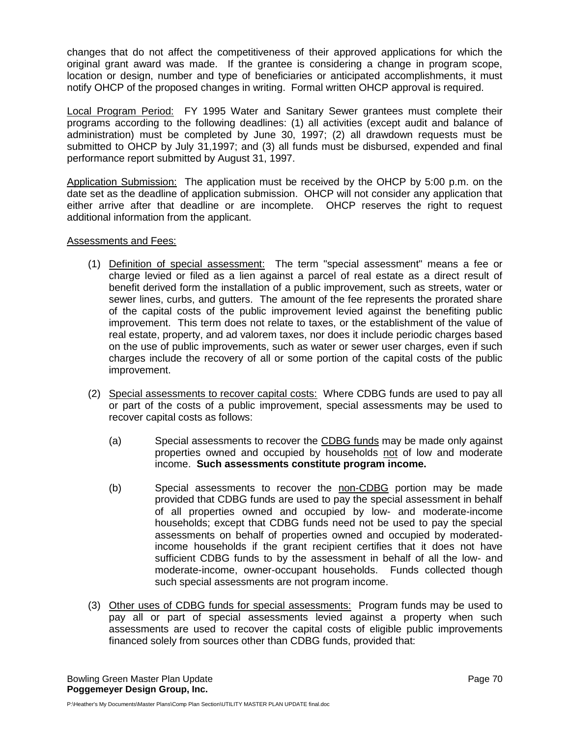changes that do not affect the competitiveness of their approved applications for which the original grant award was made. If the grantee is considering a change in program scope, location or design, number and type of beneficiaries or anticipated accomplishments, it must notify OHCP of the proposed changes in writing. Formal written OHCP approval is required.

<u>Local Program Period:</u> FY 1995 Water and Sanitary Sewer grantees must complete their programs according to the following deadlines: (1) all activities (except audit and balance of administration) must be completed by June 30, 1997; (2) all drawdown requests must be submitted to OHCP by July 31,1997; and (3) all funds must be disbursed, expended and final performance report submitted by August 31, 1997.

<u>Application Submission:</u> The application must be received by the OHCP by 5:00 p.m. on the date set as the deadline of application submission. OHCP will not consider any application that either arrive after that deadline or are incomplete. OHCP reserves the right to request additional information from the applicant.

<u>Assessments and Fees:</u>

(1) <u>Definition of special assessment:</u> The term "special assessment" means a fee or charge levied or filed as a lien against a parcel of real estate as a direct result of benefit derived form the installation of a public improvement, such as streets, water or sewer lines, curbs, and gutters. The amount of the fee represents the prorated share of the capital costs of the public improvement levied against the benefiting public improvement. This term does not relate to taxes, or the establishment of the value of real estate, property, and ad valorem taxes, nor does it include periodic charges based on the use of public improvements, such as water or sewer user charges, even if such charges include the recovery of all or some portion of the capital costs of the public improvement.

(2) <u>Special assessments to recover capital costs:</u> Where CDBG funds are used to pay all or part of the costs of a public improvement, special assessments may be used to recover capital costs as follows:

   (a) Special assessments to recover the <u>CDBG funds</u> may be made only against properties owned and occupied by households <u>not</u> of low and moderate income. **Such assessments constitute program income.**

   (b) Special assessments to recover the <u>non-CDBG</u> portion may be made provided that CDBG funds are used to pay the special assessment in behalf of all properties owned and occupied by low- and moderate-income households; except that CDBG funds need not be used to pay the special assessments on behalf of properties owned and occupied by moderated-income households if the grant recipient certifies that it does not have sufficient CDBG funds to by the assessment in behalf of all the low- and moderate-income, owner-occupant households. Funds collected though such special assessments are not program income.

(3) <u>Other uses of CDBG funds for special assessments:</u> Program funds may be used to pay all or part of special assessments levied against a property when such assessments are used to recover the capital costs of eligible public improvements financed solely from sources other than CDBG funds, provided that: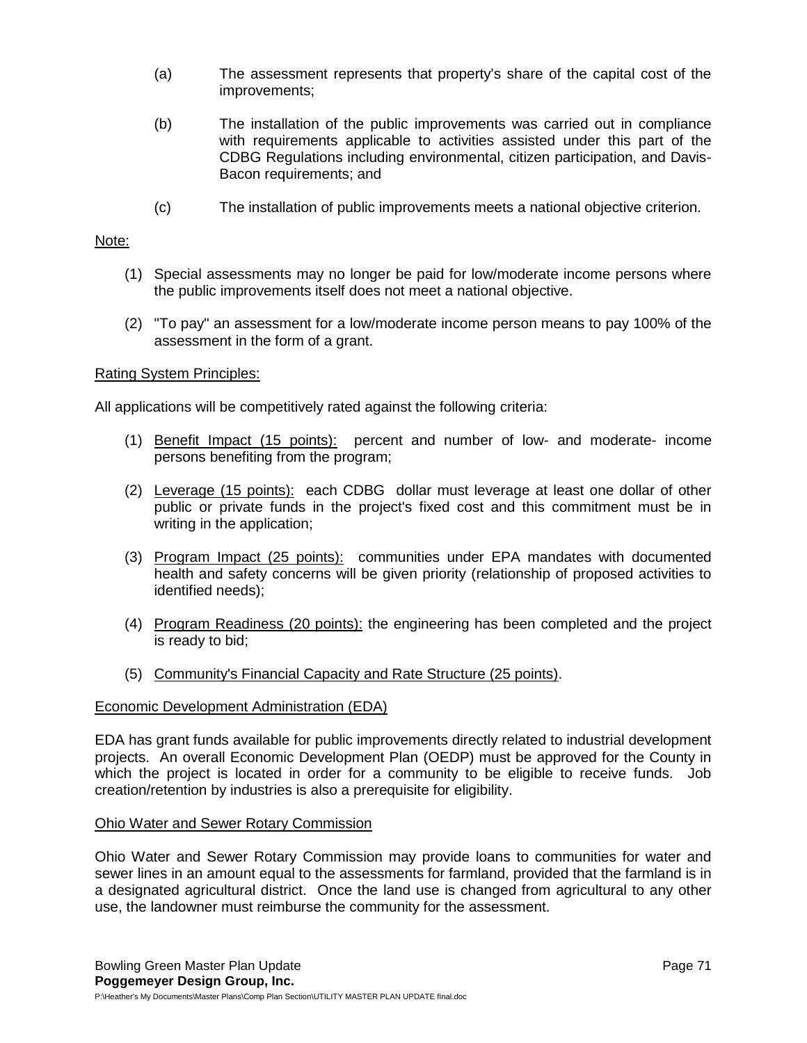(a) The assessment represents that property's share of the capital cost of the improvements;

(b) The installation of the public improvements was carried out in compliance with requirements applicable to activities assisted under this part of the CDBG Regulations including environmental, citizen participation, and Davis-Bacon requirements; and

(c) The installation of public improvements meets a national objective criterion.

Note:

(1) Special assessments may no longer be paid for low/moderate income persons where the public improvements itself does not meet a national objective.

(2) "To pay" an assessment for a low/moderate income person means to pay 100% of the assessment in the form of a grant.

Rating System Principles:

All applications will be competitively rated against the following criteria:

(1) Benefit Impact (15 points): percent and number of low- and moderate- income persons benefiting from the program;

(2) Leverage (15 points): each CDBG dollar must leverage at least one dollar of other public or private funds in the project's fixed cost and this commitment must be in writing in the application;

(3) Program Impact (25 points): communities under EPA mandates with documented health and safety concerns will be given priority (relationship of proposed activities to identified needs);

(4) Program Readiness (20 points): the engineering has been completed and the project is ready to bid;

(5) Community's Financial Capacity and Rate Structure (25 points).

## Economic Development Administration (EDA)

EDA has grant funds available for public improvements directly related to industrial development projects. An overall Economic Development Plan (OEDP) must be approved for the County in which the project is located in order for a community to be eligible to receive funds. Job creation/retention by industries is also a prerequisite for eligibility.

## Ohio Water and Sewer Rotary Commission

Ohio Water and Sewer Rotary Commission may provide loans to communities for water and sewer lines in an amount equal to the assessments for farmland, provided that the farmland is in a designated agricultural district. Once the land use is changed from agricultural to any other use, the landowner must reimburse the community for the assessment.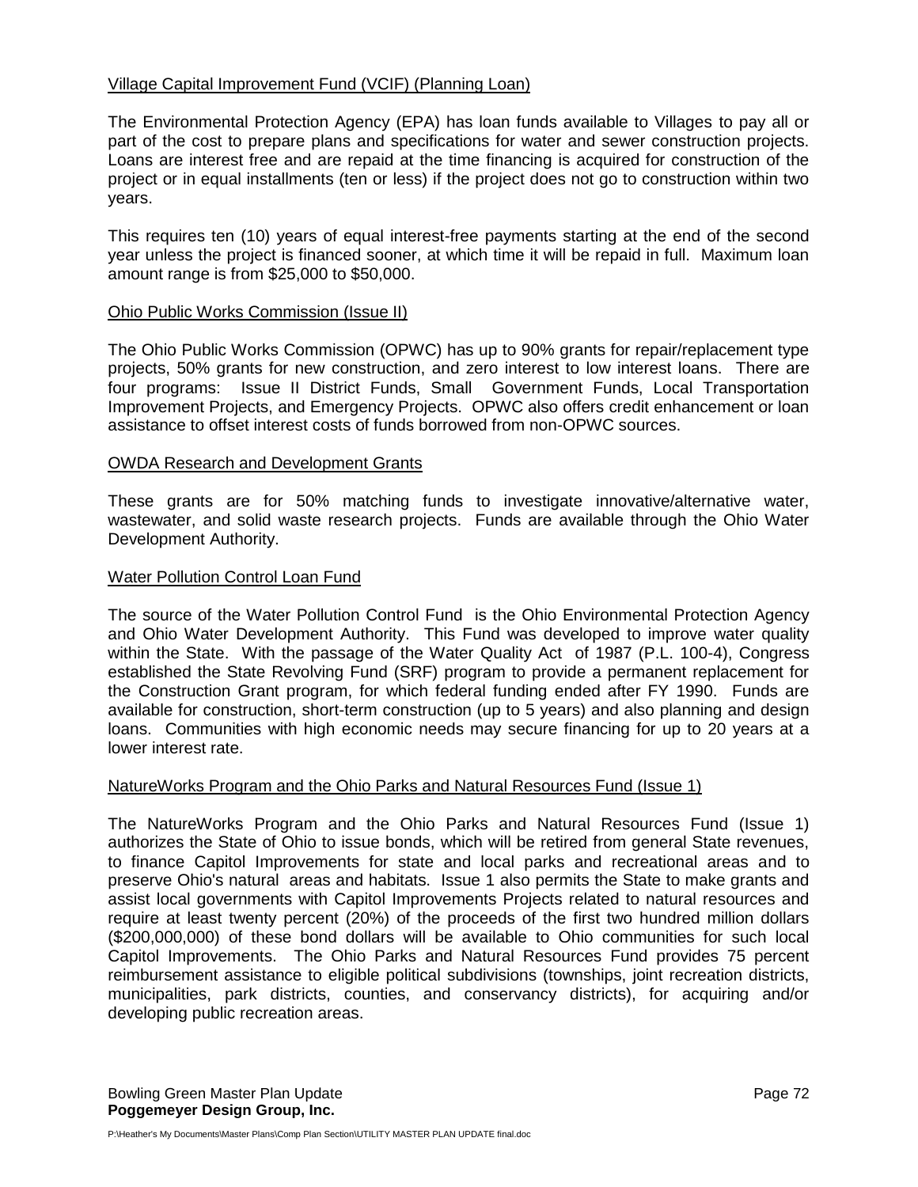Village Capital Improvement Fund (VCIF) (Planning Loan)

The Environmental Protection Agency (EPA) has loan funds available to Villages to pay all or part of the cost to prepare plans and specifications for water and sewer construction projects. Loans are interest free and are repaid at the time financing is acquired for construction of the project or in equal installments (ten or less) if the project does not go to construction within two years.

This requires ten (10) years of equal interest-free payments starting at the end of the second year unless the project is financed sooner, at which time it will be repaid in full. Maximum loan amount range is from $25,000 to $50,000.

Ohio Public Works Commission (Issue II)

The Ohio Public Works Commission (OPWC) has up to 90% grants for repair/replacement type projects, 50% grants for new construction, and zero interest to low interest loans. There are four programs: Issue II District Funds, Small Government Funds, Local Transportation Improvement Projects, and Emergency Projects. OPWC also offers credit enhancement or loan assistance to offset interest costs of funds borrowed from non-OPWC sources.

OWDA Research and Development Grants

These grants are for 50% matching funds to investigate innovative/alternative water, wastewater, and solid waste research projects. Funds are available through the Ohio Water Development Authority.

Water Pollution Control Loan Fund

The source of the Water Pollution Control Fund is the Ohio Environmental Protection Agency and Ohio Water Development Authority. This Fund was developed to improve water quality within the State. With the passage of the Water Quality Act of 1987 (P.L. 100-4), Congress established the State Revolving Fund (SRF) program to provide a permanent replacement for the Construction Grant program, for which federal funding ended after FY 1990. Funds are available for construction, short-term construction (up to 5 years) and also planning and design loans. Communities with high economic needs may secure financing for up to 20 years at a lower interest rate.

NatureWorks Program and the Ohio Parks and Natural Resources Fund (Issue 1)

The NatureWorks Program and the Ohio Parks and Natural Resources Fund (Issue 1) authorizes the State of Ohio to issue bonds, which will be retired from general State revenues, to finance Capitol Improvements for state and local parks and recreational areas and to preserve Ohio's natural areas and habitats. Issue 1 also permits the State to make grants and assist local governments with Capitol Improvements Projects related to natural resources and require at least twenty percent (20%) of the proceeds of the first two hundred million dollars ($200,000,000) of these bond dollars will be available to Ohio communities for such local Capitol Improvements. The Ohio Parks and Natural Resources Fund provides 75 percent reimbursement assistance to eligible political subdivisions (townships, joint recreation districts, municipalities, park districts, counties, and conservancy districts), for acquiring and/or developing public recreation areas.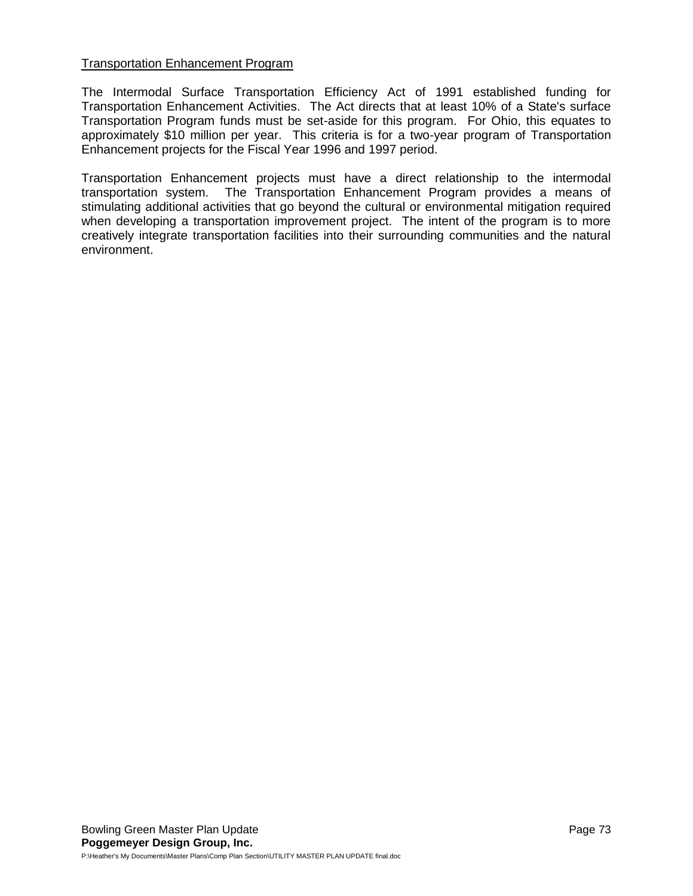Transportation Enhancement Program

The Intermodal Surface Transportation Efficiency Act of 1991 established funding for Transportation Enhancement Activities. The Act directs that at least 10% of a State's surface Transportation Program funds must be set-aside for this program. For Ohio, this equates to approximately $10 million per year. This criteria is for a two-year program of Transportation Enhancement projects for the Fiscal Year 1996 and 1997 period.

Transportation Enhancement projects must have a direct relationship to the intermodal transportation system. The Transportation Enhancement Program provides a means of stimulating additional activities that go beyond the cultural or environmental mitigation required when developing a transportation improvement project. The intent of the program is to more creatively integrate transportation facilities into their surrounding communities and the natural environment.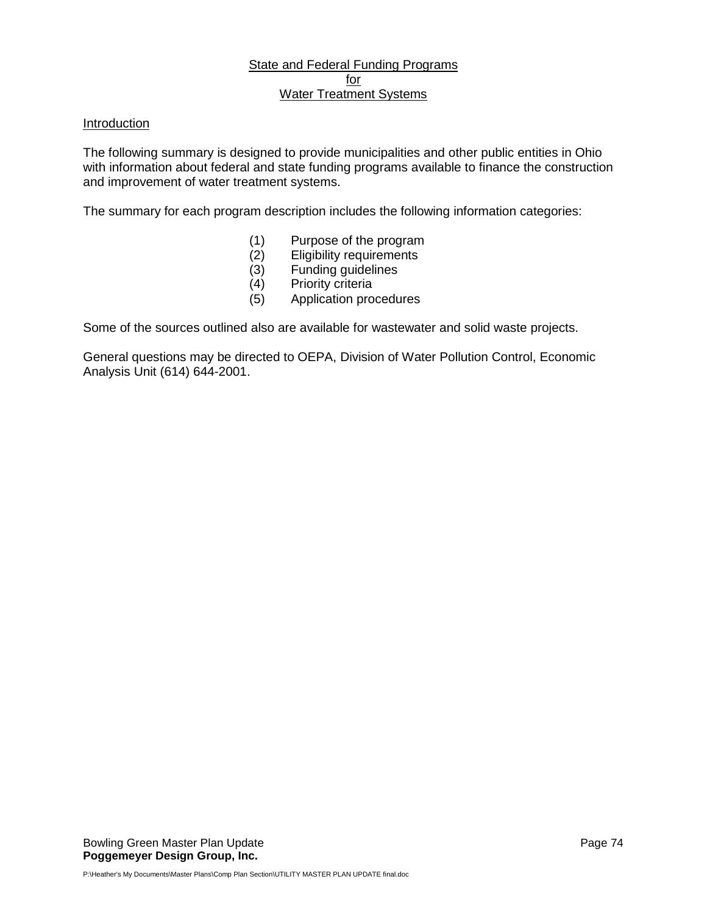# State and Federal Funding Programs for Water Treatment Systems

## Introduction

The following summary is designed to provide municipalities and other public entities in Ohio with information about federal and state funding programs available to finance the construction and improvement of water treatment systems.

The summary for each program description includes the following information categories:

(1) Purpose of the program
(2) Eligibility requirements
(3) Funding guidelines
(4) Priority criteria
(5) Application procedures

Some of the sources outlined also are available for wastewater and solid waste projects.

General questions may be directed to OEPA, Division of Water Pollution Control, Economic Analysis Unit (614) 644-2001.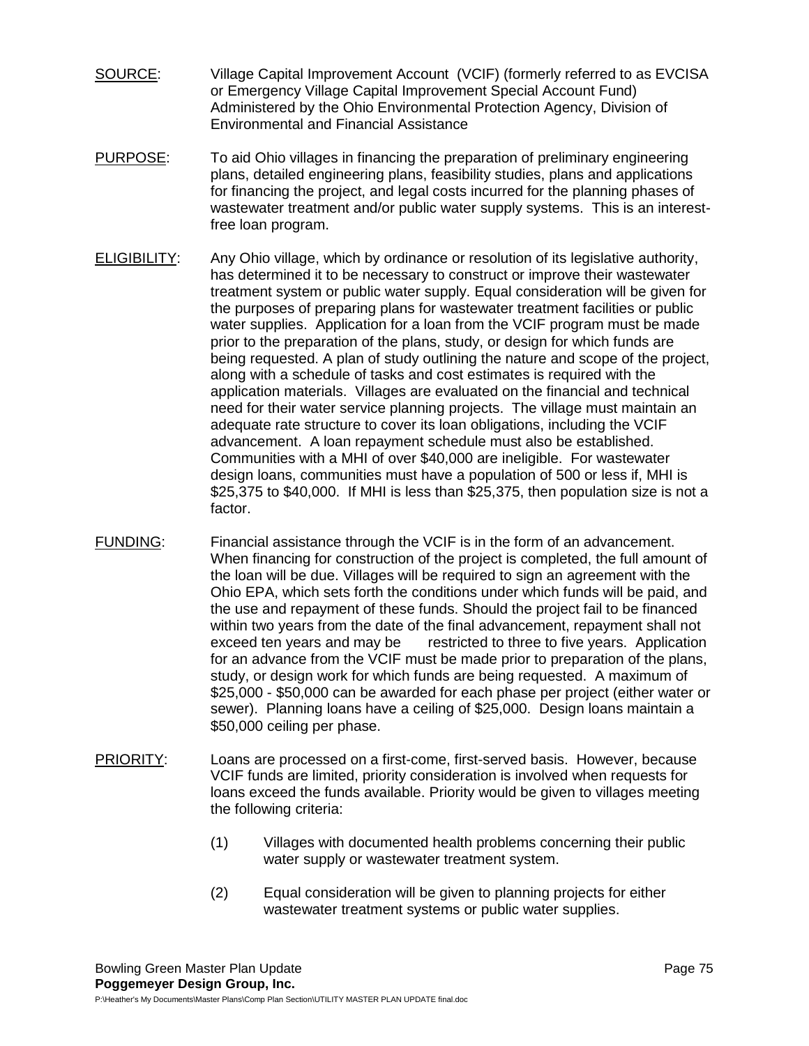<u>SOURCE</u>: Village Capital Improvement Account (VCIF) (formerly referred to as EVCISA or Emergency Village Capital Improvement Special Account Fund) Administered by the Ohio Environmental Protection Agency, Division of Environmental and Financial Assistance

<u>PURPOSE</u>: To aid Ohio villages in financing the preparation of preliminary engineering plans, detailed engineering plans, feasibility studies, plans and applications for financing the project, and legal costs incurred for the planning phases of wastewater treatment and/or public water supply systems. This is an interest-free loan program.

<u>ELIGIBILITY</u>: Any Ohio village, which by ordinance or resolution of its legislative authority, has determined it to be necessary to construct or improve their wastewater treatment system or public water supply. Equal consideration will be given for the purposes of preparing plans for wastewater treatment facilities or public water supplies. Application for a loan from the VCIF program must be made prior to the preparation of the plans, study, or design for which funds are being requested. A plan of study outlining the nature and scope of the project, along with a schedule of tasks and cost estimates is required with the application materials. Villages are evaluated on the financial and technical need for their water service planning projects. The village must maintain an adequate rate structure to cover its loan obligations, including the VCIF advancement. A loan repayment schedule must also be established. Communities with a MHI of over $40,000 are ineligible. For wastewater design loans, communities must have a population of 500 or less if, MHI is $25,375 to $40,000. If MHI is less than $25,375, then population size is not a factor.

<u>FUNDING</u>: Financial assistance through the VCIF is in the form of an advancement. When financing for construction of the project is completed, the full amount of the loan will be due. Villages will be required to sign an agreement with the Ohio EPA, which sets forth the conditions under which funds will be paid, and the use and repayment of these funds. Should the project fail to be financed within two years from the date of the final advancement, repayment shall not exceed ten years and may be restricted to three to five years. Application for an advance from the VCIF must be made prior to preparation of the plans, study, or design work for which funds are being requested. A maximum of $25,000 - $50,000 can be awarded for each phase per project (either water or sewer). Planning loans have a ceiling of $25,000. Design loans maintain a $50,000 ceiling per phase.

<u>PRIORITY</u>: Loans are processed on a first-come, first-served basis. However, because VCIF funds are limited, priority consideration is involved when requests for loans exceed the funds available. Priority would be given to villages meeting the following criteria:

(1) Villages with documented health problems concerning their public water supply or wastewater treatment system.

(2) Equal consideration will be given to planning projects for either wastewater treatment systems or public water supplies.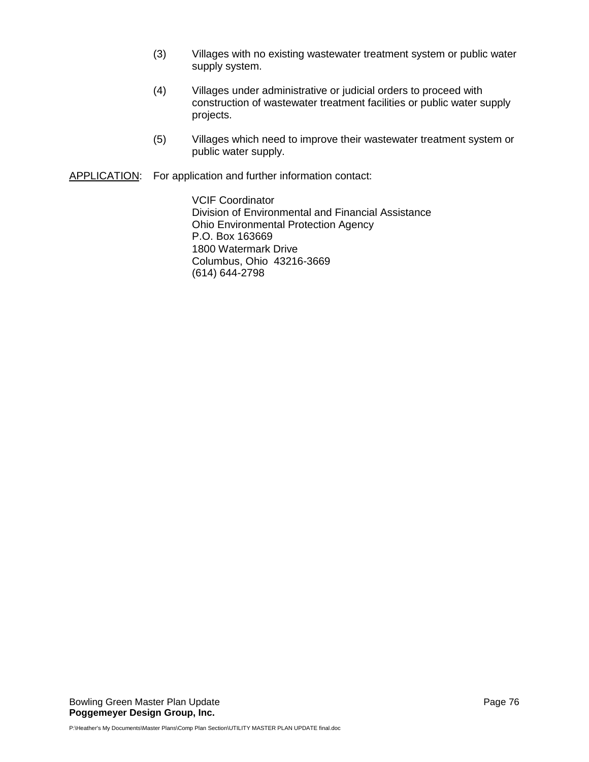(3) Villages with no existing wastewater treatment system or public water supply system.

(4) Villages under administrative or judicial orders to proceed with construction of wastewater treatment facilities or public water supply projects.

(5) Villages which need to improve their wastewater treatment system or public water supply.

<u>APPLICATION</u>: For application and further information contact:

VCIF Coordinator
Division of Environmental and Financial Assistance
Ohio Environmental Protection Agency
P.O. Box 163669
1800 Watermark Drive
Columbus, Ohio 43216-3669
(614) 644-2798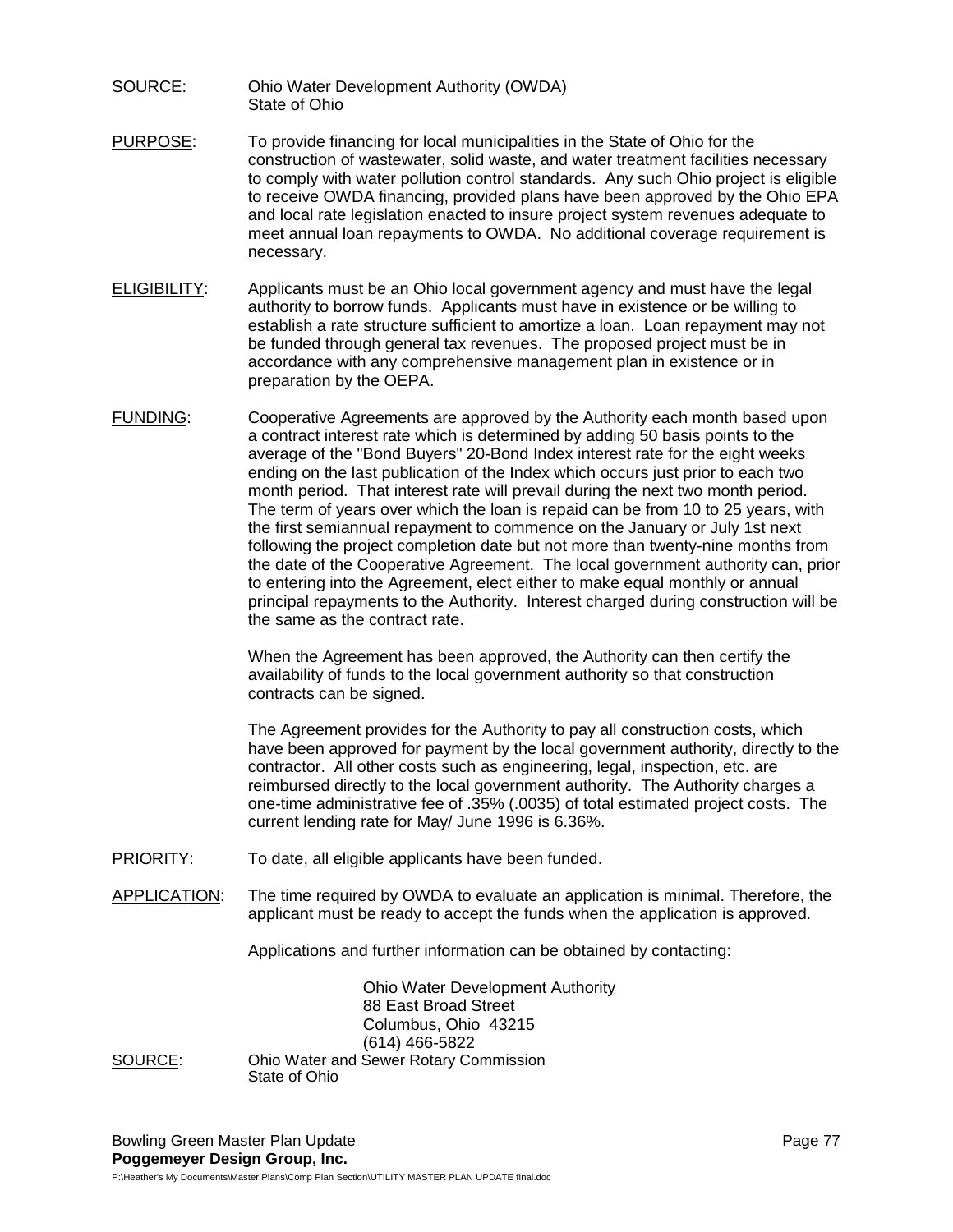SOURCE: Ohio Water Development Authority (OWDA)
State of Ohio

PURPOSE: To provide financing for local municipalities in the State of Ohio for the construction of wastewater, solid waste, and water treatment facilities necessary to comply with water pollution control standards. Any such Ohio project is eligible to receive OWDA financing, provided plans have been approved by the Ohio EPA and local rate legislation enacted to insure project system revenues adequate to meet annual loan repayments to OWDA. No additional coverage requirement is necessary.

ELIGIBILITY: Applicants must be an Ohio local government agency and must have the legal authority to borrow funds. Applicants must have in existence or be willing to establish a rate structure sufficient to amortize a loan. Loan repayment may not be funded through general tax revenues. The proposed project must be in accordance with any comprehensive management plan in existence or in preparation by the OEPA.

FUNDING: Cooperative Agreements are approved by the Authority each month based upon a contract interest rate which is determined by adding 50 basis points to the average of the "Bond Buyers" 20-Bond Index interest rate for the eight weeks ending on the last publication of the Index which occurs just prior to each two month period. That interest rate will prevail during the next two month period. The term of years over which the loan is repaid can be from 10 to 25 years, with the first semiannual repayment to commence on the January or July 1st next following the project completion date but not more than twenty-nine months from the date of the Cooperative Agreement. The local government authority can, prior to entering into the Agreement, elect either to make equal monthly or annual principal repayments to the Authority. Interest charged during construction will be the same as the contract rate.

When the Agreement has been approved, the Authority can then certify the availability of funds to the local government authority so that construction contracts can be signed.

The Agreement provides for the Authority to pay all construction costs, which have been approved for payment by the local government authority, directly to the contractor. All other costs such as engineering, legal, inspection, etc. are reimbursed directly to the local government authority. The Authority charges a one-time administrative fee of .35% (.0035) of total estimated project costs. The current lending rate for May/ June 1996 is 6.36%.

PRIORITY: To date, all eligible applicants have been funded.

APPLICATION: The time required by OWDA to evaluate an application is minimal. Therefore, the applicant must be ready to accept the funds when the application is approved.

Applications and further information can be obtained by contacting:

Ohio Water Development Authority
88 East Broad Street
Columbus, Ohio 43215
(614) 466-5822

SOURCE: Ohio Water and Sewer Rotary Commission
State of Ohio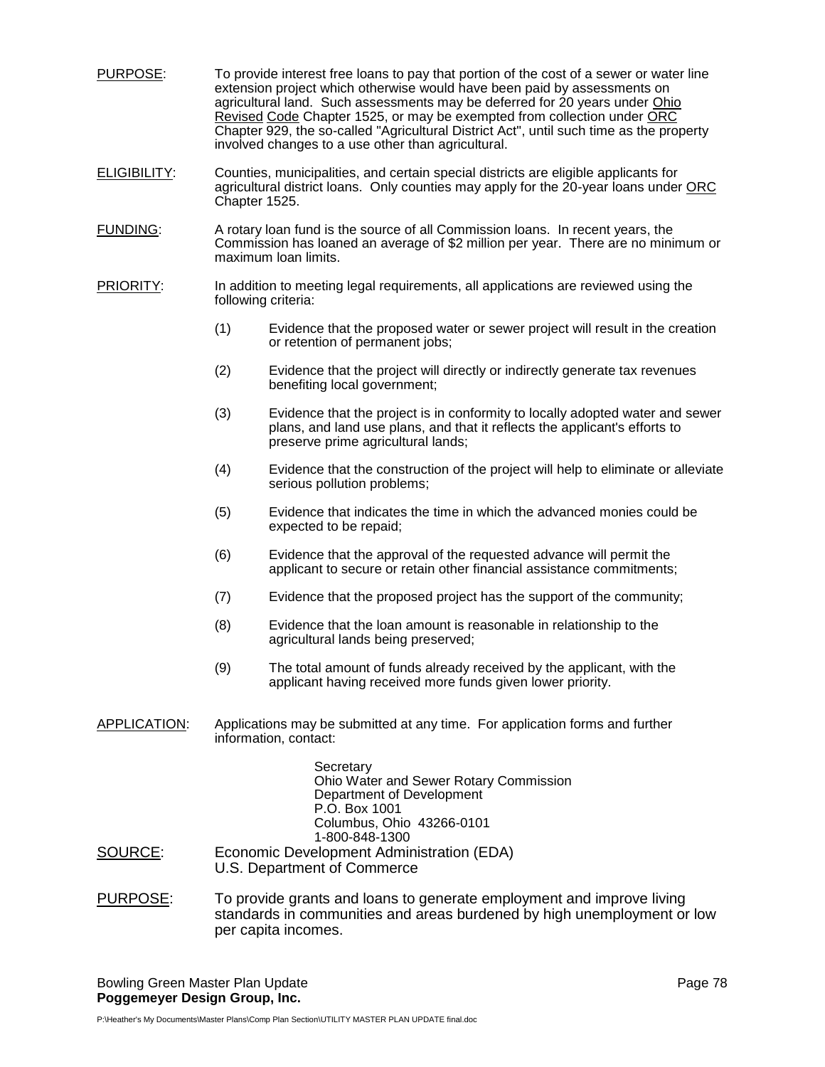PURPOSE: To provide interest free loans to pay that portion of the cost of a sewer or water line extension project which otherwise would have been paid by assessments on agricultural land. Such assessments may be deferred for 20 years under Ohio Revised Code Chapter 1525, or may be exempted from collection under ORC Chapter 929, the so-called "Agricultural District Act", until such time as the property involved changes to a use other than agricultural.

ELIGIBILITY: Counties, municipalities, and certain special districts are eligible applicants for agricultural district loans. Only counties may apply for the 20-year loans under ORC Chapter 1525.

FUNDING: A rotary loan fund is the source of all Commission loans. In recent years, the Commission has loaned an average of $2 million per year. There are no minimum or maximum loan limits.

PRIORITY: In addition to meeting legal requirements, all applications are reviewed using the following criteria:

(1) Evidence that the proposed water or sewer project will result in the creation or retention of permanent jobs;

(2) Evidence that the project will directly or indirectly generate tax revenues benefiting local government;

(3) Evidence that the project is in conformity to locally adopted water and sewer plans, and land use plans, and that it reflects the applicant's efforts to preserve prime agricultural lands;

(4) Evidence that the construction of the project will help to eliminate or alleviate serious pollution problems;

(5) Evidence that indicates the time in which the advanced monies could be expected to be repaid;

(6) Evidence that the approval of the requested advance will permit the applicant to secure or retain other financial assistance commitments;

(7) Evidence that the proposed project has the support of the community;

(8) Evidence that the loan amount is reasonable in relationship to the agricultural lands being preserved;

(9) The total amount of funds already received by the applicant, with the applicant having received more funds given lower priority.

APPLICATION: Applications may be submitted at any time. For application forms and further information, contact:

Secretary
Ohio Water and Sewer Rotary Commission
Department of Development
P.O. Box 1001
Columbus, Ohio 43266-0101
1-800-848-1300

SOURCE: Economic Development Administration (EDA)
U.S. Department of Commerce

PURPOSE: To provide grants and loans to generate employment and improve living standards in communities and areas burdened by high unemployment or low per capita incomes.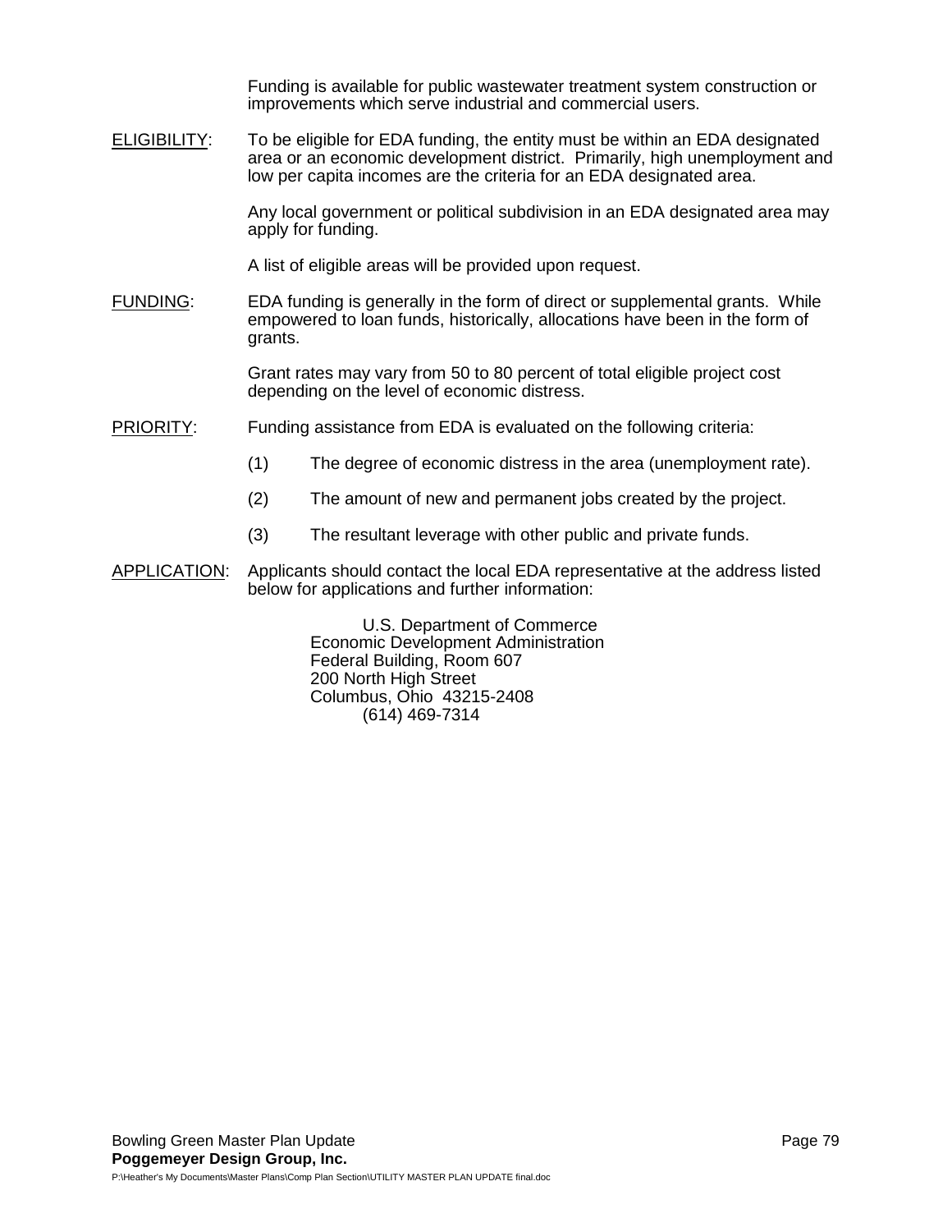Funding is available for public wastewater treatment system construction or improvements which serve industrial and commercial users.

<u>ELIGIBILITY</u>: To be eligible for EDA funding, the entity must be within an EDA designated area or an economic development district. Primarily, high unemployment and low per capita incomes are the criteria for an EDA designated area.

Any local government or political subdivision in an EDA designated area may apply for funding.

A list of eligible areas will be provided upon request.

<u>FUNDING</u>: EDA funding is generally in the form of direct or supplemental grants. While empowered to loan funds, historically, allocations have been in the form of grants.

Grant rates may vary from 50 to 80 percent of total eligible project cost depending on the level of economic distress.

<u>PRIORITY</u>: Funding assistance from EDA is evaluated on the following criteria:

(1) The degree of economic distress in the area (unemployment rate).

(2) The amount of new and permanent jobs created by the project.

(3) The resultant leverage with other public and private funds.

<u>APPLICATION</u>: Applicants should contact the local EDA representative at the address listed below for applications and further information:

U.S. Department of Commerce
Economic Development Administration
Federal Building, Room 607
200 North High Street
Columbus, Ohio 43215-2408
(614) 469-7314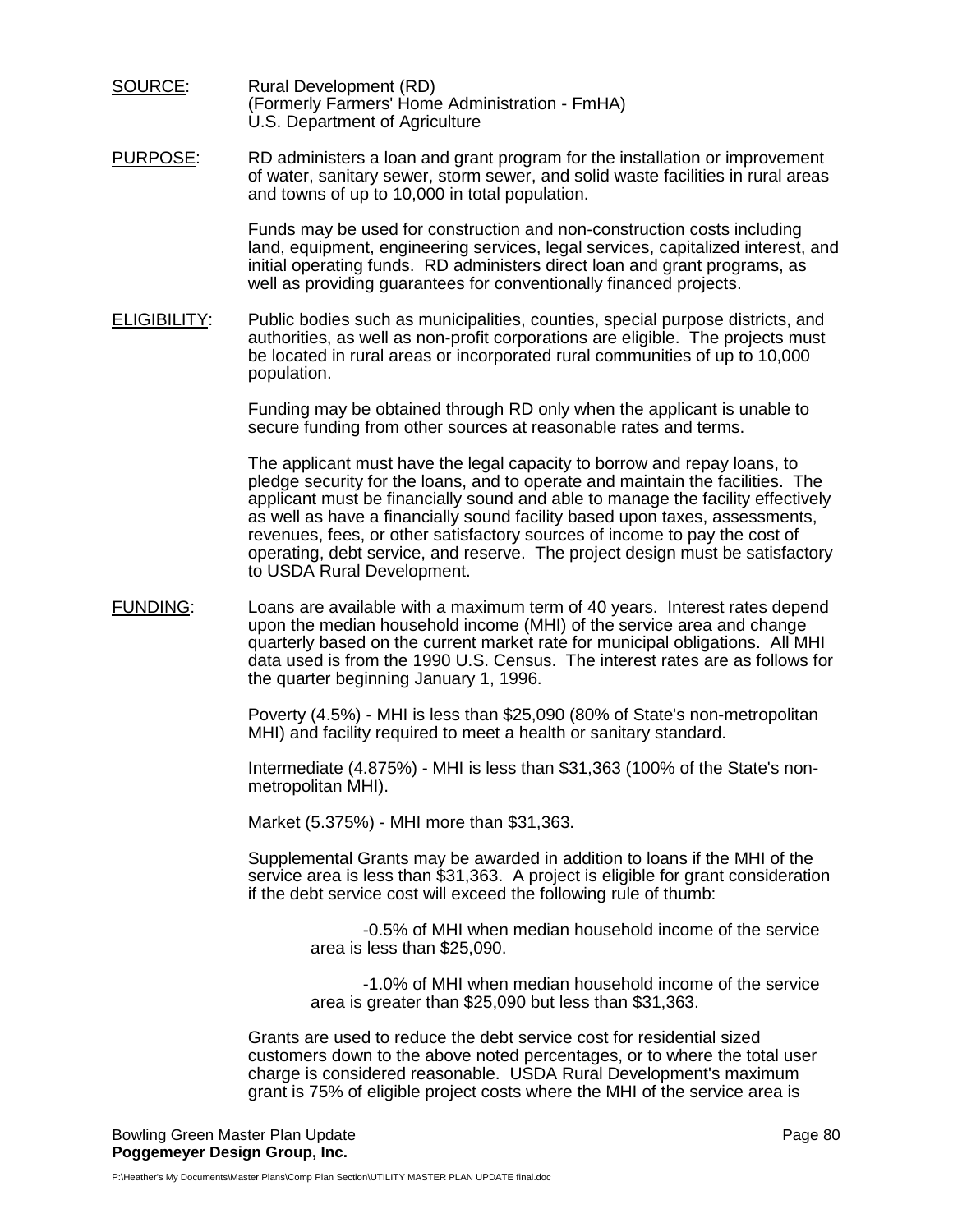<u>SOURCE</u>: Rural Development (RD)
(Formerly Farmers' Home Administration - FmHA)
U.S. Department of Agriculture

<u>PURPOSE</u>: RD administers a loan and grant program for the installation or improvement of water, sanitary sewer, storm sewer, and solid waste facilities in rural areas and towns of up to 10,000 in total population.

Funds may be used for construction and non-construction costs including land, equipment, engineering services, legal services, capitalized interest, and initial operating funds. RD administers direct loan and grant programs, as well as providing guarantees for conventionally financed projects.

<u>ELIGIBILITY</u>: Public bodies such as municipalities, counties, special purpose districts, and authorities, as well as non-profit corporations are eligible. The projects must be located in rural areas or incorporated rural communities of up to 10,000 population.

Funding may be obtained through RD only when the applicant is unable to secure funding from other sources at reasonable rates and terms.

The applicant must have the legal capacity to borrow and repay loans, to pledge security for the loans, and to operate and maintain the facilities. The applicant must be financially sound and able to manage the facility effectively as well as have a financially sound facility based upon taxes, assessments, revenues, fees, or other satisfactory sources of income to pay the cost of operating, debt service, and reserve. The project design must be satisfactory to USDA Rural Development.

<u>FUNDING</u>: Loans are available with a maximum term of 40 years. Interest rates depend upon the median household income (MHI) of the service area and change quarterly based on the current market rate for municipal obligations. All MHI data used is from the 1990 U.S. Census. The interest rates are as follows for the quarter beginning January 1, 1996.

Poverty (4.5%) - MHI is less than $25,090 (80% of State's non-metropolitan MHI) and facility required to meet a health or sanitary standard.

Intermediate (4.875%) - MHI is less than $31,363 (100% of the State's non-metropolitan MHI).

Market (5.375%) - MHI more than $31,363.

Supplemental Grants may be awarded in addition to loans if the MHI of the service area is less than $31,363. A project is eligible for grant consideration if the debt service cost will exceed the following rule of thumb:

-0.5% of MHI when median household income of the service area is less than $25,090.

-1.0% of MHI when median household income of the service area is greater than $25,090 but less than $31,363.

Grants are used to reduce the debt service cost for residential sized customers down to the above noted percentages, or to where the total user charge is considered reasonable. USDA Rural Development's maximum grant is 75% of eligible project costs where the MHI of the service area is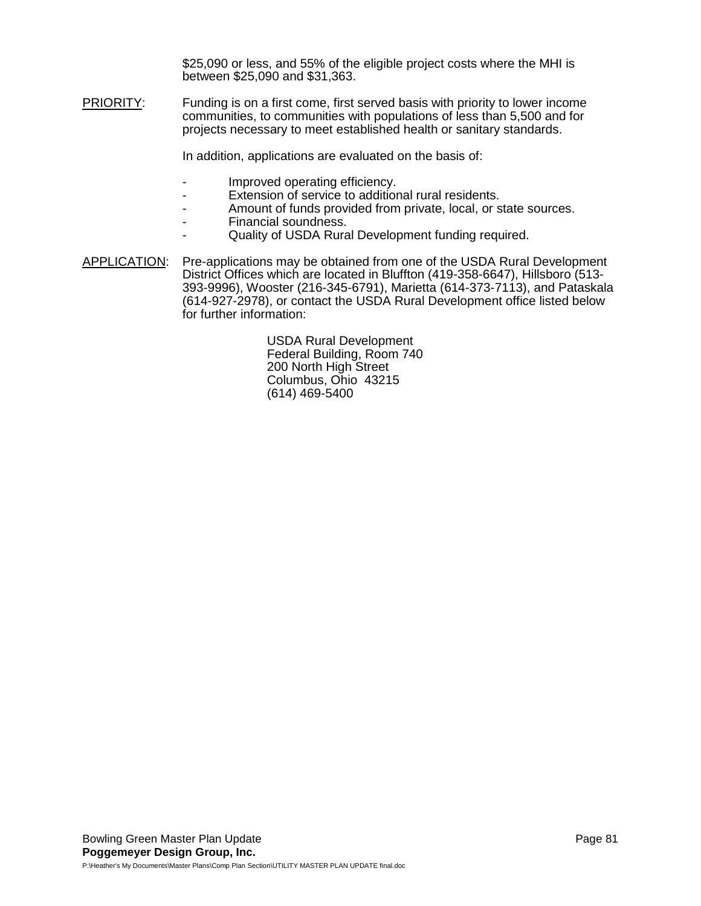$25,090 or less, and 55% of the eligible project costs where the MHI is between $25,090 and $31,363.

PRIORITY: Funding is on a first come, first served basis with priority to lower income communities, to communities with populations of less than 5,500 and for projects necessary to meet established health or sanitary standards.

In addition, applications are evaluated on the basis of:

- Improved operating efficiency.
- Extension of service to additional rural residents.
- Amount of funds provided from private, local, or state sources.
- Financial soundness.
- Quality of USDA Rural Development funding required.

APPLICATION: Pre-applications may be obtained from one of the USDA Rural Development District Offices which are located in Bluffton (419-358-6647), Hillsboro (513-393-9996), Wooster (216-345-6791), Marietta (614-373-7113), and Pataskala (614-927-2978), or contact the USDA Rural Development office listed below for further information:

USDA Rural Development
Federal Building, Room 740
200 North High Street
Columbus, Ohio 43215
(614) 469-5400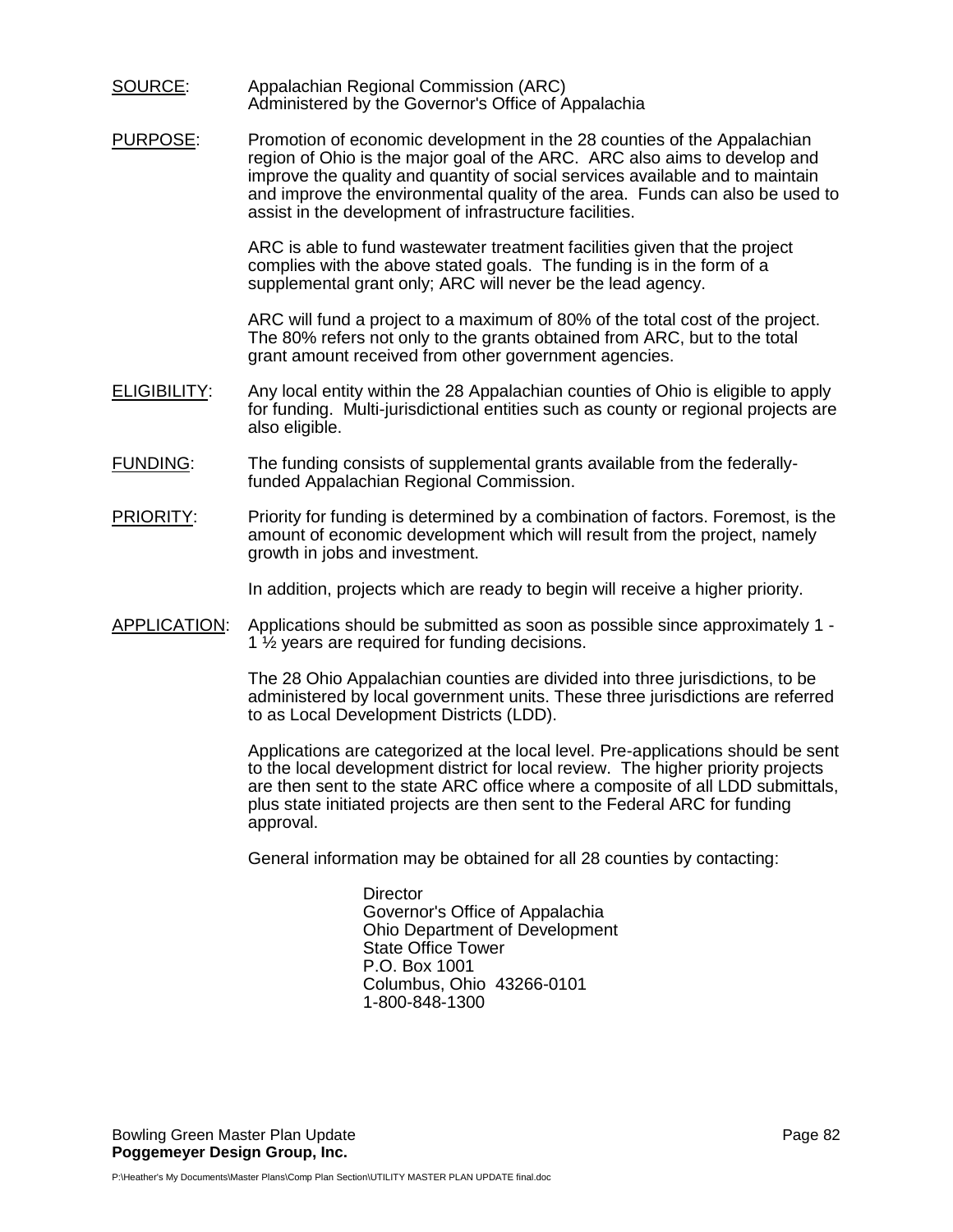SOURCE: Appalachian Regional Commission (ARC)
Administered by the Governor's Office of Appalachia

PURPOSE: Promotion of economic development in the 28 counties of the Appalachian region of Ohio is the major goal of the ARC. ARC also aims to develop and improve the quality and quantity of social services available and to maintain and improve the environmental quality of the area. Funds can also be used to assist in the development of infrastructure facilities.

ARC is able to fund wastewater treatment facilities given that the project complies with the above stated goals. The funding is in the form of a supplemental grant only; ARC will never be the lead agency.

ARC will fund a project to a maximum of 80% of the total cost of the project. The 80% refers not only to the grants obtained from ARC, but to the total grant amount received from other government agencies.

ELIGIBILITY: Any local entity within the 28 Appalachian counties of Ohio is eligible to apply for funding. Multi-jurisdictional entities such as county or regional projects are also eligible.

FUNDING: The funding consists of supplemental grants available from the federally-funded Appalachian Regional Commission.

PRIORITY: Priority for funding is determined by a combination of factors. Foremost, is the amount of economic development which will result from the project, namely growth in jobs and investment.

In addition, projects which are ready to begin will receive a higher priority.

APPLICATION: Applications should be submitted as soon as possible since approximately 1 - 1 ½ years are required for funding decisions.

The 28 Ohio Appalachian counties are divided into three jurisdictions, to be administered by local government units. These three jurisdictions are referred to as Local Development Districts (LDD).

Applications are categorized at the local level. Pre-applications should be sent to the local development district for local review. The higher priority projects are then sent to the state ARC office where a composite of all LDD submittals, plus state initiated projects are then sent to the Federal ARC for funding approval.

General information may be obtained for all 28 counties by contacting:

Director
Governor's Office of Appalachia
Ohio Department of Development
State Office Tower
P.O. Box 1001
Columbus, Ohio 43266-0101
1-800-848-1300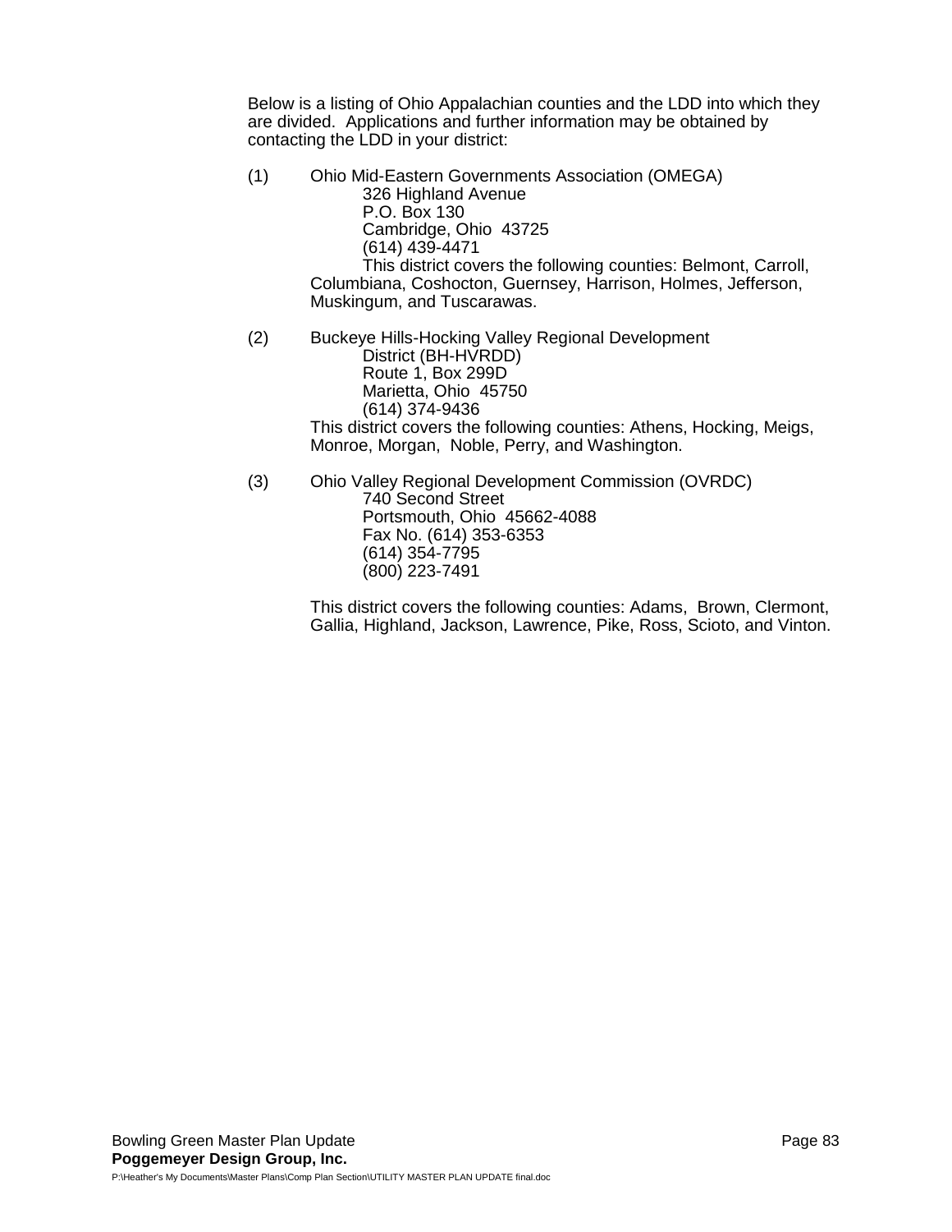Below is a listing of Ohio Appalachian counties and the LDD into which they are divided. Applications and further information may be obtained by contacting the LDD in your district:

(1) Ohio Mid-Eastern Governments Association (OMEGA)
326 Highland Avenue
P.O. Box 130
Cambridge, Ohio 43725
(614) 439-4471
This district covers the following counties: Belmont, Carroll, Columbiana, Coshocton, Guernsey, Harrison, Holmes, Jefferson, Muskingum, and Tuscarawas.

(2) Buckeye Hills-Hocking Valley Regional Development District (BH-HVRDD)
Route 1, Box 299D
Marietta, Ohio 45750
(614) 374-9436
This district covers the following counties: Athens, Hocking, Meigs, Monroe, Morgan, Noble, Perry, and Washington.

(3) Ohio Valley Regional Development Commission (OVRDC)
740 Second Street
Portsmouth, Ohio 45662-4088
Fax No. (614) 353-6353
(614) 354-7795
(800) 223-7491

This district covers the following counties: Adams, Brown, Clermont, Gallia, Highland, Jackson, Lawrence, Pike, Ross, Scioto, and Vinton.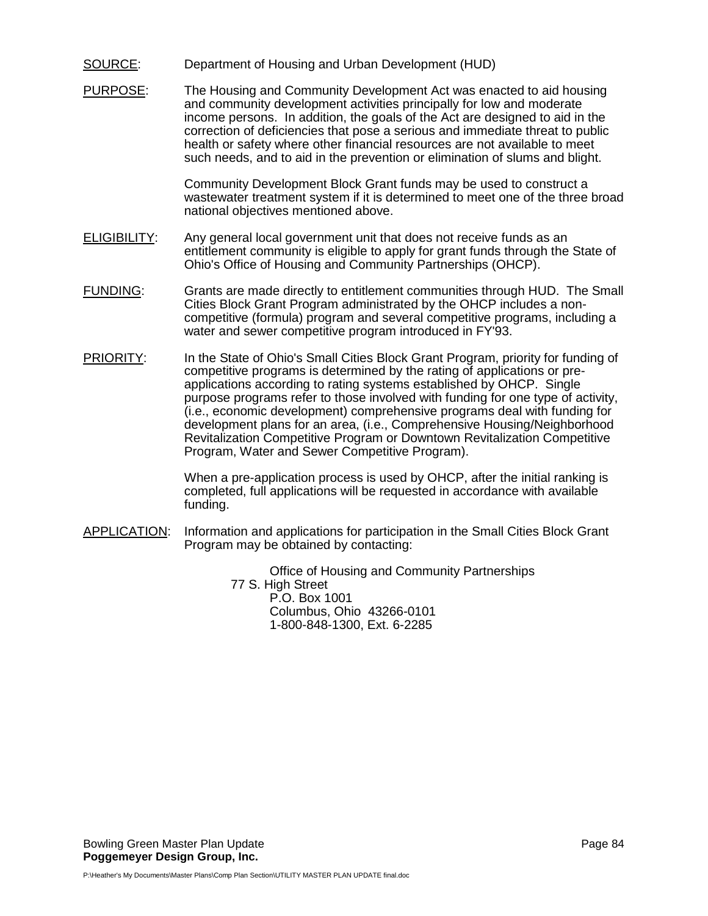<u>SOURCE</u>: Department of Housing and Urban Development (HUD)

<u>PURPOSE</u>: The Housing and Community Development Act was enacted to aid housing and community development activities principally for low and moderate income persons. In addition, the goals of the Act are designed to aid in the correction of deficiencies that pose a serious and immediate threat to public health or safety where other financial resources are not available to meet such needs, and to aid in the prevention or elimination of slums and blight.

Community Development Block Grant funds may be used to construct a wastewater treatment system if it is determined to meet one of the three broad national objectives mentioned above.

<u>ELIGIBILITY</u>: Any general local government unit that does not receive funds as an entitlement community is eligible to apply for grant funds through the State of Ohio's Office of Housing and Community Partnerships (OHCP).

<u>FUNDING</u>: Grants are made directly to entitlement communities through HUD. The Small Cities Block Grant Program administrated by the OHCP includes a non-competitive (formula) program and several competitive programs, including a water and sewer competitive program introduced in FY'93.

<u>PRIORITY</u>: In the State of Ohio's Small Cities Block Grant Program, priority for funding of competitive programs is determined by the rating of applications or pre-applications according to rating systems established by OHCP. Single purpose programs refer to those involved with funding for one type of activity, (i.e., economic development) comprehensive programs deal with funding for development plans for an area, (i.e., Comprehensive Housing/Neighborhood Revitalization Competitive Program or Downtown Revitalization Competitive Program, Water and Sewer Competitive Program).

When a pre-application process is used by OHCP, after the initial ranking is completed, full applications will be requested in accordance with available funding.

<u>APPLICATION</u>: Information and applications for participation in the Small Cities Block Grant Program may be obtained by contacting:

Office of Housing and Community Partnerships
77 S. High Street
P.O. Box 1001
Columbus, Ohio 43266-0101
1-800-848-1300, Ext. 6-2285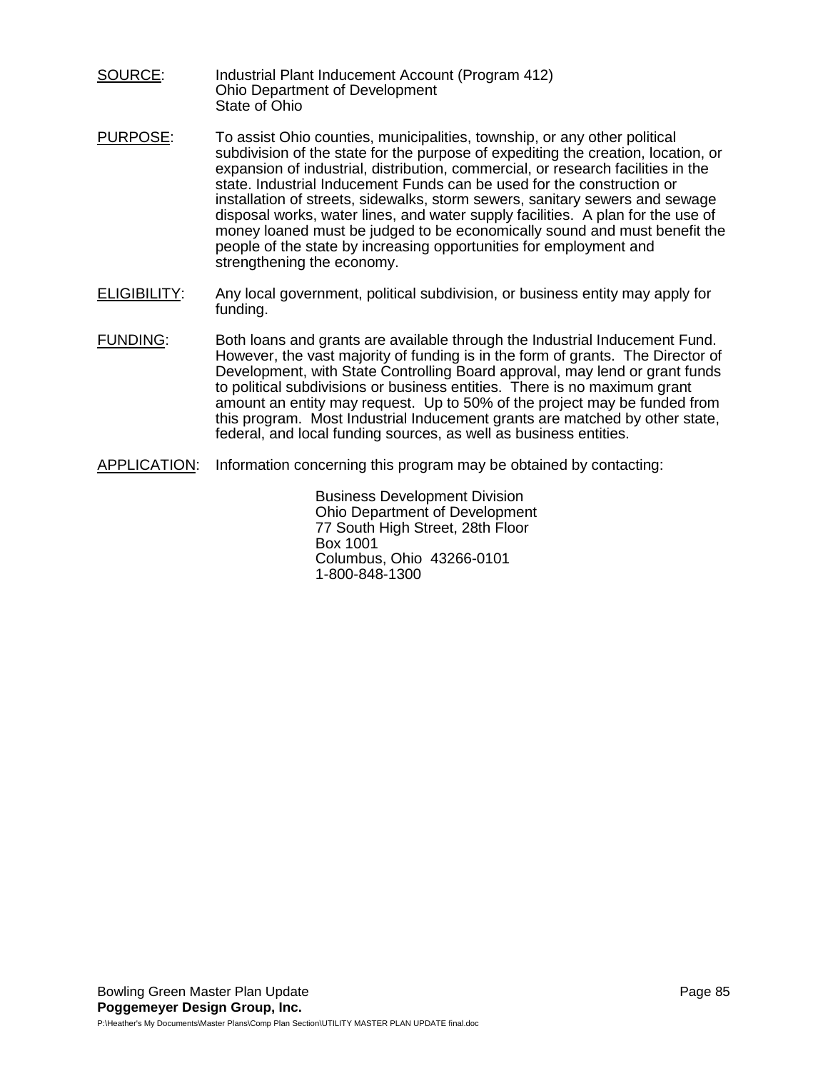<u>SOURCE</u>: Industrial Plant Inducement Account (Program 412)
Ohio Department of Development
State of Ohio

<u>PURPOSE</u>: To assist Ohio counties, municipalities, township, or any other political subdivision of the state for the purpose of expediting the creation, location, or expansion of industrial, distribution, commercial, or research facilities in the state. Industrial Inducement Funds can be used for the construction or installation of streets, sidewalks, storm sewers, sanitary sewers and sewage disposal works, water lines, and water supply facilities. A plan for the use of money loaned must be judged to be economically sound and must benefit the people of the state by increasing opportunities for employment and strengthening the economy.

<u>ELIGIBILITY</u>: Any local government, political subdivision, or business entity may apply for funding.

<u>FUNDING</u>: Both loans and grants are available through the Industrial Inducement Fund. However, the vast majority of funding is in the form of grants. The Director of Development, with State Controlling Board approval, may lend or grant funds to political subdivisions or business entities. There is no maximum grant amount an entity may request. Up to 50% of the project may be funded from this program. Most Industrial Inducement grants are matched by other state, federal, and local funding sources, as well as business entities.

<u>APPLICATION</u>: Information concerning this program may be obtained by contacting:

Business Development Division
Ohio Department of Development
77 South High Street, 28th Floor
Box 1001
Columbus, Ohio 43266-0101
1-800-848-1300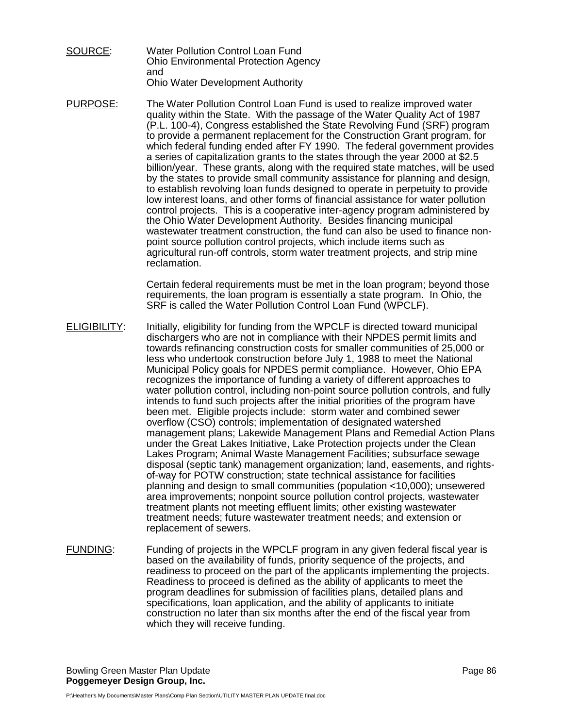SOURCE: Water Pollution Control Loan Fund
Ohio Environmental Protection Agency
and
Ohio Water Development Authority

PURPOSE: The Water Pollution Control Loan Fund is used to realize improved water quality within the State. With the passage of the Water Quality Act of 1987 (P.L. 100-4), Congress established the State Revolving Fund (SRF) program to provide a permanent replacement for the Construction Grant program, for which federal funding ended after FY 1990. The federal government provides a series of capitalization grants to the states through the year 2000 at $2.5 billion/year. These grants, along with the required state matches, will be used by the states to provide small community assistance for planning and design, to establish revolving loan funds designed to operate in perpetuity to provide low interest loans, and other forms of financial assistance for water pollution control projects. This is a cooperative inter-agency program administered by the Ohio Water Development Authority. Besides financing municipal wastewater treatment construction, the fund can also be used to finance non-point source pollution control projects, which include items such as agricultural run-off controls, storm water treatment projects, and strip mine reclamation.

Certain federal requirements must be met in the loan program; beyond those requirements, the loan program is essentially a state program. In Ohio, the SRF is called the Water Pollution Control Loan Fund (WPCLF).

ELIGIBILITY: Initially, eligibility for funding from the WPCLF is directed toward municipal dischargers who are not in compliance with their NPDES permit limits and towards refinancing construction costs for smaller communities of 25,000 or less who undertook construction before July 1, 1988 to meet the National Municipal Policy goals for NPDES permit compliance. However, Ohio EPA recognizes the importance of funding a variety of different approaches to water pollution control, including non-point source pollution controls, and fully intends to fund such projects after the initial priorities of the program have been met. Eligible projects include: storm water and combined sewer overflow (CSO) controls; implementation of designated watershed management plans; Lakewide Management Plans and Remedial Action Plans under the Great Lakes Initiative, Lake Protection projects under the Clean Lakes Program; Animal Waste Management Facilities; subsurface sewage disposal (septic tank) management organization; land, easements, and rights-of-way for POTW construction; state technical assistance for facilities planning and design to small communities (population <10,000); unsewered area improvements; nonpoint source pollution control projects, wastewater treatment plants not meeting effluent limits; other existing wastewater treatment needs; future wastewater treatment needs; and extension or replacement of sewers.

FUNDING: Funding of projects in the WPCLF program in any given federal fiscal year is based on the availability of funds, priority sequence of the projects, and readiness to proceed on the part of the applicants implementing the projects. Readiness to proceed is defined as the ability of applicants to meet the program deadlines for submission of facilities plans, detailed plans and specifications, loan application, and the ability of applicants to initiate construction no later than six months after the end of the fiscal year from which they will receive funding.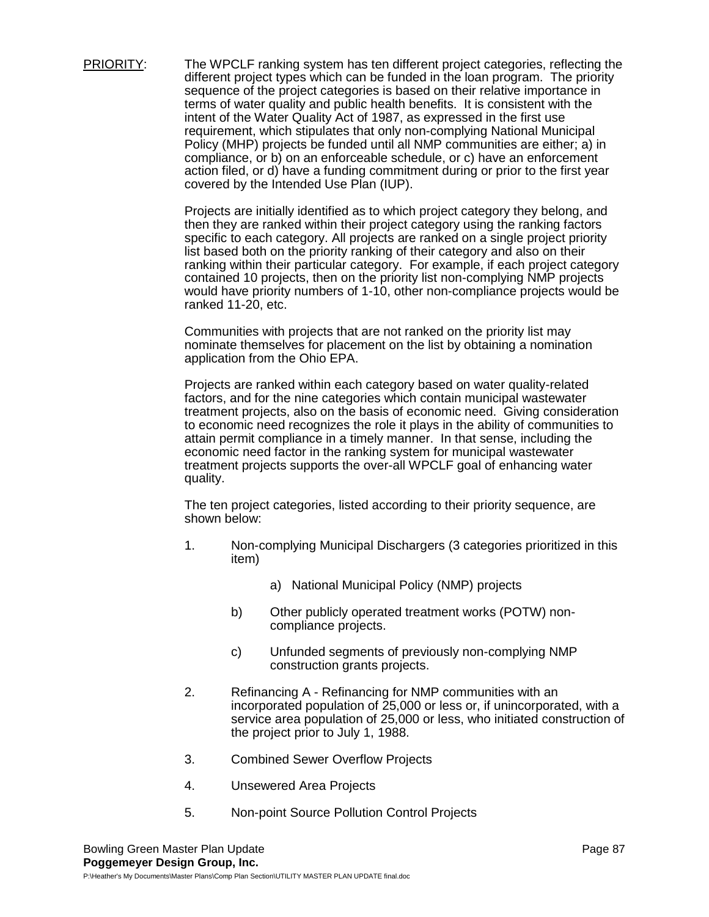<u>PRIORITY</u>: The WPCLF ranking system has ten different project categories, reflecting the different project types which can be funded in the loan program. The priority sequence of the project categories is based on their relative importance in terms of water quality and public health benefits. It is consistent with the intent of the Water Quality Act of 1987, as expressed in the first use requirement, which stipulates that only non-complying National Municipal Policy (MHP) projects be funded until all NMP communities are either; a) in compliance, or b) on an enforceable schedule, or c) have an enforcement action filed, or d) have a funding commitment during or prior to the first year covered by the Intended Use Plan (IUP).

Projects are initially identified as to which project category they belong, and then they are ranked within their project category using the ranking factors specific to each category. All projects are ranked on a single project priority list based both on the priority ranking of their category and also on their ranking within their particular category. For example, if each project category contained 10 projects, then on the priority list non-complying NMP projects would have priority numbers of 1-10, other non-compliance projects would be ranked 11-20, etc.

Communities with projects that are not ranked on the priority list may nominate themselves for placement on the list by obtaining a nomination application from the Ohio EPA.

Projects are ranked within each category based on water quality-related factors, and for the nine categories which contain municipal wastewater treatment projects, also on the basis of economic need. Giving consideration to economic need recognizes the role it plays in the ability of communities to attain permit compliance in a timely manner. In that sense, including the economic need factor in the ranking system for municipal wastewater treatment projects supports the over-all WPCLF goal of enhancing water quality.

The ten project categories, listed according to their priority sequence, are shown below:

1. Non-complying Municipal Dischargers (3 categories prioritized in this item)
   - a) National Municipal Policy (NMP) projects
   - b) Other publicly operated treatment works (POTW) non-compliance projects.
   - c) Unfunded segments of previously non-complying NMP construction grants projects.
2. Refinancing A - Refinancing for NMP communities with an incorporated population of 25,000 or less or, if unincorporated, with a service area population of 25,000 or less, who initiated construction of the project prior to July 1, 1988.
3. Combined Sewer Overflow Projects
4. Unsewered Area Projects
5. Non-point Source Pollution Control Projects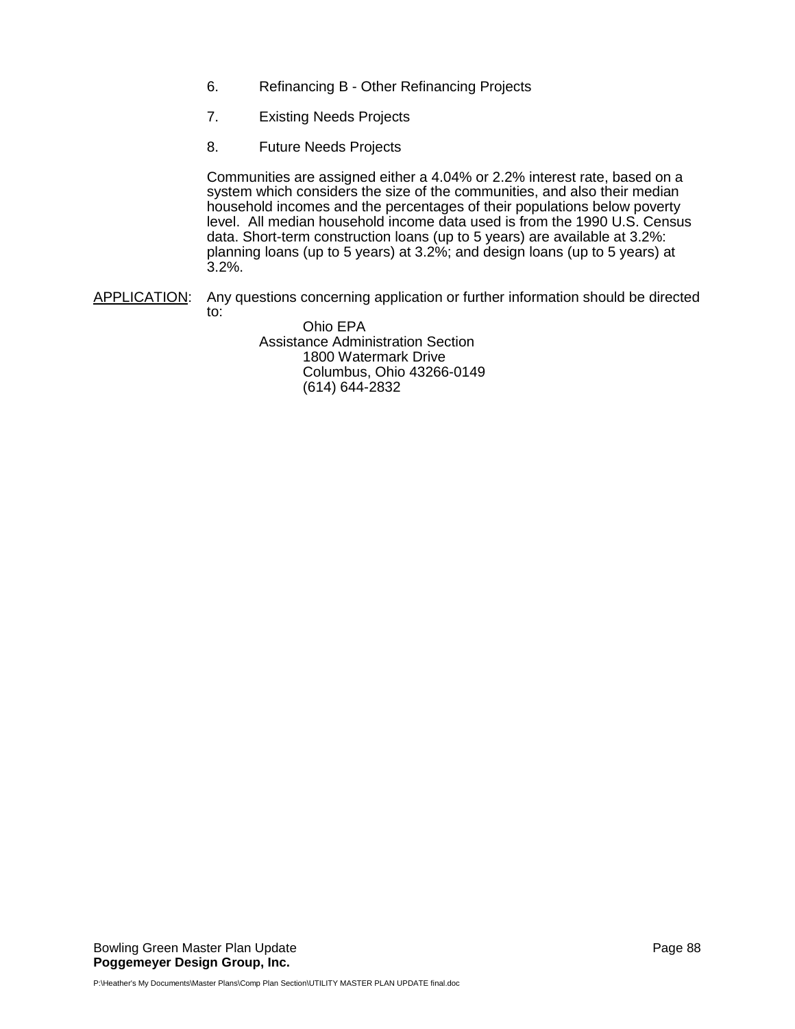6. Refinancing B - Other Refinancing Projects

7. Existing Needs Projects

8. Future Needs Projects

Communities are assigned either a 4.04% or 2.2% interest rate, based on a system which considers the size of the communities, and also their median household incomes and the percentages of their populations below poverty level. All median household income data used is from the 1990 U.S. Census data. Short-term construction loans (up to 5 years) are available at 3.2%: planning loans (up to 5 years) at 3.2%; and design loans (up to 5 years) at 3.2%.

APPLICATION: Any questions concerning application or further information should be directed to:

Ohio EPA
Assistance Administration Section
1800 Watermark Drive
Columbus, Ohio 43266-0149
(614) 644-2832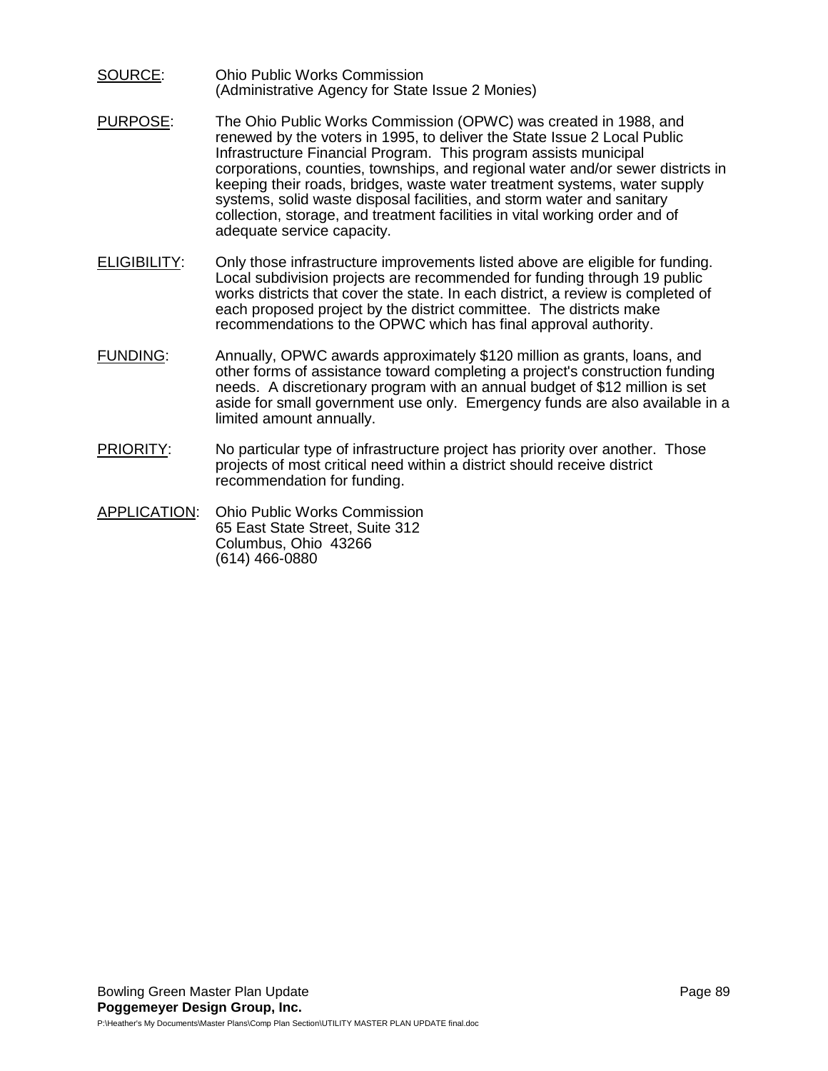SOURCE: Ohio Public Works Commission
(Administrative Agency for State Issue 2 Monies)

PURPOSE: The Ohio Public Works Commission (OPWC) was created in 1988, and renewed by the voters in 1995, to deliver the State Issue 2 Local Public Infrastructure Financial Program. This program assists municipal corporations, counties, townships, and regional water and/or sewer districts in keeping their roads, bridges, waste water treatment systems, water supply systems, solid waste disposal facilities, and storm water and sanitary collection, storage, and treatment facilities in vital working order and of adequate service capacity.

ELIGIBILITY: Only those infrastructure improvements listed above are eligible for funding. Local subdivision projects are recommended for funding through 19 public works districts that cover the state. In each district, a review is completed of each proposed project by the district committee. The districts make recommendations to the OPWC which has final approval authority.

FUNDING: Annually, OPWC awards approximately $120 million as grants, loans, and other forms of assistance toward completing a project's construction funding needs. A discretionary program with an annual budget of $12 million is set aside for small government use only. Emergency funds are also available in a limited amount annually.

PRIORITY: No particular type of infrastructure project has priority over another. Those projects of most critical need within a district should receive district recommendation for funding.

APPLICATION: Ohio Public Works Commission
65 East State Street, Suite 312
Columbus, Ohio 43266
(614) 466-0880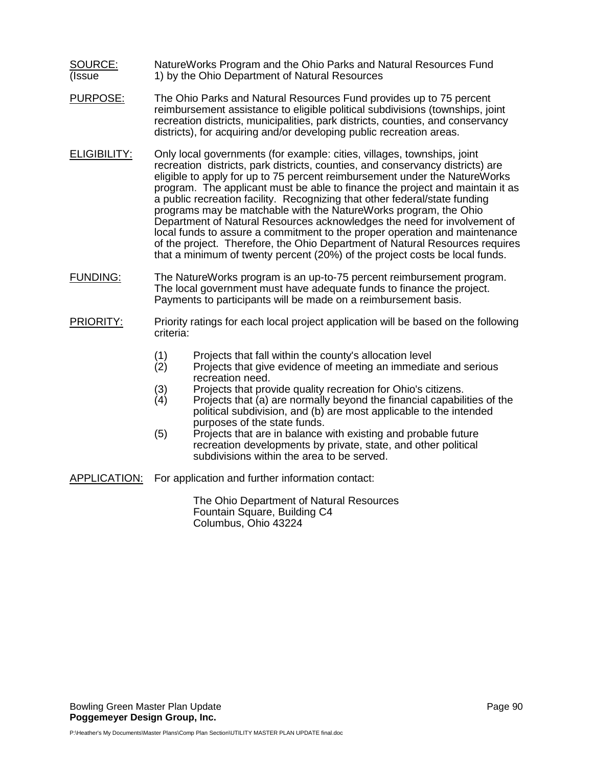SOURCE: (Issue 1) NatureWorks Program and the Ohio Parks and Natural Resources Fund by the Ohio Department of Natural Resources

PURPOSE: The Ohio Parks and Natural Resources Fund provides up to 75 percent reimbursement assistance to eligible political subdivisions (townships, joint recreation districts, municipalities, park districts, counties, and conservancy districts), for acquiring and/or developing public recreation areas.

ELIGIBILITY: Only local governments (for example: cities, villages, townships, joint recreation districts, park districts, counties, and conservancy districts) are eligible to apply for up to 75 percent reimbursement under the NatureWorks program. The applicant must be able to finance the project and maintain it as a public recreation facility. Recognizing that other federal/state funding programs may be matchable with the NatureWorks program, the Ohio Department of Natural Resources acknowledges the need for involvement of local funds to assure a commitment to the proper operation and maintenance of the project. Therefore, the Ohio Department of Natural Resources requires that a minimum of twenty percent (20%) of the project costs be local funds.

FUNDING: The NatureWorks program is an up-to-75 percent reimbursement program. The local government must have adequate funds to finance the project. Payments to participants will be made on a reimbursement basis.

PRIORITY: Priority ratings for each local project application will be based on the following criteria:

(1) Projects that fall within the county's allocation level
(2) Projects that give evidence of meeting an immediate and serious recreation need.
(3) Projects that provide quality recreation for Ohio's citizens.
(4) Projects that (a) are normally beyond the financial capabilities of the political subdivision, and (b) are most applicable to the intended purposes of the state funds.
(5) Projects that are in balance with existing and probable future recreation developments by private, state, and other political subdivisions within the area to be served.

APPLICATION: For application and further information contact:

The Ohio Department of Natural Resources
Fountain Square, Building C4
Columbus, Ohio 43224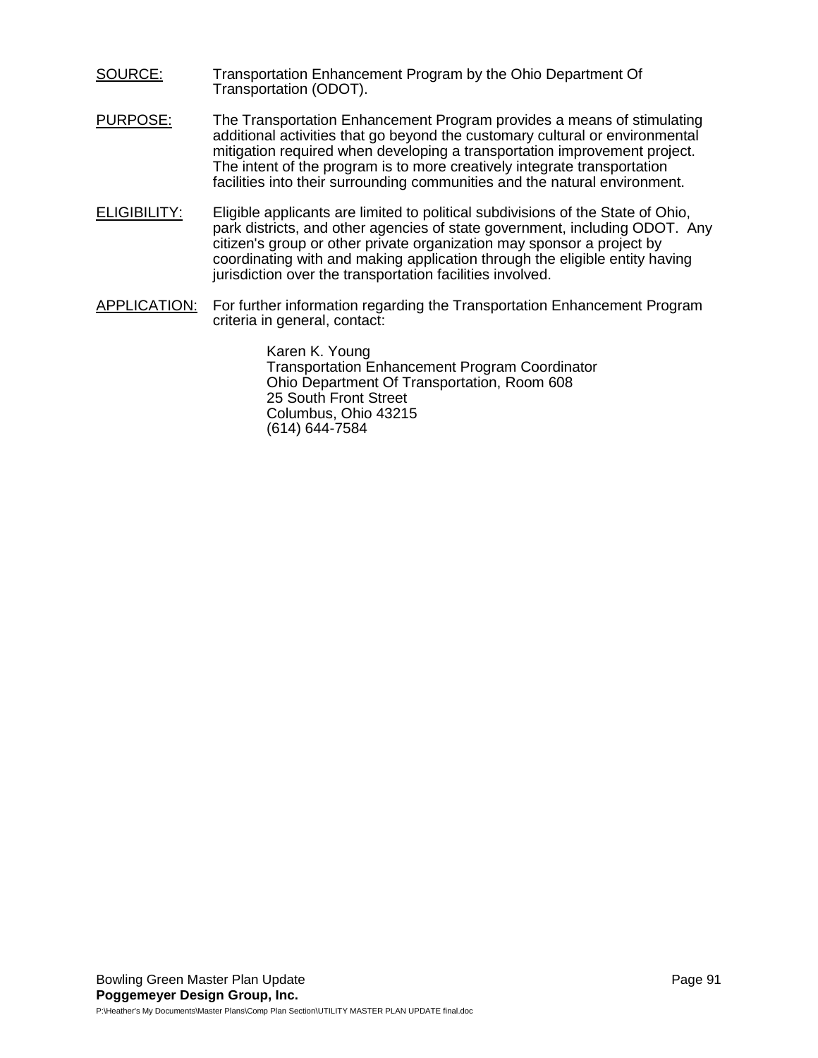SOURCE: Transportation Enhancement Program by the Ohio Department Of Transportation (ODOT).

PURPOSE: The Transportation Enhancement Program provides a means of stimulating additional activities that go beyond the customary cultural or environmental mitigation required when developing a transportation improvement project. The intent of the program is to more creatively integrate transportation facilities into their surrounding communities and the natural environment.

ELIGIBILITY: Eligible applicants are limited to political subdivisions of the State of Ohio, park districts, and other agencies of state government, including ODOT. Any citizen's group or other private organization may sponsor a project by coordinating with and making application through the eligible entity having jurisdiction over the transportation facilities involved.

APPLICATION: For further information regarding the Transportation Enhancement Program criteria in general, contact:

Karen K. Young
Transportation Enhancement Program Coordinator
Ohio Department Of Transportation, Room 608
25 South Front Street
Columbus, Ohio 43215
(614) 644-7584